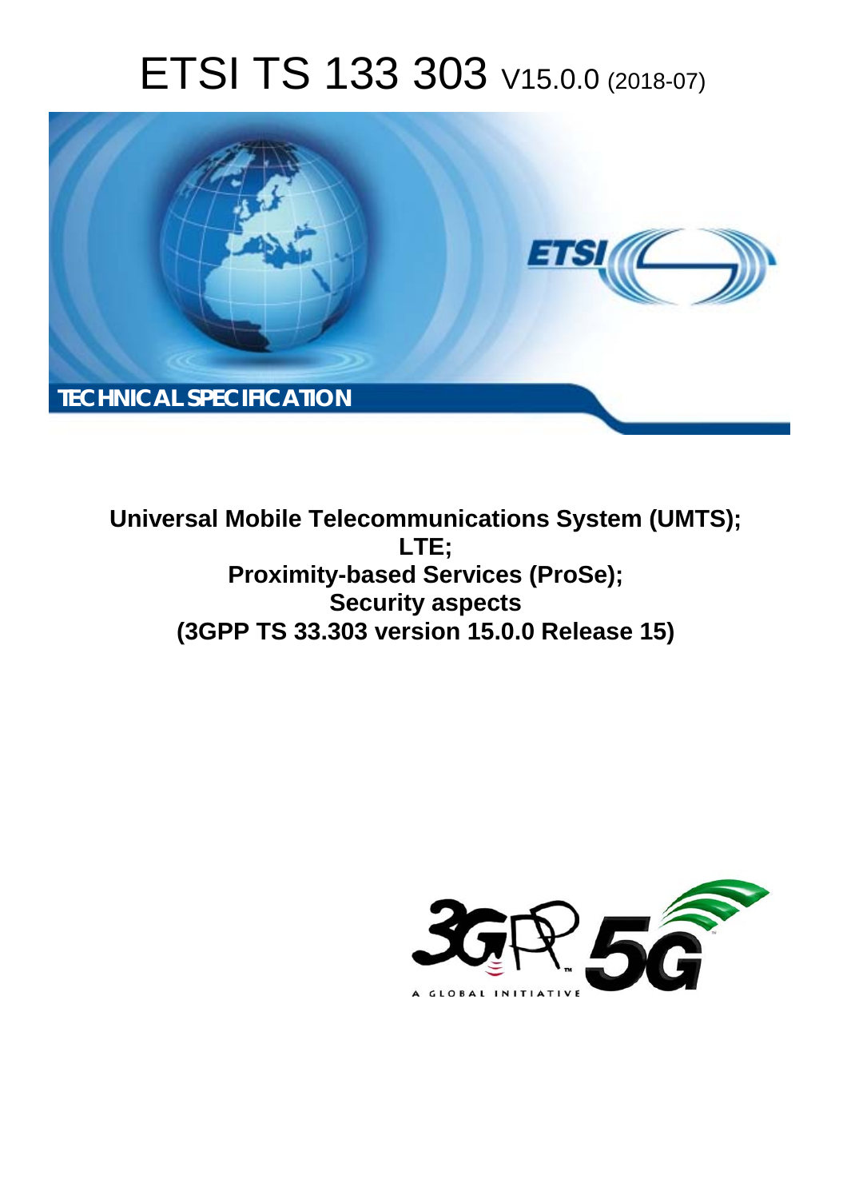# ETSI TS 133 303 V15.0.0 (2018-07)

TECHNICAL SPECIFICATION

**Universal Mobile Telecommunications System (UMTS); LTE; Proximity-based Services (ProSe); Security aspects (3GPP TS 33.303 version 15.0.0 Release 15)**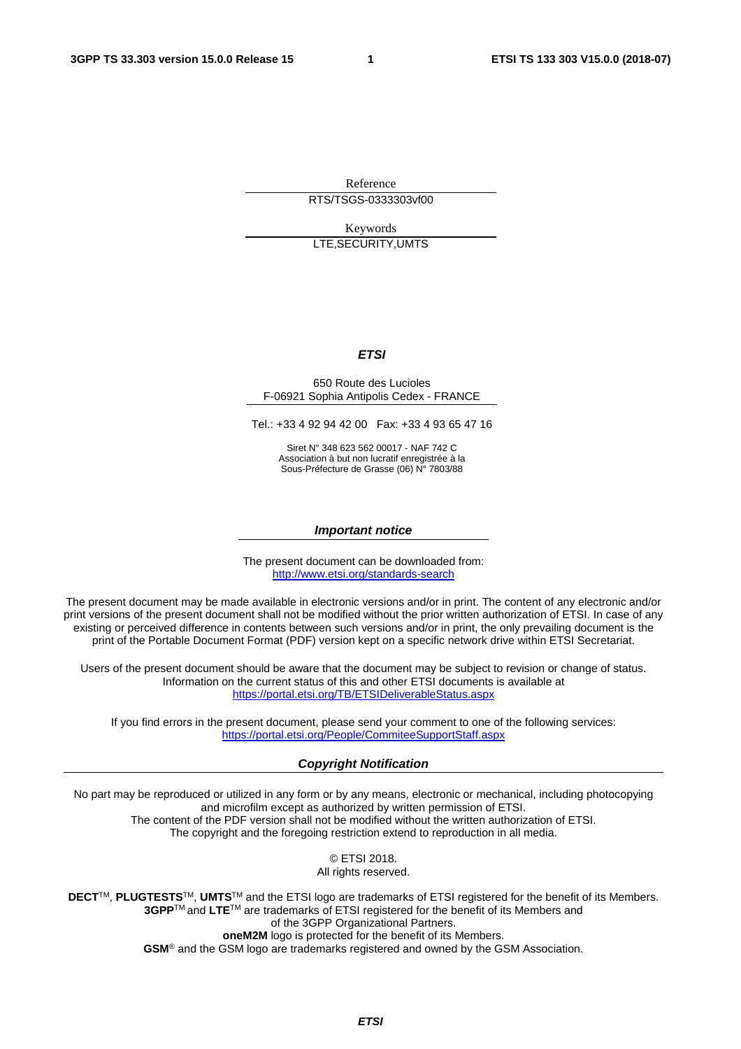Reference

RTS/TSGS-0333303vf00

Keywords

LTE,SECURITY,UMTS

***ETSI***

650 Route des Lucioles
F-06921 Sophia Antipolis Cedex - FRANCE

Tel.: +33 4 92 94 42 00   Fax: +33 4 93 65 47 16

Siret N° 348 623 562 00017 - NAF 742 C
Association à but non lucratif enregistrée à la
Sous-Préfecture de Grasse (06) N° 7803/88

***Important notice***

The present document can be downloaded from:
http://www.etsi.org/standards-search

The present document may be made available in electronic versions and/or in print. The content of any electronic and/or print versions of the present document shall not be modified without the prior written authorization of ETSI. In case of any existing or perceived difference in contents between such versions and/or in print, the only prevailing document is the print of the Portable Document Format (PDF) version kept on a specific network drive within ETSI Secretariat.

Users of the present document should be aware that the document may be subject to revision or change of status. Information on the current status of this and other ETSI documents is available at
https://portal.etsi.org/TB/ETSIDeliverableStatus.aspx

If you find errors in the present document, please send your comment to one of the following services:
https://portal.etsi.org/People/CommiteeSupportStaff.aspx

***Copyright Notification***

No part may be reproduced or utilized in any form or by any means, electronic or mechanical, including photocopying and microfilm except as authorized by written permission of ETSI.
The content of the PDF version shall not be modified without the written authorization of ETSI.
The copyright and the foregoing restriction extend to reproduction in all media.

© ETSI 2018.
All rights reserved.

**DECT**™, **PLUGTESTS**™, **UMTS**™ and the ETSI logo are trademarks of ETSI registered for the benefit of its Members.
**3GPP**™ and **LTE**™ are trademarks of ETSI registered for the benefit of its Members and of the 3GPP Organizational Partners.
**oneM2M** logo is protected for the benefit of its Members.
**GSM**® and the GSM logo are trademarks registered and owned by the GSM Association.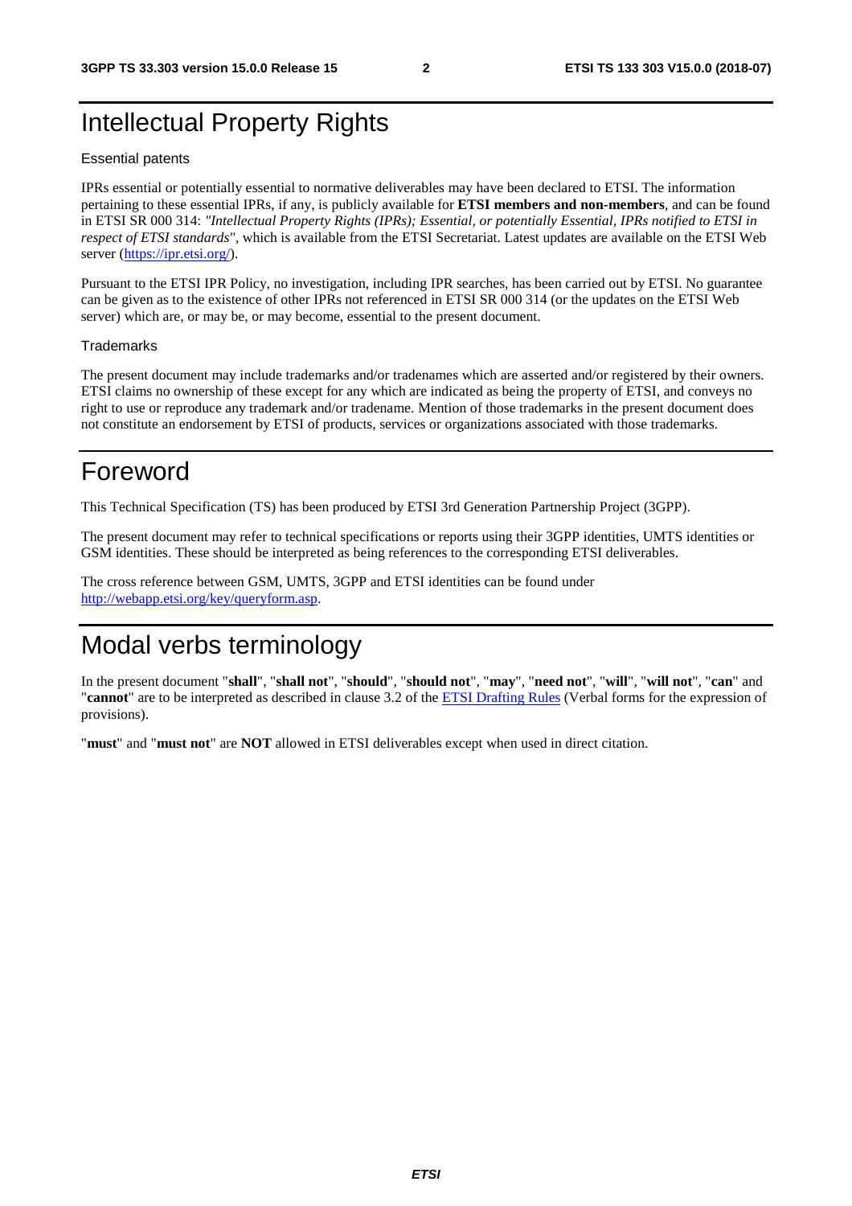# Intellectual Property Rights

Essential patents

IPRs essential or potentially essential to normative deliverables may have been declared to ETSI. The information pertaining to these essential IPRs, if any, is publicly available for **ETSI members and non-members**, and can be found in ETSI SR 000 314: *"Intellectual Property Rights (IPRs); Essential, or potentially Essential, IPRs notified to ETSI in respect of ETSI standards"*, which is available from the ETSI Secretariat. Latest updates are available on the ETSI Web server (https://ipr.etsi.org/).

Pursuant to the ETSI IPR Policy, no investigation, including IPR searches, has been carried out by ETSI. No guarantee can be given as to the existence of other IPRs not referenced in ETSI SR 000 314 (or the updates on the ETSI Web server) which are, or may be, or may become, essential to the present document.

Trademarks

The present document may include trademarks and/or tradenames which are asserted and/or registered by their owners. ETSI claims no ownership of these except for any which are indicated as being the property of ETSI, and conveys no right to use or reproduce any trademark and/or tradename. Mention of those trademarks in the present document does not constitute an endorsement by ETSI of products, services or organizations associated with those trademarks.

# Foreword

This Technical Specification (TS) has been produced by ETSI 3rd Generation Partnership Project (3GPP).

The present document may refer to technical specifications or reports using their 3GPP identities, UMTS identities or GSM identities. These should be interpreted as being references to the corresponding ETSI deliverables.

The cross reference between GSM, UMTS, 3GPP and ETSI identities can be found under http://webapp.etsi.org/key/queryform.asp.

# Modal verbs terminology

In the present document "**shall**", "**shall not**", "**should**", "**should not**", "**may**", "**need not**", "**will**", "**will not**", "**can**" and "**cannot**" are to be interpreted as described in clause 3.2 of the ETSI Drafting Rules (Verbal forms for the expression of provisions).

"**must**" and "**must not**" are **NOT** allowed in ETSI deliverables except when used in direct citation.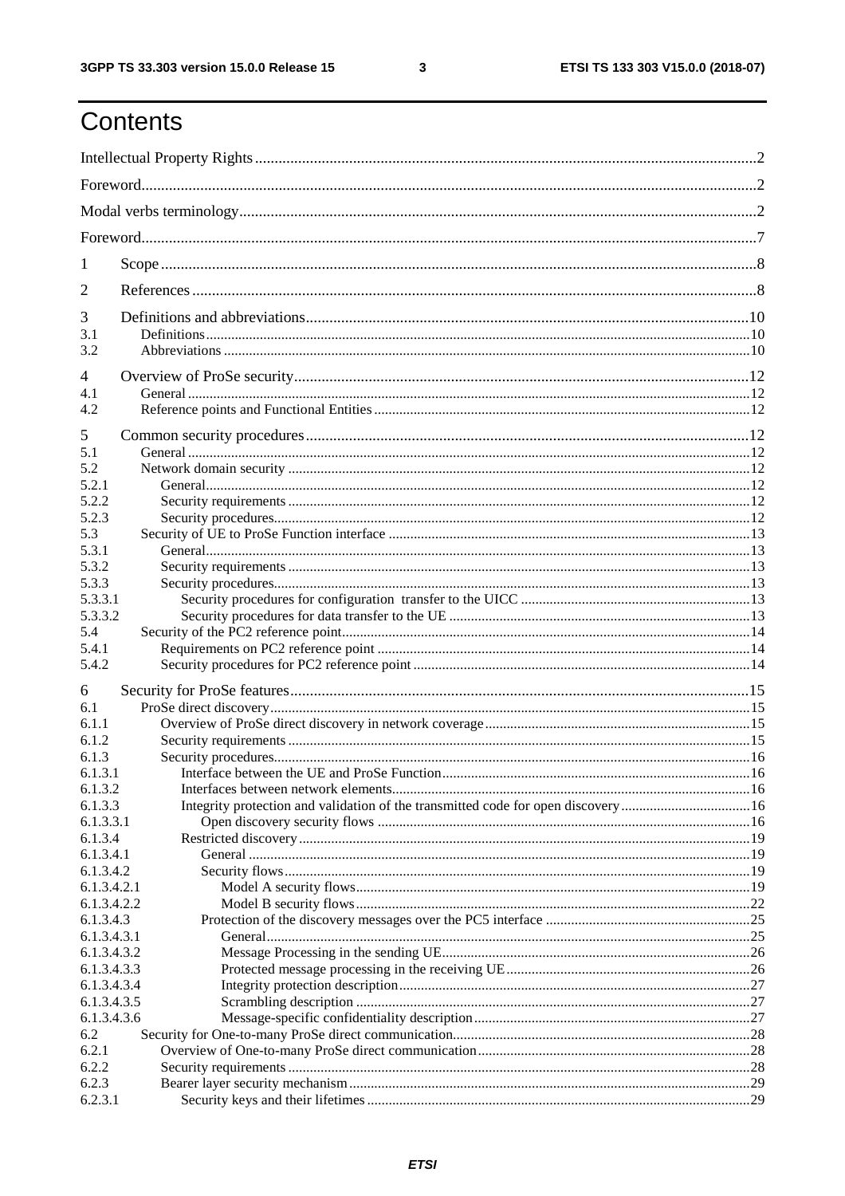# Contents

Intellectual Property Rights ........................................................................................................................2

Foreword........................................................................................................................................................2

Modal verbs terminology..............................................................................................................................2

Foreword........................................................................................................................................................7

1 Scope ..........................................................................................................................................................8

2 References ..................................................................................................................................................8

3 Definitions and abbreviations...................................................................................................................10

3.1 Definitions ...............................................................................................................................................10

3.2 Abbreviations ..........................................................................................................................................10

4 Overview of ProSe security......................................................................................................................12

4.1 General .....................................................................................................................................................12

4.2 Reference points and Functional Entities ................................................................................................12

5 Common security procedures...................................................................................................................12

5.1 General .....................................................................................................................................................12

5.2 Network domain security ........................................................................................................................12

5.2.1 General..................................................................................................................................................12

5.2.2 Security requirements ...........................................................................................................................12

5.2.3 Security procedures...............................................................................................................................12

5.3 Security of UE to ProSe Function interface ............................................................................................13

5.3.1 General..................................................................................................................................................13

5.3.2 Security requirements ...........................................................................................................................13

5.3.3 Security procedures...............................................................................................................................13

5.3.3.1 Security procedures for configuration transfer to the UICC ..............................................................13

5.3.3.2 Security procedures for data transfer to the UE .................................................................................13

5.4 Security of the PC2 reference point.........................................................................................................14

5.4.1 Requirements on PC2 reference point ..................................................................................................14

5.4.2 Security procedures for PC2 reference point ........................................................................................14

6 Security for ProSe features.......................................................................................................................15

6.1 ProSe direct discovery.............................................................................................................................15

6.1.1 Overview of ProSe direct discovery in network coverage....................................................................15

6.1.2 Security requirements ...........................................................................................................................15

6.1.3 Security procedures...............................................................................................................................16

6.1.3.1 Interface between the UE and ProSe Function...................................................................................16

6.1.3.2 Interfaces between network elements.................................................................................................16

6.1.3.3 Integrity protection and validation of the transmitted code for open discovery.................................16

6.1.3.3.1 Open discovery security flows .........................................................................................................16

6.1.3.4 Restricted discovery............................................................................................................................19

6.1.3.4.1 General .............................................................................................................................................19

6.1.3.4.2 Security flows...................................................................................................................................19

6.1.3.4.2.1 Model A security flows..................................................................................................................19

6.1.3.4.2.2 Model B security flows..................................................................................................................22

6.1.3.4.3 Protection of the discovery messages over the PC5 interface ..........................................................25

6.1.3.4.3.1 General...........................................................................................................................................25

6.1.3.4.3.2 Message Processing in the sending UE..........................................................................................26

6.1.3.4.3.3 Protected message processing in the receiving UE........................................................................26

6.1.3.4.3.4 Integrity protection description......................................................................................................27

6.1.3.4.3.5 Scrambling description ..................................................................................................................27

6.1.3.4.3.6 Message-specific confidentiality description.................................................................................27

6.2 Security for One-to-many ProSe direct communication...........................................................................28

6.2.1 Overview of One-to-many ProSe direct communication.......................................................................28

6.2.2 Security requirements ...........................................................................................................................28

6.2.3 Bearer layer security mechanism..........................................................................................................29

6.2.3.1 Security keys and their lifetimes .........................................................................................................29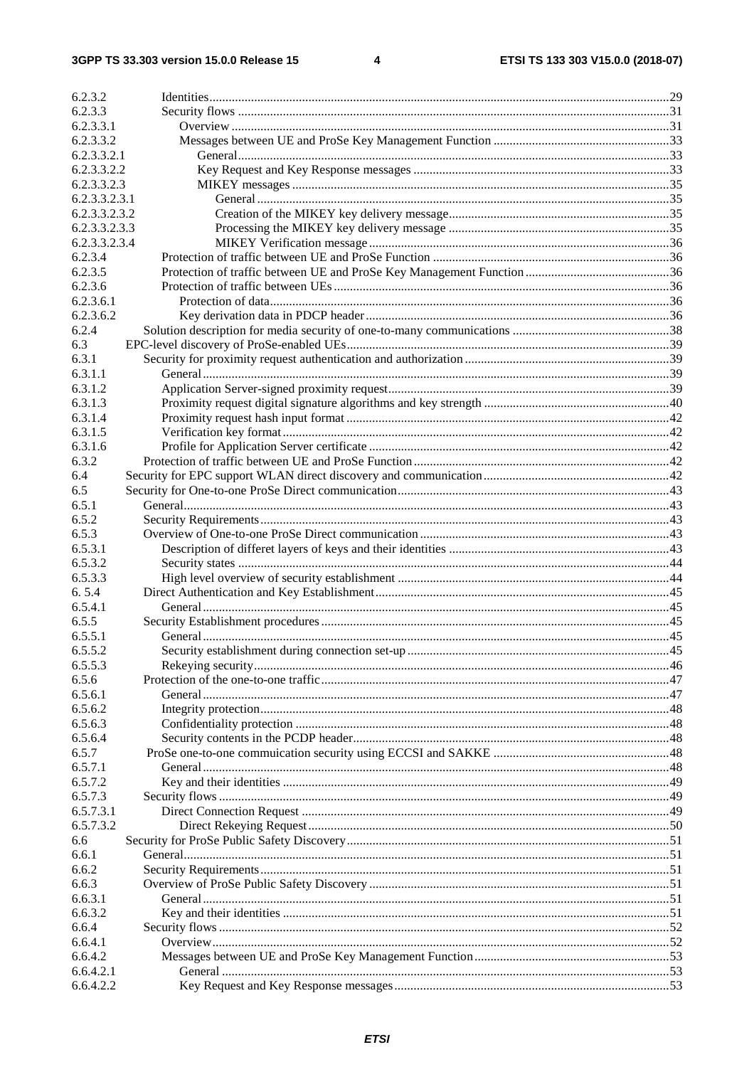6.2.3.2 Identities ..... 29
6.2.3.3 Security flows ..... 31
6.2.3.3.1 Overview ..... 31
6.2.3.3.2 Messages between UE and ProSe Key Management Function ..... 33
6.2.3.3.2.1 General ..... 33
6.2.3.3.2.2 Key Request and Key Response messages ..... 33
6.2.3.3.2.3 MIKEY messages ..... 35
6.2.3.3.2.3.1 General ..... 35
6.2.3.3.2.3.2 Creation of the MIKEY key delivery message ..... 35
6.2.3.3.2.3.3 Processing the MIKEY key delivery message ..... 35
6.2.3.3.2.3.4 MIKEY Verification message ..... 36
6.2.3.4 Protection of traffic between UE and ProSe Function ..... 36
6.2.3.5 Protection of traffic between UE and ProSe Key Management Function ..... 36
6.2.3.6 Protection of traffic between UEs ..... 36
6.2.3.6.1 Protection of data ..... 36
6.2.3.6.2 Key derivation data in PDCP header ..... 36
6.2.4 Solution description for media security of one-to-many communications ..... 38
6.3 EPC-level discovery of ProSe-enabled UEs ..... 39
6.3.1 Security for proximity request authentication and authorization ..... 39
6.3.1.1 General ..... 39
6.3.1.2 Application Server-signed proximity request ..... 39
6.3.1.3 Proximity request digital signature algorithms and key strength ..... 40
6.3.1.4 Proximity request hash input format ..... 42
6.3.1.5 Verification key format ..... 42
6.3.1.6 Profile for Application Server certificate ..... 42
6.3.2 Protection of traffic between UE and ProSe Function ..... 42
6.4 Security for EPC support WLAN direct discovery and communication ..... 42
6.5 Security for One-to-one ProSe Direct communication ..... 43
6.5.1 General ..... 43
6.5.2 Security Requirements ..... 43
6.5.3 Overview of One-to-one ProSe Direct communication ..... 43
6.5.3.1 Description of differet layers of keys and their identities ..... 43
6.5.3.2 Security states ..... 44
6.5.3.3 High level overview of security establishment ..... 44
6. 5.4 Direct Authentication and Key Establishment ..... 45
6.5.4.1 General ..... 45
6.5.5 Security Establishment procedures ..... 45
6.5.5.1 General ..... 45
6.5.5.2 Security establishment during connection set-up ..... 45
6.5.5.3 Rekeying security ..... 46
6.5.6 Protection of the one-to-one traffic ..... 47
6.5.6.1 General ..... 47
6.5.6.2 Integrity protection ..... 48
6.5.6.3 Confidentiality protection ..... 48
6.5.6.4 Security contents in the PCDP header ..... 48
6.5.7 ProSe one-to-one commuication security using ECCSI and SAKKE ..... 48
6.5.7.1 General ..... 48
6.5.7.2 Key and their identities ..... 49
6.5.7.3 Security flows ..... 49
6.5.7.3.1 Direct Connection Request ..... 49
6.5.7.3.2 Direct Rekeying Request ..... 50
6.6 Security for ProSe Public Safety Discovery ..... 51
6.6.1 General ..... 51
6.6.2 Security Requirements ..... 51
6.6.3 Overview of ProSe Public Safety Discovery ..... 51
6.6.3.1 General ..... 51
6.6.3.2 Key and their identities ..... 51
6.6.4 Security flows ..... 52
6.6.4.1 Overview ..... 52
6.6.4.2 Messages between UE and ProSe Key Management Function ..... 53
6.6.4.2.1 General ..... 53
6.6.4.2.2 Key Request and Key Response messages ..... 53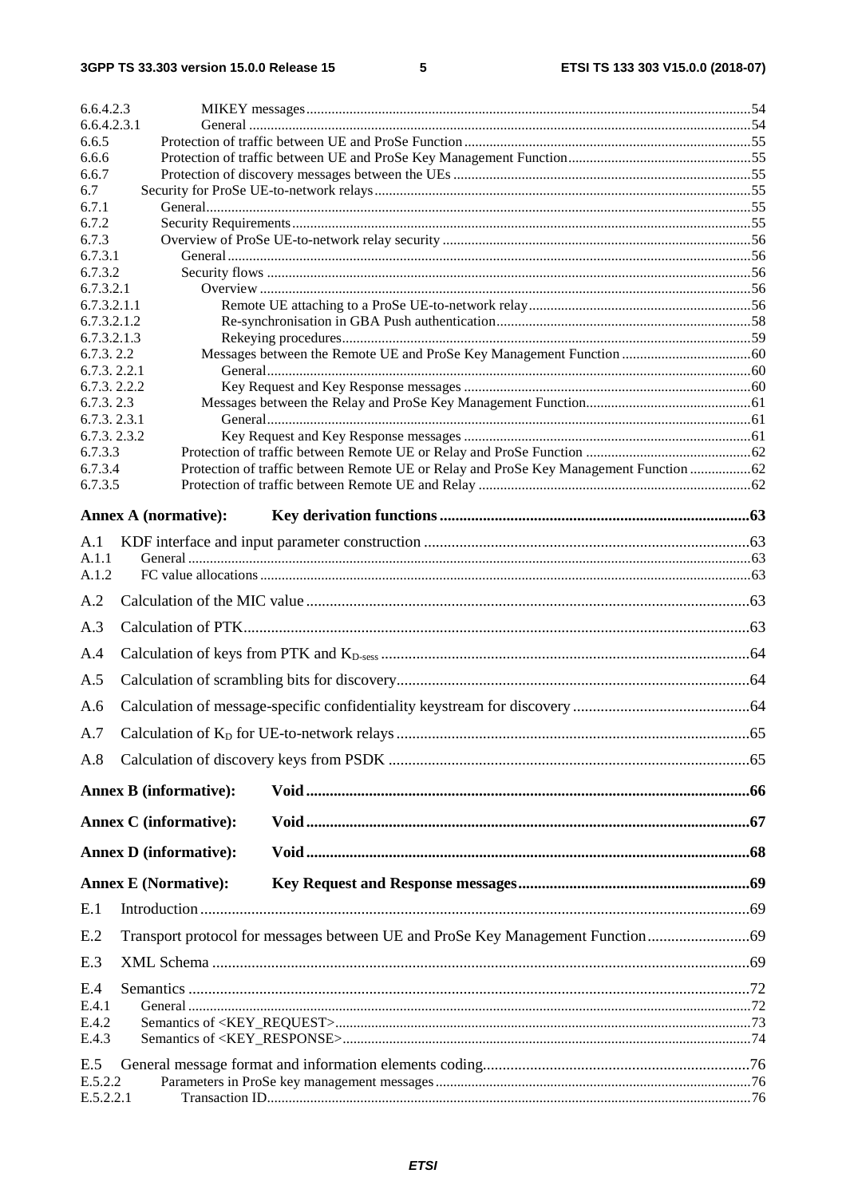6.6.4.2.3 MIKEY messages ... 54
6.6.4.2.3.1 General ... 54
6.6.5 Protection of traffic between UE and ProSe Function ... 55
6.6.6 Protection of traffic between UE and ProSe Key Management Function ... 55
6.6.7 Protection of discovery messages between the UEs ... 55
6.7 Security for ProSe UE-to-network relays ... 55
6.7.1 General ... 55
6.7.2 Security Requirements ... 55
6.7.3 Overview of ProSe UE-to-network relay security ... 56
6.7.3.1 General ... 56
6.7.3.2 Security flows ... 56
6.7.3.2.1 Overview ... 56
6.7.3.2.1.1 Remote UE attaching to a ProSe UE-to-network relay ... 56
6.7.3.2.1.2 Re-synchronisation in GBA Push authentication ... 58
6.7.3.2.1.3 Rekeying procedures ... 59
6.7.3. 2.2 Messages between the Remote UE and ProSe Key Management Function ... 60
6.7.3. 2.2.1 General ... 60
6.7.3. 2.2.2 Key Request and Key Response messages ... 60
6.7.3. 2.3 Messages between the Relay and ProSe Key Management Function ... 61
6.7.3. 2.3.1 General ... 61
6.7.3. 2.3.2 Key Request and Key Response messages ... 61
6.7.3.3 Protection of traffic between Remote UE or Relay and ProSe Function ... 62
6.7.3.4 Protection of traffic between Remote UE or Relay and ProSe Key Management Function ... 62
6.7.3.5 Protection of traffic between Remote UE and Relay ... 62

**Annex A (normative): Key derivation functions ... 63**

A.1 KDF interface and input parameter construction ... 63
A.1.1 General ... 63
A.1.2 FC value allocations ... 63

A.2 Calculation of the MIC value ... 63

A.3 Calculation of PTK ... 63

A.4 Calculation of keys from PTK and $K_{D-sess}$ ... 64

A.5 Calculation of scrambling bits for discovery ... 64

A.6 Calculation of message-specific confidentiality keystream for discovery ... 64

A.7 Calculation of $K_D$ for UE-to-network relays ... 65

A.8 Calculation of discovery keys from PSDK ... 65

**Annex B (informative): Void ... 66**

**Annex C (informative): Void ... 67**

**Annex D (informative): Void ... 68**

**Annex E (Normative): Key Request and Response messages ... 69**

E.1 Introduction ... 69

E.2 Transport protocol for messages between UE and ProSe Key Management Function ... 69

E.3 XML Schema ... 69

E.4 Semantics ... 72
E.4.1 General ... 72
E.4.2 Semantics of <KEY_REQUEST> ... 73
E.4.3 Semantics of <KEY_RESPONSE> ... 74

E.5 General message format and information elements coding ... 76
E.5.2.2 Parameters in ProSe key management messages ... 76
E.5.2.2.1 Transaction ID ... 76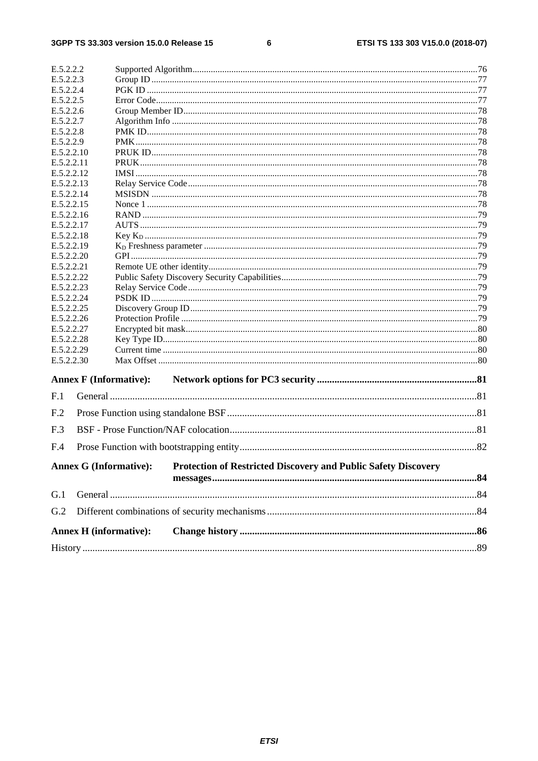E.5.2.2.2 Supported Algorithm ... 76
E.5.2.2.3 Group ID ... 77
E.5.2.2.4 PGK ID ... 77
E.5.2.2.5 Error Code ... 77
E.5.2.2.6 Group Member ID ... 78
E.5.2.2.7 Algorithm Info ... 78
E.5.2.2.8 PMK ID ... 78
E.5.2.2.9 PMK ... 78
E.5.2.2.10 PRUK ID ... 78
E.5.2.2.11 PRUK ... 78
E.5.2.2.12 IMSI ... 78
E.5.2.2.13 Relay Service Code ... 78
E.5.2.2.14 MSISDN ... 78
E.5.2.2.15 Nonce 1 ... 78
E.5.2.2.16 RAND ... 79
E.5.2.2.17 AUTS ... 79
E.5.2.2.18 Key $K_D$ ... 79
E.5.2.2.19 $K_D$ Freshness parameter ... 79
E.5.2.2.20 GPI ... 79
E.5.2.2.21 Remote UE other identity ... 79
E.5.2.2.22 Public Safety Discovery Security Capabilities ... 79
E.5.2.2.23 Relay Service Code ... 79
E.5.2.2.24 PSDK ID ... 79
E.5.2.2.25 Discovery Group ID ... 79
E.5.2.2.26 Protection Profile ... 79
E.5.2.2.27 Encrypted bit mask ... 80
E.5.2.2.28 Key Type ID ... 80
E.5.2.2.29 Current time ... 80
E.5.2.2.30 Max Offset ... 80

**Annex F (Informative): Network options for PC3 security ... 81**

F.1 General ... 81

F.2 Prose Function using standalone BSF ... 81

F.3 BSF - Prose Function/NAF colocation ... 81

F.4 Prose Function with bootstrapping entity ... 82

**Annex G (Informative): Protection of Restricted Discovery and Public Safety Discovery messages ... 84**

G.1 General ... 84

G.2 Different combinations of security mechanisms ... 84

**Annex H (informative): Change history ... 86**

History ... 89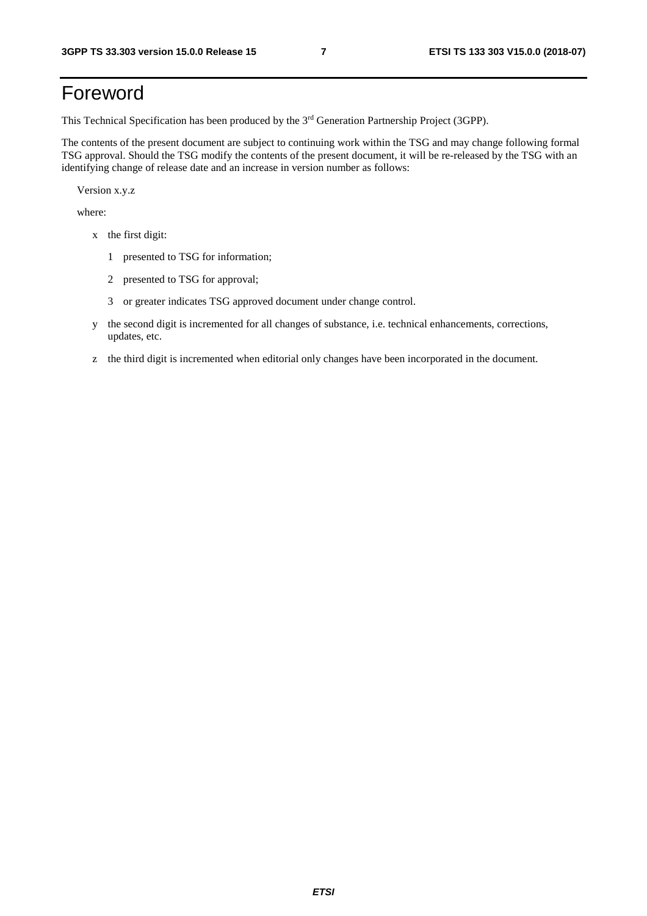# Foreword

This Technical Specification has been produced by the 3rd Generation Partnership Project (3GPP).

The contents of the present document are subject to continuing work within the TSG and may change following formal TSG approval. Should the TSG modify the contents of the present document, it will be re-released by the TSG with an identifying change of release date and an increase in version number as follows:

Version x.y.z

where:

- x the first digit:
  - 1 presented to TSG for information;
  - 2 presented to TSG for approval;
  - 3 or greater indicates TSG approved document under change control.
- y the second digit is incremented for all changes of substance, i.e. technical enhancements, corrections, updates, etc.
- z the third digit is incremented when editorial only changes have been incorporated in the document.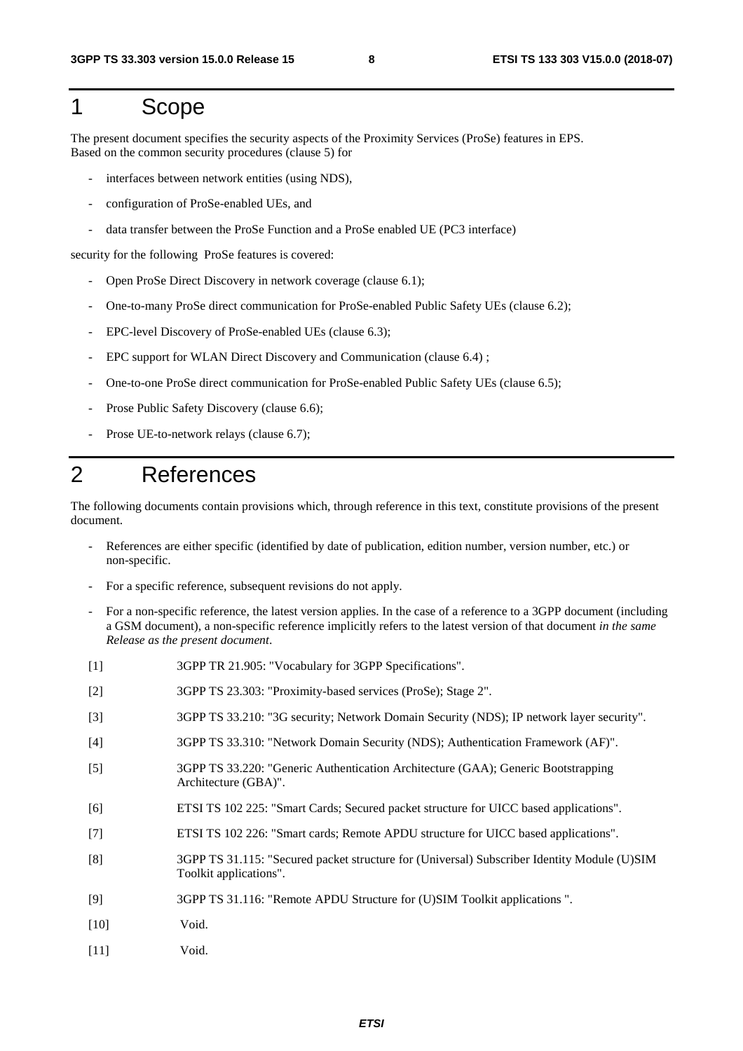# 1 Scope

The present document specifies the security aspects of the Proximity Services (ProSe) features in EPS.
Based on the common security procedures (clause 5) for

- interfaces between network entities (using NDS),
- configuration of ProSe-enabled UEs, and
- data transfer between the ProSe Function and a ProSe enabled UE (PC3 interface)

security for the following ProSe features is covered:

- Open ProSe Direct Discovery in network coverage (clause 6.1);
- One-to-many ProSe direct communication for ProSe-enabled Public Safety UEs (clause 6.2);
- EPC-level Discovery of ProSe-enabled UEs (clause 6.3);
- EPC support for WLAN Direct Discovery and Communication (clause 6.4) ;
- One-to-one ProSe direct communication for ProSe-enabled Public Safety UEs (clause 6.5);
- Prose Public Safety Discovery (clause 6.6);
- Prose UE-to-network relays (clause 6.7);

# 2 References

The following documents contain provisions which, through reference in this text, constitute provisions of the present document.

- References are either specific (identified by date of publication, edition number, version number, etc.) or non-specific.
- For a specific reference, subsequent revisions do not apply.
- For a non-specific reference, the latest version applies. In the case of a reference to a 3GPP document (including a GSM document), a non-specific reference implicitly refers to the latest version of that document *in the same Release as the present document*.

[1] 3GPP TR 21.905: "Vocabulary for 3GPP Specifications".

[2] 3GPP TS 23.303: "Proximity-based services (ProSe); Stage 2".

[3] 3GPP TS 33.210: "3G security; Network Domain Security (NDS); IP network layer security".

[4] 3GPP TS 33.310: "Network Domain Security (NDS); Authentication Framework (AF)".

[5] 3GPP TS 33.220: "Generic Authentication Architecture (GAA); Generic Bootstrapping Architecture (GBA)".

[6] ETSI TS 102 225: "Smart Cards; Secured packet structure for UICC based applications".

[7] ETSI TS 102 226: "Smart cards; Remote APDU structure for UICC based applications".

[8] 3GPP TS 31.115: "Secured packet structure for (Universal) Subscriber Identity Module (U)SIM Toolkit applications".

[9] 3GPP TS 31.116: "Remote APDU Structure for (U)SIM Toolkit applications ".

[10] Void.

[11] Void.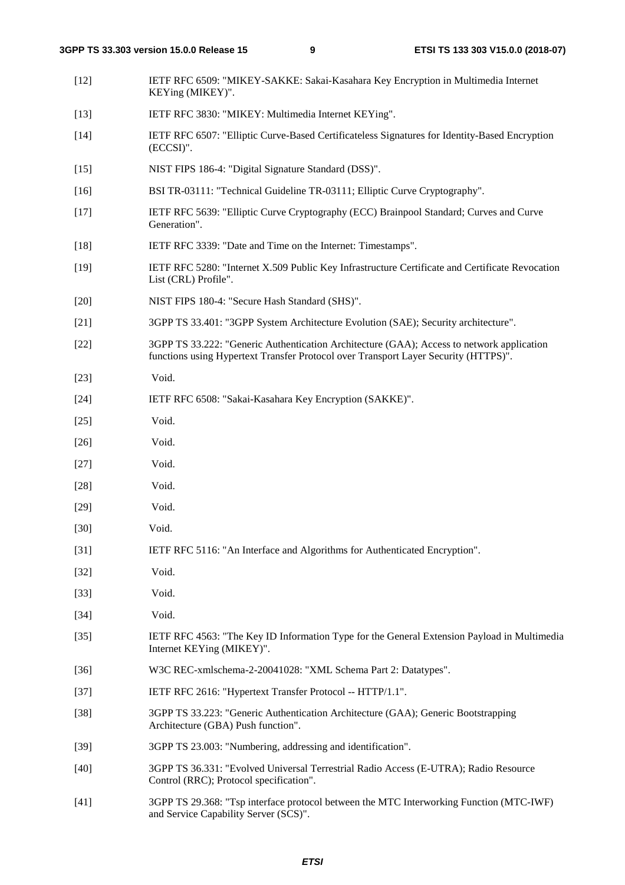[12] IETF RFC 6509: "MIKEY-SAKKE: Sakai-Kasahara Key Encryption in Multimedia Internet KEYing (MIKEY)".

[13] IETF RFC 3830: "MIKEY: Multimedia Internet KEYing".

[14] IETF RFC 6507: "Elliptic Curve-Based Certificateless Signatures for Identity-Based Encryption (ECCSI)".

[15] NIST FIPS 186-4: "Digital Signature Standard (DSS)".

[16] BSI TR-03111: "Technical Guideline TR-03111; Elliptic Curve Cryptography".

[17] IETF RFC 5639: "Elliptic Curve Cryptography (ECC) Brainpool Standard; Curves and Curve Generation".

[18] IETF RFC 3339: "Date and Time on the Internet: Timestamps".

[19] IETF RFC 5280: "Internet X.509 Public Key Infrastructure Certificate and Certificate Revocation List (CRL) Profile".

[20] NIST FIPS 180-4: "Secure Hash Standard (SHS)".

[21] 3GPP TS 33.401: "3GPP System Architecture Evolution (SAE); Security architecture".

[22] 3GPP TS 33.222: "Generic Authentication Architecture (GAA); Access to network application functions using Hypertext Transfer Protocol over Transport Layer Security (HTTPS)".

[23] Void.

[24] IETF RFC 6508: "Sakai-Kasahara Key Encryption (SAKKE)".

[25] Void.

[26] Void.

[27] Void.

[28] Void.

[29] Void.

[30] Void.

[31] IETF RFC 5116: "An Interface and Algorithms for Authenticated Encryption".

[32] Void.

[33] Void.

[34] Void.

[35] IETF RFC 4563: "The Key ID Information Type for the General Extension Payload in Multimedia Internet KEYing (MIKEY)".

[36] W3C REC-xmlschema-2-20041028: "XML Schema Part 2: Datatypes".

[37] IETF RFC 2616: "Hypertext Transfer Protocol -- HTTP/1.1".

[38] 3GPP TS 33.223: "Generic Authentication Architecture (GAA); Generic Bootstrapping Architecture (GBA) Push function".

[39] 3GPP TS 23.003: "Numbering, addressing and identification".

[40] 3GPP TS 36.331: "Evolved Universal Terrestrial Radio Access (E-UTRA); Radio Resource Control (RRC); Protocol specification".

[41] 3GPP TS 29.368: "Tsp interface protocol between the MTC Interworking Function (MTC-IWF) and Service Capability Server (SCS)".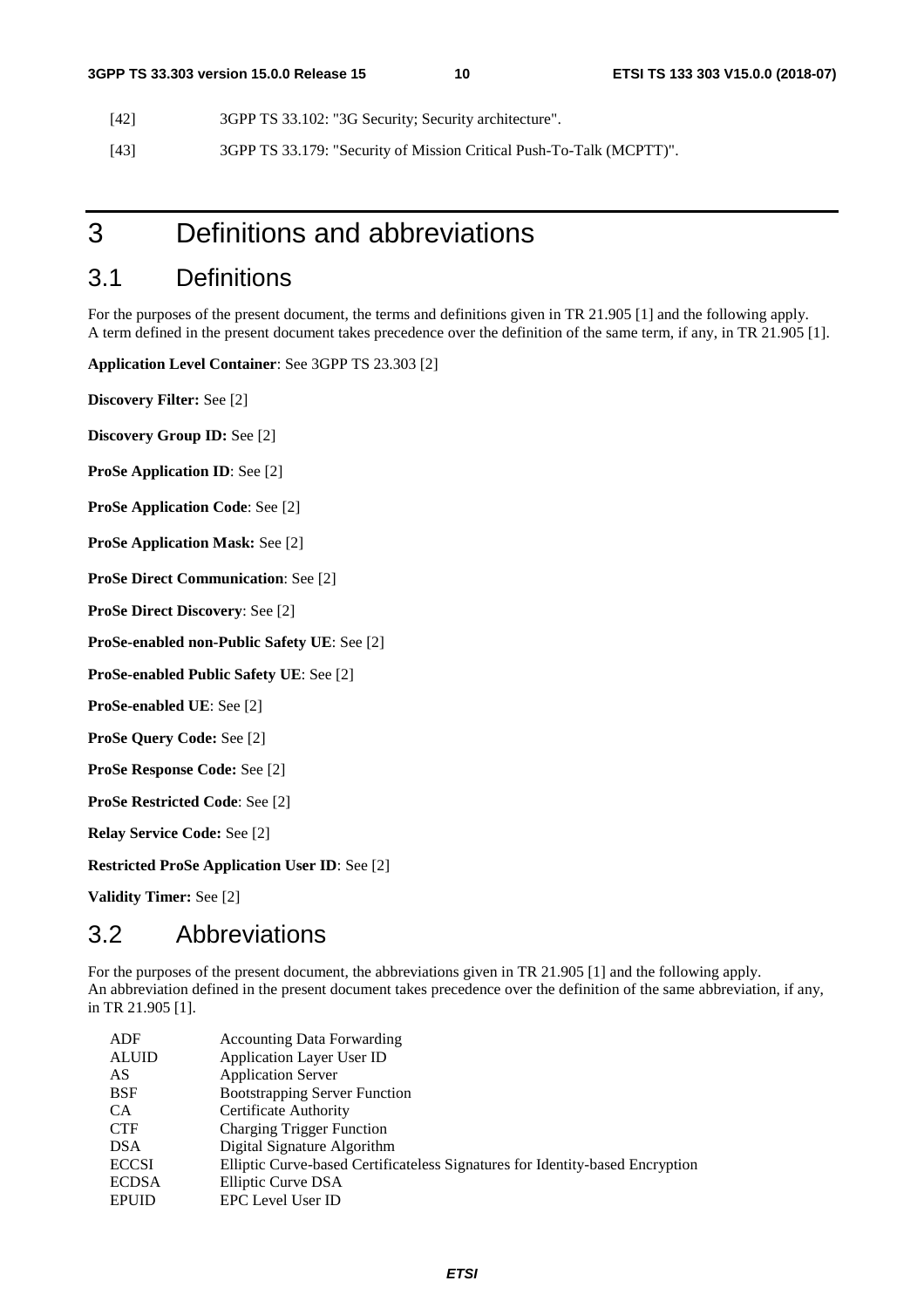[42] 3GPP TS 33.102: "3G Security; Security architecture".

[43] 3GPP TS 33.179: "Security of Mission Critical Push-To-Talk (MCPTT)".

# 3 Definitions and abbreviations

## 3.1 Definitions

For the purposes of the present document, the terms and definitions given in TR 21.905 [1] and the following apply. A term defined in the present document takes precedence over the definition of the same term, if any, in TR 21.905 [1].

**Application Level Container**: See 3GPP TS 23.303 [2]

**Discovery Filter:** See [2]

**Discovery Group ID:** See [2]

**ProSe Application ID**: See [2]

**ProSe Application Code**: See [2]

**ProSe Application Mask:** See [2]

**ProSe Direct Communication**: See [2]

**ProSe Direct Discovery**: See [2]

**ProSe-enabled non-Public Safety UE**: See [2]

**ProSe-enabled Public Safety UE**: See [2]

**ProSe-enabled UE**: See [2]

**ProSe Query Code:** See [2]

**ProSe Response Code:** See [2]

**ProSe Restricted Code**: See [2]

**Relay Service Code:** See [2]

**Restricted ProSe Application User ID**: See [2]

**Validity Timer:** See [2]

## 3.2 Abbreviations

For the purposes of the present document, the abbreviations given in TR 21.905 [1] and the following apply. An abbreviation defined in the present document takes precedence over the definition of the same abbreviation, if any, in TR 21.905 [1].

| | |
|---|---|
| ADF | Accounting Data Forwarding |
| ALUID | Application Layer User ID |
| AS | Application Server |
| BSF | Bootstrapping Server Function |
| CA | Certificate Authority |
| CTF | Charging Trigger Function |
| DSA | Digital Signature Algorithm |
| ECCSI | Elliptic Curve-based Certificateless Signatures for Identity-based Encryption |
| ECDSA | Elliptic Curve DSA |
| EPUID | EPC Level User ID |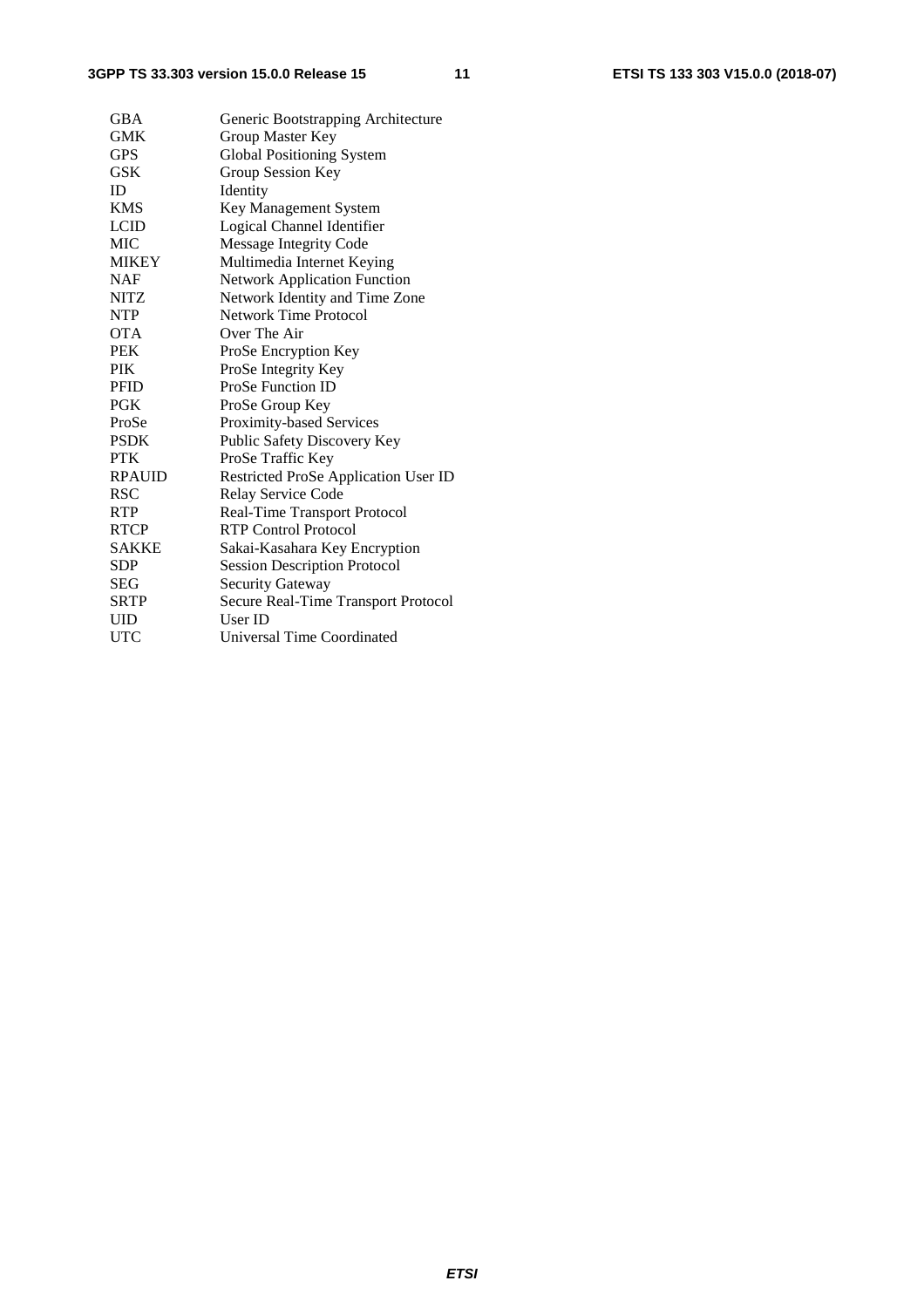| | |
|---|---|
| GBA | Generic Bootstrapping Architecture |
| GMK | Group Master Key |
| GPS | Global Positioning System |
| GSK | Group Session Key |
| ID | Identity |
| KMS | Key Management System |
| LCID | Logical Channel Identifier |
| MIC | Message Integrity Code |
| MIKEY | Multimedia Internet Keying |
| NAF | Network Application Function |
| NITZ | Network Identity and Time Zone |
| NTP | Network Time Protocol |
| OTA | Over The Air |
| PEK | ProSe Encryption Key |
| PIK | ProSe Integrity Key |
| PFID | ProSe Function ID |
| PGK | ProSe Group Key |
| ProSe | Proximity-based Services |
| PSDK | Public Safety Discovery Key |
| PTK | ProSe Traffic Key |
| RPAUID | Restricted ProSe Application User ID |
| RSC | Relay Service Code |
| RTP | Real-Time Transport Protocol |
| RTCP | RTP Control Protocol |
| SAKKE | Sakai-Kasahara Key Encryption |
| SDP | Session Description Protocol |
| SEG | Security Gateway |
| SRTP | Secure Real-Time Transport Protocol |
| UID | User ID |
| UTC | Universal Time Coordinated |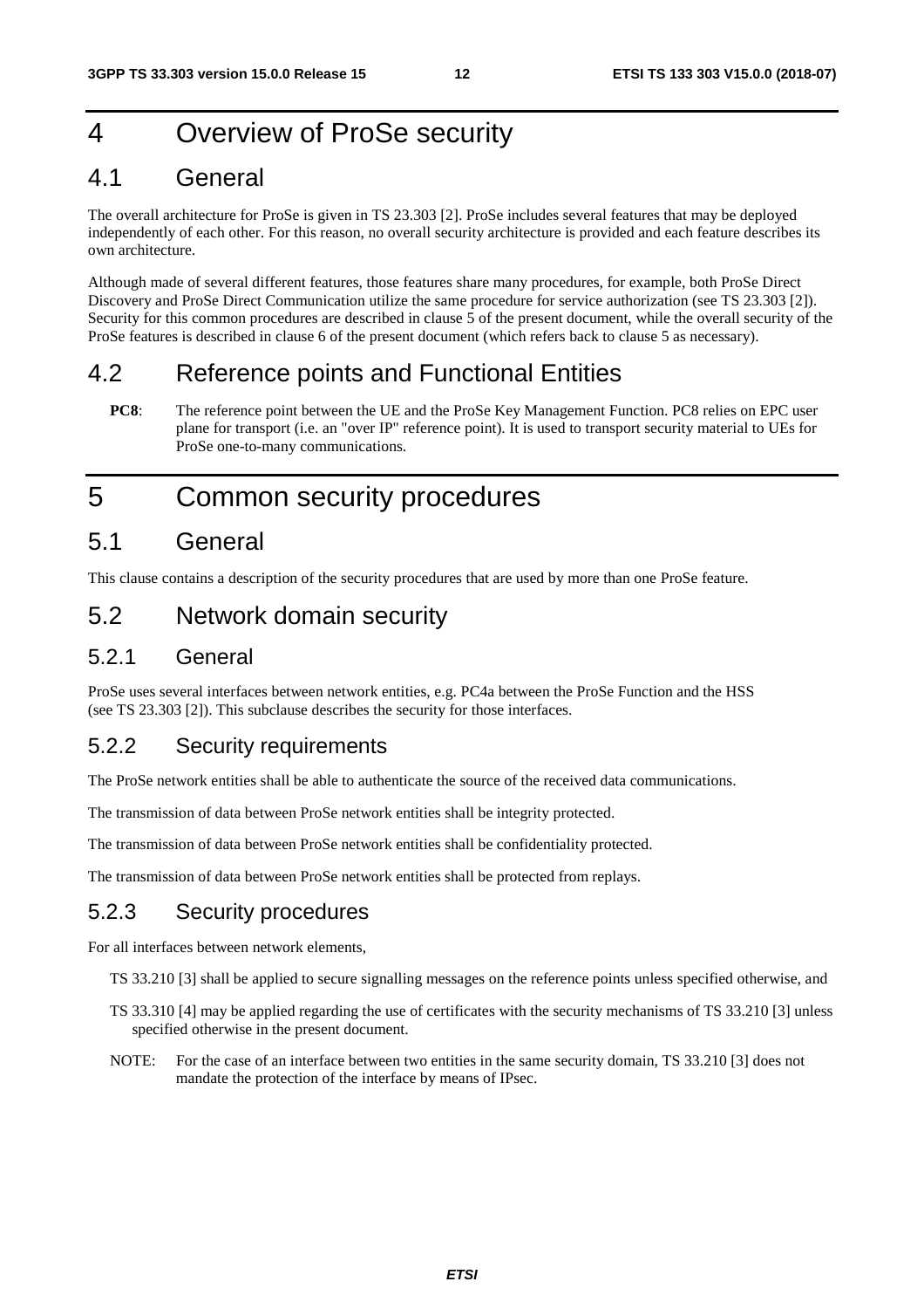# 4 Overview of ProSe security

## 4.1 General

The overall architecture for ProSe is given in TS 23.303 [2]. ProSe includes several features that may be deployed independently of each other. For this reason, no overall security architecture is provided and each feature describes its own architecture.

Although made of several different features, those features share many procedures, for example, both ProSe Direct Discovery and ProSe Direct Communication utilize the same procedure for service authorization (see TS 23.303 [2]). Security for this common procedures are described in clause 5 of the present document, while the overall security of the ProSe features is described in clause 6 of the present document (which refers back to clause 5 as necessary).

## 4.2 Reference points and Functional Entities

**PC8**: The reference point between the UE and the ProSe Key Management Function. PC8 relies on EPC user plane for transport (i.e. an "over IP" reference point). It is used to transport security material to UEs for ProSe one-to-many communications.

# 5 Common security procedures

## 5.1 General

This clause contains a description of the security procedures that are used by more than one ProSe feature.

## 5.2 Network domain security

### 5.2.1 General

ProSe uses several interfaces between network entities, e.g. PC4a between the ProSe Function and the HSS (see TS 23.303 [2]). This subclause describes the security for those interfaces.

### 5.2.2 Security requirements

The ProSe network entities shall be able to authenticate the source of the received data communications.

The transmission of data between ProSe network entities shall be integrity protected.

The transmission of data between ProSe network entities shall be confidentiality protected.

The transmission of data between ProSe network entities shall be protected from replays.

### 5.2.3 Security procedures

For all interfaces between network elements,

TS 33.210 [3] shall be applied to secure signalling messages on the reference points unless specified otherwise, and

TS 33.310 [4] may be applied regarding the use of certificates with the security mechanisms of TS 33.210 [3] unless specified otherwise in the present document.

NOTE: For the case of an interface between two entities in the same security domain, TS 33.210 [3] does not mandate the protection of the interface by means of IPsec.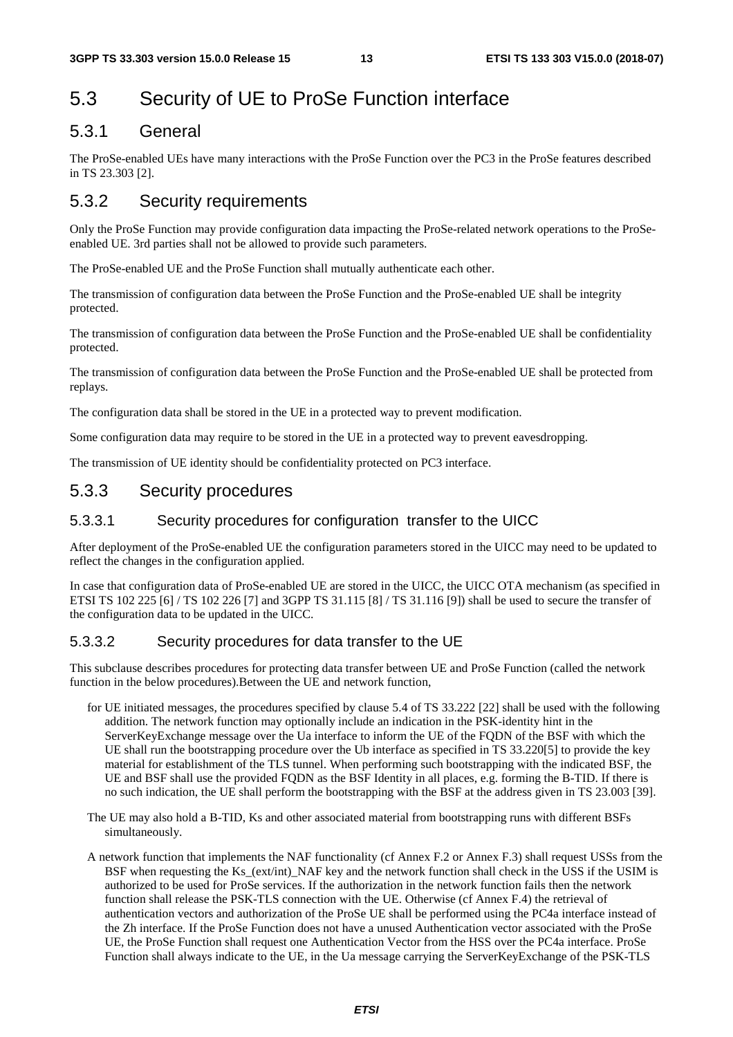# 5.3 Security of UE to ProSe Function interface

## 5.3.1 General

The ProSe-enabled UEs have many interactions with the ProSe Function over the PC3 in the ProSe features described in TS 23.303 [2].

## 5.3.2 Security requirements

Only the ProSe Function may provide configuration data impacting the ProSe-related network operations to the ProSe-enabled UE. 3rd parties shall not be allowed to provide such parameters.

The ProSe-enabled UE and the ProSe Function shall mutually authenticate each other.

The transmission of configuration data between the ProSe Function and the ProSe-enabled UE shall be integrity protected.

The transmission of configuration data between the ProSe Function and the ProSe-enabled UE shall be confidentiality protected.

The transmission of configuration data between the ProSe Function and the ProSe-enabled UE shall be protected from replays.

The configuration data shall be stored in the UE in a protected way to prevent modification.

Some configuration data may require to be stored in the UE in a protected way to prevent eavesdropping.

The transmission of UE identity should be confidentiality protected on PC3 interface.

## 5.3.3 Security procedures

### 5.3.3.1 Security procedures for configuration transfer to the UICC

After deployment of the ProSe-enabled UE the configuration parameters stored in the UICC may need to be updated to reflect the changes in the configuration applied.

In case that configuration data of ProSe-enabled UE are stored in the UICC, the UICC OTA mechanism (as specified in ETSI TS 102 225 [6] / TS 102 226 [7] and 3GPP TS 31.115 [8] / TS 31.116 [9]) shall be used to secure the transfer of the configuration data to be updated in the UICC.

### 5.3.3.2 Security procedures for data transfer to the UE

This subclause describes procedures for protecting data transfer between UE and ProSe Function (called the network function in the below procedures).Between the UE and network function,

for UE initiated messages, the procedures specified by clause 5.4 of TS 33.222 [22] shall be used with the following addition. The network function may optionally include an indication in the PSK-identity hint in the ServerKeyExchange message over the Ua interface to inform the UE of the FQDN of the BSF with which the UE shall run the bootstrapping procedure over the Ub interface as specified in TS 33.220[5] to provide the key material for establishment of the TLS tunnel. When performing such bootstrapping with the indicated BSF, the UE and BSF shall use the provided FQDN as the BSF Identity in all places, e.g. forming the B-TID. If there is no such indication, the UE shall perform the bootstrapping with the BSF at the address given in TS 23.003 [39].

The UE may also hold a B-TID, Ks and other associated material from bootstrapping runs with different BSFs simultaneously.

A network function that implements the NAF functionality (cf Annex F.2 or Annex F.3) shall request USSs from the BSF when requesting the Ks_(ext/int)_NAF key and the network function shall check in the USS if the USIM is authorized to be used for ProSe services. If the authorization in the network function fails then the network function shall release the PSK-TLS connection with the UE. Otherwise (cf Annex F.4) the retrieval of authentication vectors and authorization of the ProSe UE shall be performed using the PC4a interface instead of the Zh interface. If the ProSe Function does not have a unused Authentication vector associated with the ProSe UE, the ProSe Function shall request one Authentication Vector from the HSS over the PC4a interface. ProSe Function shall always indicate to the UE, in the Ua message carrying the ServerKeyExchange of the PSK-TLS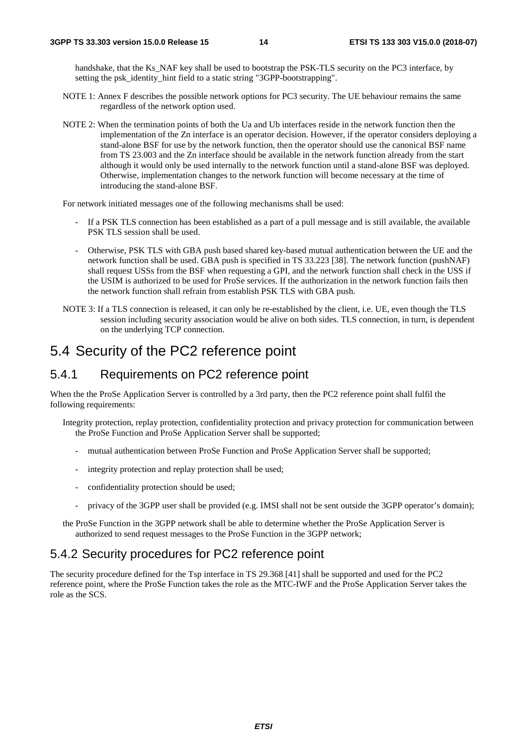handshake, that the Ks_NAF key shall be used to bootstrap the PSK-TLS security on the PC3 interface, by setting the psk_identity_hint field to a static string "3GPP-bootstrapping".

NOTE 1: Annex F describes the possible network options for PC3 security. The UE behaviour remains the same regardless of the network option used.

NOTE 2: When the termination points of both the Ua and Ub interfaces reside in the network function then the implementation of the Zn interface is an operator decision. However, if the operator considers deploying a stand-alone BSF for use by the network function, then the operator should use the canonical BSF name from TS 23.003 and the Zn interface should be available in the network function already from the start although it would only be used internally to the network function until a stand-alone BSF was deployed. Otherwise, implementation changes to the network function will become necessary at the time of introducing the stand-alone BSF.

For network initiated messages one of the following mechanisms shall be used:

- If a PSK TLS connection has been established as a part of a pull message and is still available, the available PSK TLS session shall be used.
- Otherwise, PSK TLS with GBA push based shared key-based mutual authentication between the UE and the network function shall be used. GBA push is specified in TS 33.223 [38]. The network function (pushNAF) shall request USSs from the BSF when requesting a GPI, and the network function shall check in the USS if the USIM is authorized to be used for ProSe services. If the authorization in the network function fails then the network function shall refrain from establish PSK TLS with GBA push.

NOTE 3: If a TLS connection is released, it can only be re-established by the client, i.e. UE, even though the TLS session including security association would be alive on both sides. TLS connection, in turn, is dependent on the underlying TCP connection.

## 5.4 Security of the PC2 reference point

### 5.4.1 Requirements on PC2 reference point

When the the ProSe Application Server is controlled by a 3rd party, then the PC2 reference point shall fulfil the following requirements:

Integrity protection, replay protection, confidentiality protection and privacy protection for communication between the ProSe Function and ProSe Application Server shall be supported;

- mutual authentication between ProSe Function and ProSe Application Server shall be supported;
- integrity protection and replay protection shall be used;
- confidentiality protection should be used;
- privacy of the 3GPP user shall be provided (e.g. IMSI shall not be sent outside the 3GPP operator's domain);

the ProSe Function in the 3GPP network shall be able to determine whether the ProSe Application Server is authorized to send request messages to the ProSe Function in the 3GPP network;

### 5.4.2 Security procedures for PC2 reference point

The security procedure defined for the Tsp interface in TS 29.368 [41] shall be supported and used for the PC2 reference point, where the ProSe Function takes the role as the MTC-IWF and the ProSe Application Server takes the role as the SCS.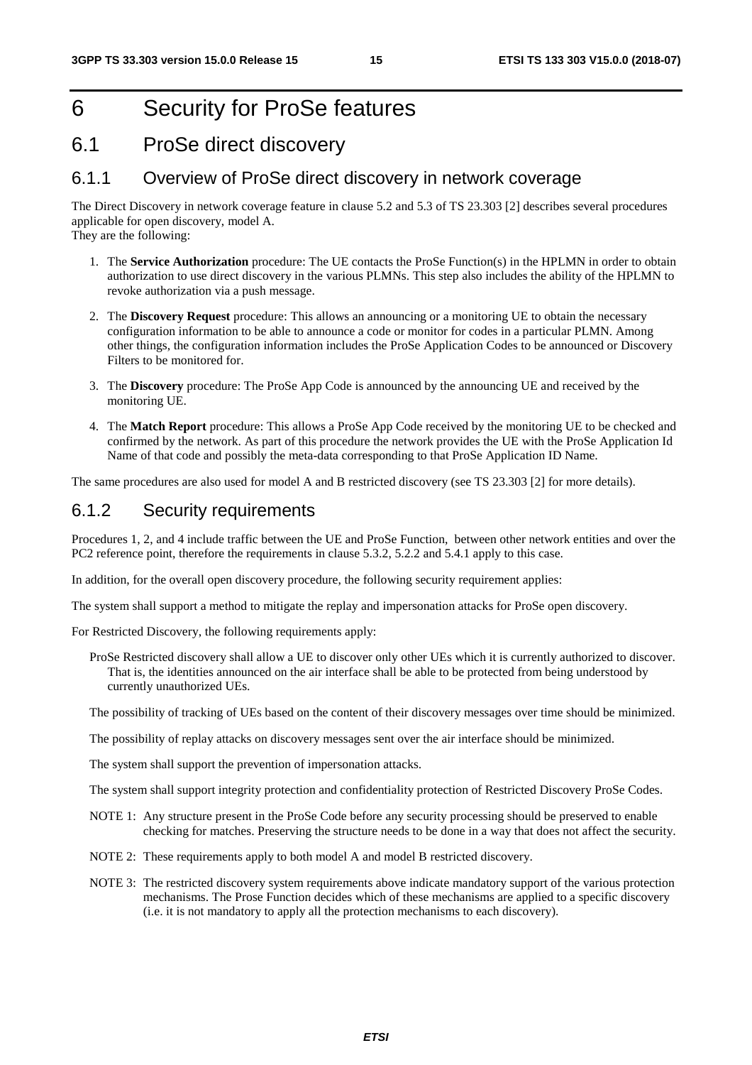# 6 Security for ProSe features

## 6.1 ProSe direct discovery

### 6.1.1 Overview of ProSe direct discovery in network coverage

The Direct Discovery in network coverage feature in clause 5.2 and 5.3 of TS 23.303 [2] describes several procedures applicable for open discovery, model A.
They are the following:

1. The **Service Authorization** procedure: The UE contacts the ProSe Function(s) in the HPLMN in order to obtain authorization to use direct discovery in the various PLMNs. This step also includes the ability of the HPLMN to revoke authorization via a push message.

2. The **Discovery Request** procedure: This allows an announcing or a monitoring UE to obtain the necessary configuration information to be able to announce a code or monitor for codes in a particular PLMN. Among other things, the configuration information includes the ProSe Application Codes to be announced or Discovery Filters to be monitored for.

3. The **Discovery** procedure: The ProSe App Code is announced by the announcing UE and received by the monitoring UE.

4. The **Match Report** procedure: This allows a ProSe App Code received by the monitoring UE to be checked and confirmed by the network. As part of this procedure the network provides the UE with the ProSe Application Id Name of that code and possibly the meta-data corresponding to that ProSe Application ID Name.

The same procedures are also used for model A and B restricted discovery (see TS 23.303 [2] for more details).

### 6.1.2 Security requirements

Procedures 1, 2, and 4 include traffic between the UE and ProSe Function, between other network entities and over the PC2 reference point, therefore the requirements in clause 5.3.2, 5.2.2 and 5.4.1 apply to this case.

In addition, for the overall open discovery procedure, the following security requirement applies:

The system shall support a method to mitigate the replay and impersonation attacks for ProSe open discovery.

For Restricted Discovery, the following requirements apply:

ProSe Restricted discovery shall allow a UE to discover only other UEs which it is currently authorized to discover. That is, the identities announced on the air interface shall be able to be protected from being understood by currently unauthorized UEs.

The possibility of tracking of UEs based on the content of their discovery messages over time should be minimized.

The possibility of replay attacks on discovery messages sent over the air interface should be minimized.

The system shall support the prevention of impersonation attacks.

The system shall support integrity protection and confidentiality protection of Restricted Discovery ProSe Codes.

NOTE 1: Any structure present in the ProSe Code before any security processing should be preserved to enable checking for matches. Preserving the structure needs to be done in a way that does not affect the security.

NOTE 2: These requirements apply to both model A and model B restricted discovery.

NOTE 3: The restricted discovery system requirements above indicate mandatory support of the various protection mechanisms. The Prose Function decides which of these mechanisms are applied to a specific discovery (i.e. it is not mandatory to apply all the protection mechanisms to each discovery).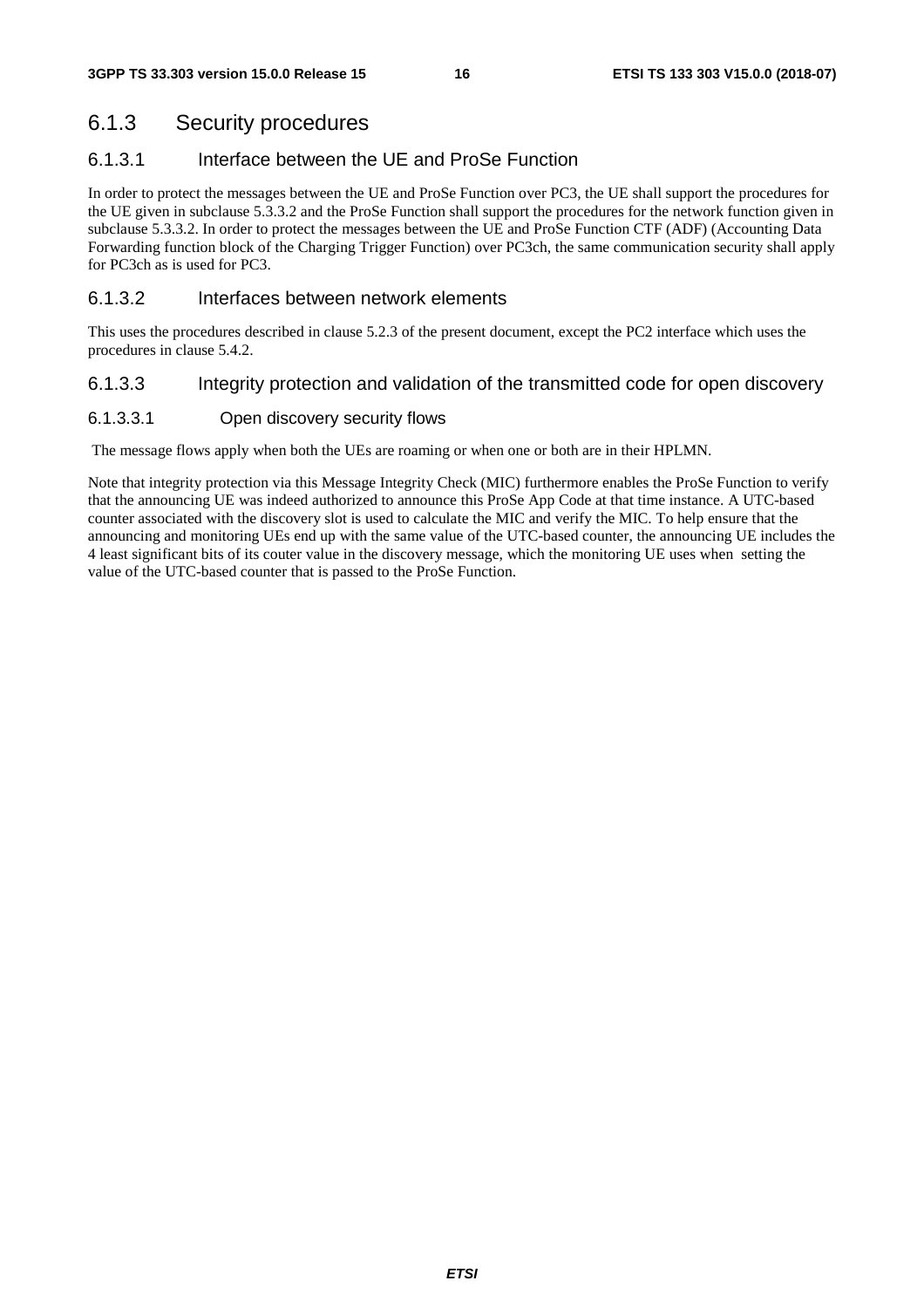### 6.1.3 Security procedures

#### 6.1.3.1 Interface between the UE and ProSe Function

In order to protect the messages between the UE and ProSe Function over PC3, the UE shall support the procedures for the UE given in subclause 5.3.3.2 and the ProSe Function shall support the procedures for the network function given in subclause 5.3.3.2. In order to protect the messages between the UE and ProSe Function CTF (ADF) (Accounting Data Forwarding function block of the Charging Trigger Function) over PC3ch, the same communication security shall apply for PC3ch as is used for PC3.

#### 6.1.3.2 Interfaces between network elements

This uses the procedures described in clause 5.2.3 of the present document, except the PC2 interface which uses the procedures in clause 5.4.2.

#### 6.1.3.3 Integrity protection and validation of the transmitted code for open discovery

##### 6.1.3.3.1 Open discovery security flows

The message flows apply when both the UEs are roaming or when one or both are in their HPLMN.

Note that integrity protection via this Message Integrity Check (MIC) furthermore enables the ProSe Function to verify that the announcing UE was indeed authorized to announce this ProSe App Code at that time instance. A UTC-based counter associated with the discovery slot is used to calculate the MIC and verify the MIC. To help ensure that the announcing and monitoring UEs end up with the same value of the UTC-based counter, the announcing UE includes the 4 least significant bits of its couter value in the discovery message, which the monitoring UE uses when setting the value of the UTC-based counter that is passed to the ProSe Function.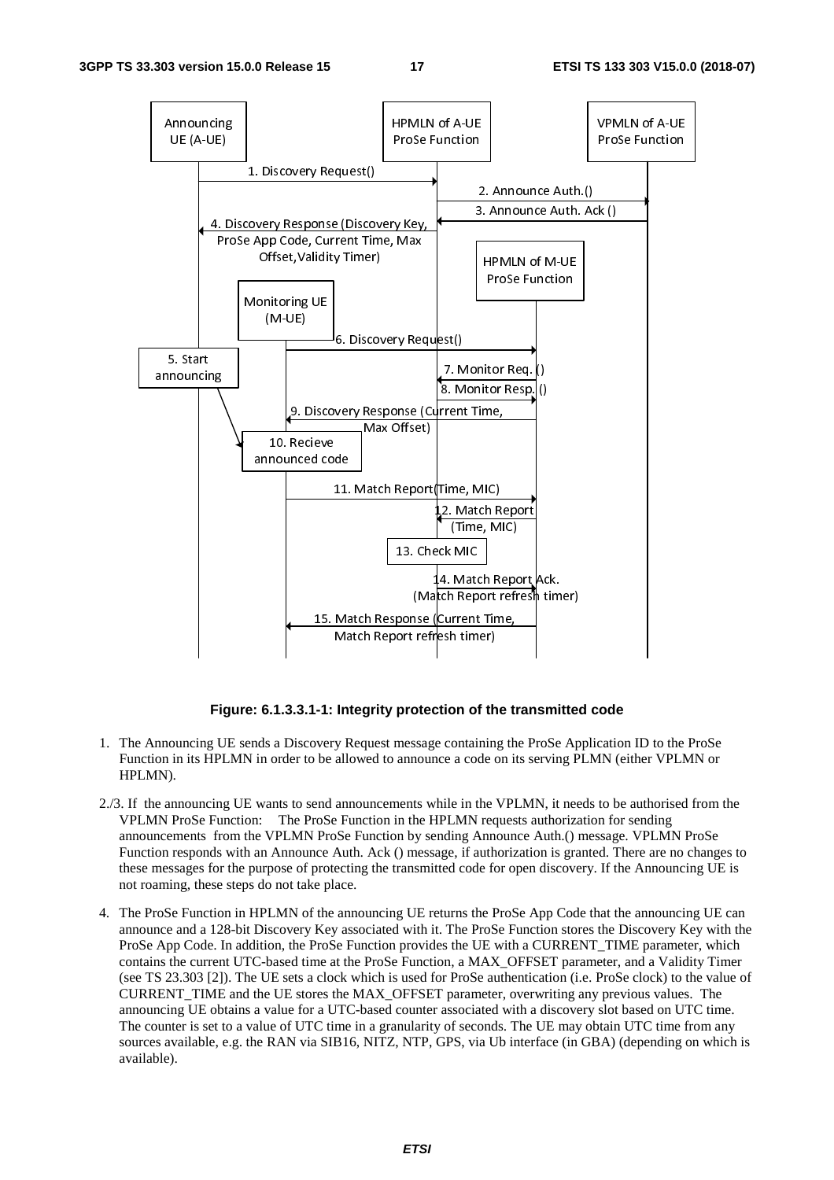**Figure: 6.1.3.3.1-1: Integrity protection of the transmitted code**

1. The Announcing UE sends a Discovery Request message containing the ProSe Application ID to the ProSe Function in its HPLMN in order to be allowed to announce a code on its serving PLMN (either VPLMN or HPLMN).

2./3. If the announcing UE wants to send announcements while in the VPLMN, it needs to be authorised from the VPLMN ProSe Function: The ProSe Function in the HPLMN requests authorization for sending announcements from the VPLMN ProSe Function by sending Announce Auth.() message. VPLMN ProSe Function responds with an Announce Auth. Ack () message, if authorization is granted. There are no changes to these messages for the purpose of protecting the transmitted code for open discovery. If the Announcing UE is not roaming, these steps do not take place.

4. The ProSe Function in HPLMN of the announcing UE returns the ProSe App Code that the announcing UE can announce and a 128-bit Discovery Key associated with it. The ProSe Function stores the Discovery Key with the ProSe App Code. In addition, the ProSe Function provides the UE with a CURRENT_TIME parameter, which contains the current UTC-based time at the ProSe Function, a MAX_OFFSET parameter, and a Validity Timer (see TS 23.303 [2]). The UE sets a clock which is used for ProSe authentication (i.e. ProSe clock) to the value of CURRENT_TIME and the UE stores the MAX_OFFSET parameter, overwriting any previous values. The announcing UE obtains a value for a UTC-based counter associated with a discovery slot based on UTC time. The counter is set to a value of UTC time in a granularity of seconds. The UE may obtain UTC time from any sources available, e.g. the RAN via SIB16, NITZ, NTP, GPS, via Ub interface (in GBA) (depending on which is available).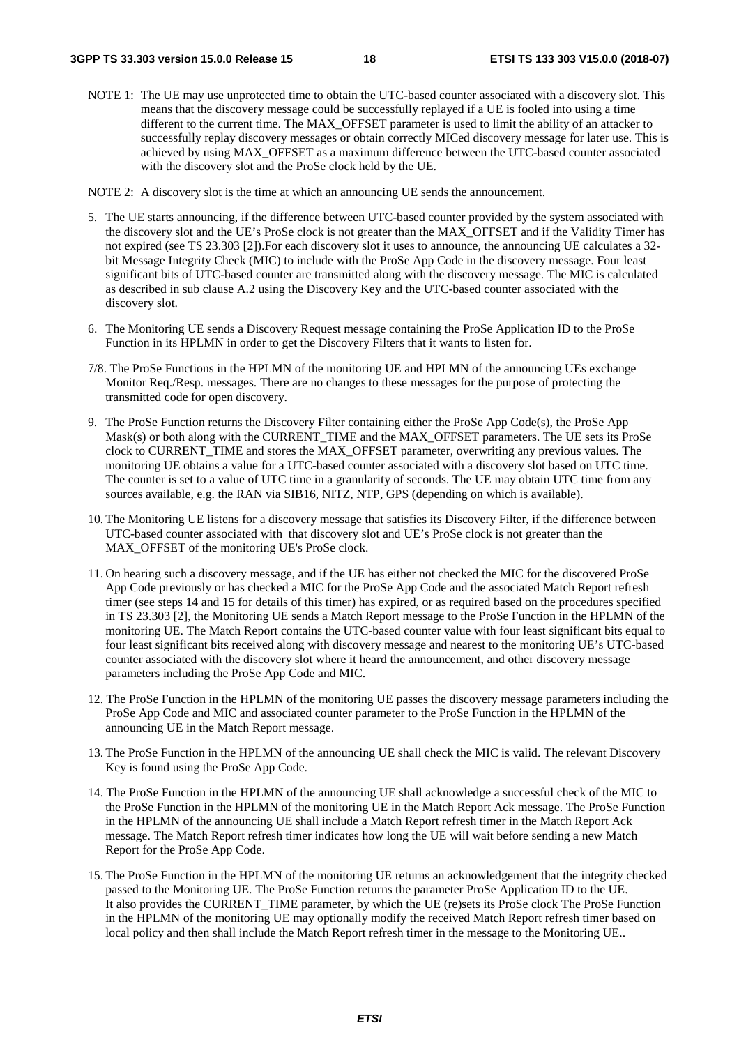NOTE 1: The UE may use unprotected time to obtain the UTC-based counter associated with a discovery slot. This means that the discovery message could be successfully replayed if a UE is fooled into using a time different to the current time. The MAX_OFFSET parameter is used to limit the ability of an attacker to successfully replay discovery messages or obtain correctly MICed discovery message for later use. This is achieved by using MAX_OFFSET as a maximum difference between the UTC-based counter associated with the discovery slot and the ProSe clock held by the UE.

NOTE 2: A discovery slot is the time at which an announcing UE sends the announcement.

5. The UE starts announcing, if the difference between UTC-based counter provided by the system associated with the discovery slot and the UE's ProSe clock is not greater than the MAX_OFFSET and if the Validity Timer has not expired (see TS 23.303 [2]).For each discovery slot it uses to announce, the announcing UE calculates a 32-bit Message Integrity Check (MIC) to include with the ProSe App Code in the discovery message. Four least significant bits of UTC-based counter are transmitted along with the discovery message. The MIC is calculated as described in sub clause A.2 using the Discovery Key and the UTC-based counter associated with the discovery slot.

6. The Monitoring UE sends a Discovery Request message containing the ProSe Application ID to the ProSe Function in its HPLMN in order to get the Discovery Filters that it wants to listen for.

7/8. The ProSe Functions in the HPLMN of the monitoring UE and HPLMN of the announcing UEs exchange Monitor Req./Resp. messages. There are no changes to these messages for the purpose of protecting the transmitted code for open discovery.

9. The ProSe Function returns the Discovery Filter containing either the ProSe App Code(s), the ProSe App Mask(s) or both along with the CURRENT_TIME and the MAX_OFFSET parameters. The UE sets its ProSe clock to CURRENT_TIME and stores the MAX_OFFSET parameter, overwriting any previous values. The monitoring UE obtains a value for a UTC-based counter associated with a discovery slot based on UTC time. The counter is set to a value of UTC time in a granularity of seconds. The UE may obtain UTC time from any sources available, e.g. the RAN via SIB16, NITZ, NTP, GPS (depending on which is available).

10. The Monitoring UE listens for a discovery message that satisfies its Discovery Filter, if the difference between UTC-based counter associated with that discovery slot and UE's ProSe clock is not greater than the MAX_OFFSET of the monitoring UE's ProSe clock.

11. On hearing such a discovery message, and if the UE has either not checked the MIC for the discovered ProSe App Code previously or has checked a MIC for the ProSe App Code and the associated Match Report refresh timer (see steps 14 and 15 for details of this timer) has expired, or as required based on the procedures specified in TS 23.303 [2], the Monitoring UE sends a Match Report message to the ProSe Function in the HPLMN of the monitoring UE. The Match Report contains the UTC-based counter value with four least significant bits equal to four least significant bits received along with discovery message and nearest to the monitoring UE's UTC-based counter associated with the discovery slot where it heard the announcement, and other discovery message parameters including the ProSe App Code and MIC.

12. The ProSe Function in the HPLMN of the monitoring UE passes the discovery message parameters including the ProSe App Code and MIC and associated counter parameter to the ProSe Function in the HPLMN of the announcing UE in the Match Report message.

13. The ProSe Function in the HPLMN of the announcing UE shall check the MIC is valid. The relevant Discovery Key is found using the ProSe App Code.

14. The ProSe Function in the HPLMN of the announcing UE shall acknowledge a successful check of the MIC to the ProSe Function in the HPLMN of the monitoring UE in the Match Report Ack message. The ProSe Function in the HPLMN of the announcing UE shall include a Match Report refresh timer in the Match Report Ack message. The Match Report refresh timer indicates how long the UE will wait before sending a new Match Report for the ProSe App Code.

15. The ProSe Function in the HPLMN of the monitoring UE returns an acknowledgement that the integrity checked passed to the Monitoring UE. The ProSe Function returns the parameter ProSe Application ID to the UE. It also provides the CURRENT_TIME parameter, by which the UE (re)sets its ProSe clock The ProSe Function in the HPLMN of the monitoring UE may optionally modify the received Match Report refresh timer based on local policy and then shall include the Match Report refresh timer in the message to the Monitoring UE..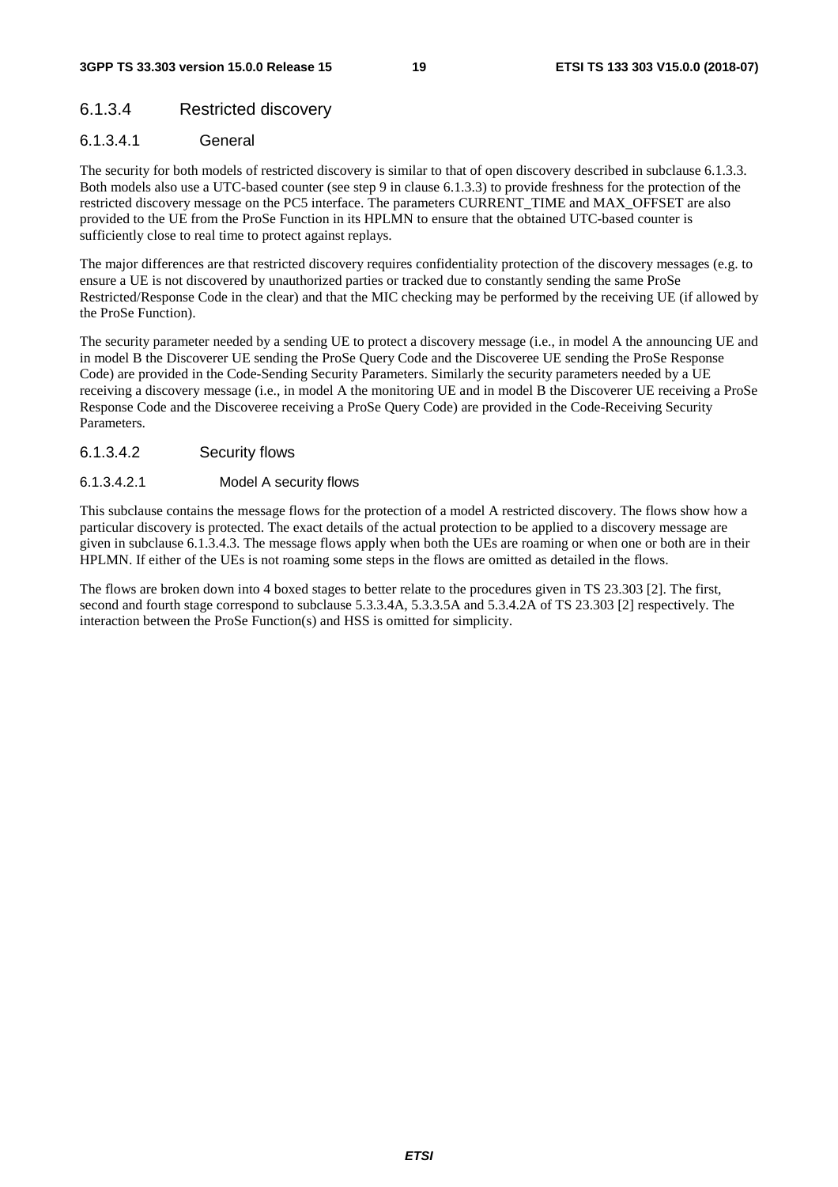#### 6.1.3.4 Restricted discovery

##### 6.1.3.4.1 General

The security for both models of restricted discovery is similar to that of open discovery described in subclause 6.1.3.3. Both models also use a UTC-based counter (see step 9 in clause 6.1.3.3) to provide freshness for the protection of the restricted discovery message on the PC5 interface. The parameters CURRENT_TIME and MAX_OFFSET are also provided to the UE from the ProSe Function in its HPLMN to ensure that the obtained UTC-based counter is sufficiently close to real time to protect against replays.

The major differences are that restricted discovery requires confidentiality protection of the discovery messages (e.g. to ensure a UE is not discovered by unauthorized parties or tracked due to constantly sending the same ProSe Restricted/Response Code in the clear) and that the MIC checking may be performed by the receiving UE (if allowed by the ProSe Function).

The security parameter needed by a sending UE to protect a discovery message (i.e., in model A the announcing UE and in model B the Discoverer UE sending the ProSe Query Code and the Discoveree UE sending the ProSe Response Code) are provided in the Code-Sending Security Parameters. Similarly the security parameters needed by a UE receiving a discovery message (i.e., in model A the monitoring UE and in model B the Discoverer UE receiving a ProSe Response Code and the Discoveree receiving a ProSe Query Code) are provided in the Code-Receiving Security Parameters.

##### 6.1.3.4.2 Security flows

###### 6.1.3.4.2.1 Model A security flows

This subclause contains the message flows for the protection of a model A restricted discovery. The flows show how a particular discovery is protected. The exact details of the actual protection to be applied to a discovery message are given in subclause 6.1.3.4.3. The message flows apply when both the UEs are roaming or when one or both are in their HPLMN. If either of the UEs is not roaming some steps in the flows are omitted as detailed in the flows.

The flows are broken down into 4 boxed stages to better relate to the procedures given in TS 23.303 [2]. The first, second and fourth stage correspond to subclause 5.3.3.4A, 5.3.3.5A and 5.3.4.2A of TS 23.303 [2] respectively. The interaction between the ProSe Function(s) and HSS is omitted for simplicity.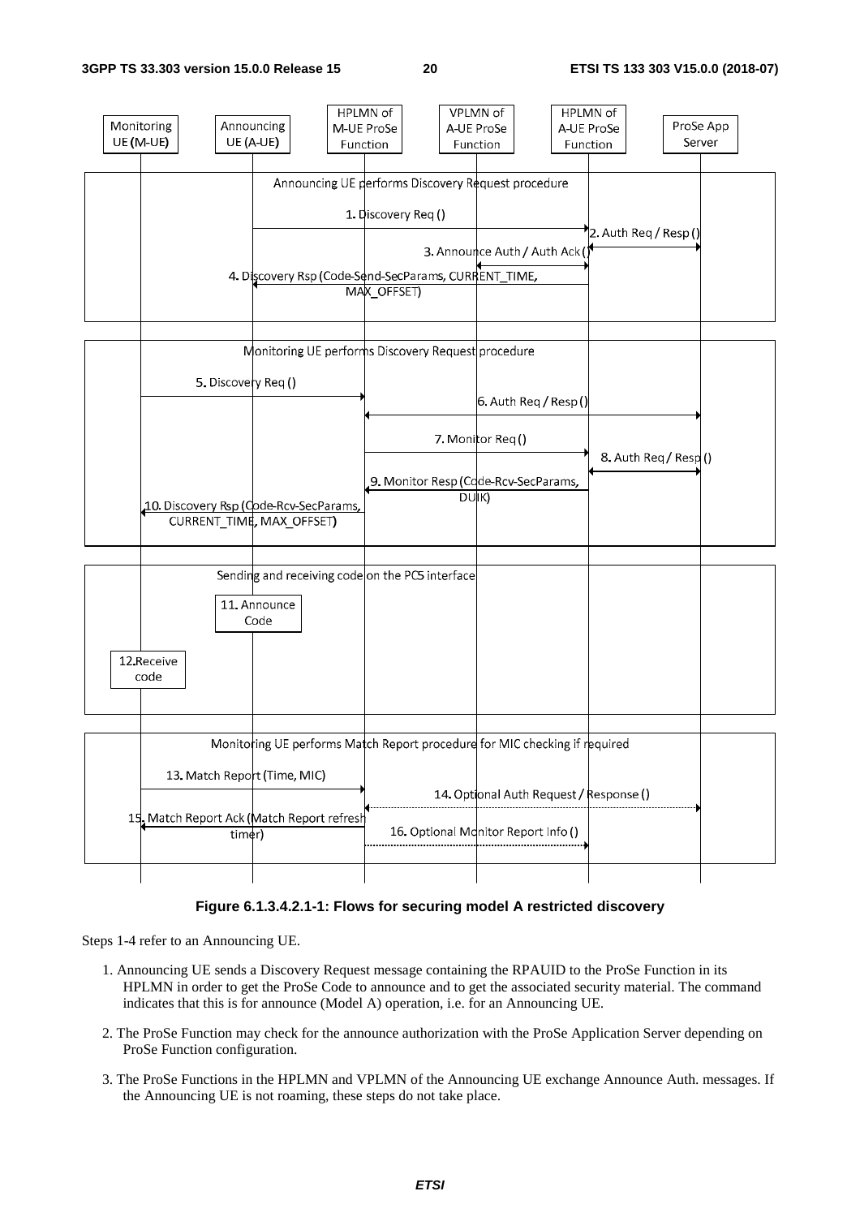Figure 6.1.3.4.2.1-1: Flows for securing model A restricted discovery

Steps 1-4 refer to an Announcing UE.

1. Announcing UE sends a Discovery Request message containing the RPAUID to the ProSe Function in its HPLMN in order to get the ProSe Code to announce and to get the associated security material. The command indicates that this is for announce (Model A) operation, i.e. for an Announcing UE.

2. The ProSe Function may check for the announce authorization with the ProSe Application Server depending on ProSe Function configuration.

3. The ProSe Functions in the HPLMN and VPLMN of the Announcing UE exchange Announce Auth. messages. If the Announcing UE is not roaming, these steps do not take place.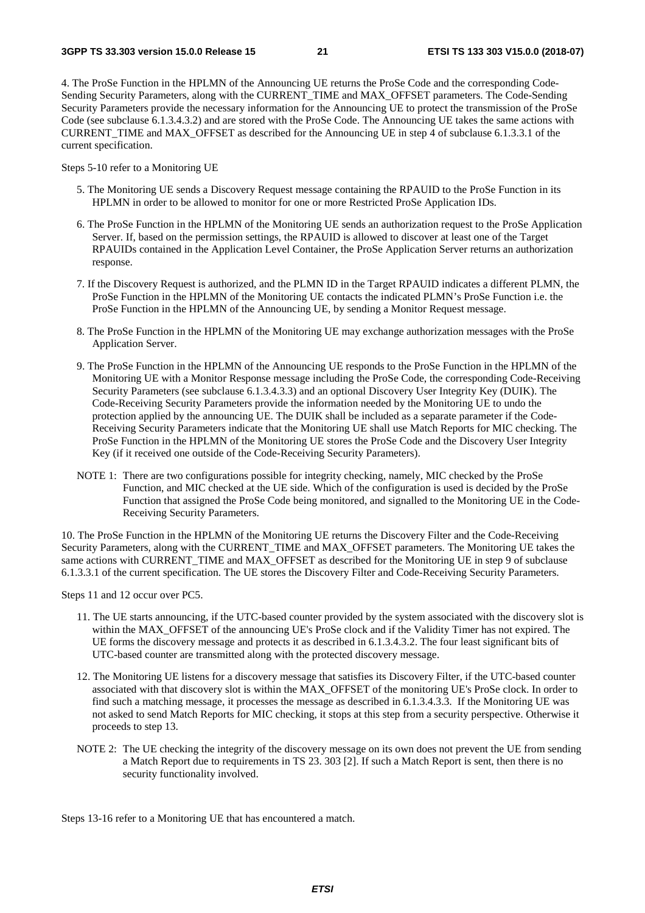4. The ProSe Function in the HPLMN of the Announcing UE returns the ProSe Code and the corresponding Code-Sending Security Parameters, along with the CURRENT_TIME and MAX_OFFSET parameters. The Code-Sending Security Parameters provide the necessary information for the Announcing UE to protect the transmission of the ProSe Code (see subclause 6.1.3.4.3.2) and are stored with the ProSe Code. The Announcing UE takes the same actions with CURRENT_TIME and MAX_OFFSET as described for the Announcing UE in step 4 of subclause 6.1.3.3.1 of the current specification.

Steps 5-10 refer to a Monitoring UE

5. The Monitoring UE sends a Discovery Request message containing the RPAUID to the ProSe Function in its HPLMN in order to be allowed to monitor for one or more Restricted ProSe Application IDs.

6. The ProSe Function in the HPLMN of the Monitoring UE sends an authorization request to the ProSe Application Server. If, based on the permission settings, the RPAUID is allowed to discover at least one of the Target RPAUIDs contained in the Application Level Container, the ProSe Application Server returns an authorization response.

7. If the Discovery Request is authorized, and the PLMN ID in the Target RPAUID indicates a different PLMN, the ProSe Function in the HPLMN of the Monitoring UE contacts the indicated PLMN's ProSe Function i.e. the ProSe Function in the HPLMN of the Announcing UE, by sending a Monitor Request message.

8. The ProSe Function in the HPLMN of the Monitoring UE may exchange authorization messages with the ProSe Application Server.

9. The ProSe Function in the HPLMN of the Announcing UE responds to the ProSe Function in the HPLMN of the Monitoring UE with a Monitor Response message including the ProSe Code, the corresponding Code-Receiving Security Parameters (see subclause 6.1.3.4.3.3) and an optional Discovery User Integrity Key (DUIK). The Code-Receiving Security Parameters provide the information needed by the Monitoring UE to undo the protection applied by the announcing UE. The DUIK shall be included as a separate parameter if the Code-Receiving Security Parameters indicate that the Monitoring UE shall use Match Reports for MIC checking. The ProSe Function in the HPLMN of the Monitoring UE stores the ProSe Code and the Discovery User Integrity Key (if it received one outside of the Code-Receiving Security Parameters).

NOTE 1: There are two configurations possible for integrity checking, namely, MIC checked by the ProSe Function, and MIC checked at the UE side. Which of the configuration is used is decided by the ProSe Function that assigned the ProSe Code being monitored, and signalled to the Monitoring UE in the Code-Receiving Security Parameters.

10. The ProSe Function in the HPLMN of the Monitoring UE returns the Discovery Filter and the Code-Receiving Security Parameters, along with the CURRENT_TIME and MAX_OFFSET parameters. The Monitoring UE takes the same actions with CURRENT_TIME and MAX_OFFSET as described for the Monitoring UE in step 9 of subclause 6.1.3.3.1 of the current specification. The UE stores the Discovery Filter and Code-Receiving Security Parameters.

Steps 11 and 12 occur over PC5.

11. The UE starts announcing, if the UTC-based counter provided by the system associated with the discovery slot is within the MAX_OFFSET of the announcing UE's ProSe clock and if the Validity Timer has not expired. The UE forms the discovery message and protects it as described in 6.1.3.4.3.2. The four least significant bits of UTC-based counter are transmitted along with the protected discovery message.

12. The Monitoring UE listens for a discovery message that satisfies its Discovery Filter, if the UTC-based counter associated with that discovery slot is within the MAX_OFFSET of the monitoring UE's ProSe clock. In order to find such a matching message, it processes the message as described in 6.1.3.4.3.3. If the Monitoring UE was not asked to send Match Reports for MIC checking, it stops at this step from a security perspective. Otherwise it proceeds to step 13.

NOTE 2: The UE checking the integrity of the discovery message on its own does not prevent the UE from sending a Match Report due to requirements in TS 23. 303 [2]. If such a Match Report is sent, then there is no security functionality involved.

Steps 13-16 refer to a Monitoring UE that has encountered a match.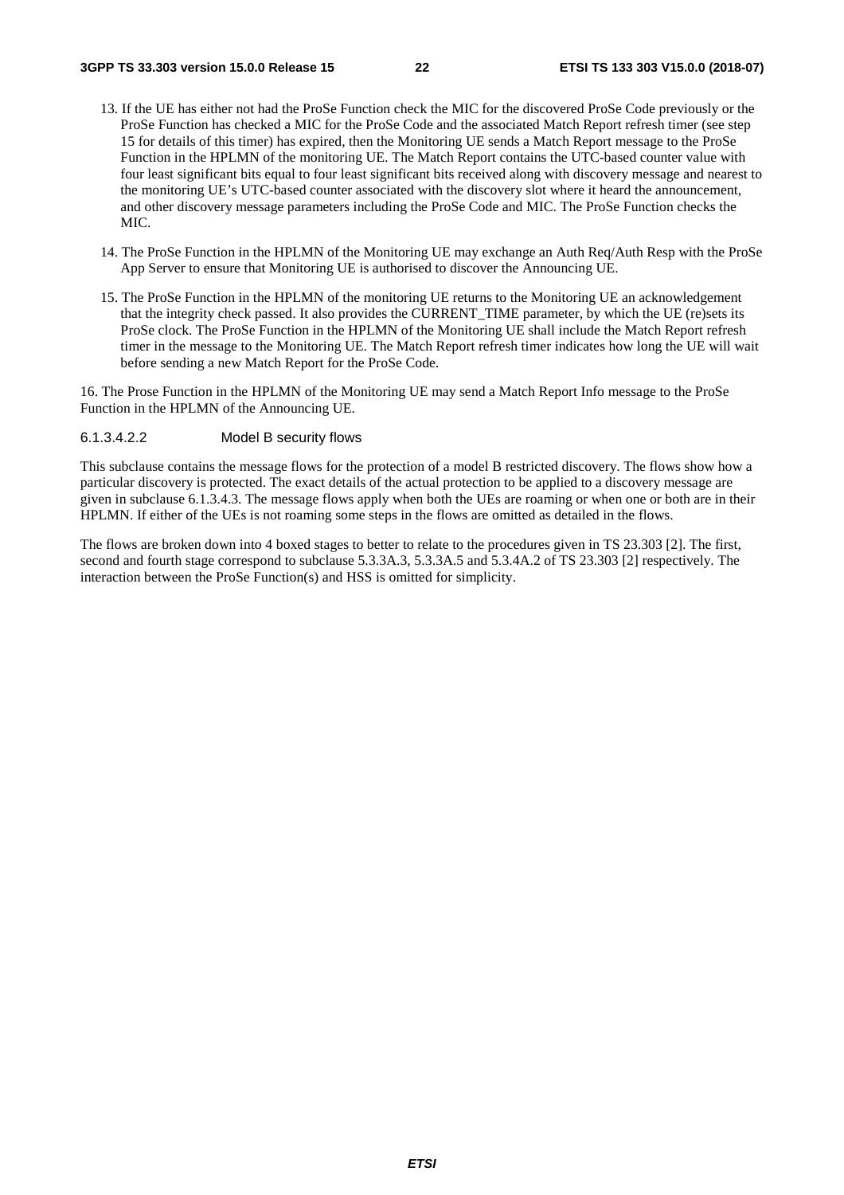13. If the UE has either not had the ProSe Function check the MIC for the discovered ProSe Code previously or the ProSe Function has checked a MIC for the ProSe Code and the associated Match Report refresh timer (see step 15 for details of this timer) has expired, then the Monitoring UE sends a Match Report message to the ProSe Function in the HPLMN of the monitoring UE. The Match Report contains the UTC-based counter value with four least significant bits equal to four least significant bits received along with discovery message and nearest to the monitoring UE's UTC-based counter associated with the discovery slot where it heard the announcement, and other discovery message parameters including the ProSe Code and MIC. The ProSe Function checks the MIC.

14. The ProSe Function in the HPLMN of the Monitoring UE may exchange an Auth Req/Auth Resp with the ProSe App Server to ensure that Monitoring UE is authorised to discover the Announcing UE.

15. The ProSe Function in the HPLMN of the monitoring UE returns to the Monitoring UE an acknowledgement that the integrity check passed. It also provides the CURRENT_TIME parameter, by which the UE (re)sets its ProSe clock. The ProSe Function in the HPLMN of the Monitoring UE shall include the Match Report refresh timer in the message to the Monitoring UE. The Match Report refresh timer indicates how long the UE will wait before sending a new Match Report for the ProSe Code.

16. The Prose Function in the HPLMN of the Monitoring UE may send a Match Report Info message to the ProSe Function in the HPLMN of the Announcing UE.

###### 6.1.3.4.2.2 Model B security flows

This subclause contains the message flows for the protection of a model B restricted discovery. The flows show how a particular discovery is protected. The exact details of the actual protection to be applied to a discovery message are given in subclause 6.1.3.4.3. The message flows apply when both the UEs are roaming or when one or both are in their HPLMN. If either of the UEs is not roaming some steps in the flows are omitted as detailed in the flows.

The flows are broken down into 4 boxed stages to better to relate to the procedures given in TS 23.303 [2]. The first, second and fourth stage correspond to subclause 5.3.3A.3, 5.3.3A.5 and 5.3.4A.2 of TS 23.303 [2] respectively. The interaction between the ProSe Function(s) and HSS is omitted for simplicity.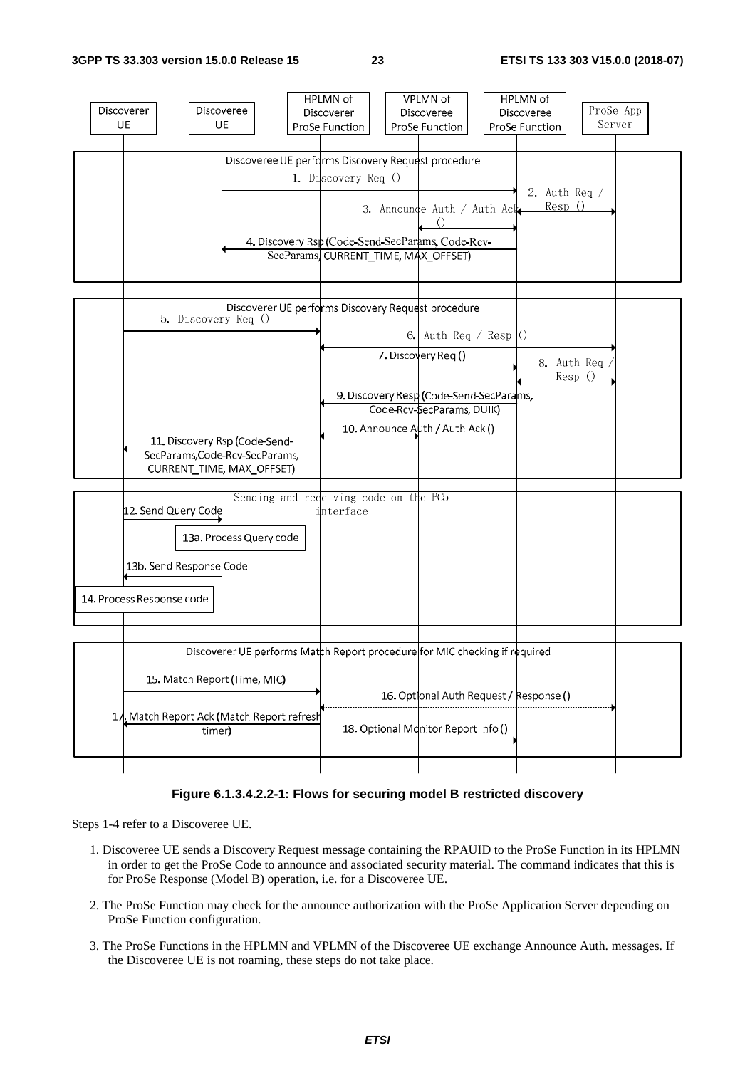Figure 6.1.3.4.2.2-1: Flows for securing model B restricted discovery

Steps 1-4 refer to a Discoveree UE.

1. Discoveree UE sends a Discovery Request message containing the RPAUID to the ProSe Function in its HPLMN in order to get the ProSe Code to announce and associated security material. The command indicates that this is for ProSe Response (Model B) operation, i.e. for a Discoveree UE.

2. The ProSe Function may check for the announce authorization with the ProSe Application Server depending on ProSe Function configuration.

3. The ProSe Functions in the HPLMN and VPLMN of the Discoveree UE exchange Announce Auth. messages. If the Discoveree UE is not roaming, these steps do not take place.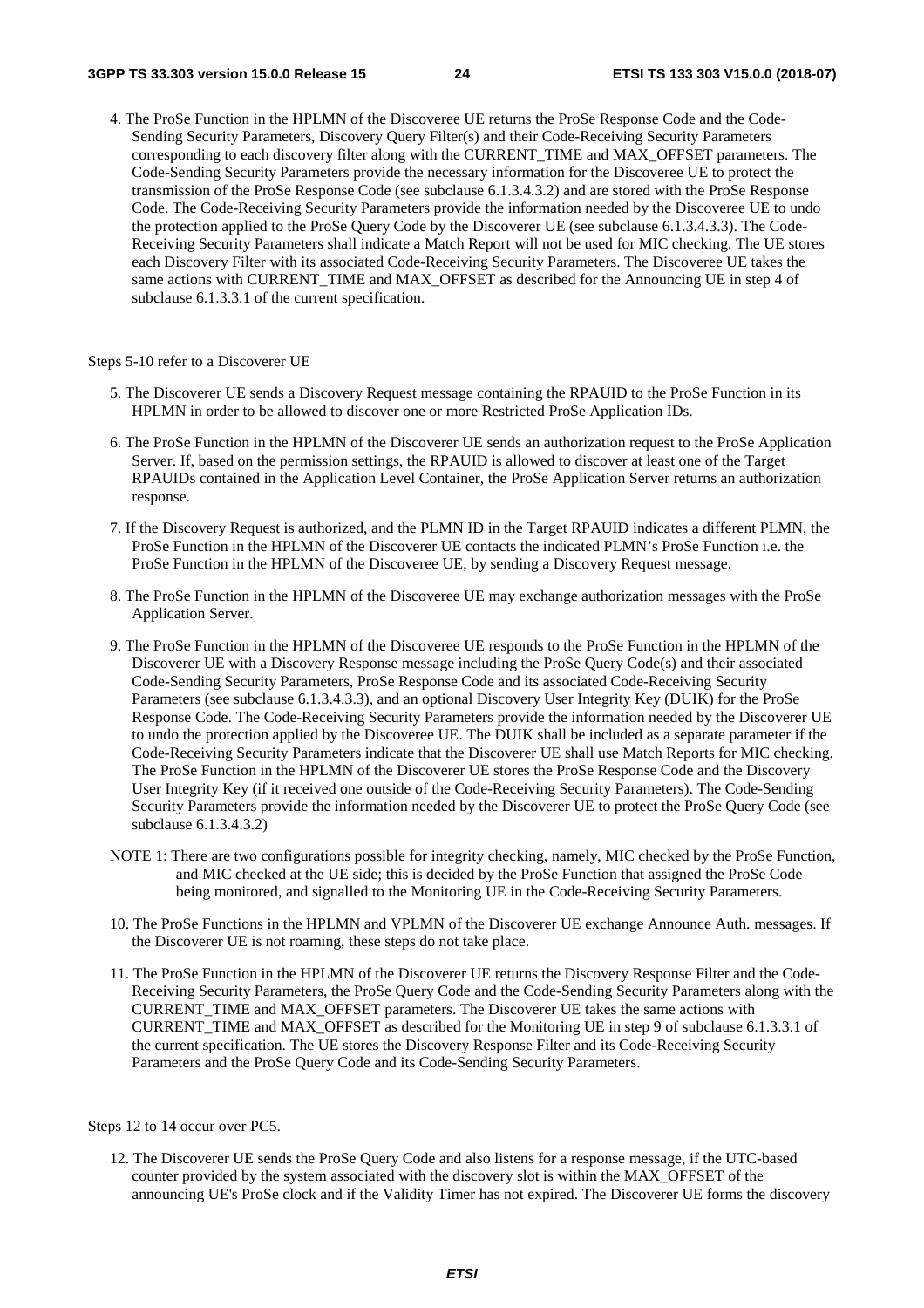4. The ProSe Function in the HPLMN of the Discoveree UE returns the ProSe Response Code and the Code-Sending Security Parameters, Discovery Query Filter(s) and their Code-Receiving Security Parameters corresponding to each discovery filter along with the CURRENT_TIME and MAX_OFFSET parameters. The Code-Sending Security Parameters provide the necessary information for the Discoveree UE to protect the transmission of the ProSe Response Code (see subclause 6.1.3.4.3.2) and are stored with the ProSe Response Code. The Code-Receiving Security Parameters provide the information needed by the Discoveree UE to undo the protection applied to the ProSe Query Code by the Discoverer UE (see subclause 6.1.3.4.3.3). The Code-Receiving Security Parameters shall indicate a Match Report will not be used for MIC checking. The UE stores each Discovery Filter with its associated Code-Receiving Security Parameters. The Discoveree UE takes the same actions with CURRENT_TIME and MAX_OFFSET as described for the Announcing UE in step 4 of subclause 6.1.3.3.1 of the current specification.

Steps 5-10 refer to a Discoverer UE

5. The Discoverer UE sends a Discovery Request message containing the RPAUID to the ProSe Function in its HPLMN in order to be allowed to discover one or more Restricted ProSe Application IDs.

6. The ProSe Function in the HPLMN of the Discoverer UE sends an authorization request to the ProSe Application Server. If, based on the permission settings, the RPAUID is allowed to discover at least one of the Target RPAUIDs contained in the Application Level Container, the ProSe Application Server returns an authorization response.

7. If the Discovery Request is authorized, and the PLMN ID in the Target RPAUID indicates a different PLMN, the ProSe Function in the HPLMN of the Discoverer UE contacts the indicated PLMN's ProSe Function i.e. the ProSe Function in the HPLMN of the Discoveree UE, by sending a Discovery Request message.

8. The ProSe Function in the HPLMN of the Discoveree UE may exchange authorization messages with the ProSe Application Server.

9. The ProSe Function in the HPLMN of the Discoveree UE responds to the ProSe Function in the HPLMN of the Discoverer UE with a Discovery Response message including the ProSe Query Code(s) and their associated Code-Sending Security Parameters, ProSe Response Code and its associated Code-Receiving Security Parameters (see subclause 6.1.3.4.3.3), and an optional Discovery User Integrity Key (DUIK) for the ProSe Response Code. The Code-Receiving Security Parameters provide the information needed by the Discoverer UE to undo the protection applied by the Discoveree UE. The DUIK shall be included as a separate parameter if the Code-Receiving Security Parameters indicate that the Discoverer UE shall use Match Reports for MIC checking. The ProSe Function in the HPLMN of the Discoverer UE stores the ProSe Response Code and the Discovery User Integrity Key (if it received one outside of the Code-Receiving Security Parameters). The Code-Sending Security Parameters provide the information needed by the Discoverer UE to protect the ProSe Query Code (see subclause 6.1.3.4.3.2)

NOTE 1: There are two configurations possible for integrity checking, namely, MIC checked by the ProSe Function, and MIC checked at the UE side; this is decided by the ProSe Function that assigned the ProSe Code being monitored, and signalled to the Monitoring UE in the Code-Receiving Security Parameters.

10. The ProSe Functions in the HPLMN and VPLMN of the Discoverer UE exchange Announce Auth. messages. If the Discoverer UE is not roaming, these steps do not take place.

11. The ProSe Function in the HPLMN of the Discoverer UE returns the Discovery Response Filter and the Code-Receiving Security Parameters, the ProSe Query Code and the Code-Sending Security Parameters along with the CURRENT_TIME and MAX_OFFSET parameters. The Discoverer UE takes the same actions with CURRENT_TIME and MAX_OFFSET as described for the Monitoring UE in step 9 of subclause 6.1.3.3.1 of the current specification. The UE stores the Discovery Response Filter and its Code-Receiving Security Parameters and the ProSe Query Code and its Code-Sending Security Parameters.

Steps 12 to 14 occur over PC5.

12. The Discoverer UE sends the ProSe Query Code and also listens for a response message, if the UTC-based counter provided by the system associated with the discovery slot is within the MAX_OFFSET of the announcing UE's ProSe clock and if the Validity Timer has not expired. The Discoverer UE forms the discovery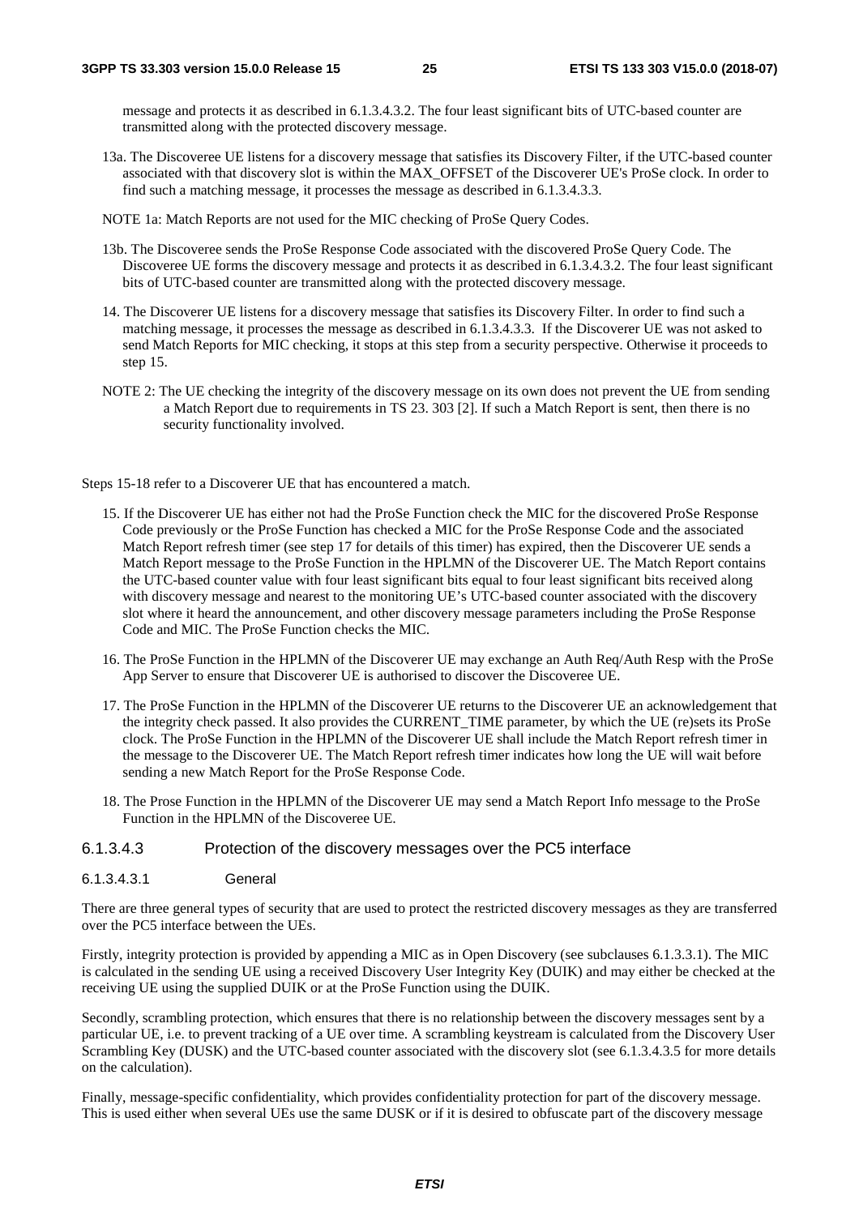message and protects it as described in 6.1.3.4.3.2. The four least significant bits of UTC-based counter are transmitted along with the protected discovery message.

13a. The Discoveree UE listens for a discovery message that satisfies its Discovery Filter, if the UTC-based counter associated with that discovery slot is within the MAX_OFFSET of the Discoverer UE's ProSe clock. In order to find such a matching message, it processes the message as described in 6.1.3.4.3.3.

NOTE 1a: Match Reports are not used for the MIC checking of ProSe Query Codes.

13b. The Discoveree sends the ProSe Response Code associated with the discovered ProSe Query Code. The Discoveree UE forms the discovery message and protects it as described in 6.1.3.4.3.2. The four least significant bits of UTC-based counter are transmitted along with the protected discovery message.

14. The Discoverer UE listens for a discovery message that satisfies its Discovery Filter. In order to find such a matching message, it processes the message as described in 6.1.3.4.3.3. If the Discoverer UE was not asked to send Match Reports for MIC checking, it stops at this step from a security perspective. Otherwise it proceeds to step 15.

NOTE 2: The UE checking the integrity of the discovery message on its own does not prevent the UE from sending a Match Report due to requirements in TS 23. 303 [2]. If such a Match Report is sent, then there is no security functionality involved.

Steps 15-18 refer to a Discoverer UE that has encountered a match.

15. If the Discoverer UE has either not had the ProSe Function check the MIC for the discovered ProSe Response Code previously or the ProSe Function has checked a MIC for the ProSe Response Code and the associated Match Report refresh timer (see step 17 for details of this timer) has expired, then the Discoverer UE sends a Match Report message to the ProSe Function in the HPLMN of the Discoverer UE. The Match Report contains the UTC-based counter value with four least significant bits equal to four least significant bits received along with discovery message and nearest to the monitoring UE's UTC-based counter associated with the discovery slot where it heard the announcement, and other discovery message parameters including the ProSe Response Code and MIC. The ProSe Function checks the MIC.

16. The ProSe Function in the HPLMN of the Discoverer UE may exchange an Auth Req/Auth Resp with the ProSe App Server to ensure that Discoverer UE is authorised to discover the Discoveree UE.

17. The ProSe Function in the HPLMN of the Discoverer UE returns to the Discoverer UE an acknowledgement that the integrity check passed. It also provides the CURRENT_TIME parameter, by which the UE (re)sets its ProSe clock. The ProSe Function in the HPLMN of the Discoverer UE shall include the Match Report refresh timer in the message to the Discoverer UE. The Match Report refresh timer indicates how long the UE will wait before sending a new Match Report for the ProSe Response Code.

18. The Prose Function in the HPLMN of the Discoverer UE may send a Match Report Info message to the ProSe Function in the HPLMN of the Discoveree UE.

#### 6.1.3.4.3 Protection of the discovery messages over the PC5 interface

##### 6.1.3.4.3.1 General

There are three general types of security that are used to protect the restricted discovery messages as they are transferred over the PC5 interface between the UEs.

Firstly, integrity protection is provided by appending a MIC as in Open Discovery (see subclauses 6.1.3.3.1). The MIC is calculated in the sending UE using a received Discovery User Integrity Key (DUIK) and may either be checked at the receiving UE using the supplied DUIK or at the ProSe Function using the DUIK.

Secondly, scrambling protection, which ensures that there is no relationship between the discovery messages sent by a particular UE, i.e. to prevent tracking of a UE over time. A scrambling keystream is calculated from the Discovery User Scrambling Key (DUSK) and the UTC-based counter associated with the discovery slot (see 6.1.3.4.3.5 for more details on the calculation).

Finally, message-specific confidentiality, which provides confidentiality protection for part of the discovery message. This is used either when several UEs use the same DUSK or if it is desired to obfuscate part of the discovery message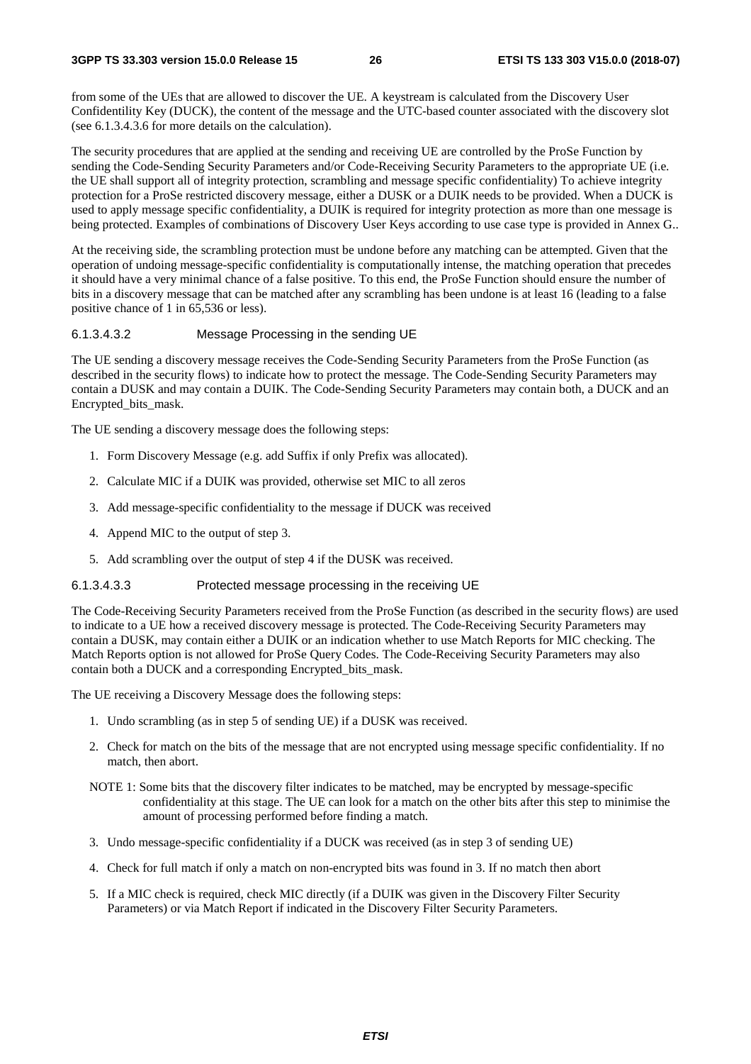from some of the UEs that are allowed to discover the UE. A keystream is calculated from the Discovery User Confidentility Key (DUCK), the content of the message and the UTC-based counter associated with the discovery slot (see 6.1.3.4.3.6 for more details on the calculation).

The security procedures that are applied at the sending and receiving UE are controlled by the ProSe Function by sending the Code-Sending Security Parameters and/or Code-Receiving Security Parameters to the appropriate UE (i.e. the UE shall support all of integrity protection, scrambling and message specific confidentiality) To achieve integrity protection for a ProSe restricted discovery message, either a DUSK or a DUIK needs to be provided. When a DUCK is used to apply message specific confidentiality, a DUIK is required for integrity protection as more than one message is being protected. Examples of combinations of Discovery User Keys according to use case type is provided in Annex G..

At the receiving side, the scrambling protection must be undone before any matching can be attempted. Given that the operation of undoing message-specific confidentiality is computationally intense, the matching operation that precedes it should have a very minimal chance of a false positive. To this end, the ProSe Function should ensure the number of bits in a discovery message that can be matched after any scrambling has been undone is at least 16 (leading to a false positive chance of 1 in 65,536 or less).

###### 6.1.3.4.3.2 Message Processing in the sending UE

The UE sending a discovery message receives the Code-Sending Security Parameters from the ProSe Function (as described in the security flows) to indicate how to protect the message. The Code-Sending Security Parameters may contain a DUSK and may contain a DUIK. The Code-Sending Security Parameters may contain both, a DUCK and an Encrypted_bits_mask.

The UE sending a discovery message does the following steps:

1. Form Discovery Message (e.g. add Suffix if only Prefix was allocated).
2. Calculate MIC if a DUIK was provided, otherwise set MIC to all zeros
3. Add message-specific confidentiality to the message if DUCK was received
4. Append MIC to the output of step 3.
5. Add scrambling over the output of step 4 if the DUSK was received.

###### 6.1.3.4.3.3 Protected message processing in the receiving UE

The Code-Receiving Security Parameters received from the ProSe Function (as described in the security flows) are used to indicate to a UE how a received discovery message is protected. The Code-Receiving Security Parameters may contain a DUSK, may contain either a DUIK or an indication whether to use Match Reports for MIC checking. The Match Reports option is not allowed for ProSe Query Codes. The Code-Receiving Security Parameters may also contain both a DUCK and a corresponding Encrypted_bits_mask.

The UE receiving a Discovery Message does the following steps:

1. Undo scrambling (as in step 5 of sending UE) if a DUSK was received.
2. Check for match on the bits of the message that are not encrypted using message specific confidentiality. If no match, then abort.

NOTE 1: Some bits that the discovery filter indicates to be matched, may be encrypted by message-specific confidentiality at this stage. The UE can look for a match on the other bits after this step to minimise the amount of processing performed before finding a match.

3. Undo message-specific confidentiality if a DUCK was received (as in step 3 of sending UE)
4. Check for full match if only a match on non-encrypted bits was found in 3. If no match then abort
5. If a MIC check is required, check MIC directly (if a DUIK was given in the Discovery Filter Security Parameters) or via Match Report if indicated in the Discovery Filter Security Parameters.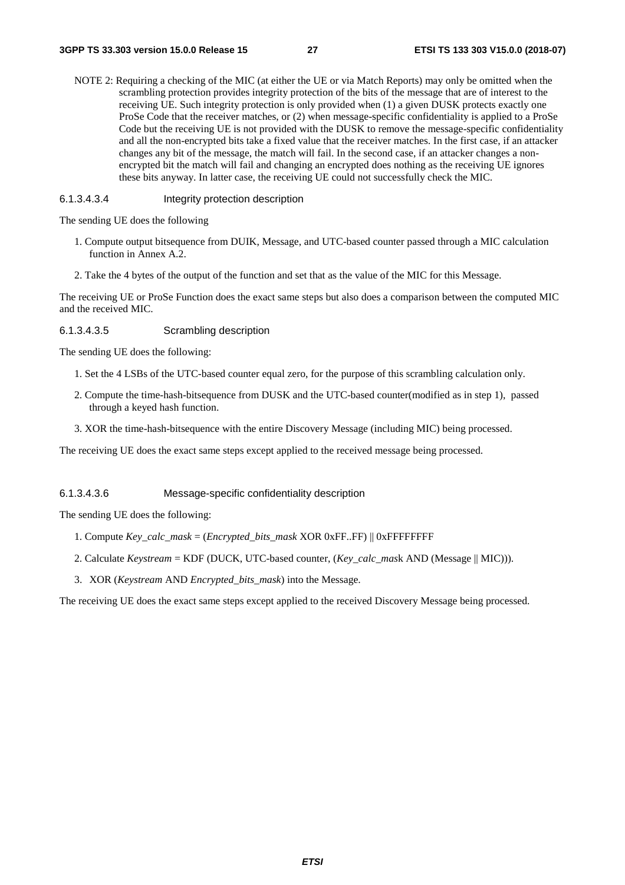NOTE 2: Requiring a checking of the MIC (at either the UE or via Match Reports) may only be omitted when the scrambling protection provides integrity protection of the bits of the message that are of interest to the receiving UE. Such integrity protection is only provided when (1) a given DUSK protects exactly one ProSe Code that the receiver matches, or (2) when message-specific confidentiality is applied to a ProSe Code but the receiving UE is not provided with the DUSK to remove the message-specific confidentiality and all the non-encrypted bits take a fixed value that the receiver matches. In the first case, if an attacker changes any bit of the message, the match will fail. In the second case, if an attacker changes a non-encrypted bit the match will fail and changing an encrypted does nothing as the receiving UE ignores these bits anyway. In latter case, the receiving UE could not successfully check the MIC.

###### 6.1.3.4.3.4 Integrity protection description

The sending UE does the following

1. Compute output bitsequence from DUIK, Message, and UTC-based counter passed through a MIC calculation function in Annex A.2.
2. Take the 4 bytes of the output of the function and set that as the value of the MIC for this Message.

The receiving UE or ProSe Function does the exact same steps but also does a comparison between the computed MIC and the received MIC.

###### 6.1.3.4.3.5 Scrambling description

The sending UE does the following:

1. Set the 4 LSBs of the UTC-based counter equal zero, for the purpose of this scrambling calculation only.
2. Compute the time-hash-bitsequence from DUSK and the UTC-based counter(modified as in step 1), passed through a keyed hash function.
3. XOR the time-hash-bitsequence with the entire Discovery Message (including MIC) being processed.

The receiving UE does the exact same steps except applied to the received message being processed.

###### 6.1.3.4.3.6 Message-specific confidentiality description

The sending UE does the following:

1. Compute *Key_calc_mask* = (*Encrypted_bits_mask* XOR 0xFF..FF) || 0xFFFFFFFF
2. Calculate *Keystream* = KDF (DUCK, UTC-based counter, (*Key_calc_mask* AND (Message || MIC))).
3. XOR (*Keystream* AND *Encrypted_bits_mask*) into the Message.

The receiving UE does the exact same steps except applied to the received Discovery Message being processed.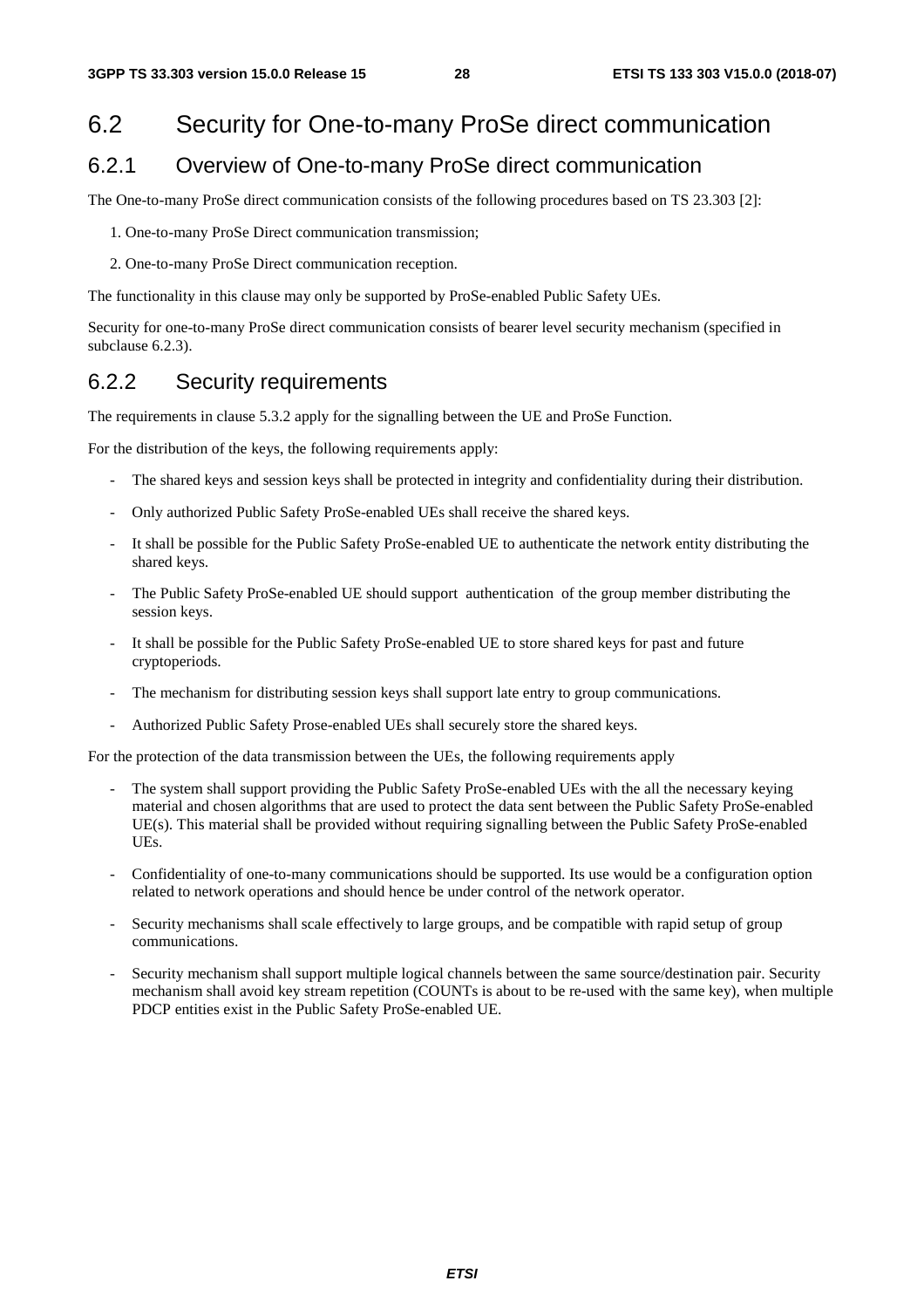## 6.2 Security for One-to-many ProSe direct communication

### 6.2.1 Overview of One-to-many ProSe direct communication

The One-to-many ProSe direct communication consists of the following procedures based on TS 23.303 [2]:

1. One-to-many ProSe Direct communication transmission;
2. One-to-many ProSe Direct communication reception.

The functionality in this clause may only be supported by ProSe-enabled Public Safety UEs.

Security for one-to-many ProSe direct communication consists of bearer level security mechanism (specified in subclause 6.2.3).

### 6.2.2 Security requirements

The requirements in clause 5.3.2 apply for the signalling between the UE and ProSe Function.

For the distribution of the keys, the following requirements apply:

- The shared keys and session keys shall be protected in integrity and confidentiality during their distribution.
- Only authorized Public Safety ProSe-enabled UEs shall receive the shared keys.
- It shall be possible for the Public Safety ProSe-enabled UE to authenticate the network entity distributing the shared keys.
- The Public Safety ProSe-enabled UE should support authentication of the group member distributing the session keys.
- It shall be possible for the Public Safety ProSe-enabled UE to store shared keys for past and future cryptoperiods.
- The mechanism for distributing session keys shall support late entry to group communications.
- Authorized Public Safety Prose-enabled UEs shall securely store the shared keys.

For the protection of the data transmission between the UEs, the following requirements apply

- The system shall support providing the Public Safety ProSe-enabled UEs with the all the necessary keying material and chosen algorithms that are used to protect the data sent between the Public Safety ProSe-enabled UE(s). This material shall be provided without requiring signalling between the Public Safety ProSe-enabled UEs.
- Confidentiality of one-to-many communications should be supported. Its use would be a configuration option related to network operations and should hence be under control of the network operator.
- Security mechanisms shall scale effectively to large groups, and be compatible with rapid setup of group communications.
- Security mechanism shall support multiple logical channels between the same source/destination pair. Security mechanism shall avoid key stream repetition (COUNTs is about to be re-used with the same key), when multiple PDCP entities exist in the Public Safety ProSe-enabled UE.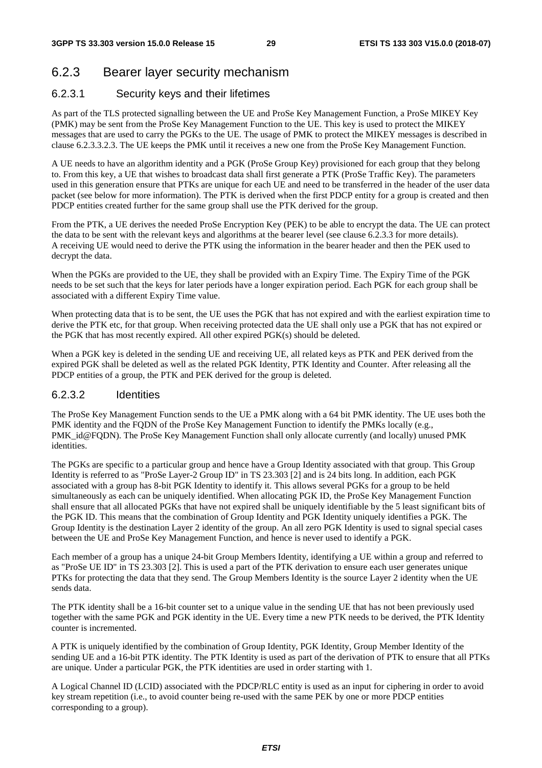### 6.2.3 Bearer layer security mechanism

#### 6.2.3.1 Security keys and their lifetimes

As part of the TLS protected signalling between the UE and ProSe Key Management Function, a ProSe MIKEY Key (PMK) may be sent from the ProSe Key Management Function to the UE. This key is used to protect the MIKEY messages that are used to carry the PGKs to the UE. The usage of PMK to protect the MIKEY messages is described in clause 6.2.3.3.2.3. The UE keeps the PMK until it receives a new one from the ProSe Key Management Function.

A UE needs to have an algorithm identity and a PGK (ProSe Group Key) provisioned for each group that they belong to. From this key, a UE that wishes to broadcast data shall first generate a PTK (ProSe Traffic Key). The parameters used in this generation ensure that PTKs are unique for each UE and need to be transferred in the header of the user data packet (see below for more information). The PTK is derived when the first PDCP entity for a group is created and then PDCP entities created further for the same group shall use the PTK derived for the group.

From the PTK, a UE derives the needed ProSe Encryption Key (PEK) to be able to encrypt the data. The UE can protect the data to be sent with the relevant keys and algorithms at the bearer level (see clause 6.2.3.3 for more details). A receiving UE would need to derive the PTK using the information in the bearer header and then the PEK used to decrypt the data.

When the PGKs are provided to the UE, they shall be provided with an Expiry Time. The Expiry Time of the PGK needs to be set such that the keys for later periods have a longer expiration period. Each PGK for each group shall be associated with a different Expiry Time value.

When protecting data that is to be sent, the UE uses the PGK that has not expired and with the earliest expiration time to derive the PTK etc, for that group. When receiving protected data the UE shall only use a PGK that has not expired or the PGK that has most recently expired. All other expired PGK(s) should be deleted.

When a PGK key is deleted in the sending UE and receiving UE, all related keys as PTK and PEK derived from the expired PGK shall be deleted as well as the related PGK Identity, PTK Identity and Counter. After releasing all the PDCP entities of a group, the PTK and PEK derived for the group is deleted.

#### 6.2.3.2 Identities

The ProSe Key Management Function sends to the UE a PMK along with a 64 bit PMK identity. The UE uses both the PMK identity and the FQDN of the ProSe Key Management Function to identify the PMKs locally (e.g., PMK_id@FQDN). The ProSe Key Management Function shall only allocate currently (and locally) unused PMK identities.

The PGKs are specific to a particular group and hence have a Group Identity associated with that group. This Group Identity is referred to as "ProSe Layer-2 Group ID" in TS 23.303 [2] and is 24 bits long. In addition, each PGK associated with a group has 8-bit PGK Identity to identify it. This allows several PGKs for a group to be held simultaneously as each can be uniquely identified. When allocating PGK ID, the ProSe Key Management Function shall ensure that all allocated PGKs that have not expired shall be uniquely identifiable by the 5 least significant bits of the PGK ID. This means that the combination of Group Identity and PGK Identity uniquely identifies a PGK. The Group Identity is the destination Layer 2 identity of the group. An all zero PGK Identity is used to signal special cases between the UE and ProSe Key Management Function, and hence is never used to identify a PGK.

Each member of a group has a unique 24-bit Group Members Identity, identifying a UE within a group and referred to as "ProSe UE ID" in TS 23.303 [2]. This is used a part of the PTK derivation to ensure each user generates unique PTKs for protecting the data that they send. The Group Members Identity is the source Layer 2 identity when the UE sends data.

The PTK identity shall be a 16-bit counter set to a unique value in the sending UE that has not been previously used together with the same PGK and PGK identity in the UE. Every time a new PTK needs to be derived, the PTK Identity counter is incremented.

A PTK is uniquely identified by the combination of Group Identity, PGK Identity, Group Member Identity of the sending UE and a 16-bit PTK identity. The PTK Identity is used as part of the derivation of PTK to ensure that all PTKs are unique. Under a particular PGK, the PTK identities are used in order starting with 1.

A Logical Channel ID (LCID) associated with the PDCP/RLC entity is used as an input for ciphering in order to avoid key stream repetition (i.e., to avoid counter being re-used with the same PEK by one or more PDCP entities corresponding to a group).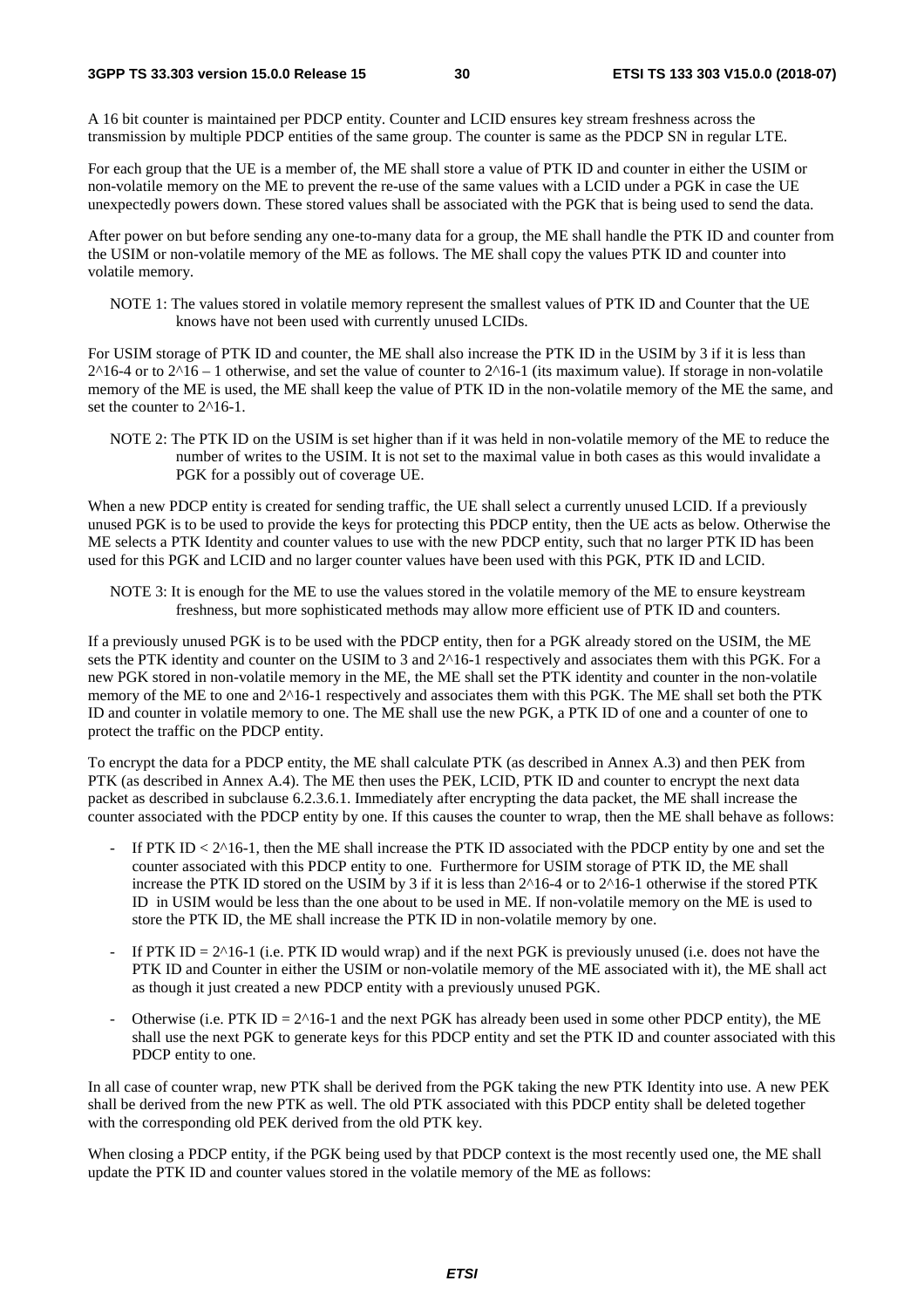A 16 bit counter is maintained per PDCP entity. Counter and LCID ensures key stream freshness across the transmission by multiple PDCP entities of the same group. The counter is same as the PDCP SN in regular LTE.

For each group that the UE is a member of, the ME shall store a value of PTK ID and counter in either the USIM or non-volatile memory on the ME to prevent the re-use of the same values with a LCID under a PGK in case the UE unexpectedly powers down. These stored values shall be associated with the PGK that is being used to send the data.

After power on but before sending any one-to-many data for a group, the ME shall handle the PTK ID and counter from the USIM or non-volatile memory of the ME as follows. The ME shall copy the values PTK ID and counter into volatile memory.

NOTE 1: The values stored in volatile memory represent the smallest values of PTK ID and Counter that the UE knows have not been used with currently unused LCIDs.

For USIM storage of PTK ID and counter, the ME shall also increase the PTK ID in the USIM by 3 if it is less than $2^{16}$-4 or to $2^{16} – 1$ otherwise, and set the value of counter to $2^{16}$-1 (its maximum value). If storage in non-volatile memory of the ME is used, the ME shall keep the value of PTK ID in the non-volatile memory of the ME the same, and set the counter to $2^{16}$-1.

NOTE 2: The PTK ID on the USIM is set higher than if it was held in non-volatile memory of the ME to reduce the number of writes to the USIM. It is not set to the maximal value in both cases as this would invalidate a PGK for a possibly out of coverage UE.

When a new PDCP entity is created for sending traffic, the UE shall select a currently unused LCID. If a previously unused PGK is to be used to provide the keys for protecting this PDCP entity, then the UE acts as below. Otherwise the ME selects a PTK Identity and counter values to use with the new PDCP entity, such that no larger PTK ID has been used for this PGK and LCID and no larger counter values have been used with this PGK, PTK ID and LCID.

NOTE 3: It is enough for the ME to use the values stored in the volatile memory of the ME to ensure keystream freshness, but more sophisticated methods may allow more efficient use of PTK ID and counters.

If a previously unused PGK is to be used with the PDCP entity, then for a PGK already stored on the USIM, the ME sets the PTK identity and counter on the USIM to 3 and $2^{16}$-1 respectively and associates them with this PGK. For a new PGK stored in non-volatile memory in the ME, the ME shall set the PTK identity and counter in the non-volatile memory of the ME to one and $2^{16}$-1 respectively and associates them with this PGK. The ME shall set both the PTK ID and counter in volatile memory to one. The ME shall use the new PGK, a PTK ID of one and a counter of one to protect the traffic on the PDCP entity.

To encrypt the data for a PDCP entity, the ME shall calculate PTK (as described in Annex A.3) and then PEK from PTK (as described in Annex A.4). The ME then uses the PEK, LCID, PTK ID and counter to encrypt the next data packet as described in subclause 6.2.3.6.1. Immediately after encrypting the data packet, the ME shall increase the counter associated with the PDCP entity by one. If this causes the counter to wrap, then the ME shall behave as follows:

- If PTK ID < $2^{16}$-1, then the ME shall increase the PTK ID associated with the PDCP entity by one and set the counter associated with this PDCP entity to one. Furthermore for USIM storage of PTK ID, the ME shall increase the PTK ID stored on the USIM by 3 if it is less than $2^{16}$-4 or to $2^{16}$-1 otherwise if the stored PTK ID in USIM would be less than the one about to be used in ME. If non-volatile memory on the ME is used to store the PTK ID, the ME shall increase the PTK ID in non-volatile memory by one.
- If PTK ID = $2^{16}$-1 (i.e. PTK ID would wrap) and if the next PGK is previously unused (i.e. does not have the PTK ID and Counter in either the USIM or non-volatile memory of the ME associated with it), the ME shall act as though it just created a new PDCP entity with a previously unused PGK.
- Otherwise (i.e. PTK ID = $2^{16}$-1 and the next PGK has already been used in some other PDCP entity), the ME shall use the next PGK to generate keys for this PDCP entity and set the PTK ID and counter associated with this PDCP entity to one.

In all case of counter wrap, new PTK shall be derived from the PGK taking the new PTK Identity into use. A new PEK shall be derived from the new PTK as well. The old PTK associated with this PDCP entity shall be deleted together with the corresponding old PEK derived from the old PTK key.

When closing a PDCP entity, if the PGK being used by that PDCP context is the most recently used one, the ME shall update the PTK ID and counter values stored in the volatile memory of the ME as follows: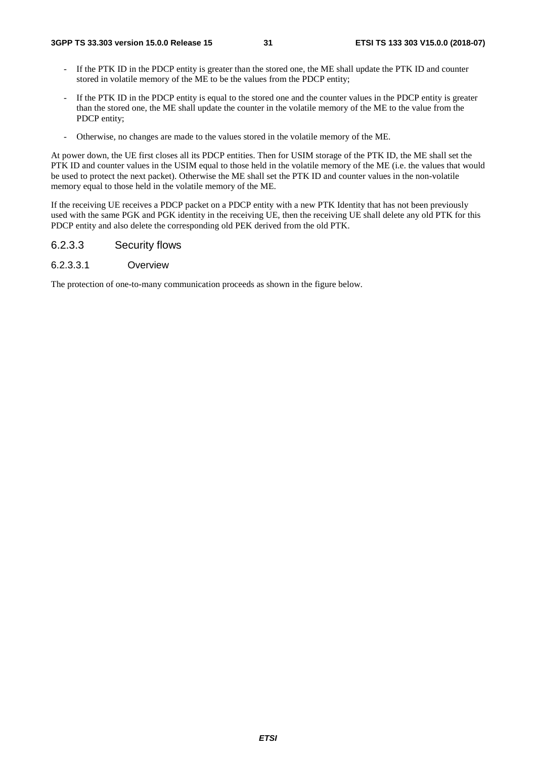- If the PTK ID in the PDCP entity is greater than the stored one, the ME shall update the PTK ID and counter stored in volatile memory of the ME to be the values from the PDCP entity;

- If the PTK ID in the PDCP entity is equal to the stored one and the counter values in the PDCP entity is greater than the stored one, the ME shall update the counter in the volatile memory of the ME to the value from the PDCP entity;

- Otherwise, no changes are made to the values stored in the volatile memory of the ME.

At power down, the UE first closes all its PDCP entities. Then for USIM storage of the PTK ID, the ME shall set the PTK ID and counter values in the USIM equal to those held in the volatile memory of the ME (i.e. the values that would be used to protect the next packet). Otherwise the ME shall set the PTK ID and counter values in the non-volatile memory equal to those held in the volatile memory of the ME.

If the receiving UE receives a PDCP packet on a PDCP entity with a new PTK Identity that has not been previously used with the same PGK and PGK identity in the receiving UE, then the receiving UE shall delete any old PTK for this PDCP entity and also delete the corresponding old PEK derived from the old PTK.

### 6.2.3.3 Security flows

#### 6.2.3.3.1 Overview

The protection of one-to-many communication proceeds as shown in the figure below.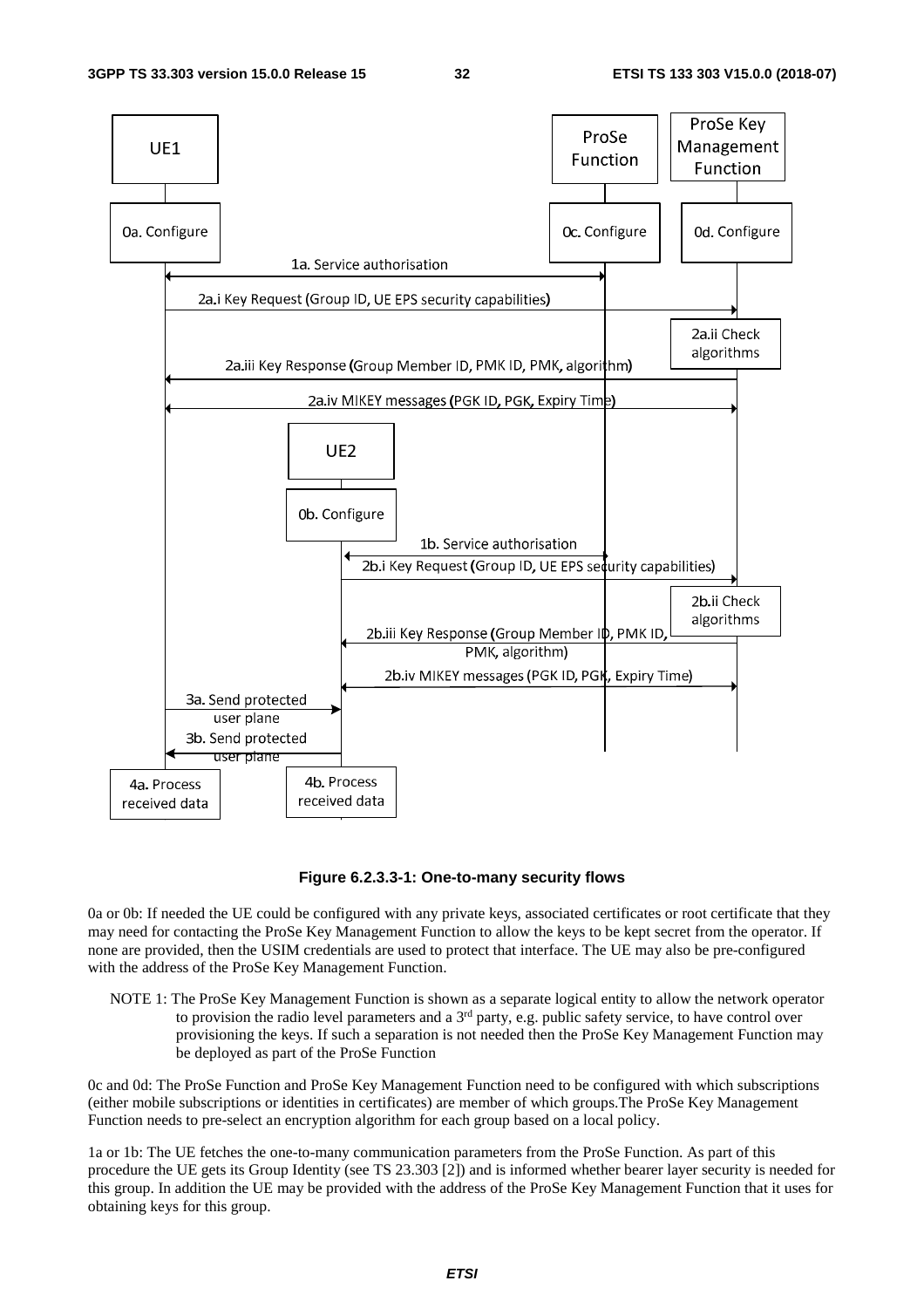**Figure 6.2.3.3-1: One-to-many security flows**

0a or 0b: If needed the UE could be configured with any private keys, associated certificates or root certificate that they may need for contacting the ProSe Key Management Function to allow the keys to be kept secret from the operator. If none are provided, then the USIM credentials are used to protect that interface. The UE may also be pre-configured with the address of the ProSe Key Management Function.

NOTE 1: The ProSe Key Management Function is shown as a separate logical entity to allow the network operator to provision the radio level parameters and a 3rd party, e.g. public safety service, to have control over provisioning the keys. If such a separation is not needed then the ProSe Key Management Function may be deployed as part of the ProSe Function

0c and 0d: The ProSe Function and ProSe Key Management Function need to be configured with which subscriptions (either mobile subscriptions or identities in certificates) are member of which groups.The ProSe Key Management Function needs to pre-select an encryption algorithm for each group based on a local policy.

1a or 1b: The UE fetches the one-to-many communication parameters from the ProSe Function. As part of this procedure the UE gets its Group Identity (see TS 23.303 [2]) and is informed whether bearer layer security is needed for this group. In addition the UE may be provided with the address of the ProSe Key Management Function that it uses for obtaining keys for this group.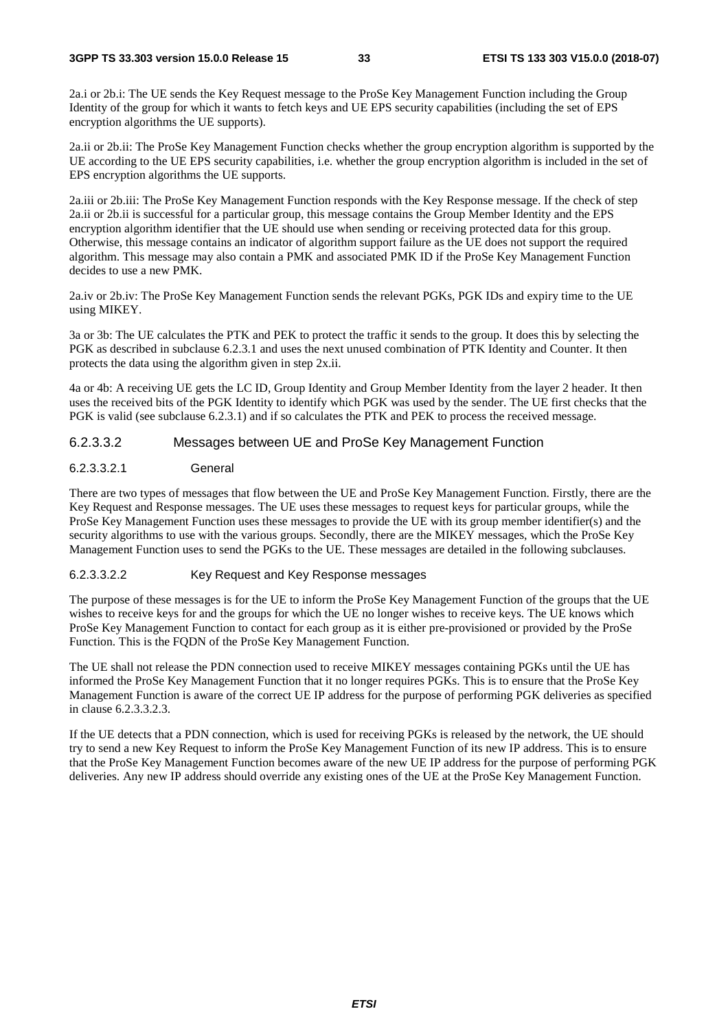2a.i or 2b.i: The UE sends the Key Request message to the ProSe Key Management Function including the Group Identity of the group for which it wants to fetch keys and UE EPS security capabilities (including the set of EPS encryption algorithms the UE supports).

2a.ii or 2b.ii: The ProSe Key Management Function checks whether the group encryption algorithm is supported by the UE according to the UE EPS security capabilities, i.e. whether the group encryption algorithm is included in the set of EPS encryption algorithms the UE supports.

2a.iii or 2b.iii: The ProSe Key Management Function responds with the Key Response message. If the check of step 2a.ii or 2b.ii is successful for a particular group, this message contains the Group Member Identity and the EPS encryption algorithm identifier that the UE should use when sending or receiving protected data for this group. Otherwise, this message contains an indicator of algorithm support failure as the UE does not support the required algorithm. This message may also contain a PMK and associated PMK ID if the ProSe Key Management Function decides to use a new PMK.

2a.iv or 2b.iv: The ProSe Key Management Function sends the relevant PGKs, PGK IDs and expiry time to the UE using MIKEY.

3a or 3b: The UE calculates the PTK and PEK to protect the traffic it sends to the group. It does this by selecting the PGK as described in subclause 6.2.3.1 and uses the next unused combination of PTK Identity and Counter. It then protects the data using the algorithm given in step 2x.ii.

4a or 4b: A receiving UE gets the LC ID, Group Identity and Group Member Identity from the layer 2 header. It then uses the received bits of the PGK Identity to identify which PGK was used by the sender. The UE first checks that the PGK is valid (see subclause 6.2.3.1) and if so calculates the PTK and PEK to process the received message.

#### 6.2.3.3.2 Messages between UE and ProSe Key Management Function

##### 6.2.3.3.2.1 General

There are two types of messages that flow between the UE and ProSe Key Management Function. Firstly, there are the Key Request and Response messages. The UE uses these messages to request keys for particular groups, while the ProSe Key Management Function uses these messages to provide the UE with its group member identifier(s) and the security algorithms to use with the various groups. Secondly, there are the MIKEY messages, which the ProSe Key Management Function uses to send the PGKs to the UE. These messages are detailed in the following subclauses.

##### 6.2.3.3.2.2 Key Request and Key Response messages

The purpose of these messages is for the UE to inform the ProSe Key Management Function of the groups that the UE wishes to receive keys for and the groups for which the UE no longer wishes to receive keys. The UE knows which ProSe Key Management Function to contact for each group as it is either pre-provisioned or provided by the ProSe Function. This is the FQDN of the ProSe Key Management Function.

The UE shall not release the PDN connection used to receive MIKEY messages containing PGKs until the UE has informed the ProSe Key Management Function that it no longer requires PGKs. This is to ensure that the ProSe Key Management Function is aware of the correct UE IP address for the purpose of performing PGK deliveries as specified in clause 6.2.3.3.2.3.

If the UE detects that a PDN connection, which is used for receiving PGKs is released by the network, the UE should try to send a new Key Request to inform the ProSe Key Management Function of its new IP address. This is to ensure that the ProSe Key Management Function becomes aware of the new UE IP address for the purpose of performing PGK deliveries. Any new IP address should override any existing ones of the UE at the ProSe Key Management Function.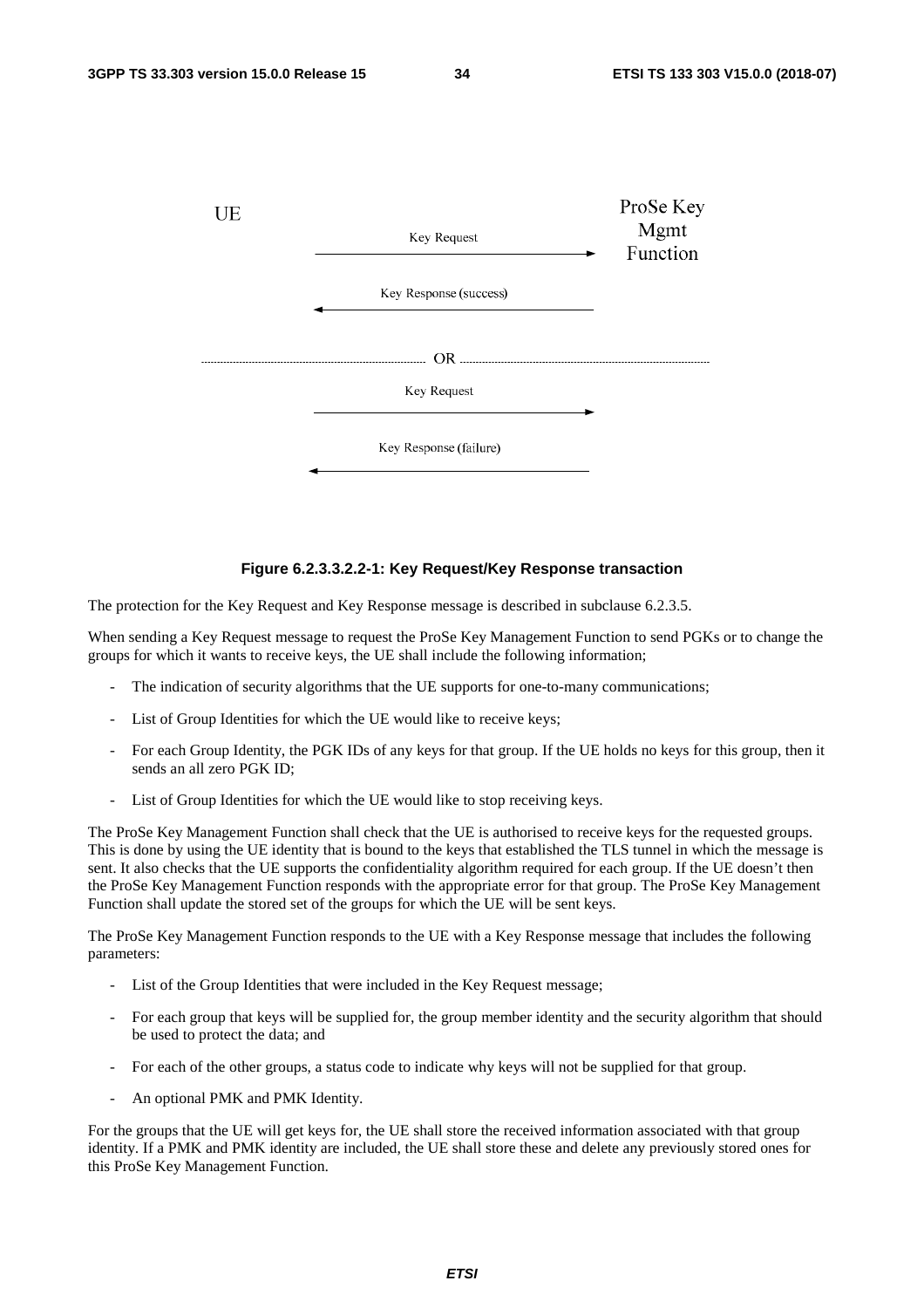UE | ProSe Key Mgmt Function

Key Request →

← Key Response (success)

OR

Key Request →

← Key Response (failure)

**Figure 6.2.3.3.2.2-1: Key Request/Key Response transaction**

The protection for the Key Request and Key Response message is described in subclause 6.2.3.5.

When sending a Key Request message to request the ProSe Key Management Function to send PGKs or to change the groups for which it wants to receive keys, the UE shall include the following information;

- The indication of security algorithms that the UE supports for one-to-many communications;
- List of Group Identities for which the UE would like to receive keys;
- For each Group Identity, the PGK IDs of any keys for that group. If the UE holds no keys for this group, then it sends an all zero PGK ID;
- List of Group Identities for which the UE would like to stop receiving keys.

The ProSe Key Management Function shall check that the UE is authorised to receive keys for the requested groups. This is done by using the UE identity that is bound to the keys that established the TLS tunnel in which the message is sent. It also checks that the UE supports the confidentiality algorithm required for each group. If the UE doesn't then the ProSe Key Management Function responds with the appropriate error for that group. The ProSe Key Management Function shall update the stored set of the groups for which the UE will be sent keys.

The ProSe Key Management Function responds to the UE with a Key Response message that includes the following parameters:

- List of the Group Identities that were included in the Key Request message;
- For each group that keys will be supplied for, the group member identity and the security algorithm that should be used to protect the data; and
- For each of the other groups, a status code to indicate why keys will not be supplied for that group.
- An optional PMK and PMK Identity.

For the groups that the UE will get keys for, the UE shall store the received information associated with that group identity. If a PMK and PMK identity are included, the UE shall store these and delete any previously stored ones for this ProSe Key Management Function.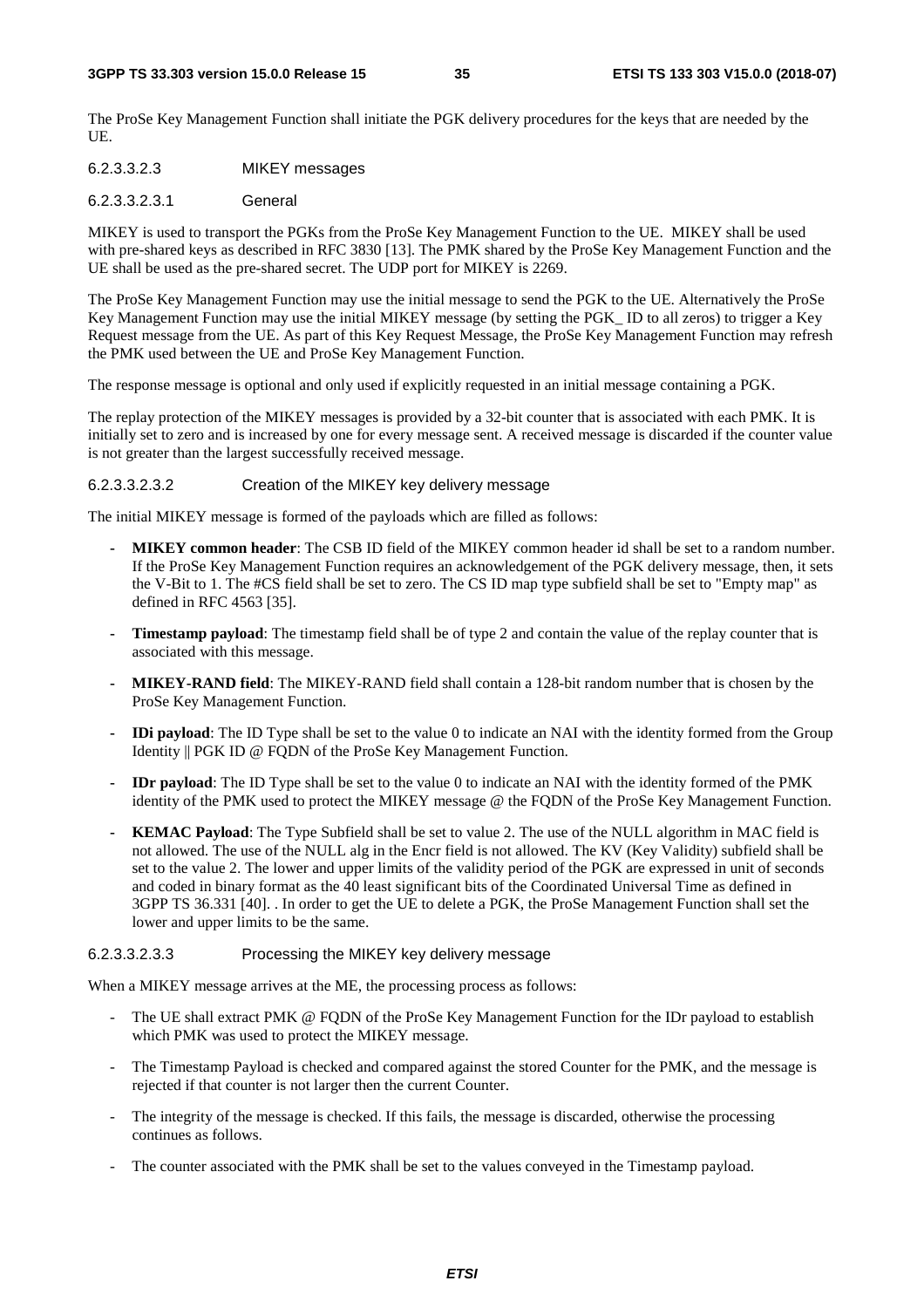The ProSe Key Management Function shall initiate the PGK delivery procedures for the keys that are needed by the UE.

###### 6.2.3.3.2.3 MIKEY messages

###### 6.2.3.3.2.3.1 General

MIKEY is used to transport the PGKs from the ProSe Key Management Function to the UE. MIKEY shall be used with pre-shared keys as described in RFC 3830 [13]. The PMK shared by the ProSe Key Management Function and the UE shall be used as the pre-shared secret. The UDP port for MIKEY is 2269.

The ProSe Key Management Function may use the initial message to send the PGK to the UE. Alternatively the ProSe Key Management Function may use the initial MIKEY message (by setting the PGK_ ID to all zeros) to trigger a Key Request message from the UE. As part of this Key Request Message, the ProSe Key Management Function may refresh the PMK used between the UE and ProSe Key Management Function.

The response message is optional and only used if explicitly requested in an initial message containing a PGK.

The replay protection of the MIKEY messages is provided by a 32-bit counter that is associated with each PMK. It is initially set to zero and is increased by one for every message sent. A received message is discarded if the counter value is not greater than the largest successfully received message.

###### 6.2.3.3.2.3.2 Creation of the MIKEY key delivery message

The initial MIKEY message is formed of the payloads which are filled as follows:

- **MIKEY common header**: The CSB ID field of the MIKEY common header id shall be set to a random number. If the ProSe Key Management Function requires an acknowledgement of the PGK delivery message, then, it sets the V-Bit to 1. The #CS field shall be set to zero. The CS ID map type subfield shall be set to "Empty map" as defined in RFC 4563 [35].
- **Timestamp payload**: The timestamp field shall be of type 2 and contain the value of the replay counter that is associated with this message.
- **MIKEY-RAND field**: The MIKEY-RAND field shall contain a 128-bit random number that is chosen by the ProSe Key Management Function.
- **IDi payload**: The ID Type shall be set to the value 0 to indicate an NAI with the identity formed from the Group Identity || PGK ID @ FQDN of the ProSe Key Management Function.
- **IDr payload**: The ID Type shall be set to the value 0 to indicate an NAI with the identity formed of the PMK identity of the PMK used to protect the MIKEY message @ the FQDN of the ProSe Key Management Function.
- **KEMAC Payload**: The Type Subfield shall be set to value 2. The use of the NULL algorithm in MAC field is not allowed. The use of the NULL alg in the Encr field is not allowed. The KV (Key Validity) subfield shall be set to the value 2. The lower and upper limits of the validity period of the PGK are expressed in unit of seconds and coded in binary format as the 40 least significant bits of the Coordinated Universal Time as defined in 3GPP TS 36.331 [40]. . In order to get the UE to delete a PGK, the ProSe Management Function shall set the lower and upper limits to be the same.

###### 6.2.3.3.2.3.3 Processing the MIKEY key delivery message

When a MIKEY message arrives at the ME, the processing process as follows:

- The UE shall extract PMK @ FQDN of the ProSe Key Management Function for the IDr payload to establish which PMK was used to protect the MIKEY message.
- The Timestamp Payload is checked and compared against the stored Counter for the PMK, and the message is rejected if that counter is not larger then the current Counter.
- The integrity of the message is checked. If this fails, the message is discarded, otherwise the processing continues as follows.
- The counter associated with the PMK shall be set to the values conveyed in the Timestamp payload.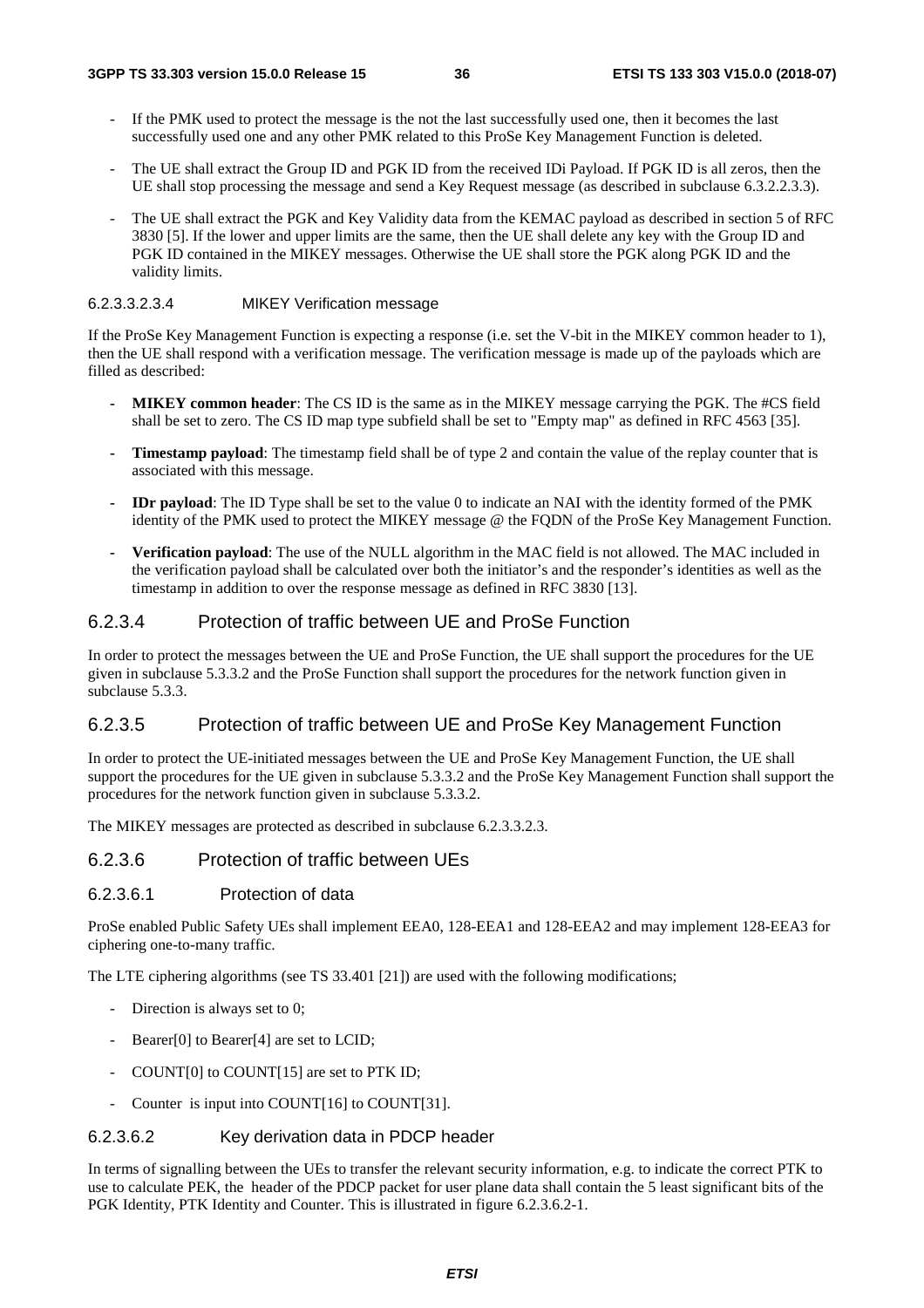- If the PMK used to protect the message is the not the last successfully used one, then it becomes the last successfully used one and any other PMK related to this ProSe Key Management Function is deleted.

- The UE shall extract the Group ID and PGK ID from the received IDi Payload. If PGK ID is all zeros, then the UE shall stop processing the message and send a Key Request message (as described in subclause 6.3.2.2.3.3).

- The UE shall extract the PGK and Key Validity data from the KEMAC payload as described in section 5 of RFC 3830 [5]. If the lower and upper limits are the same, then the UE shall delete any key with the Group ID and PGK ID contained in the MIKEY messages. Otherwise the UE shall store the PGK along PGK ID and the validity limits.

###### 6.2.3.3.2.3.4 MIKEY Verification message

If the ProSe Key Management Function is expecting a response (i.e. set the V-bit in the MIKEY common header to 1), then the UE shall respond with a verification message. The verification message is made up of the payloads which are filled as described:

- **MIKEY common header**: The CS ID is the same as in the MIKEY message carrying the PGK. The #CS field shall be set to zero. The CS ID map type subfield shall be set to "Empty map" as defined in RFC 4563 [35].

- **Timestamp payload**: The timestamp field shall be of type 2 and contain the value of the replay counter that is associated with this message.

- **IDr payload**: The ID Type shall be set to the value 0 to indicate an NAI with the identity formed of the PMK identity of the PMK used to protect the MIKEY message @ the FQDN of the ProSe Key Management Function.

- **Verification payload**: The use of the NULL algorithm in the MAC field is not allowed. The MAC included in the verification payload shall be calculated over both the initiator's and the responder's identities as well as the timestamp in addition to over the response message as defined in RFC 3830 [13].

### 6.2.3.4 Protection of traffic between UE and ProSe Function

In order to protect the messages between the UE and ProSe Function, the UE shall support the procedures for the UE given in subclause 5.3.3.2 and the ProSe Function shall support the procedures for the network function given in subclause 5.3.3.

### 6.2.3.5 Protection of traffic between UE and ProSe Key Management Function

In order to protect the UE-initiated messages between the UE and ProSe Key Management Function, the UE shall support the procedures for the UE given in subclause 5.3.3.2 and the ProSe Key Management Function shall support the procedures for the network function given in subclause 5.3.3.2.

The MIKEY messages are protected as described in subclause 6.2.3.3.2.3.

### 6.2.3.6 Protection of traffic between UEs

#### 6.2.3.6.1 Protection of data

ProSe enabled Public Safety UEs shall implement EEA0, 128-EEA1 and 128-EEA2 and may implement 128-EEA3 for ciphering one-to-many traffic.

The LTE ciphering algorithms (see TS 33.401 [21]) are used with the following modifications;

- Direction is always set to 0;

- Bearer[0] to Bearer[4] are set to LCID;

- COUNT[0] to COUNT[15] are set to PTK ID;

- Counter is input into COUNT[16] to COUNT[31].

#### 6.2.3.6.2 Key derivation data in PDCP header

In terms of signalling between the UEs to transfer the relevant security information, e.g. to indicate the correct PTK to use to calculate PEK, the header of the PDCP packet for user plane data shall contain the 5 least significant bits of the PGK Identity, PTK Identity and Counter. This is illustrated in figure 6.2.3.6.2-1.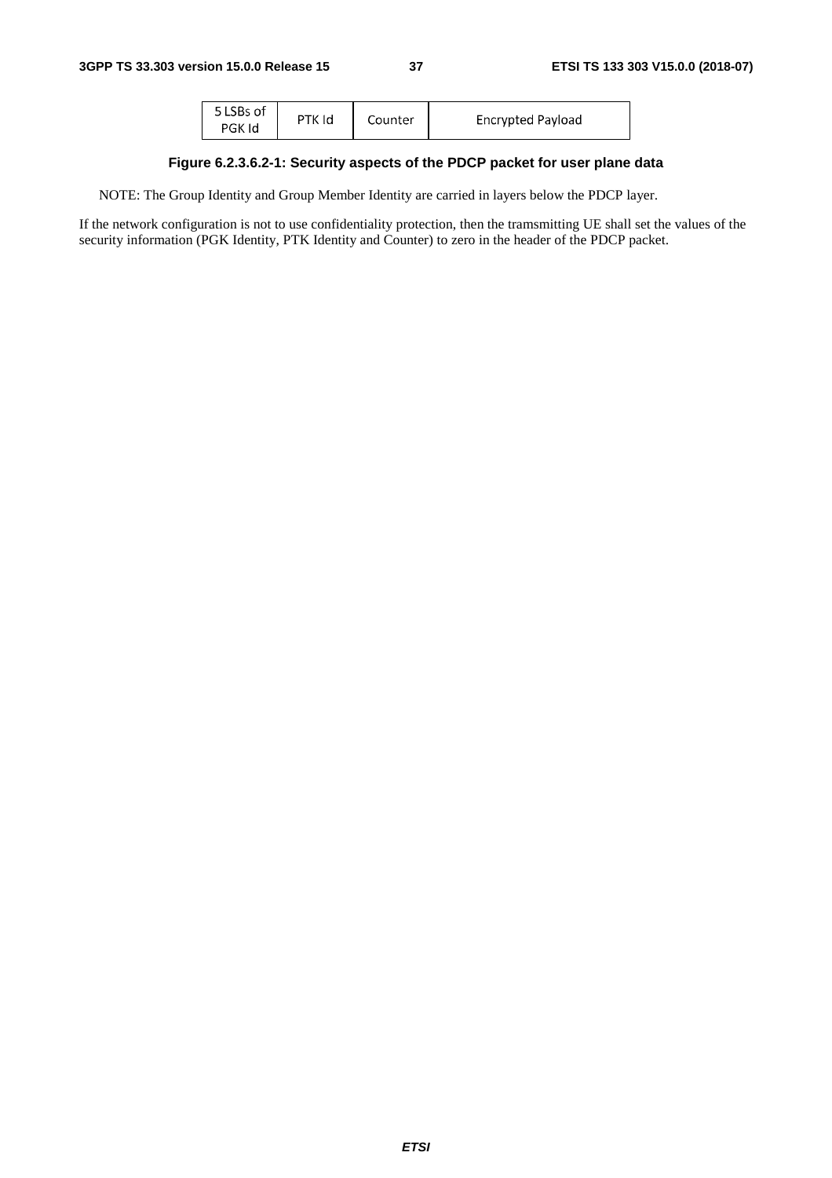| 5 LSBs of PGK Id | PTK Id | Counter | Encrypted Payload |
|---|---|---|---|

**Figure 6.2.3.6.2-1: Security aspects of the PDCP packet for user plane data**

NOTE: The Group Identity and Group Member Identity are carried in layers below the PDCP layer.

If the network configuration is not to use confidentiality protection, then the tramsmitting UE shall set the values of the security information (PGK Identity, PTK Identity and Counter) to zero in the header of the PDCP packet.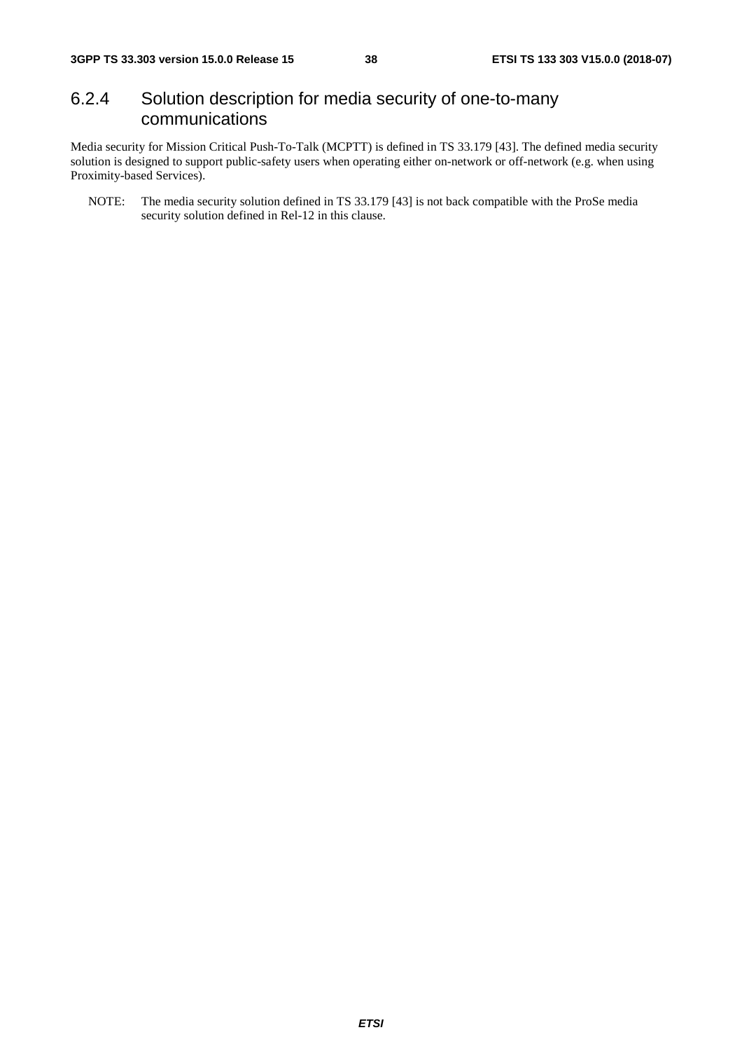### 6.2.4 Solution description for media security of one-to-many communications

Media security for Mission Critical Push-To-Talk (MCPTT) is defined in TS 33.179 [43]. The defined media security solution is designed to support public-safety users when operating either on-network or off-network (e.g. when using Proximity-based Services).

NOTE: The media security solution defined in TS 33.179 [43] is not back compatible with the ProSe media security solution defined in Rel-12 in this clause.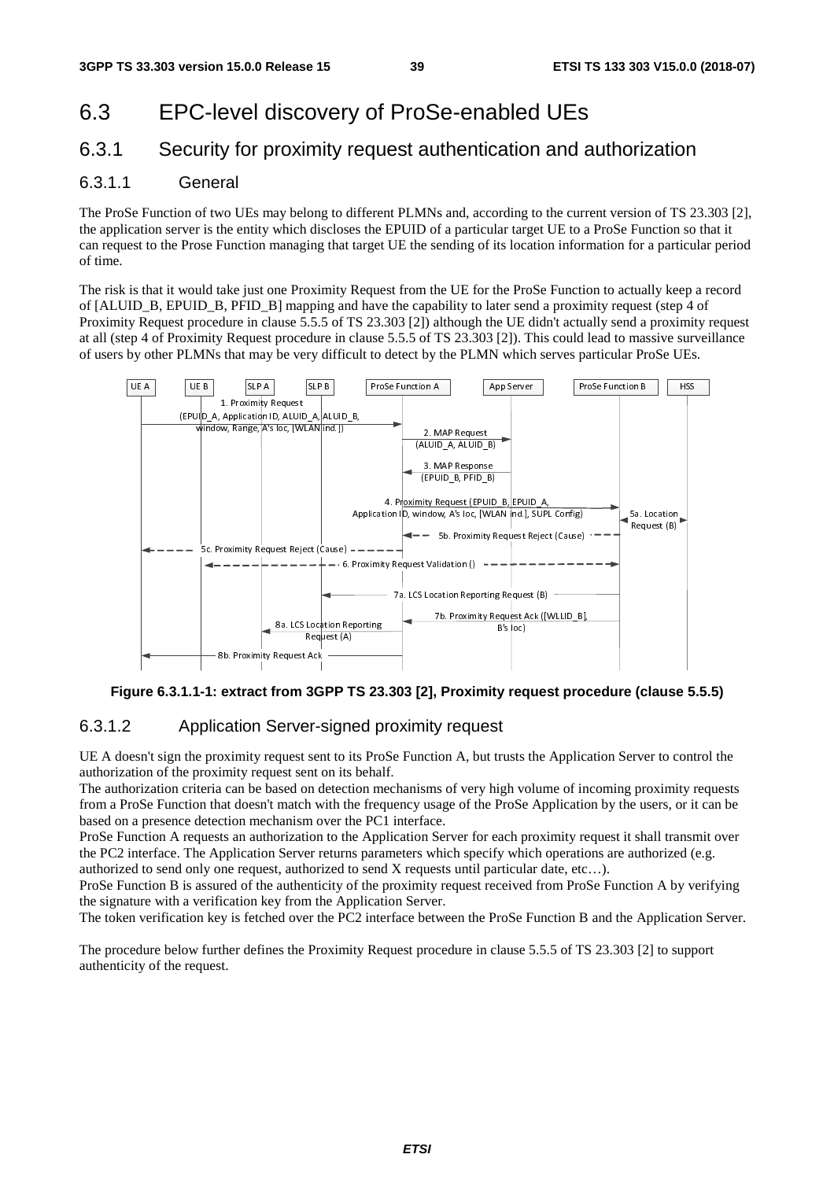# 6.3 EPC-level discovery of ProSe-enabled UEs

## 6.3.1 Security for proximity request authentication and authorization

### 6.3.1.1 General

The ProSe Function of two UEs may belong to different PLMNs and, according to the current version of TS 23.303 [2], the application server is the entity which discloses the EPUID of a particular target UE to a ProSe Function so that it can request to the Prose Function managing that target UE the sending of its location information for a particular period of time.

The risk is that it would take just one Proximity Request from the UE for the ProSe Function to actually keep a record of [ALUID_B, EPUID_B, PFID_B] mapping and have the capability to later send a proximity request (step 4 of Proximity Request procedure in clause 5.5.5 of TS 23.303 [2]) although the UE didn't actually send a proximity request at all (step 4 of Proximity Request procedure in clause 5.5.5 of TS 23.303 [2]). This could lead to massive surveillance of users by other PLMNs that may be very difficult to detect by the PLMN which serves particular ProSe UEs.

**Figure 6.3.1.1-1: extract from 3GPP TS 23.303 [2], Proximity request procedure (clause 5.5.5)**

### 6.3.1.2 Application Server-signed proximity request

UE A doesn't sign the proximity request sent to its ProSe Function A, but trusts the Application Server to control the authorization of the proximity request sent on its behalf.

The authorization criteria can be based on detection mechanisms of very high volume of incoming proximity requests from a ProSe Function that doesn't match with the frequency usage of the ProSe Application by the users, or it can be based on a presence detection mechanism over the PC1 interface.

ProSe Function A requests an authorization to the Application Server for each proximity request it shall transmit over the PC2 interface. The Application Server returns parameters which specify which operations are authorized (e.g. authorized to send only one request, authorized to send X requests until particular date, etc…).

ProSe Function B is assured of the authenticity of the proximity request received from ProSe Function A by verifying the signature with a verification key from the Application Server.

The token verification key is fetched over the PC2 interface between the ProSe Function B and the Application Server.

The procedure below further defines the Proximity Request procedure in clause 5.5.5 of TS 23.303 [2] to support authenticity of the request.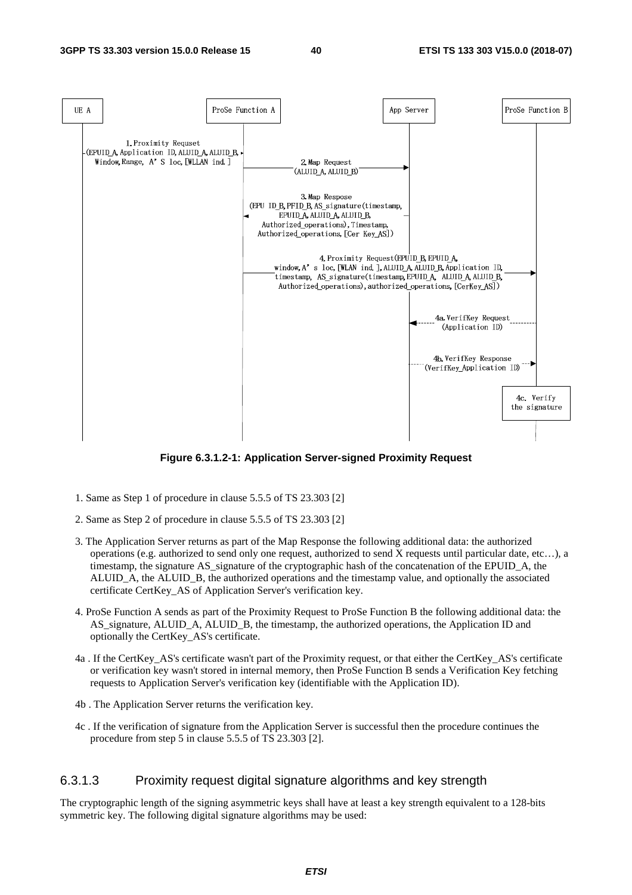**Figure 6.3.1.2-1: Application Server-signed Proximity Request**

1. Same as Step 1 of procedure in clause 5.5.5 of TS 23.303 [2]

2. Same as Step 2 of procedure in clause 5.5.5 of TS 23.303 [2]

3. The Application Server returns as part of the Map Response the following additional data: the authorized operations (e.g. authorized to send only one request, authorized to send X requests until particular date, etc…), a timestamp, the signature AS_signature of the cryptographic hash of the concatenation of the EPUID_A, the ALUID_A, the ALUID_B, the authorized operations and the timestamp value, and optionally the associated certificate CertKey_AS of Application Server's verification key.

4. ProSe Function A sends as part of the Proximity Request to ProSe Function B the following additional data: the AS_signature, ALUID_A, ALUID_B, the timestamp, the authorized operations, the Application ID and optionally the CertKey_AS's certificate.

4a . If the CertKey_AS's certificate wasn't part of the Proximity request, or that either the CertKey_AS's certificate or verification key wasn't stored in internal memory, then ProSe Function B sends a Verification Key fetching requests to Application Server's verification key (identifiable with the Application ID).

4b . The Application Server returns the verification key.

4c . If the verification of signature from the Application Server is successful then the procedure continues the procedure from step 5 in clause 5.5.5 of TS 23.303 [2].

### 6.3.1.3 Proximity request digital signature algorithms and key strength

The cryptographic length of the signing asymmetric keys shall have at least a key strength equivalent to a 128-bits symmetric key. The following digital signature algorithms may be used: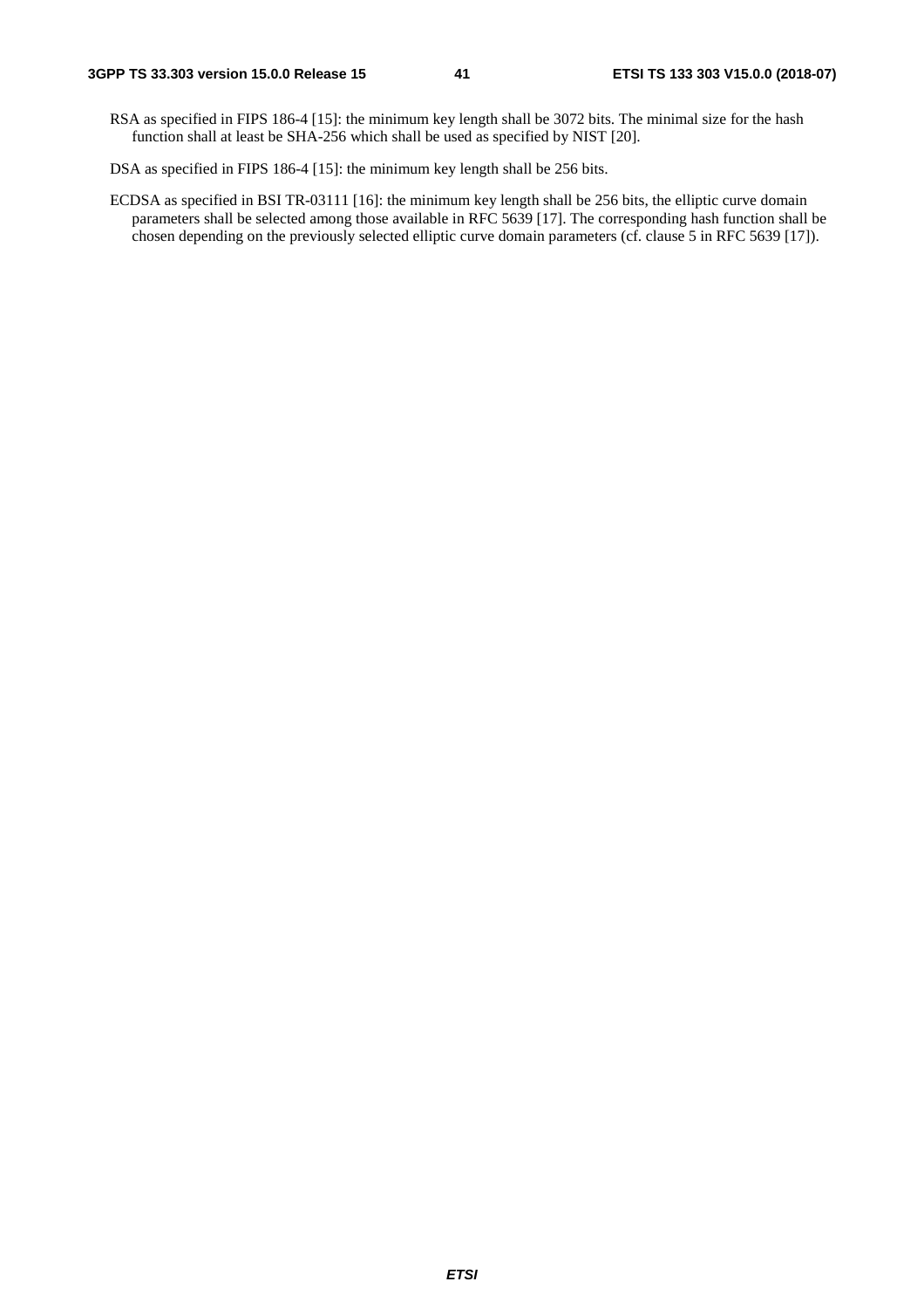RSA as specified in FIPS 186-4 [15]: the minimum key length shall be 3072 bits. The minimal size for the hash function shall at least be SHA-256 which shall be used as specified by NIST [20].

DSA as specified in FIPS 186-4 [15]: the minimum key length shall be 256 bits.

ECDSA as specified in BSI TR-03111 [16]: the minimum key length shall be 256 bits, the elliptic curve domain parameters shall be selected among those available in RFC 5639 [17]. The corresponding hash function shall be chosen depending on the previously selected elliptic curve domain parameters (cf. clause 5 in RFC 5639 [17]).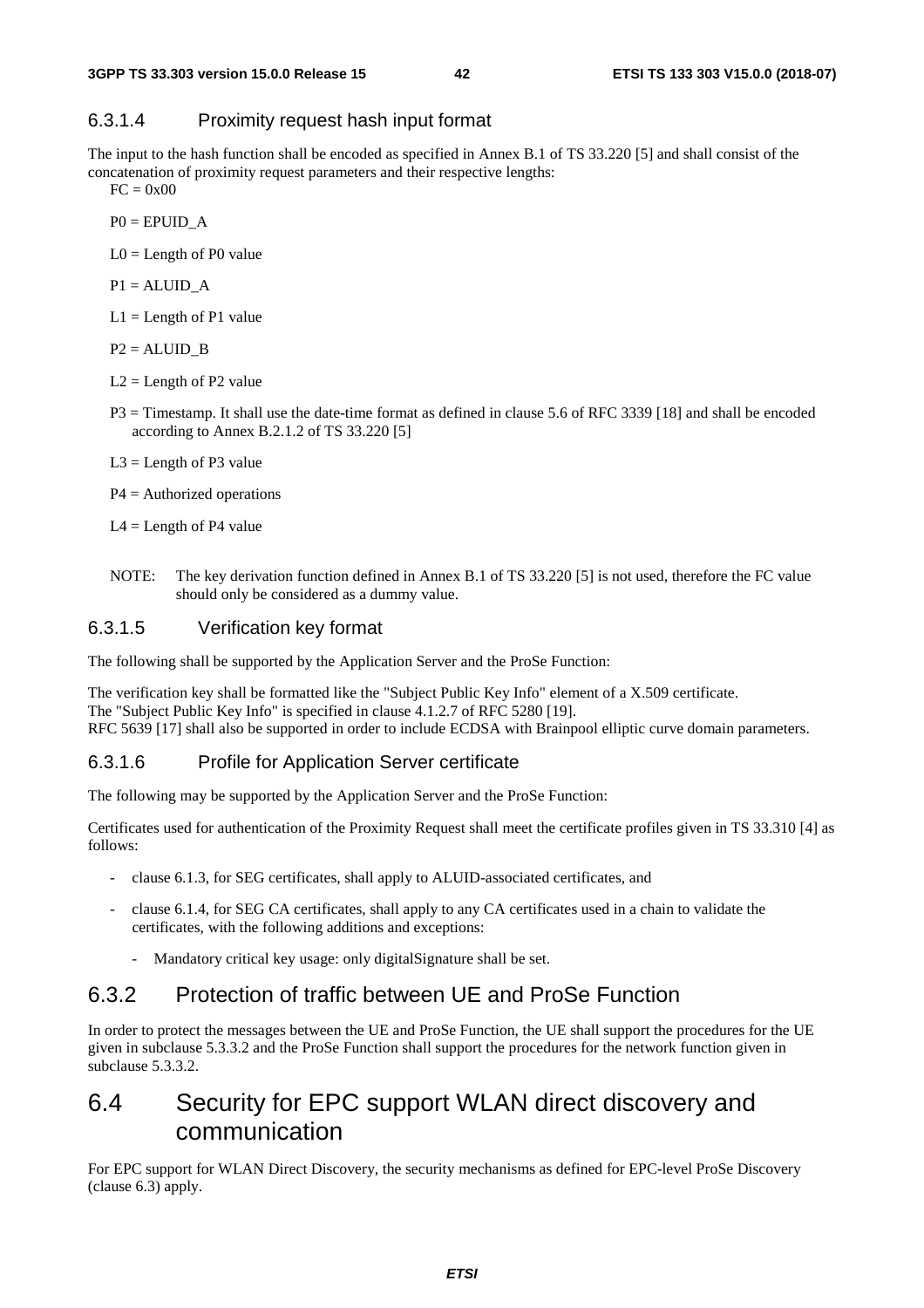#### 6.3.1.4 Proximity request hash input format

The input to the hash function shall be encoded as specified in Annex B.1 of TS 33.220 [5] and shall consist of the concatenation of proximity request parameters and their respective lengths:

FC = 0x00

P0 = EPUID_A

L0 = Length of P0 value

P1 = ALUID_A

L1 = Length of P1 value

P2 = ALUID_B

L2 = Length of P2 value

P3 = Timestamp. It shall use the date-time format as defined in clause 5.6 of RFC 3339 [18] and shall be encoded according to Annex B.2.1.2 of TS 33.220 [5]

L3 = Length of P3 value

P4 = Authorized operations

L4 = Length of P4 value

NOTE: The key derivation function defined in Annex B.1 of TS 33.220 [5] is not used, therefore the FC value should only be considered as a dummy value.

#### 6.3.1.5 Verification key format

The following shall be supported by the Application Server and the ProSe Function:

The verification key shall be formatted like the "Subject Public Key Info" element of a X.509 certificate.
The "Subject Public Key Info" is specified in clause 4.1.2.7 of RFC 5280 [19].
RFC 5639 [17] shall also be supported in order to include ECDSA with Brainpool elliptic curve domain parameters.

#### 6.3.1.6 Profile for Application Server certificate

The following may be supported by the Application Server and the ProSe Function:

Certificates used for authentication of the Proximity Request shall meet the certificate profiles given in TS 33.310 [4] as follows:

- clause 6.1.3, for SEG certificates, shall apply to ALUID-associated certificates, and
- clause 6.1.4, for SEG CA certificates, shall apply to any CA certificates used in a chain to validate the certificates, with the following additions and exceptions:
  - Mandatory critical key usage: only digitalSignature shall be set.

### 6.3.2 Protection of traffic between UE and ProSe Function

In order to protect the messages between the UE and ProSe Function, the UE shall support the procedures for the UE given in subclause 5.3.3.2 and the ProSe Function shall support the procedures for the network function given in subclause 5.3.3.2.

## 6.4 Security for EPC support WLAN direct discovery and communication

For EPC support for WLAN Direct Discovery, the security mechanisms as defined for EPC-level ProSe Discovery (clause 6.3) apply.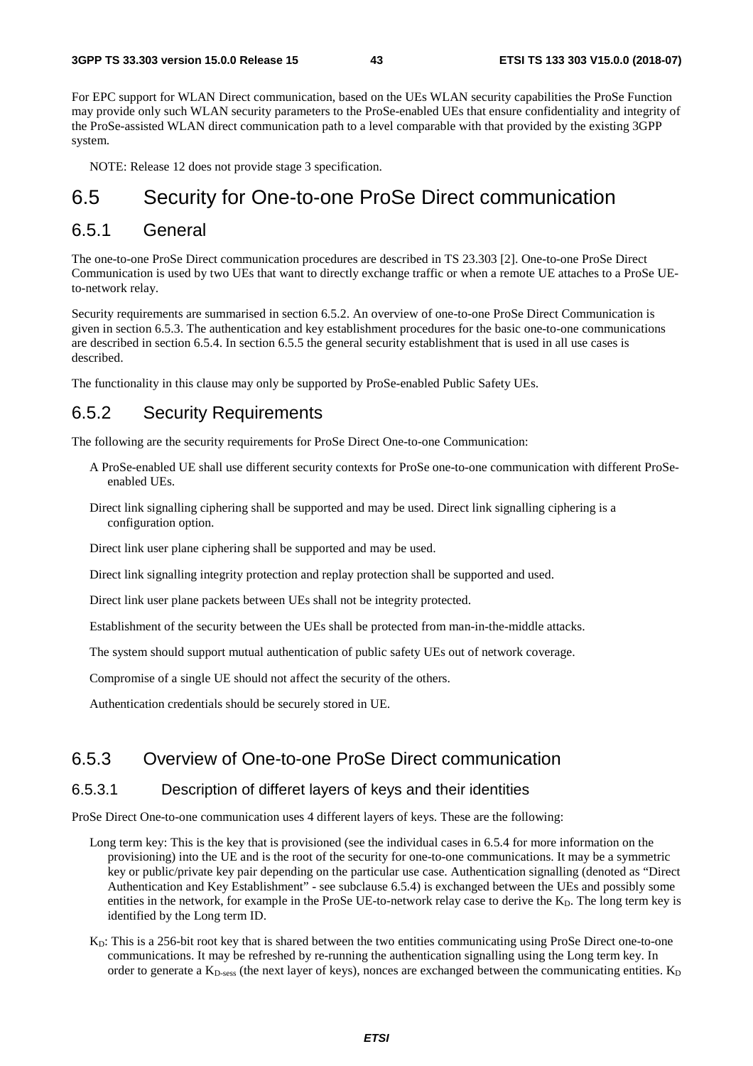For EPC support for WLAN Direct communication, based on the UEs WLAN security capabilities the ProSe Function may provide only such WLAN security parameters to the ProSe-enabled UEs that ensure confidentiality and integrity of the ProSe-assisted WLAN direct communication path to a level comparable with that provided by the existing 3GPP system.

NOTE: Release 12 does not provide stage 3 specification.

# 6.5 Security for One-to-one ProSe Direct communication

## 6.5.1 General

The one-to-one ProSe Direct communication procedures are described in TS 23.303 [2]. One-to-one ProSe Direct Communication is used by two UEs that want to directly exchange traffic or when a remote UE attaches to a ProSe UE-to-network relay.

Security requirements are summarised in section 6.5.2. An overview of one-to-one ProSe Direct Communication is given in section 6.5.3. The authentication and key establishment procedures for the basic one-to-one communications are described in section 6.5.4. In section 6.5.5 the general security establishment that is used in all use cases is described.

The functionality in this clause may only be supported by ProSe-enabled Public Safety UEs.

## 6.5.2 Security Requirements

The following are the security requirements for ProSe Direct One-to-one Communication:

A ProSe-enabled UE shall use different security contexts for ProSe one-to-one communication with different ProSe-enabled UEs.

Direct link signalling ciphering shall be supported and may be used. Direct link signalling ciphering is a configuration option.

Direct link user plane ciphering shall be supported and may be used.

Direct link signalling integrity protection and replay protection shall be supported and used.

Direct link user plane packets between UEs shall not be integrity protected.

Establishment of the security between the UEs shall be protected from man-in-the-middle attacks.

The system should support mutual authentication of public safety UEs out of network coverage.

Compromise of a single UE should not affect the security of the others.

Authentication credentials should be securely stored in UE.

## 6.5.3 Overview of One-to-one ProSe Direct communication

### 6.5.3.1 Description of differet layers of keys and their identities

ProSe Direct One-to-one communication uses 4 different layers of keys. These are the following:

Long term key: This is the key that is provisioned (see the individual cases in 6.5.4 for more information on the provisioning) into the UE and is the root of the security for one-to-one communications. It may be a symmetric key or public/private key pair depending on the particular use case. Authentication signalling (denoted as "Direct Authentication and Key Establishment" - see subclause 6.5.4) is exchanged between the UEs and possibly some entities in the network, for example in the ProSe UE-to-network relay case to derive the $K_D$. The long term key is identified by the Long term ID.

$K_D$: This is a 256-bit root key that is shared between the two entities communicating using ProSe Direct one-to-one communications. It may be refreshed by re-running the authentication signalling using the Long term key. In order to generate a $K_{D\text{-}sess}$ (the next layer of keys), nonces are exchanged between the communicating entities. $K_D$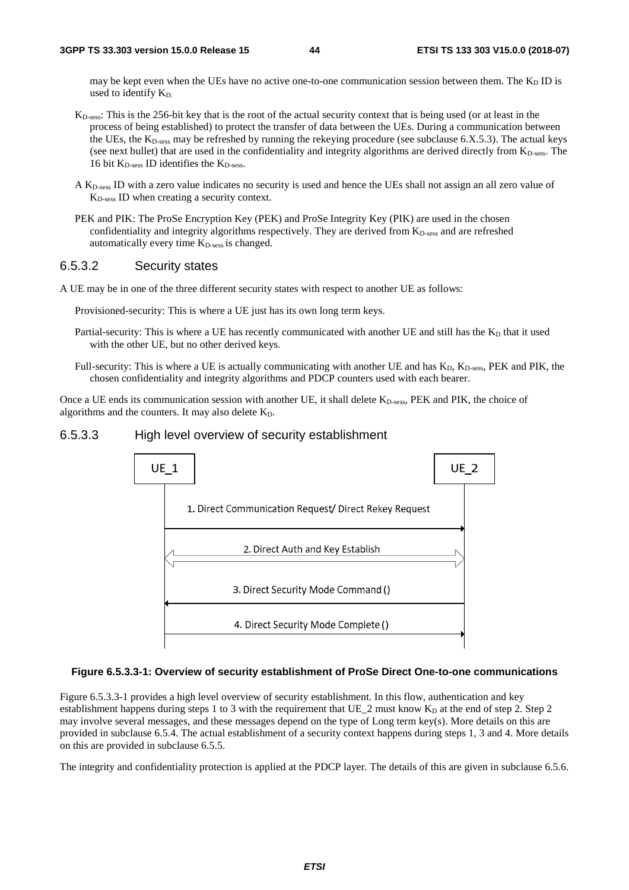may be kept even when the UEs have no active one-to-one communication session between them. The $K_D$ ID is used to identify $K_D$.

$K_{D\text{-}sess}$: This is the 256-bit key that is the root of the actual security context that is being used (or at least in the process of being established) to protect the transfer of data between the UEs. During a communication between the UEs, the $K_{D\text{-}sess}$ may be refreshed by running the rekeying procedure (see subclause 6.X.5.3). The actual keys (see next bullet) that are used in the confidentiality and integrity algorithms are derived directly from $K_{D\text{-}sess}$. The 16 bit $K_{D\text{-}sess}$ ID identifies the $K_{D\text{-}sess}$.

A $K_{D\text{-}sess}$ ID with a zero value indicates no security is used and hence the UEs shall not assign an all zero value of $K_{D\text{-}sess}$ ID when creating a security context.

PEK and PIK: The ProSe Encryption Key (PEK) and ProSe Integrity Key (PIK) are used in the chosen confidentiality and integrity algorithms respectively. They are derived from $K_{D\text{-}sess}$ and are refreshed automatically every time $K_{D\text{-}sess}$ is changed.

#### 6.5.3.2 Security states

A UE may be in one of the three different security states with respect to another UE as follows:

Provisioned-security: This is where a UE just has its own long term keys.

Partial-security: This is where a UE has recently communicated with another UE and still has the $K_D$ that it used with the other UE, but no other derived keys.

Full-security: This is where a UE is actually communicating with another UE and has $K_D$, $K_{D\text{-}sess}$, PEK and PIK, the chosen confidentiality and integrity algorithms and PDCP counters used with each bearer.

Once a UE ends its communication session with another UE, it shall delete $K_{D\text{-}sess}$, PEK and PIK, the choice of algorithms and the counters. It may also delete $K_D$.

#### 6.5.3.3 High level overview of security establishment

UE_1 → UE_2: 1. Direct Communication Request/ Direct Rekey Request

UE_1 ↔ UE_2: 2. Direct Auth and Key Establish

UE_2 → UE_1: 3. Direct Security Mode Command ()

UE_1 → UE_2: 4. Direct Security Mode Complete ()

**Figure 6.5.3.3-1: Overview of security establishment of ProSe Direct One-to-one communications**

Figure 6.5.3.3-1 provides a high level overview of security establishment. In this flow, authentication and key establishment happens during steps 1 to 3 with the requirement that UE_2 must know $K_D$ at the end of step 2. Step 2 may involve several messages, and these messages depend on the type of Long term key(s). More details on this are provided in subclause 6.5.4. The actual establishment of a security context happens during steps 1, 3 and 4. More details on this are provided in subclause 6.5.5.

The integrity and confidentiality protection is applied at the PDCP layer. The details of this are given in subclause 6.5.6.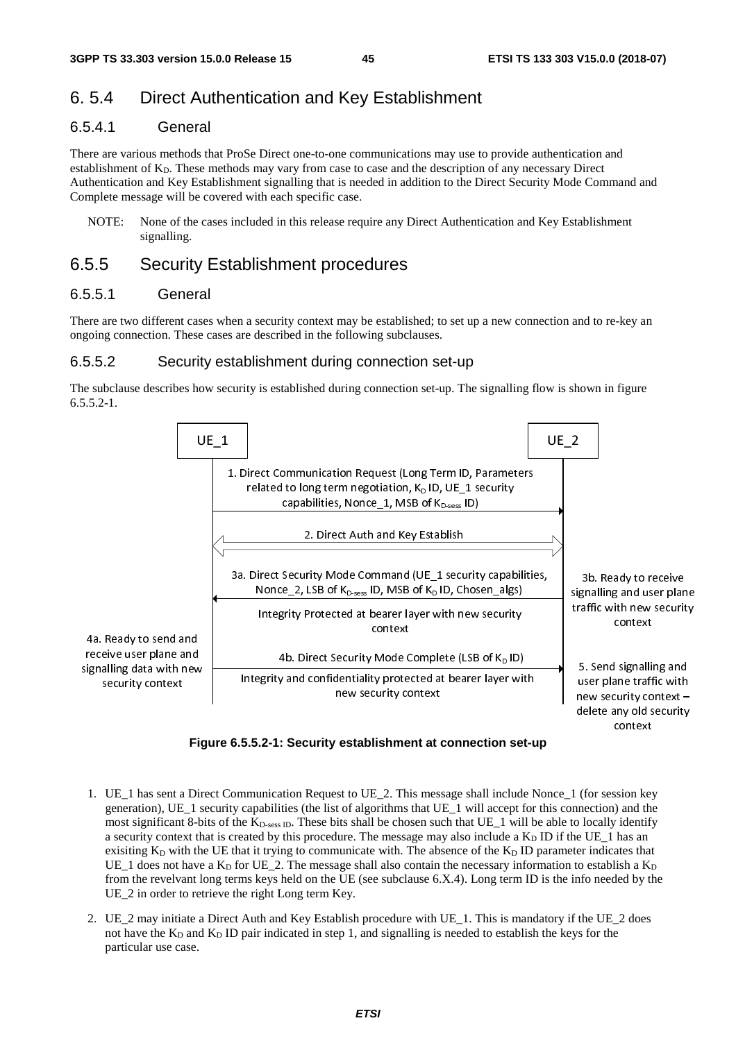## 6. 5.4 Direct Authentication and Key Establishment

### 6.5.4.1 General

There are various methods that ProSe Direct one-to-one communications may use to provide authentication and establishment of $K_D$. These methods may vary from case to case and the description of any necessary Direct Authentication and Key Establishment signalling that is needed in addition to the Direct Security Mode Command and Complete message will be covered with each specific case.

NOTE: None of the cases included in this release require any Direct Authentication and Key Establishment signalling.

## 6.5.5 Security Establishment procedures

### 6.5.5.1 General

There are two different cases when a security context may be established; to set up a new connection and to re-key an ongoing connection. These cases are described in the following subclauses.

### 6.5.5.2 Security establishment during connection set-up

The subclause describes how security is established during connection set-up. The signalling flow is shown in figure 6.5.5.2-1.

UE_1 — UE_2

1. Direct Communication Request (Long Term ID, Parameters related to long term negotiation, $K_D$ ID, UE_1 security capabilities, Nonce_1, MSB of $K_{D-sess}$ ID)

2. Direct Auth and Key Establish

3a. Direct Security Mode Command (UE_1 security capabilities, Nonce_2, LSB of $K_{D-sess}$ ID, MSB of $K_D$ ID, Chosen_algs)

Integrity Protected at bearer layer with new security context

3b. Ready to receive signalling and user plane traffic with new security context

4a. Ready to send and receive user plane and signalling data with new security context

4b. Direct Security Mode Complete (LSB of $K_D$ ID)

Integrity and confidentiality protected at bearer layer with new security context

5. Send signalling and user plane traffic with new security context – delete any old security context

**Figure 6.5.5.2-1: Security establishment at connection set-up**

1. UE_1 has sent a Direct Communication Request to UE_2. This message shall include Nonce_1 (for session key generation), UE_1 security capabilities (the list of algorithms that UE_1 will accept for this connection) and the most significant 8-bits of the $K_{D\text{-sess ID}}$. These bits shall be chosen such that UE_1 will be able to locally identify a security context that is created by this procedure. The message may also include a $K_D$ ID if the UE_1 has an exisiting $K_D$ with the UE that it trying to communicate with. The absence of the $K_D$ ID parameter indicates that UE_1 does not have a $K_D$ for UE_2. The message shall also contain the necessary information to establish a $K_D$ from the revelvant long terms keys held on the UE (see subclause 6.X.4). Long term ID is the info needed by the UE_2 in order to retrieve the right Long term Key.

2. UE_2 may initiate a Direct Auth and Key Establish procedure with UE_1. This is mandatory if the UE_2 does not have the $K_D$ and $K_D$ ID pair indicated in step 1, and signalling is needed to establish the keys for the particular use case.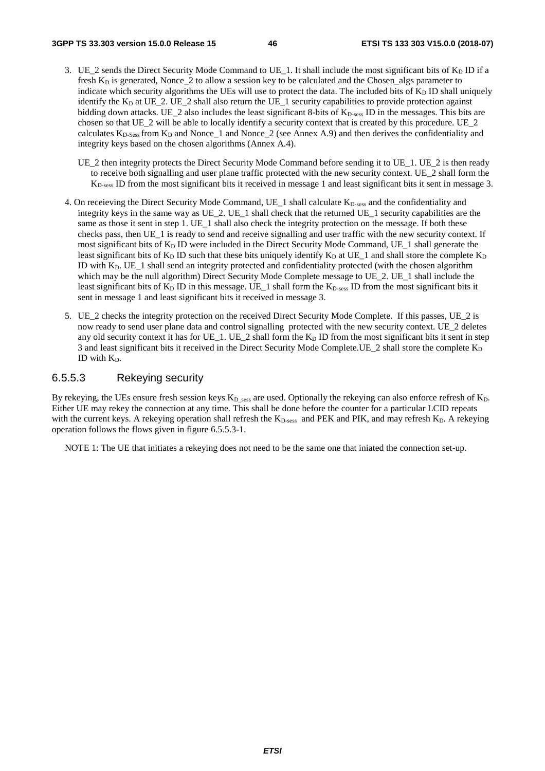3. UE_2 sends the Direct Security Mode Command to UE_1. It shall include the most significant bits of $K_D$ ID if a fresh $K_D$ is generated, Nonce_2 to allow a session key to be calculated and the Chosen_algs parameter to indicate which security algorithms the UEs will use to protect the data. The included bits of $K_D$ ID shall uniquely identify the $K_D$ at UE_2. UE_2 shall also return the UE_1 security capabilities to provide protection against bidding down attacks. UE_2 also includes the least significant 8-bits of $K_{D\text{-sess}}$ ID in the messages. This bits are chosen so that UE_2 will be able to locally identify a security context that is created by this procedure. UE_2 calculates $K_{D\text{-Sess}}$ from $K_D$ and Nonce_1 and Nonce_2 (see Annex A.9) and then derives the confidentiality and integrity keys based on the chosen algorithms (Annex A.4).

   UE_2 then integrity protects the Direct Security Mode Command before sending it to UE_1. UE_2 is then ready to receive both signalling and user plane traffic protected with the new security context. UE_2 shall form the $K_{D\text{-sess}}$ ID from the most significant bits it received in message 1 and least significant bits it sent in message 3.

4. On receieving the Direct Security Mode Command, UE_1 shall calculate $K_{D\text{-sess}}$ and the confidentiality and integrity keys in the same way as UE_2. UE_1 shall check that the returned UE_1 security capabilities are the same as those it sent in step 1. UE_1 shall also check the integrity protection on the message. If both these checks pass, then UE_1 is ready to send and receive signalling and user traffic with the new security context. If most significant bits of $K_D$ ID were included in the Direct Security Mode Command, UE_1 shall generate the least significant bits of $K_D$ ID such that these bits uniquely identify $K_D$ at UE_1 and shall store the complete $K_D$ ID with $K_D$. UE_1 shall send an integrity protected and confidentiality protected (with the chosen algorithm which may be the null algorithm) Direct Security Mode Complete message to UE_2. UE_1 shall include the least significant bits of $K_D$ ID in this message. UE_1 shall form the $K_{D\text{-sess}}$ ID from the most significant bits it sent in message 1 and least significant bits it received in message 3.

5. UE_2 checks the integrity protection on the received Direct Security Mode Complete. If this passes, UE_2 is now ready to send user plane data and control signalling protected with the new security context. UE_2 deletes any old security context it has for UE_1. UE_2 shall form the $K_D$ ID from the most significant bits it sent in step 3 and least significant bits it received in the Direct Security Mode Complete.UE_2 shall store the complete $K_D$ ID with $K_D$.

#### 6.5.5.3 Rekeying security

By rekeying, the UEs ensure fresh session keys $K_{D\_sess}$ are used. Optionally the rekeying can also enforce refresh of $K_D$. Either UE may rekey the connection at any time. This shall be done before the counter for a particular LCID repeats with the current keys. A rekeying operation shall refresh the $K_{D\text{-sess}}$ and PEK and PIK, and may refresh $K_D$. A rekeying operation follows the flows given in figure 6.5.5.3-1.

NOTE 1: The UE that initiates a rekeying does not need to be the same one that iniated the connection set-up.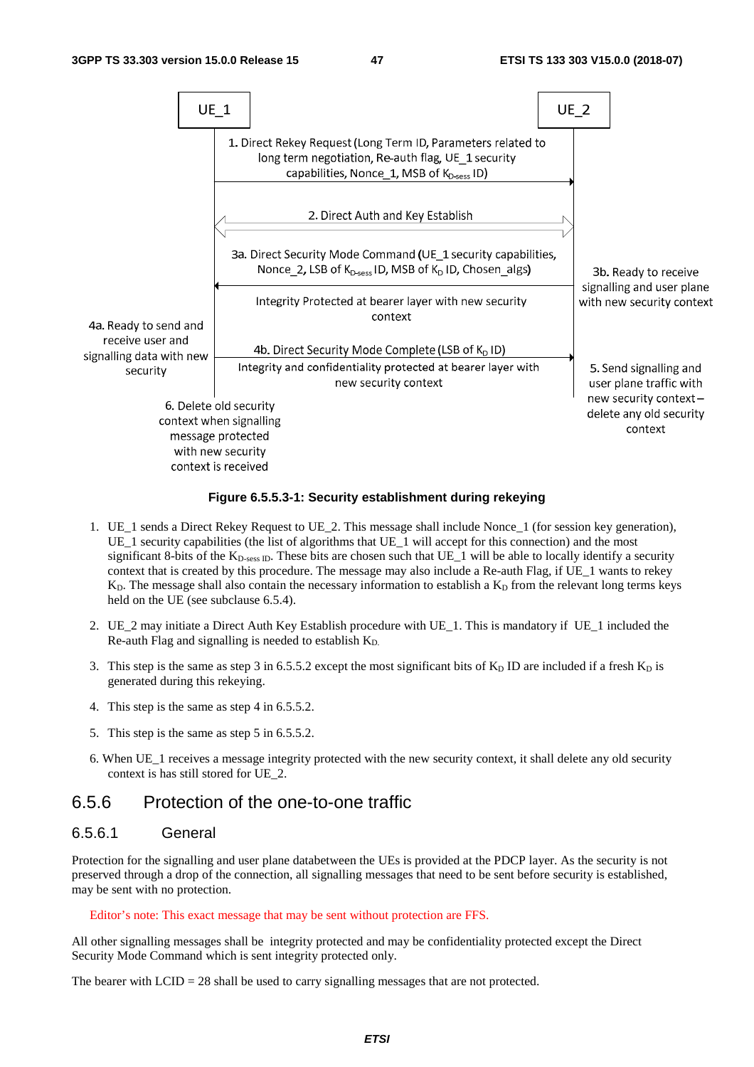UE_1

UE_2

1. Direct Rekey Request (Long Term ID, Parameters related to long term negotiation, Re-auth flag, UE_1 security capabilities, Nonce_1, MSB of $K_{D-sess}$ ID)

2. Direct Auth and Key Establish

3a. Direct Security Mode Command (UE_1 security capabilities, Nonce_2, LSB of $K_{D-sess}$ ID, MSB of $K_D$ ID, Chosen_algs)

Integrity Protected at bearer layer with new security context

3b. Ready to receive signalling and user plane with new security context

4a. Ready to send and receive user and signalling data with new security

4b. Direct Security Mode Complete (LSB of $K_D$ ID)

Integrity and confidentiality protected at bearer layer with new security context

5. Send signalling and user plane traffic with new security context – delete any old security context

6. Delete old security context when signalling message protected with new security context is received

**Figure 6.5.5.3-1: Security establishment during rekeying**

1. UE_1 sends a Direct Rekey Request to UE_2. This message shall include Nonce_1 (for session key generation), UE_1 security capabilities (the list of algorithms that UE_1 will accept for this connection) and the most significant 8-bits of the $K_{D-sess\ ID}$. These bits are chosen such that UE_1 will be able to locally identify a security context that is created by this procedure. The message may also include a Re-auth Flag, if UE_1 wants to rekey $K_D$. The message shall also contain the necessary information to establish a $K_D$ from the relevant long terms keys held on the UE (see subclause 6.5.4).

2. UE_2 may initiate a Direct Auth Key Establish procedure with UE_1. This is mandatory if UE_1 included the Re-auth Flag and signalling is needed to establish $K_D$.

3. This step is the same as step 3 in 6.5.5.2 except the most significant bits of $K_D$ ID are included if a fresh $K_D$ is generated during this rekeying.

4. This step is the same as step 4 in 6.5.5.2.

5. This step is the same as step 5 in 6.5.5.2.

6. When UE_1 receives a message integrity protected with the new security context, it shall delete any old security context is has still stored for UE_2.

## 6.5.6 Protection of the one-to-one traffic

### 6.5.6.1 General

Protection for the signalling and user plane databetween the UEs is provided at the PDCP layer. As the security is not preserved through a drop of the connection, all signalling messages that need to be sent before security is established, may be sent with no protection.

Editor's note: This exact message that may be sent without protection are FFS.

All other signalling messages shall be integrity protected and may be confidentiality protected except the Direct Security Mode Command which is sent integrity protected only.

The bearer with LCID = 28 shall be used to carry signalling messages that are not protected.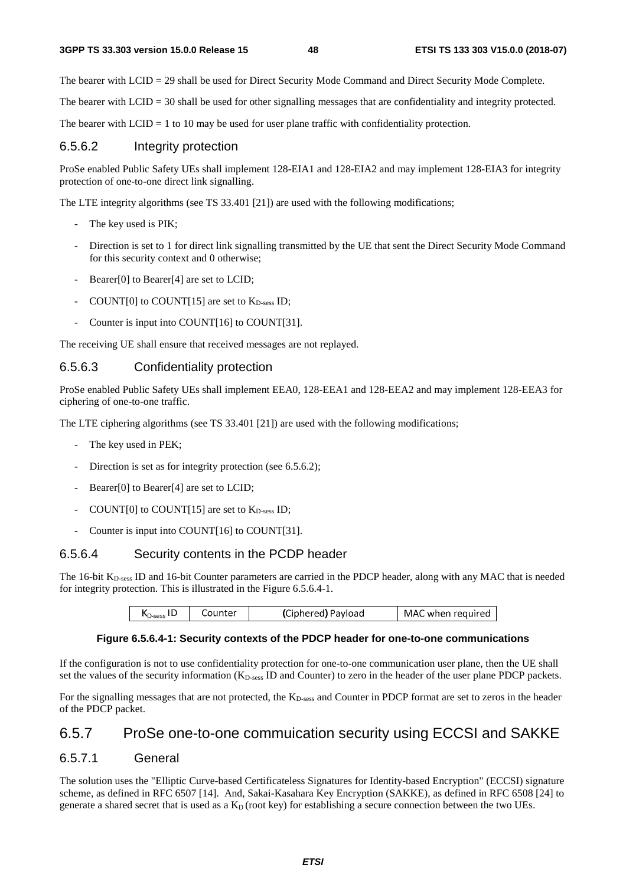The bearer with LCID = 29 shall be used for Direct Security Mode Command and Direct Security Mode Complete.

The bearer with LCID = 30 shall be used for other signalling messages that are confidentiality and integrity protected.

The bearer with LCID = 1 to 10 may be used for user plane traffic with confidentiality protection.

### 6.5.6.2 Integrity protection

ProSe enabled Public Safety UEs shall implement 128-EIA1 and 128-EIA2 and may implement 128-EIA3 for integrity protection of one-to-one direct link signalling.

The LTE integrity algorithms (see TS 33.401 [21]) are used with the following modifications;

- The key used is PIK;
- Direction is set to 1 for direct link signalling transmitted by the UE that sent the Direct Security Mode Command for this security context and 0 otherwise;
- Bearer[0] to Bearer[4] are set to LCID;
- COUNT[0] to COUNT[15] are set to $K_{D\text{-}sess}$ ID;
- Counter is input into COUNT[16] to COUNT[31].

The receiving UE shall ensure that received messages are not replayed.

### 6.5.6.3 Confidentiality protection

ProSe enabled Public Safety UEs shall implement EEA0, 128-EEA1 and 128-EEA2 and may implement 128-EEA3 for ciphering of one-to-one traffic.

The LTE ciphering algorithms (see TS 33.401 [21]) are used with the following modifications;

- The key used in PEK;
- Direction is set as for integrity protection (see 6.5.6.2);
- Bearer[0] to Bearer[4] are set to LCID;
- COUNT[0] to COUNT[15] are set to $K_{D\text{-}sess}$ ID;
- Counter is input into COUNT[16] to COUNT[31].

### 6.5.6.4 Security contents in the PCDP header

The 16-bit $K_{D\text{-}sess}$ ID and 16-bit Counter parameters are carried in the PDCP header, along with any MAC that is needed for integrity protection. This is illustrated in the Figure 6.5.6.4-1.

| $K_{D\text{-}sess}$ ID | Counter | (Ciphered) Payload | MAC when required |
|---|---|---|---|

**Figure 6.5.6.4-1: Security contexts of the PDCP header for one-to-one communications**

If the configuration is not to use confidentiality protection for one-to-one communication user plane, then the UE shall set the values of the security information ($K_{D\text{-}sess}$ ID and Counter) to zero in the header of the user plane PDCP packets.

For the signalling messages that are not protected, the $K_{D\text{-}sess}$ and Counter in PDCP format are set to zeros in the header of the PDCP packet.

## 6.5.7 ProSe one-to-one commuication security using ECCSI and SAKKE

### 6.5.7.1 General

The solution uses the "Elliptic Curve-based Certificateless Signatures for Identity-based Encryption" (ECCSI) signature scheme, as defined in RFC 6507 [14]. And, Sakai-Kasahara Key Encryption (SAKKE), as defined in RFC 6508 [24] to generate a shared secret that is used as a $K_D$ (root key) for establishing a secure connection between the two UEs.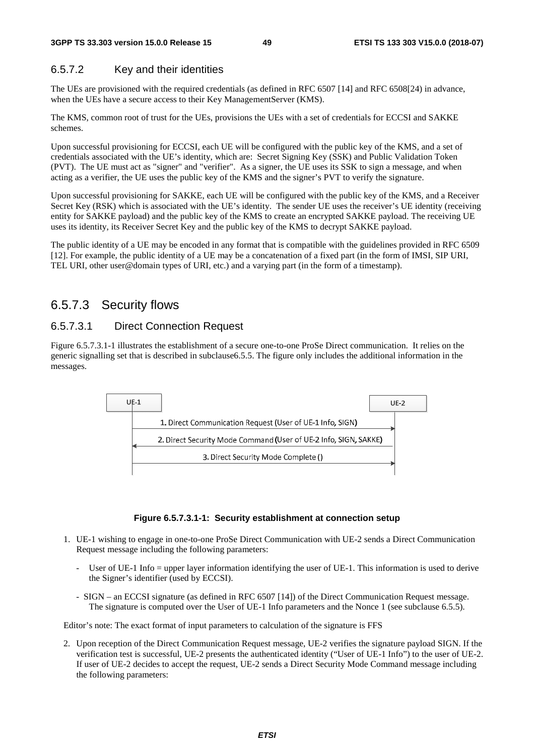### 6.5.7.2 Key and their identities

The UEs are provisioned with the required credentials (as defined in RFC 6507 [14] and RFC 6508[24) in advance, when the UEs have a secure access to their Key ManagementServer (KMS).

The KMS, common root of trust for the UEs, provisions the UEs with a set of credentials for ECCSI and SAKKE schemes.

Upon successful provisioning for ECCSI, each UE will be configured with the public key of the KMS, and a set of credentials associated with the UE's identity, which are: Secret Signing Key (SSK) and Public Validation Token (PVT). The UE must act as "signer" and "verifier". As a signer, the UE uses its SSK to sign a message, and when acting as a verifier, the UE uses the public key of the KMS and the signer's PVT to verify the signature.

Upon successful provisioning for SAKKE, each UE will be configured with the public key of the KMS, and a Receiver Secret Key (RSK) which is associated with the UE's identity. The sender UE uses the receiver's UE identity (receiving entity for SAKKE payload) and the public key of the KMS to create an encrypted SAKKE payload. The receiving UE uses its identity, its Receiver Secret Key and the public key of the KMS to decrypt SAKKE payload.

The public identity of a UE may be encoded in any format that is compatible with the guidelines provided in RFC 6509 [12]. For example, the public identity of a UE may be a concatenation of a fixed part (in the form of IMSI, SIP URI, TEL URI, other user@domain types of URI, etc.) and a varying part (in the form of a timestamp).

## 6.5.7.3 Security flows

### 6.5.7.3.1 Direct Connection Request

Figure 6.5.7.3.1-1 illustrates the establishment of a secure one-to-one ProSe Direct communication. It relies on the generic signalling set that is described in subclause6.5.5. The figure only includes the additional information in the messages.

UE-1 → UE-2: 1. Direct Communication Request (User of UE-1 Info, SIGN)

UE-2 → UE-1: 2. Direct Security Mode Command (User of UE-2 Info, SIGN, SAKKE)

UE-1 → UE-2: 3. Direct Security Mode Complete ()

**Figure 6.5.7.3.1-1: Security establishment at connection setup**

1. UE-1 wishing to engage in one-to-one ProSe Direct Communication with UE-2 sends a Direct Communication Request message including the following parameters:
   - User of UE-1 Info = upper layer information identifying the user of UE-1. This information is used to derive the Signer's identifier (used by ECCSI).
   - SIGN – an ECCSI signature (as defined in RFC 6507 [14]) of the Direct Communication Request message. The signature is computed over the User of UE-1 Info parameters and the Nonce 1 (see subclause 6.5.5).

Editor's note: The exact format of input parameters to calculation of the signature is FFS

2. Upon reception of the Direct Communication Request message, UE-2 verifies the signature payload SIGN. If the verification test is successful, UE-2 presents the authenticated identity ("User of UE-1 Info") to the user of UE-2. If user of UE-2 decides to accept the request, UE-2 sends a Direct Security Mode Command message including the following parameters: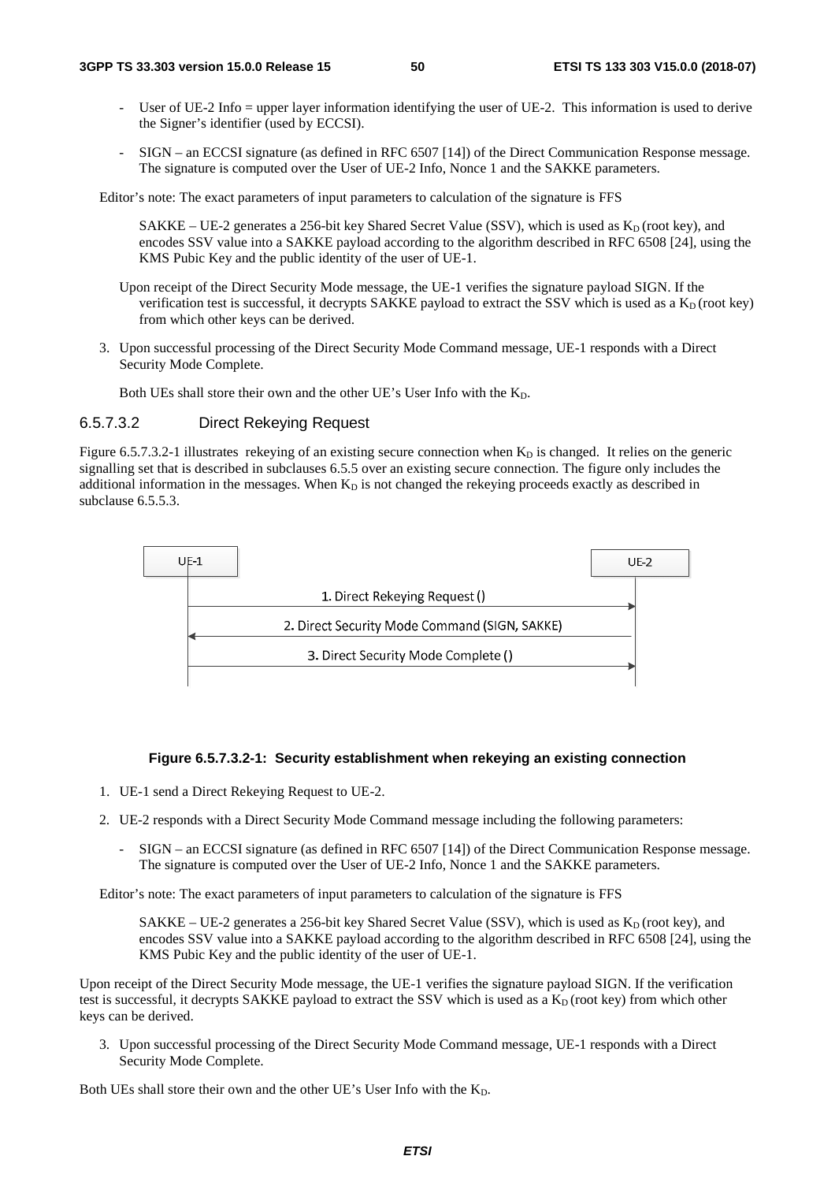- User of UE-2 Info = upper layer information identifying the user of UE-2. This information is used to derive the Signer's identifier (used by ECCSI).

- SIGN – an ECCSI signature (as defined in RFC 6507 [14]) of the Direct Communication Response message. The signature is computed over the User of UE-2 Info, Nonce 1 and the SAKKE parameters.

Editor's note: The exact parameters of input parameters to calculation of the signature is FFS

SAKKE – UE-2 generates a 256-bit key Shared Secret Value (SSV), which is used as $K_D$ (root key), and encodes SSV value into a SAKKE payload according to the algorithm described in RFC 6508 [24], using the KMS Pubic Key and the public identity of the user of UE-1.

Upon receipt of the Direct Security Mode message, the UE-1 verifies the signature payload SIGN. If the verification test is successful, it decrypts SAKKE payload to extract the SSV which is used as a $K_D$ (root key) from which other keys can be derived.

3. Upon successful processing of the Direct Security Mode Command message, UE-1 responds with a Direct Security Mode Complete.

Both UEs shall store their own and the other UE's User Info with the $K_D$.

#### 6.5.7.3.2 Direct Rekeying Request

Figure 6.5.7.3.2-1 illustrates rekeying of an existing secure connection when $K_D$ is changed. It relies on the generic signalling set that is described in subclauses 6.5.5 over an existing secure connection. The figure only includes the additional information in the messages. When $K_D$ is not changed the rekeying proceeds exactly as described in subclause 6.5.5.3.

UE-1 | UE-2
1. Direct Rekeying Request ()
2. Direct Security Mode Command (SIGN, SAKKE)
3. Direct Security Mode Complete ()

**Figure 6.5.7.3.2-1: Security establishment when rekeying an existing connection**

1. UE-1 send a Direct Rekeying Request to UE-2.

2. UE-2 responds with a Direct Security Mode Command message including the following parameters:

   - SIGN – an ECCSI signature (as defined in RFC 6507 [14]) of the Direct Communication Response message. The signature is computed over the User of UE-2 Info, Nonce 1 and the SAKKE parameters.

Editor's note: The exact parameters of input parameters to calculation of the signature is FFS

SAKKE – UE-2 generates a 256-bit key Shared Secret Value (SSV), which is used as $K_D$ (root key), and encodes SSV value into a SAKKE payload according to the algorithm described in RFC 6508 [24], using the KMS Pubic Key and the public identity of the user of UE-1.

Upon receipt of the Direct Security Mode message, the UE-1 verifies the signature payload SIGN. If the verification test is successful, it decrypts SAKKE payload to extract the SSV which is used as a $K_D$ (root key) from which other keys can be derived.

3. Upon successful processing of the Direct Security Mode Command message, UE-1 responds with a Direct Security Mode Complete.

Both UEs shall store their own and the other UE's User Info with the $K_D$.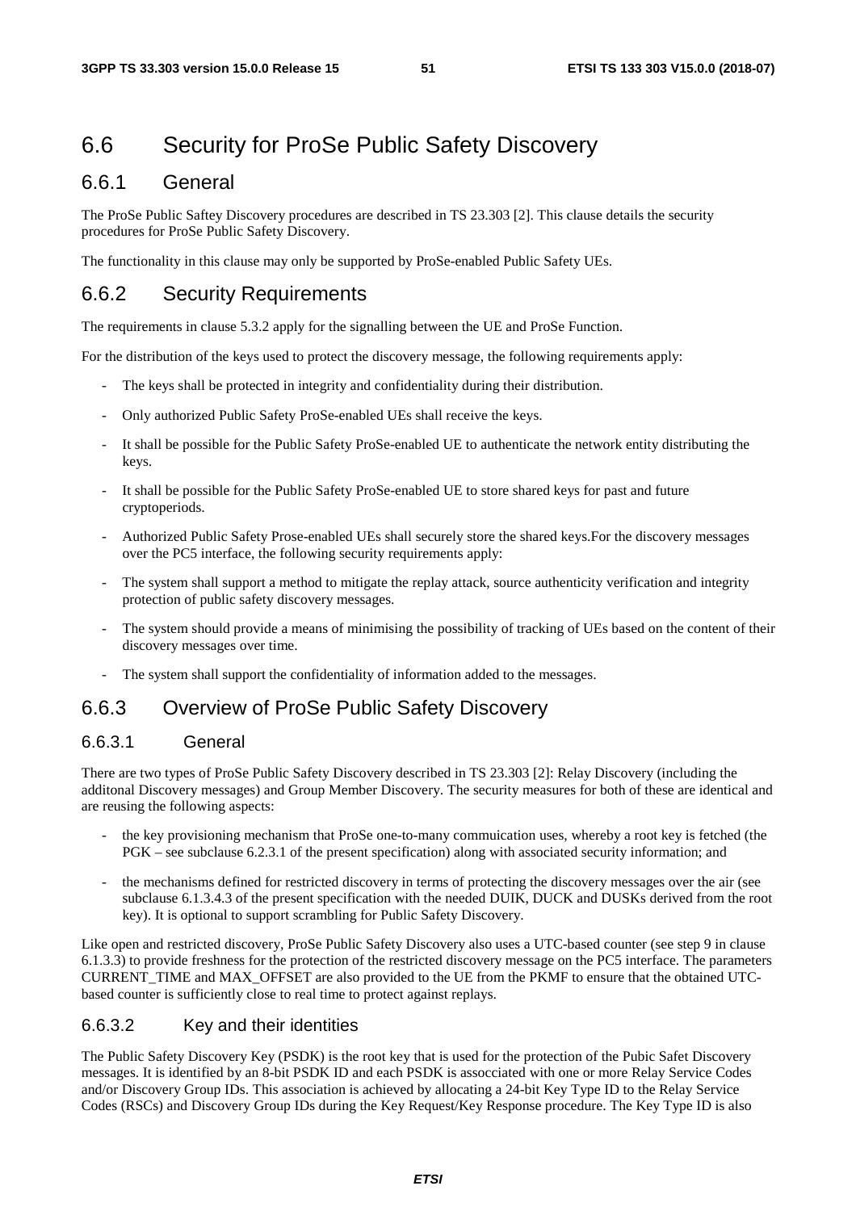# 6.6 Security for ProSe Public Safety Discovery

## 6.6.1 General

The ProSe Public Saftey Discovery procedures are described in TS 23.303 [2]. This clause details the security procedures for ProSe Public Safety Discovery.

The functionality in this clause may only be supported by ProSe-enabled Public Safety UEs.

## 6.6.2 Security Requirements

The requirements in clause 5.3.2 apply for the signalling between the UE and ProSe Function.

For the distribution of the keys used to protect the discovery message, the following requirements apply:

- The keys shall be protected in integrity and confidentiality during their distribution.
- Only authorized Public Safety ProSe-enabled UEs shall receive the keys.
- It shall be possible for the Public Safety ProSe-enabled UE to authenticate the network entity distributing the keys.
- It shall be possible for the Public Safety ProSe-enabled UE to store shared keys for past and future cryptoperiods.
- Authorized Public Safety Prose-enabled UEs shall securely store the shared keys.For the discovery messages over the PC5 interface, the following security requirements apply:
- The system shall support a method to mitigate the replay attack, source authenticity verification and integrity protection of public safety discovery messages.
- The system should provide a means of minimising the possibility of tracking of UEs based on the content of their discovery messages over time.
- The system shall support the confidentiality of information added to the messages.

## 6.6.3 Overview of ProSe Public Safety Discovery

### 6.6.3.1 General

There are two types of ProSe Public Safety Discovery described in TS 23.303 [2]: Relay Discovery (including the additonal Discovery messages) and Group Member Discovery. The security measures for both of these are identical and are reusing the following aspects:

- the key provisioning mechanism that ProSe one-to-many commuication uses, whereby a root key is fetched (the PGK – see subclause 6.2.3.1 of the present specification) along with associated security information; and
- the mechanisms defined for restricted discovery in terms of protecting the discovery messages over the air (see subclause 6.1.3.4.3 of the present specification with the needed DUIK, DUCK and DUSKs derived from the root key). It is optional to support scrambling for Public Safety Discovery.

Like open and restricted discovery, ProSe Public Safety Discovery also uses a UTC-based counter (see step 9 in clause 6.1.3.3) to provide freshness for the protection of the restricted discovery message on the PC5 interface. The parameters CURRENT_TIME and MAX_OFFSET are also provided to the UE from the PKMF to ensure that the obtained UTC-based counter is sufficiently close to real time to protect against replays.

### 6.6.3.2 Key and their identities

The Public Safety Discovery Key (PSDK) is the root key that is used for the protection of the Pubic Safet Discovery messages. It is identified by an 8-bit PSDK ID and each PSDK is assocciated with one or more Relay Service Codes and/or Discovery Group IDs. This association is achieved by allocating a 24-bit Key Type ID to the Relay Service Codes (RSCs) and Discovery Group IDs during the Key Request/Key Response procedure. The Key Type ID is also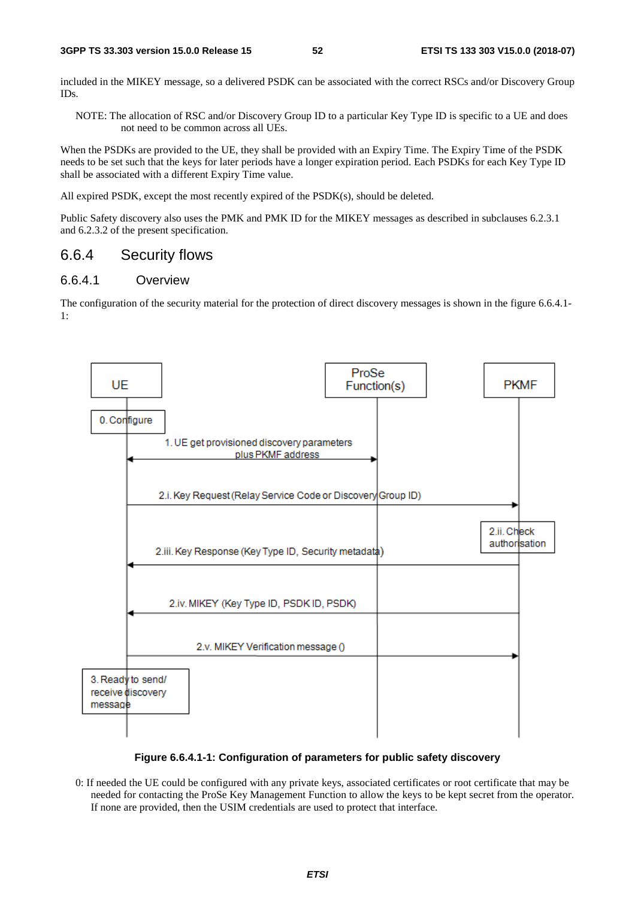included in the MIKEY message, so a delivered PSDK can be associated with the correct RSCs and/or Discovery Group IDs.

NOTE: The allocation of RSC and/or Discovery Group ID to a particular Key Type ID is specific to a UE and does not need to be common across all UEs.

When the PSDKs are provided to the UE, they shall be provided with an Expiry Time. The Expiry Time of the PSDK needs to be set such that the keys for later periods have a longer expiration period. Each PSDKs for each Key Type ID shall be associated with a different Expiry Time value.

All expired PSDK, except the most recently expired of the PSDK(s), should be deleted.

Public Safety discovery also uses the PMK and PMK ID for the MIKEY messages as described in subclauses 6.2.3.1 and 6.2.3.2 of the present specification.

### 6.6.4 Security flows

#### 6.6.4.1 Overview

The configuration of the security material for the protection of direct discovery messages is shown in the figure 6.6.4.1-1:

**Figure 6.6.4.1-1: Configuration of parameters for public safety discovery**

0: If needed the UE could be configured with any private keys, associated certificates or root certificate that may be needed for contacting the ProSe Key Management Function to allow the keys to be kept secret from the operator. If none are provided, then the USIM credentials are used to protect that interface.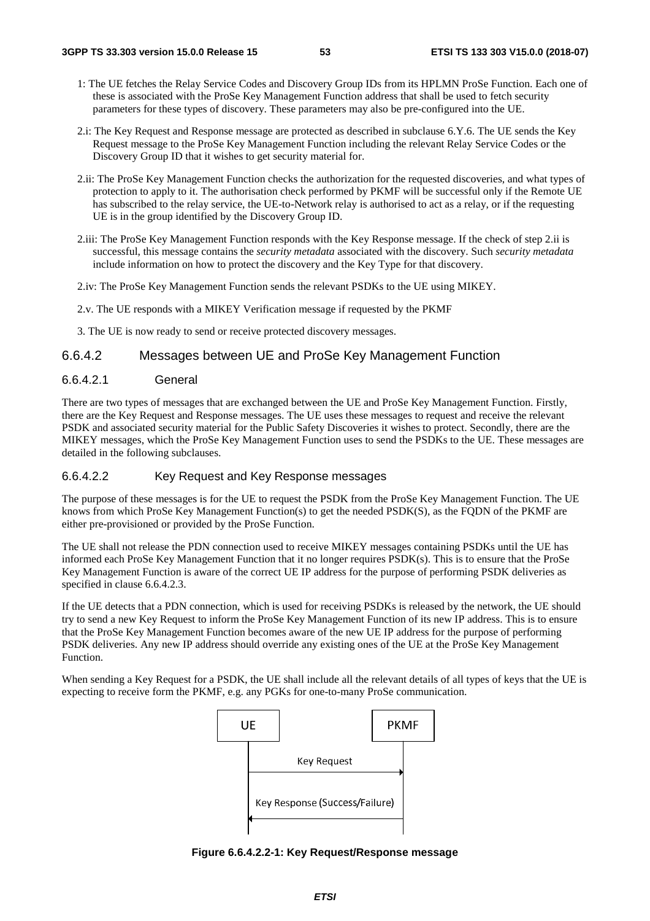1: The UE fetches the Relay Service Codes and Discovery Group IDs from its HPLMN ProSe Function. Each one of these is associated with the ProSe Key Management Function address that shall be used to fetch security parameters for these types of discovery. These parameters may also be pre-configured into the UE.

2.i: The Key Request and Response message are protected as described in subclause 6.Y.6. The UE sends the Key Request message to the ProSe Key Management Function including the relevant Relay Service Codes or the Discovery Group ID that it wishes to get security material for.

2.ii: The ProSe Key Management Function checks the authorization for the requested discoveries, and what types of protection to apply to it. The authorisation check performed by PKMF will be successful only if the Remote UE has subscribed to the relay service, the UE-to-Network relay is authorised to act as a relay, or if the requesting UE is in the group identified by the Discovery Group ID.

2.iii: The ProSe Key Management Function responds with the Key Response message. If the check of step 2.ii is successful, this message contains the *security metadata* associated with the discovery. Such *security metadata* include information on how to protect the discovery and the Key Type for that discovery.

2.iv: The ProSe Key Management Function sends the relevant PSDKs to the UE using MIKEY.

2.v. The UE responds with a MIKEY Verification message if requested by the PKMF

3. The UE is now ready to send or receive protected discovery messages.

### 6.6.4.2 Messages between UE and ProSe Key Management Function

#### 6.6.4.2.1 General

There are two types of messages that are exchanged between the UE and ProSe Key Management Function. Firstly, there are the Key Request and Response messages. The UE uses these messages to request and receive the relevant PSDK and associated security material for the Public Safety Discoveries it wishes to protect. Secondly, there are the MIKEY messages, which the ProSe Key Management Function uses to send the PSDKs to the UE. These messages are detailed in the following subclauses.

#### 6.6.4.2.2 Key Request and Key Response messages

The purpose of these messages is for the UE to request the PSDK from the ProSe Key Management Function. The UE knows from which ProSe Key Management Function(s) to get the needed PSDK(S), as the FQDN of the PKMF are either pre-provisioned or provided by the ProSe Function.

The UE shall not release the PDN connection used to receive MIKEY messages containing PSDKs until the UE has informed each ProSe Key Management Function that it no longer requires PSDK(s). This is to ensure that the ProSe Key Management Function is aware of the correct UE IP address for the purpose of performing PSDK deliveries as specified in clause 6.6.4.2.3.

If the UE detects that a PDN connection, which is used for receiving PSDKs is released by the network, the UE should try to send a new Key Request to inform the ProSe Key Management Function of its new IP address. This is to ensure that the ProSe Key Management Function becomes aware of the new UE IP address for the purpose of performing PSDK deliveries. Any new IP address should override any existing ones of the UE at the ProSe Key Management Function.

When sending a Key Request for a PSDK, the UE shall include all the relevant details of all types of keys that the UE is expecting to receive form the PKMF, e.g. any PGKs for one-to-many ProSe communication.

UE → PKMF: Key Request

PKMF → UE: Key Response (Success/Failure)

**Figure 6.6.4.2.2-1: Key Request/Response message**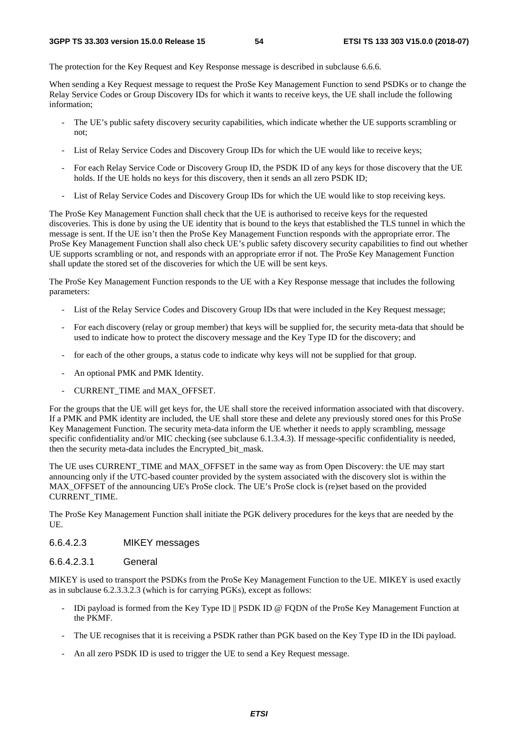The protection for the Key Request and Key Response message is described in subclause 6.6.6.

When sending a Key Request message to request the ProSe Key Management Function to send PSDKs or to change the Relay Service Codes or Group Discovery IDs for which it wants to receive keys, the UE shall include the following information;

- The UE's public safety discovery security capabilities, which indicate whether the UE supports scrambling or not;
- List of Relay Service Codes and Discovery Group IDs for which the UE would like to receive keys;
- For each Relay Service Code or Discovery Group ID, the PSDK ID of any keys for those discovery that the UE holds. If the UE holds no keys for this discovery, then it sends an all zero PSDK ID;
- List of Relay Service Codes and Discovery Group IDs for which the UE would like to stop receiving keys.

The ProSe Key Management Function shall check that the UE is authorised to receive keys for the requested discoveries. This is done by using the UE identity that is bound to the keys that established the TLS tunnel in which the message is sent. If the UE isn't then the ProSe Key Management Function responds with the appropriate error. The ProSe Key Management Function shall also check UE's public safety discovery security capabilities to find out whether UE supports scrambling or not, and responds with an appropriate error if not. The ProSe Key Management Function shall update the stored set of the discoveries for which the UE will be sent keys.

The ProSe Key Management Function responds to the UE with a Key Response message that includes the following parameters:

- List of the Relay Service Codes and Discovery Group IDs that were included in the Key Request message;
- For each discovery (relay or group member) that keys will be supplied for, the security meta-data that should be used to indicate how to protect the discovery message and the Key Type ID for the discovery; and
- for each of the other groups, a status code to indicate why keys will not be supplied for that group.
- An optional PMK and PMK Identity.
- CURRENT_TIME and MAX_OFFSET.

For the groups that the UE will get keys for, the UE shall store the received information associated with that discovery. If a PMK and PMK identity are included, the UE shall store these and delete any previously stored ones for this ProSe Key Management Function. The security meta-data inform the UE whether it needs to apply scrambling, message specific confidentiality and/or MIC checking (see subclause 6.1.3.4.3). If message-specific confidentiality is needed, then the security meta-data includes the Encrypted_bit_mask.

The UE uses CURRENT_TIME and MAX_OFFSET in the same way as from Open Discovery: the UE may start announcing only if the UTC-based counter provided by the system associated with the discovery slot is within the MAX_OFFSET of the announcing UE's ProSe clock. The UE's ProSe clock is (re)set based on the provided CURRENT_TIME.

The ProSe Key Management Function shall initiate the PGK delivery procedures for the keys that are needed by the UE.

#### 6.6.4.2.3 MIKEY messages

##### 6.6.4.2.3.1 General

MIKEY is used to transport the PSDKs from the ProSe Key Management Function to the UE. MIKEY is used exactly as in subclause 6.2.3.3.2.3 (which is for carrying PGKs), except as follows:

- IDi payload is formed from the Key Type ID || PSDK ID @ FQDN of the ProSe Key Management Function at the PKMF.
- The UE recognises that it is receiving a PSDK rather than PGK based on the Key Type ID in the IDi payload.
- An all zero PSDK ID is used to trigger the UE to send a Key Request message.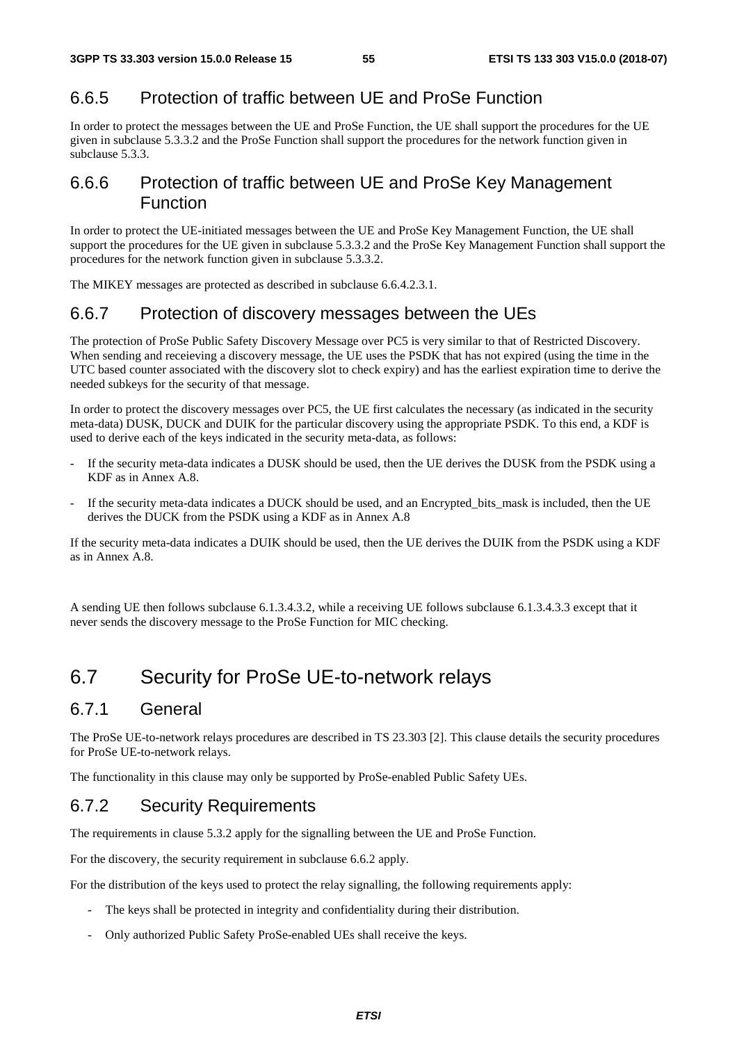### 6.6.5 Protection of traffic between UE and ProSe Function

In order to protect the messages between the UE and ProSe Function, the UE shall support the procedures for the UE given in subclause 5.3.3.2 and the ProSe Function shall support the procedures for the network function given in subclause 5.3.3.

### 6.6.6 Protection of traffic between UE and ProSe Key Management Function

In order to protect the UE-initiated messages between the UE and ProSe Key Management Function, the UE shall support the procedures for the UE given in subclause 5.3.3.2 and the ProSe Key Management Function shall support the procedures for the network function given in subclause 5.3.3.2.

The MIKEY messages are protected as described in subclause 6.6.4.2.3.1.

### 6.6.7 Protection of discovery messages between the UEs

The protection of ProSe Public Safety Discovery Message over PC5 is very similar to that of Restricted Discovery. When sending and receieving a discovery message, the UE uses the PSDK that has not expired (using the time in the UTC based counter associated with the discovery slot to check expiry) and has the earliest expiration time to derive the needed subkeys for the security of that message.

In order to protect the discovery messages over PC5, the UE first calculates the necessary (as indicated in the security meta-data) DUSK, DUCK and DUIK for the particular discovery using the appropriate PSDK. To this end, a KDF is used to derive each of the keys indicated in the security meta-data, as follows:

- If the security meta-data indicates a DUSK should be used, then the UE derives the DUSK from the PSDK using a KDF as in Annex A.8.
- If the security meta-data indicates a DUCK should be used, and an Encrypted_bits_mask is included, then the UE derives the DUCK from the PSDK using a KDF as in Annex A.8

If the security meta-data indicates a DUIK should be used, then the UE derives the DUIK from the PSDK using a KDF as in Annex A.8.

A sending UE then follows subclause 6.1.3.4.3.2, while a receiving UE follows subclause 6.1.3.4.3.3 except that it never sends the discovery message to the ProSe Function for MIC checking.

## 6.7 Security for ProSe UE-to-network relays

### 6.7.1 General

The ProSe UE-to-network relays procedures are described in TS 23.303 [2]. This clause details the security procedures for ProSe UE-to-network relays.

The functionality in this clause may only be supported by ProSe-enabled Public Safety UEs.

### 6.7.2 Security Requirements

The requirements in clause 5.3.2 apply for the signalling between the UE and ProSe Function.

For the discovery, the security requirement in subclause 6.6.2 apply.

For the distribution of the keys used to protect the relay signalling, the following requirements apply:

- The keys shall be protected in integrity and confidentiality during their distribution.
- Only authorized Public Safety ProSe-enabled UEs shall receive the keys.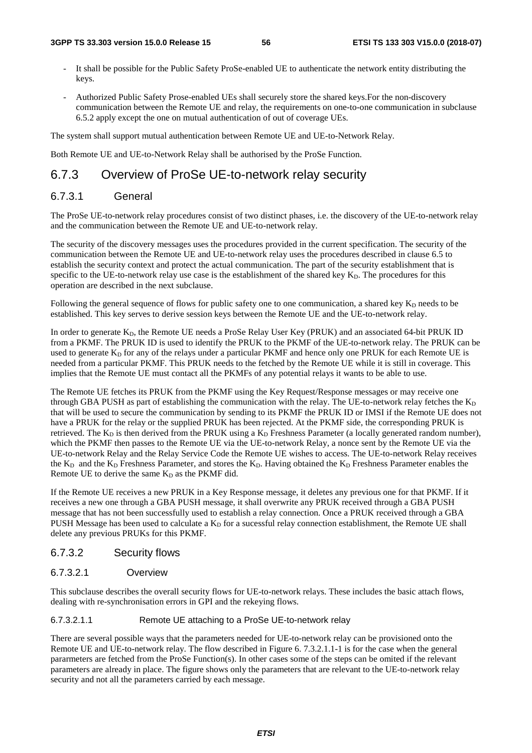- It shall be possible for the Public Safety ProSe-enabled UE to authenticate the network entity distributing the keys.

- Authorized Public Safety Prose-enabled UEs shall securely store the shared keys.For the non-discovery communication between the Remote UE and relay, the requirements on one-to-one communication in subclause 6.5.2 apply except the one on mutual authentication of out of coverage UEs.

The system shall support mutual authentication between Remote UE and UE-to-Network Relay.

Both Remote UE and UE-to-Network Relay shall be authorised by the ProSe Function.

## 6.7.3 Overview of ProSe UE-to-network relay security

### 6.7.3.1 General

The ProSe UE-to-network relay procedures consist of two distinct phases, i.e. the discovery of the UE-to-network relay and the communication between the Remote UE and UE-to-network relay.

The security of the discovery messages uses the procedures provided in the current specification. The security of the communication between the Remote UE and UE-to-network relay uses the procedures described in clause 6.5 to establish the security context and protect the actual communication. The part of the security establishment that is specific to the UE-to-network relay use case is the establishment of the shared key $K_D$. The procedures for this operation are described in the next subclause.

Following the general sequence of flows for public safety one to one communication, a shared key $K_D$ needs to be established. This key serves to derive session keys between the Remote UE and the UE-to-network relay.

In order to generate $K_D$, the Remote UE needs a ProSe Relay User Key (PRUK) and an associated 64-bit PRUK ID from a PKMF. The PRUK ID is used to identify the PRUK to the PKMF of the UE-to-network relay. The PRUK can be used to generate $K_D$ for any of the relays under a particular PKMF and hence only one PRUK for each Remote UE is needed from a particular PKMF. This PRUK needs to the fetched by the Remote UE while it is still in coverage. This implies that the Remote UE must contact all the PKMFs of any potential relays it wants to be able to use.

The Remote UE fetches its PRUK from the PKMF using the Key Request/Response messages or may receive one through GBA PUSH as part of establishing the communication with the relay. The UE-to-network relay fetches the $K_D$ that will be used to secure the communication by sending to its PKMF the PRUK ID or IMSI if the Remote UE does not have a PRUK for the relay or the supplied PRUK has been rejected. At the PKMF side, the corresponding PRUK is retrieved. The $K_D$ is then derived from the PRUK using a $K_D$ Freshness Parameter (a locally generated random number), which the PKMF then passes to the Remote UE via the UE-to-network Relay, a nonce sent by the Remote UE via the UE-to-network Relay and the Relay Service Code the Remote UE wishes to access. The UE-to-network Relay receives the $K_D$ and the $K_D$ Freshness Parameter, and stores the $K_D$. Having obtained the $K_D$ Freshness Parameter enables the Remote UE to derive the same $K_D$ as the PKMF did.

If the Remote UE receives a new PRUK in a Key Response message, it deletes any previous one for that PKMF. If it receives a new one through a GBA PUSH message, it shall overwrite any PRUK received through a GBA PUSH message that has not been successfully used to establish a relay connection. Once a PRUK received through a GBA PUSH Message has been used to calculate a $K_D$ for a sucessful relay connection establishment, the Remote UE shall delete any previous PRUKs for this PKMF.

### 6.7.3.2 Security flows

#### 6.7.3.2.1 Overview

This subclause describes the overall security flows for UE-to-network relays. These includes the basic attach flows, dealing with re-synchronisation errors in GPI and the rekeying flows.

##### 6.7.3.2.1.1 Remote UE attaching to a ProSe UE-to-network relay

There are several possible ways that the parameters needed for UE-to-network relay can be provisioned onto the Remote UE and UE-to-network relay. The flow described in Figure 6. 7.3.2.1.1-1 is for the case when the general pararmeters are fetched from the ProSe Function(s). In other cases some of the steps can be omited if the relevant parameters are already in place. The figure shows only the parameters that are relevant to the UE-to-network relay security and not all the parameters carried by each message.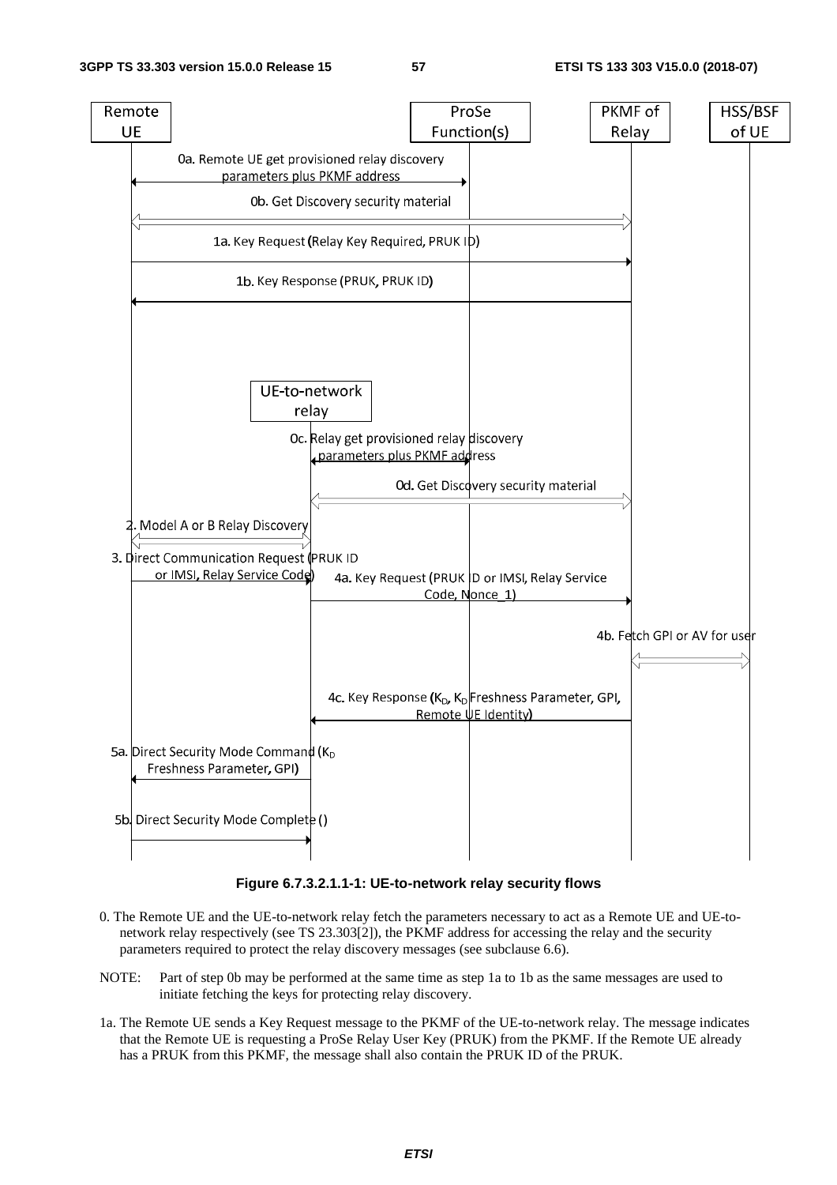Figure 6.7.3.2.1.1-1: UE-to-network relay security flows

0. The Remote UE and the UE-to-network relay fetch the parameters necessary to act as a Remote UE and UE-to-network relay respectively (see TS 23.303[2]), the PKMF address for accessing the relay and the security parameters required to protect the relay discovery messages (see subclause 6.6).

NOTE: Part of step 0b may be performed at the same time as step 1a to 1b as the same messages are used to initiate fetching the keys for protecting relay discovery.

1a. The Remote UE sends a Key Request message to the PKMF of the UE-to-network relay. The message indicates that the Remote UE is requesting a ProSe Relay User Key (PRUK) from the PKMF. If the Remote UE already has a PRUK from this PKMF, the message shall also contain the PRUK ID of the PRUK.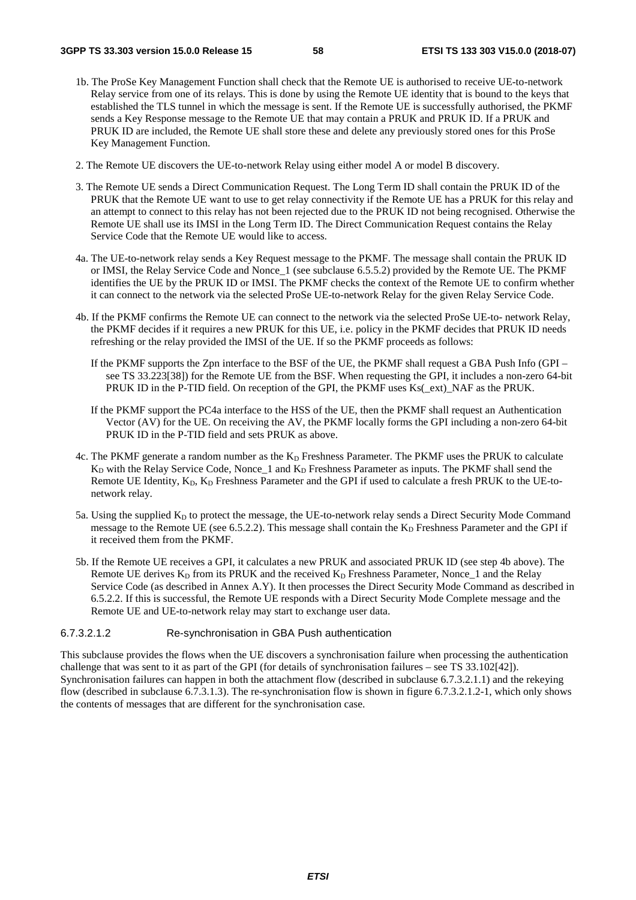1b. The ProSe Key Management Function shall check that the Remote UE is authorised to receive UE-to-network Relay service from one of its relays. This is done by using the Remote UE identity that is bound to the keys that established the TLS tunnel in which the message is sent. If the Remote UE is successfully authorised, the PKMF sends a Key Response message to the Remote UE that may contain a PRUK and PRUK ID. If a PRUK and PRUK ID are included, the Remote UE shall store these and delete any previously stored ones for this ProSe Key Management Function.

2. The Remote UE discovers the UE-to-network Relay using either model A or model B discovery.

3. The Remote UE sends a Direct Communication Request. The Long Term ID shall contain the PRUK ID of the PRUK that the Remote UE want to use to get relay connectivity if the Remote UE has a PRUK for this relay and an attempt to connect to this relay has not been rejected due to the PRUK ID not being recognised. Otherwise the Remote UE shall use its IMSI in the Long Term ID. The Direct Communication Request contains the Relay Service Code that the Remote UE would like to access.

4a. The UE-to-network relay sends a Key Request message to the PKMF. The message shall contain the PRUK ID or IMSI, the Relay Service Code and Nonce_1 (see subclause 6.5.5.2) provided by the Remote UE. The PKMF identifies the UE by the PRUK ID or IMSI. The PKMF checks the context of the Remote UE to confirm whether it can connect to the network via the selected ProSe UE-to-network Relay for the given Relay Service Code.

4b. If the PKMF confirms the Remote UE can connect to the network via the selected ProSe UE-to- network Relay, the PKMF decides if it requires a new PRUK for this UE, i.e. policy in the PKMF decides that PRUK ID needs refreshing or the relay provided the IMSI of the UE. If so the PKMF proceeds as follows:

   If the PKMF supports the Zpn interface to the BSF of the UE, the PKMF shall request a GBA Push Info (GPI – see TS 33.223[38]) for the Remote UE from the BSF. When requesting the GPI, it includes a non-zero 64-bit PRUK ID in the P-TID field. On reception of the GPI, the PKMF uses Ks(_ext)_NAF as the PRUK.

   If the PKMF support the PC4a interface to the HSS of the UE, then the PKMF shall request an Authentication Vector (AV) for the UE. On receiving the AV, the PKMF locally forms the GPI including a non-zero 64-bit PRUK ID in the P-TID field and sets PRUK as above.

4c. The PKMF generate a random number as the $K_D$ Freshness Parameter. The PKMF uses the PRUK to calculate $K_D$ with the Relay Service Code, Nonce_1 and $K_D$ Freshness Parameter as inputs. The PKMF shall send the Remote UE Identity, $K_D$, $K_D$ Freshness Parameter and the GPI if used to calculate a fresh PRUK to the UE-to-network relay.

5a. Using the supplied $K_D$ to protect the message, the UE-to-network relay sends a Direct Security Mode Command message to the Remote UE (see 6.5.2.2). This message shall contain the $K_D$ Freshness Parameter and the GPI if it received them from the PKMF.

5b. If the Remote UE receives a GPI, it calculates a new PRUK and associated PRUK ID (see step 4b above). The Remote UE derives $K_D$ from its PRUK and the received $K_D$ Freshness Parameter, Nonce_1 and the Relay Service Code (as described in Annex A.Y). It then processes the Direct Security Mode Command as described in 6.5.2.2. If this is successful, the Remote UE responds with a Direct Security Mode Complete message and the Remote UE and UE-to-network relay may start to exchange user data.

#### 6.7.3.2.1.2 Re-synchronisation in GBA Push authentication

This subclause provides the flows when the UE discovers a synchronisation failure when processing the authentication challenge that was sent to it as part of the GPI (for details of synchronisation failures – see TS 33.102[42]). Synchronisation failures can happen in both the attachment flow (described in subclause 6.7.3.2.1.1) and the rekeying flow (described in subclause 6.7.3.1.3). The re-synchronisation flow is shown in figure 6.7.3.2.1.2-1, which only shows the contents of messages that are different for the synchronisation case.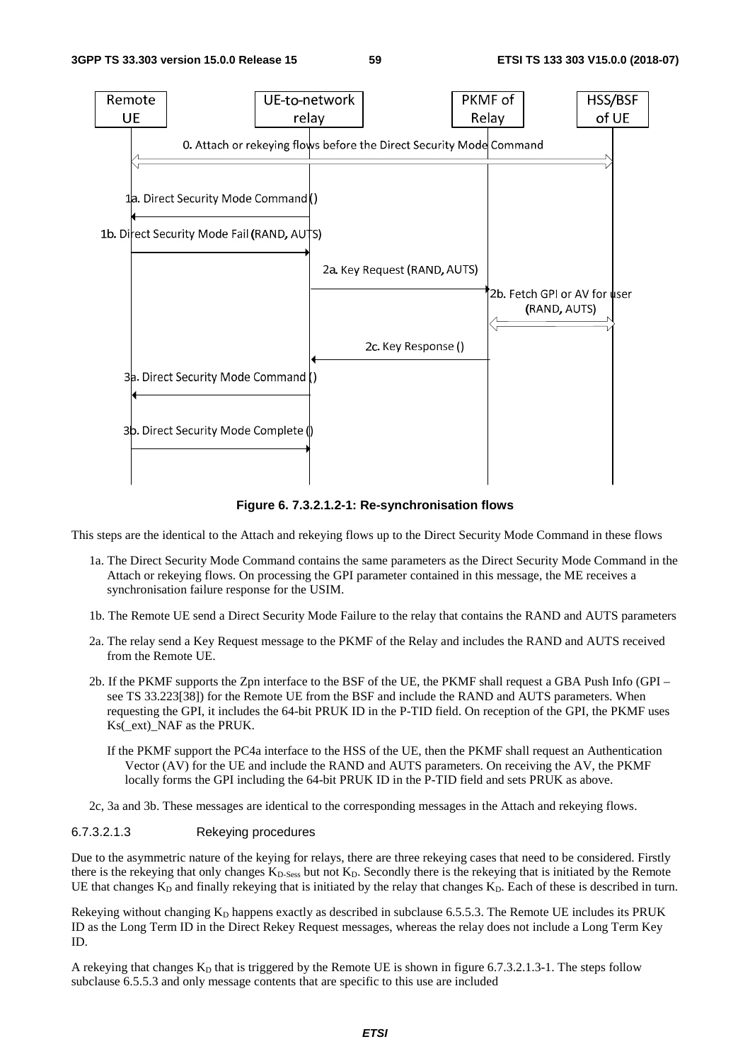**Figure 6. 7.3.2.1.2-1: Re-synchronisation flows**

This steps are the identical to the Attach and rekeying flows up to the Direct Security Mode Command in these flows

1a. The Direct Security Mode Command contains the same parameters as the Direct Security Mode Command in the Attach or rekeying flows. On processing the GPI parameter contained in this message, the ME receives a synchronisation failure response for the USIM.

1b. The Remote UE send a Direct Security Mode Failure to the relay that contains the RAND and AUTS parameters

2a. The relay send a Key Request message to the PKMF of the Relay and includes the RAND and AUTS received from the Remote UE.

2b. If the PKMF supports the Zpn interface to the BSF of the UE, the PKMF shall request a GBA Push Info (GPI – see TS 33.223[38]) for the Remote UE from the BSF and include the RAND and AUTS parameters. When requesting the GPI, it includes the 64-bit PRUK ID in the P-TID field. On reception of the GPI, the PKMF uses Ks(_ext)_NAF as the PRUK.

If the PKMF support the PC4a interface to the HSS of the UE, then the PKMF shall request an Authentication Vector (AV) for the UE and include the RAND and AUTS parameters. On receiving the AV, the PKMF locally forms the GPI including the 64-bit PRUK ID in the P-TID field and sets PRUK as above.

2c, 3a and 3b. These messages are identical to the corresponding messages in the Attach and rekeying flows.

#### 6.7.3.2.1.3 Rekeying procedures

Due to the asymmetric nature of the keying for relays, there are three rekeying cases that need to be considered. Firstly there is the rekeying that only changes $K_{D\text{-}Sess}$ but not $K_D$. Secondly there is the rekeying that is initiated by the Remote UE that changes $K_D$ and finally rekeying that is initiated by the relay that changes $K_D$. Each of these is described in turn.

Rekeying without changing $K_D$ happens exactly as described in subclause 6.5.5.3. The Remote UE includes its PRUK ID as the Long Term ID in the Direct Rekey Request messages, whereas the relay does not include a Long Term Key ID.

A rekeying that changes $K_D$ that is triggered by the Remote UE is shown in figure 6.7.3.2.1.3-1. The steps follow subclause 6.5.5.3 and only message contents that are specific to this use are included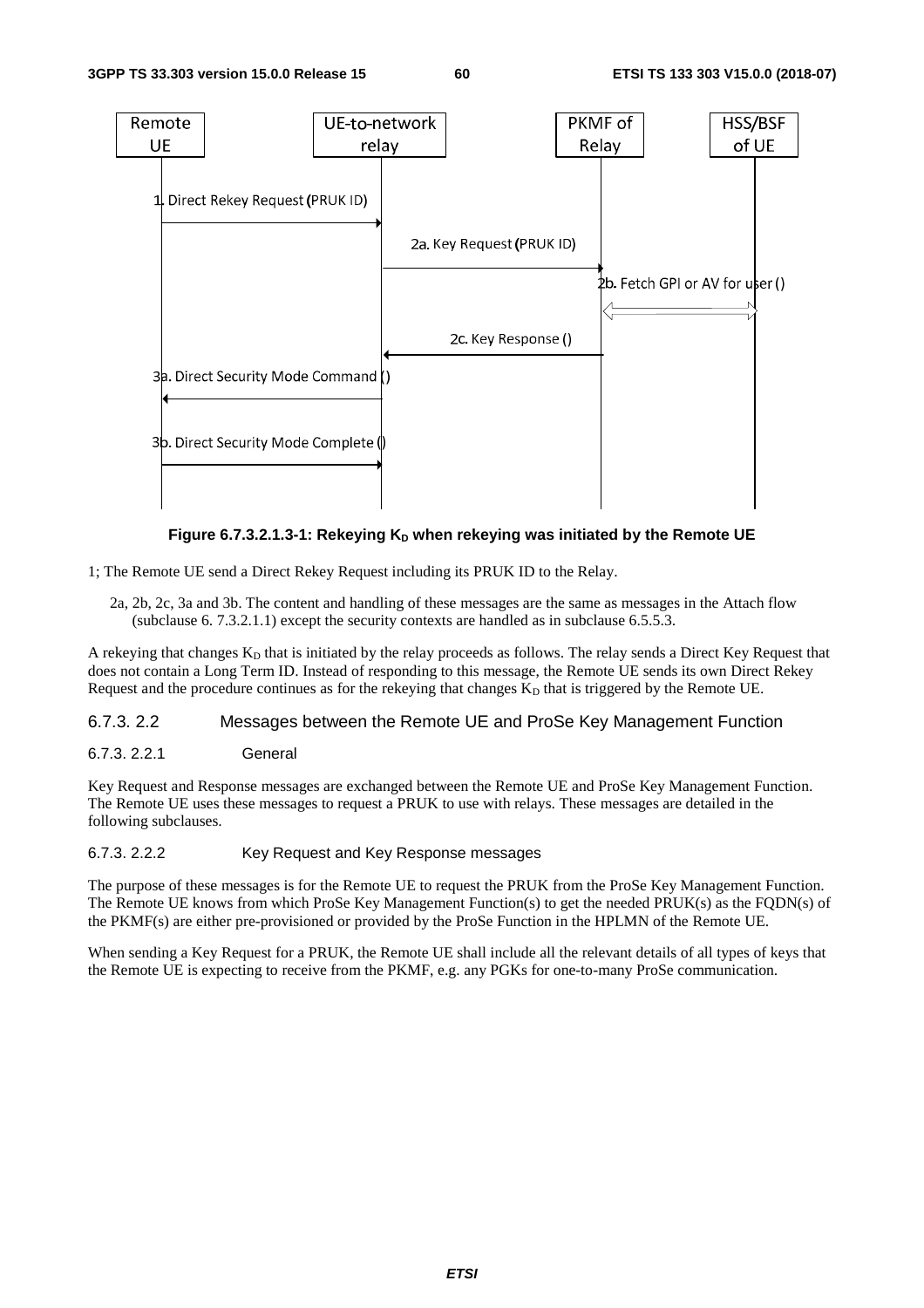Figure 6.7.3.2.1.3-1: Rekeying $K_D$ when rekeying was initiated by the Remote UE

1; The Remote UE send a Direct Rekey Request including its PRUK ID to the Relay.

2a, 2b, 2c, 3a and 3b. The content and handling of these messages are the same as messages in the Attach flow (subclause 6. 7.3.2.1.1) except the security contexts are handled as in subclause 6.5.5.3.

A rekeying that changes $K_D$ that is initiated by the relay proceeds as follows. The relay sends a Direct Key Request that does not contain a Long Term ID. Instead of responding to this message, the Remote UE sends its own Direct Rekey Request and the procedure continues as for the rekeying that changes $K_D$ that is triggered by the Remote UE.

#### 6.7.3. 2.2 Messages between the Remote UE and ProSe Key Management Function

##### 6.7.3. 2.2.1 General

Key Request and Response messages are exchanged between the Remote UE and ProSe Key Management Function. The Remote UE uses these messages to request a PRUK to use with relays. These messages are detailed in the following subclauses.

##### 6.7.3. 2.2.2 Key Request and Key Response messages

The purpose of these messages is for the Remote UE to request the PRUK from the ProSe Key Management Function. The Remote UE knows from which ProSe Key Management Function(s) to get the needed PRUK(s) as the FQDN(s) of the PKMF(s) are either pre-provisioned or provided by the ProSe Function in the HPLMN of the Remote UE.

When sending a Key Request for a PRUK, the Remote UE shall include all the relevant details of all types of keys that the Remote UE is expecting to receive from the PKMF, e.g. any PGKs for one-to-many ProSe communication.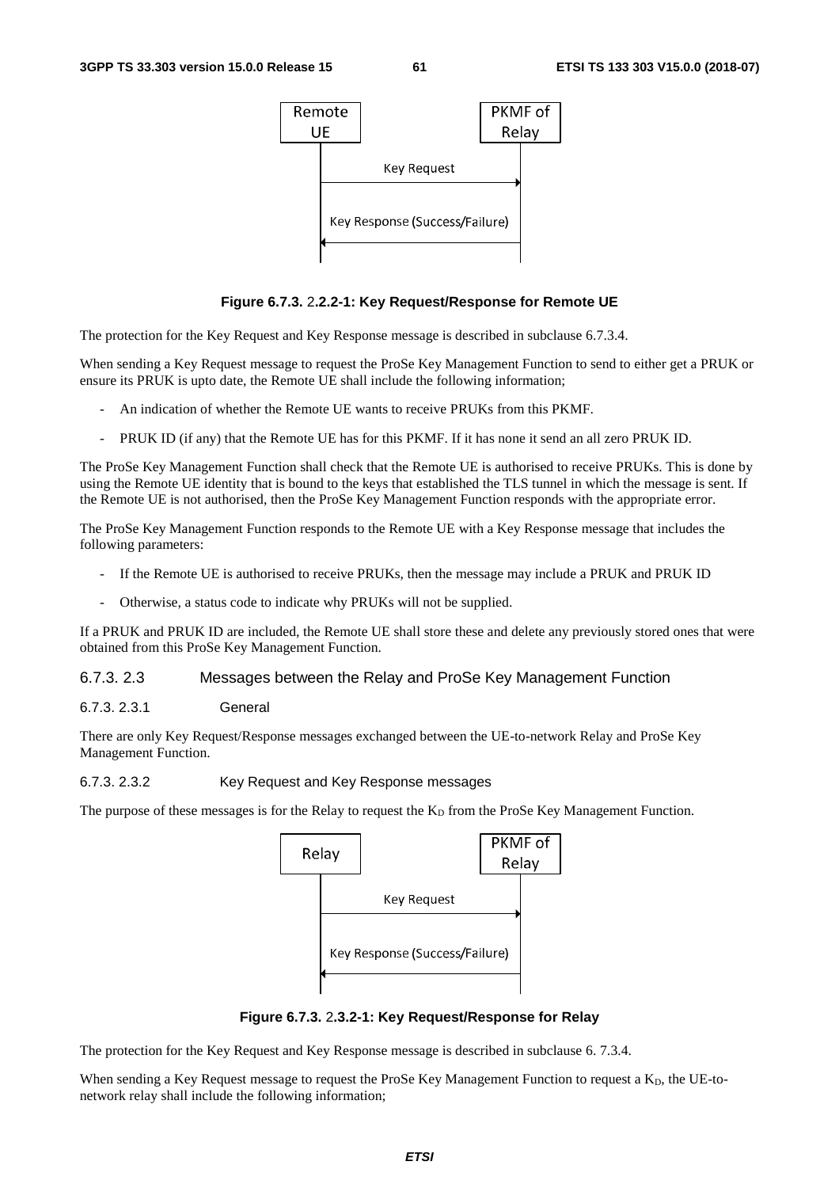**Figure 6.7.3. 2.2.2-1: Key Request/Response for Remote UE**

The protection for the Key Request and Key Response message is described in subclause 6.7.3.4.

When sending a Key Request message to request the ProSe Key Management Function to send to either get a PRUK or ensure its PRUK is upto date, the Remote UE shall include the following information;

- An indication of whether the Remote UE wants to receive PRUKs from this PKMF.
- PRUK ID (if any) that the Remote UE has for this PKMF. If it has none it send an all zero PRUK ID.

The ProSe Key Management Function shall check that the Remote UE is authorised to receive PRUKs. This is done by using the Remote UE identity that is bound to the keys that established the TLS tunnel in which the message is sent. If the Remote UE is not authorised, then the ProSe Key Management Function responds with the appropriate error.

The ProSe Key Management Function responds to the Remote UE with a Key Response message that includes the following parameters:

- If the Remote UE is authorised to receive PRUKs, then the message may include a PRUK and PRUK ID
- Otherwise, a status code to indicate why PRUKs will not be supplied.

If a PRUK and PRUK ID are included, the Remote UE shall store these and delete any previously stored ones that were obtained from this ProSe Key Management Function.

#### 6.7.3. 2.3 Messages between the Relay and ProSe Key Management Function

##### 6.7.3. 2.3.1 General

There are only Key Request/Response messages exchanged between the UE-to-network Relay and ProSe Key Management Function.

##### 6.7.3. 2.3.2 Key Request and Key Response messages

The purpose of these messages is for the Relay to request the $K_D$ from the ProSe Key Management Function.

**Figure 6.7.3. 2.3.2-1: Key Request/Response for Relay**

The protection for the Key Request and Key Response message is described in subclause 6. 7.3.4.

When sending a Key Request message to request the ProSe Key Management Function to request a $K_D$, the UE-to-network relay shall include the following information;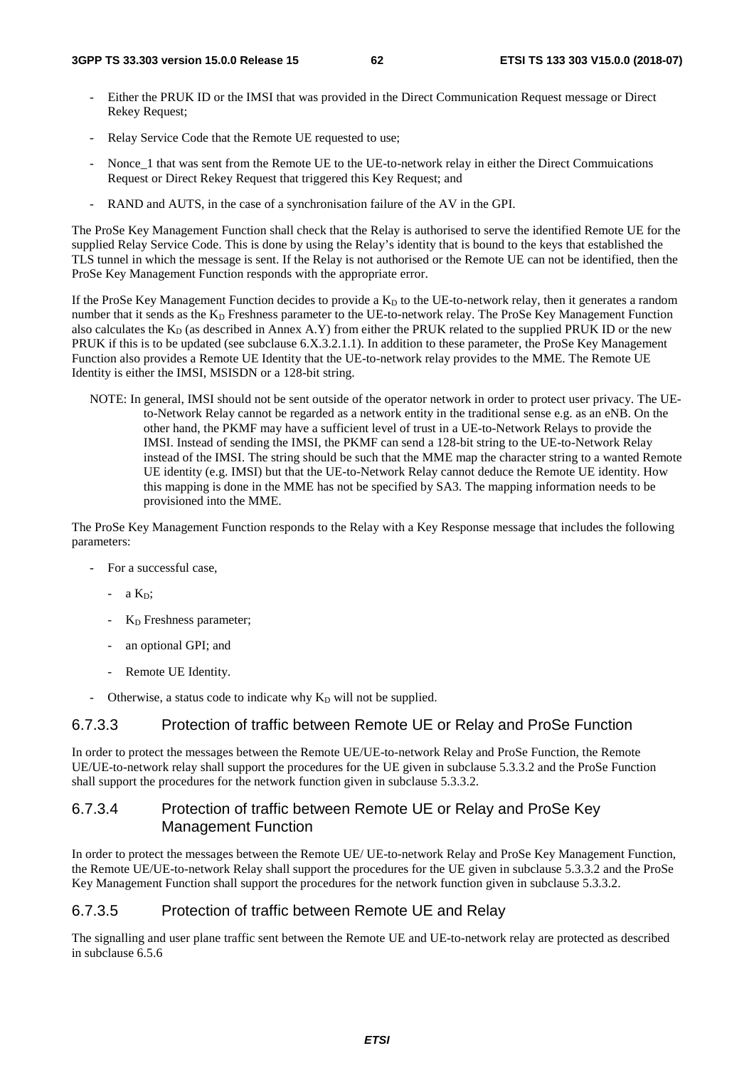- Either the PRUK ID or the IMSI that was provided in the Direct Communication Request message or Direct Rekey Request;
- Relay Service Code that the Remote UE requested to use;
- Nonce_1 that was sent from the Remote UE to the UE-to-network relay in either the Direct Commuications Request or Direct Rekey Request that triggered this Key Request; and
- RAND and AUTS, in the case of a synchronisation failure of the AV in the GPI.

The ProSe Key Management Function shall check that the Relay is authorised to serve the identified Remote UE for the supplied Relay Service Code. This is done by using the Relay's identity that is bound to the keys that established the TLS tunnel in which the message is sent. If the Relay is not authorised or the Remote UE can not be identified, then the ProSe Key Management Function responds with the appropriate error.

If the ProSe Key Management Function decides to provide a $K_D$ to the UE-to-network relay, then it generates a random number that it sends as the $K_D$ Freshness parameter to the UE-to-network relay. The ProSe Key Management Function also calculates the $K_D$ (as described in Annex A.Y) from either the PRUK related to the supplied PRUK ID or the new PRUK if this is to be updated (see subclause 6.X.3.2.1.1). In addition to these parameter, the ProSe Key Management Function also provides a Remote UE Identity that the UE-to-network relay provides to the MME. The Remote UE Identity is either the IMSI, MSISDN or a 128-bit string.

NOTE: In general, IMSI should not be sent outside of the operator network in order to protect user privacy. The UE-to-Network Relay cannot be regarded as a network entity in the traditional sense e.g. as an eNB. On the other hand, the PKMF may have a sufficient level of trust in a UE-to-Network Relays to provide the IMSI. Instead of sending the IMSI, the PKMF can send a 128-bit string to the UE-to-Network Relay instead of the IMSI. The string should be such that the MME map the character string to a wanted Remote UE identity (e.g. IMSI) but that the UE-to-Network Relay cannot deduce the Remote UE identity. How this mapping is done in the MME has not be specified by SA3. The mapping information needs to be provisioned into the MME.

The ProSe Key Management Function responds to the Relay with a Key Response message that includes the following parameters:

- For a successful case,
  - a $K_D$;
  - $K_D$ Freshness parameter;
  - an optional GPI; and
  - Remote UE Identity.
- Otherwise, a status code to indicate why $K_D$ will not be supplied.

### 6.7.3.3 Protection of traffic between Remote UE or Relay and ProSe Function

In order to protect the messages between the Remote UE/UE-to-network Relay and ProSe Function, the Remote UE/UE-to-network relay shall support the procedures for the UE given in subclause 5.3.3.2 and the ProSe Function shall support the procedures for the network function given in subclause 5.3.3.2.

### 6.7.3.4 Protection of traffic between Remote UE or Relay and ProSe Key Management Function

In order to protect the messages between the Remote UE/ UE-to-network Relay and ProSe Key Management Function, the Remote UE/UE-to-network Relay shall support the procedures for the UE given in subclause 5.3.3.2 and the ProSe Key Management Function shall support the procedures for the network function given in subclause 5.3.3.2.

### 6.7.3.5 Protection of traffic between Remote UE and Relay

The signalling and user plane traffic sent between the Remote UE and UE-to-network relay are protected as described in subclause 6.5.6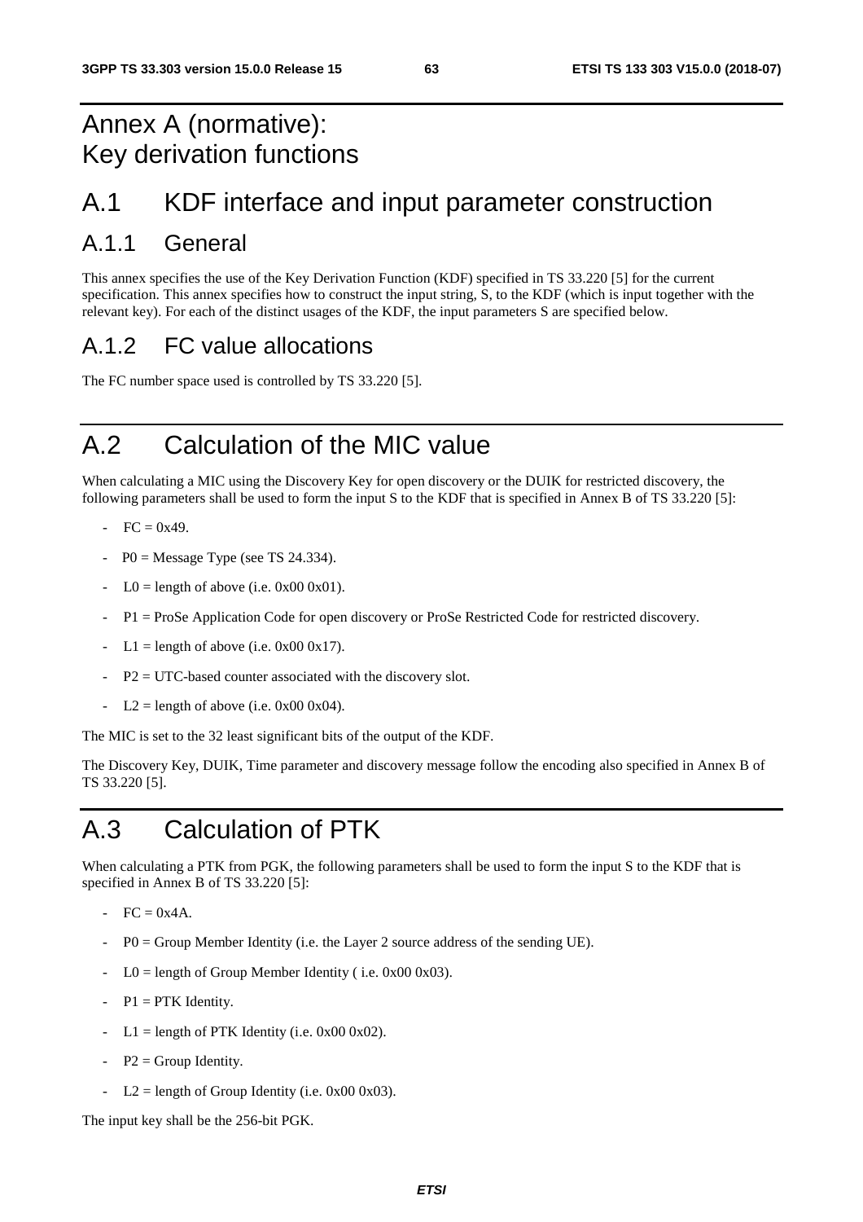# Annex A (normative): Key derivation functions

# A.1 KDF interface and input parameter construction

## A.1.1 General

This annex specifies the use of the Key Derivation Function (KDF) specified in TS 33.220 [5] for the current specification. This annex specifies how to construct the input string, S, to the KDF (which is input together with the relevant key). For each of the distinct usages of the KDF, the input parameters S are specified below.

## A.1.2 FC value allocations

The FC number space used is controlled by TS 33.220 [5].

# A.2 Calculation of the MIC value

When calculating a MIC using the Discovery Key for open discovery or the DUIK for restricted discovery, the following parameters shall be used to form the input S to the KDF that is specified in Annex B of TS 33.220 [5]:

- FC = 0x49.
- P0 = Message Type (see TS 24.334).
- L0 = length of above (i.e. 0x00 0x01).
- P1 = ProSe Application Code for open discovery or ProSe Restricted Code for restricted discovery.
- L1 = length of above (i.e. 0x00 0x17).
- P2 = UTC-based counter associated with the discovery slot.
- L2 = length of above (i.e. 0x00 0x04).

The MIC is set to the 32 least significant bits of the output of the KDF.

The Discovery Key, DUIK, Time parameter and discovery message follow the encoding also specified in Annex B of TS 33.220 [5].

# A.3 Calculation of PTK

When calculating a PTK from PGK, the following parameters shall be used to form the input S to the KDF that is specified in Annex B of TS 33.220 [5]:

- FC = 0x4A.
- P0 = Group Member Identity (i.e. the Layer 2 source address of the sending UE).
- L0 = length of Group Member Identity ( i.e. 0x00 0x03).
- P1 = PTK Identity.
- L1 = length of PTK Identity (i.e. 0x00 0x02).
- P2 = Group Identity.
- L2 = length of Group Identity (i.e. 0x00 0x03).

The input key shall be the 256-bit PGK.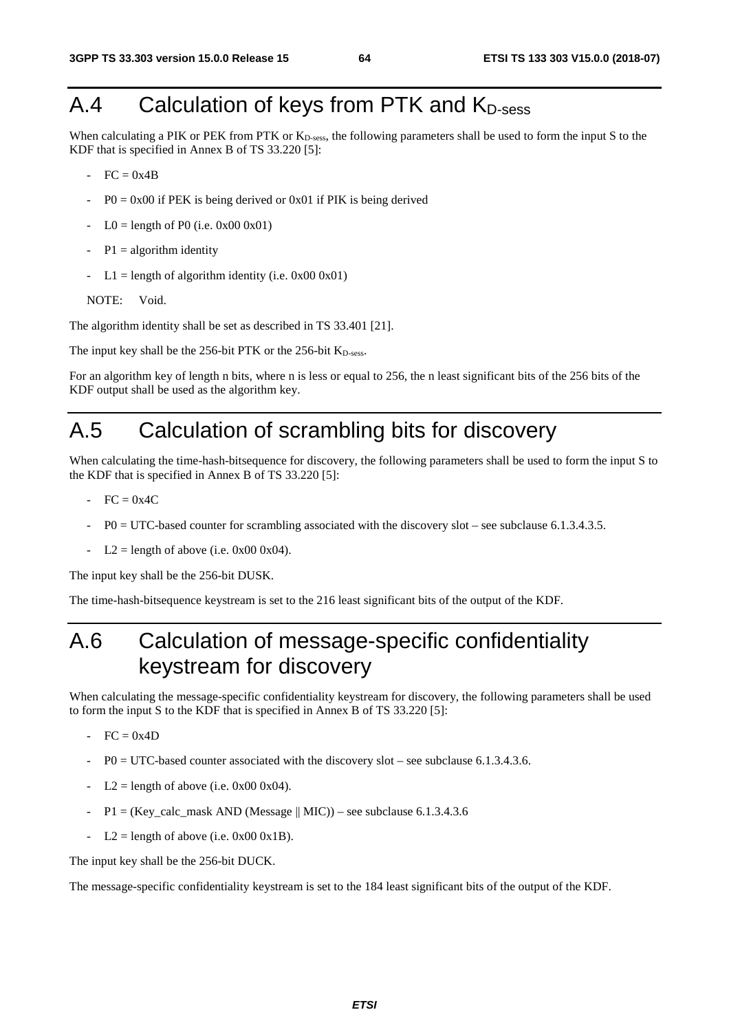# A.4 Calculation of keys from PTK and $K_{D\text{-sess}}$

When calculating a PIK or PEK from PTK or $K_{D\text{-sess}}$, the following parameters shall be used to form the input S to the KDF that is specified in Annex B of TS 33.220 [5]:

- FC = 0x4B
- P0 = 0x00 if PEK is being derived or 0x01 if PIK is being derived
- L0 = length of P0 (i.e. 0x00 0x01)
- P1 = algorithm identity
- L1 = length of algorithm identity (i.e. 0x00 0x01)

NOTE: Void.

The algorithm identity shall be set as described in TS 33.401 [21].

The input key shall be the 256-bit PTK or the 256-bit $K_{D\text{-sess}}$.

For an algorithm key of length n bits, where n is less or equal to 256, the n least significant bits of the 256 bits of the KDF output shall be used as the algorithm key.

# A.5 Calculation of scrambling bits for discovery

When calculating the time-hash-bitsequence for discovery, the following parameters shall be used to form the input S to the KDF that is specified in Annex B of TS 33.220 [5]:

- FC = 0x4C
- P0 = UTC-based counter for scrambling associated with the discovery slot – see subclause 6.1.3.4.3.5.
- L2 = length of above (i.e. 0x00 0x04).

The input key shall be the 256-bit DUSK.

The time-hash-bitsequence keystream is set to the 216 least significant bits of the output of the KDF.

# A.6 Calculation of message-specific confidentiality keystream for discovery

When calculating the message-specific confidentiality keystream for discovery, the following parameters shall be used to form the input S to the KDF that is specified in Annex B of TS 33.220 [5]:

- FC = 0x4D
- P0 = UTC-based counter associated with the discovery slot – see subclause 6.1.3.4.3.6.
- L2 = length of above (i.e. 0x00 0x04).
- P1 = (Key_calc_mask AND (Message || MIC)) – see subclause 6.1.3.4.3.6
- L2 = length of above (i.e. 0x00 0x1B).

The input key shall be the 256-bit DUCK.

The message-specific confidentiality keystream is set to the 184 least significant bits of the output of the KDF.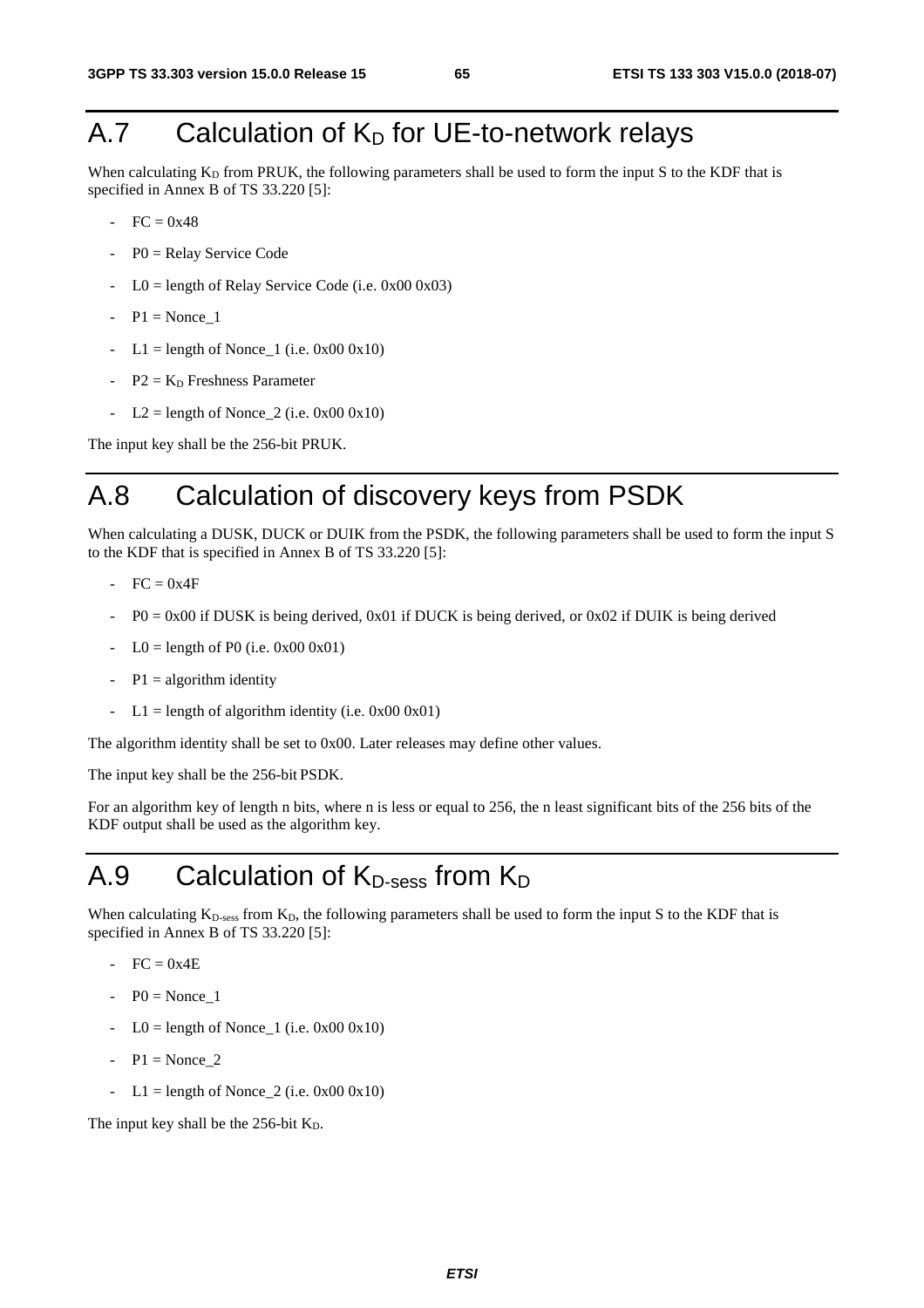# A.7 Calculation of $K_D$ for UE-to-network relays

When calculating $K_D$ from PRUK, the following parameters shall be used to form the input S to the KDF that is specified in Annex B of TS 33.220 [5]:

- FC = 0x48
- P0 = Relay Service Code
- L0 = length of Relay Service Code (i.e. 0x00 0x03)
- P1 = Nonce_1
- L1 = length of Nonce_1 (i.e. 0x00 0x10)
- P2 = $K_D$ Freshness Parameter
- L2 = length of Nonce_2 (i.e. 0x00 0x10)

The input key shall be the 256-bit PRUK.

# A.8 Calculation of discovery keys from PSDK

When calculating a DUSK, DUCK or DUIK from the PSDK, the following parameters shall be used to form the input S to the KDF that is specified in Annex B of TS 33.220 [5]:

- FC = 0x4F
- P0 = 0x00 if DUSK is being derived, 0x01 if DUCK is being derived, or 0x02 if DUIK is being derived
- L0 = length of P0 (i.e. 0x00 0x01)
- P1 = algorithm identity
- L1 = length of algorithm identity (i.e. 0x00 0x01)

The algorithm identity shall be set to 0x00. Later releases may define other values.

The input key shall be the 256-bit PSDK.

For an algorithm key of length n bits, where n is less or equal to 256, the n least significant bits of the 256 bits of the KDF output shall be used as the algorithm key.

# A.9 Calculation of $K_{D\text{-}sess}$ from $K_D$

When calculating $K_{D\text{-}sess}$ from $K_D$, the following parameters shall be used to form the input S to the KDF that is specified in Annex B of TS 33.220 [5]:

- FC = 0x4E
- P0 = Nonce_1
- L0 = length of Nonce_1 (i.e. 0x00 0x10)
- P1 = Nonce_2
- L1 = length of Nonce_2 (i.e. 0x00 0x10)

The input key shall be the 256-bit $K_D$.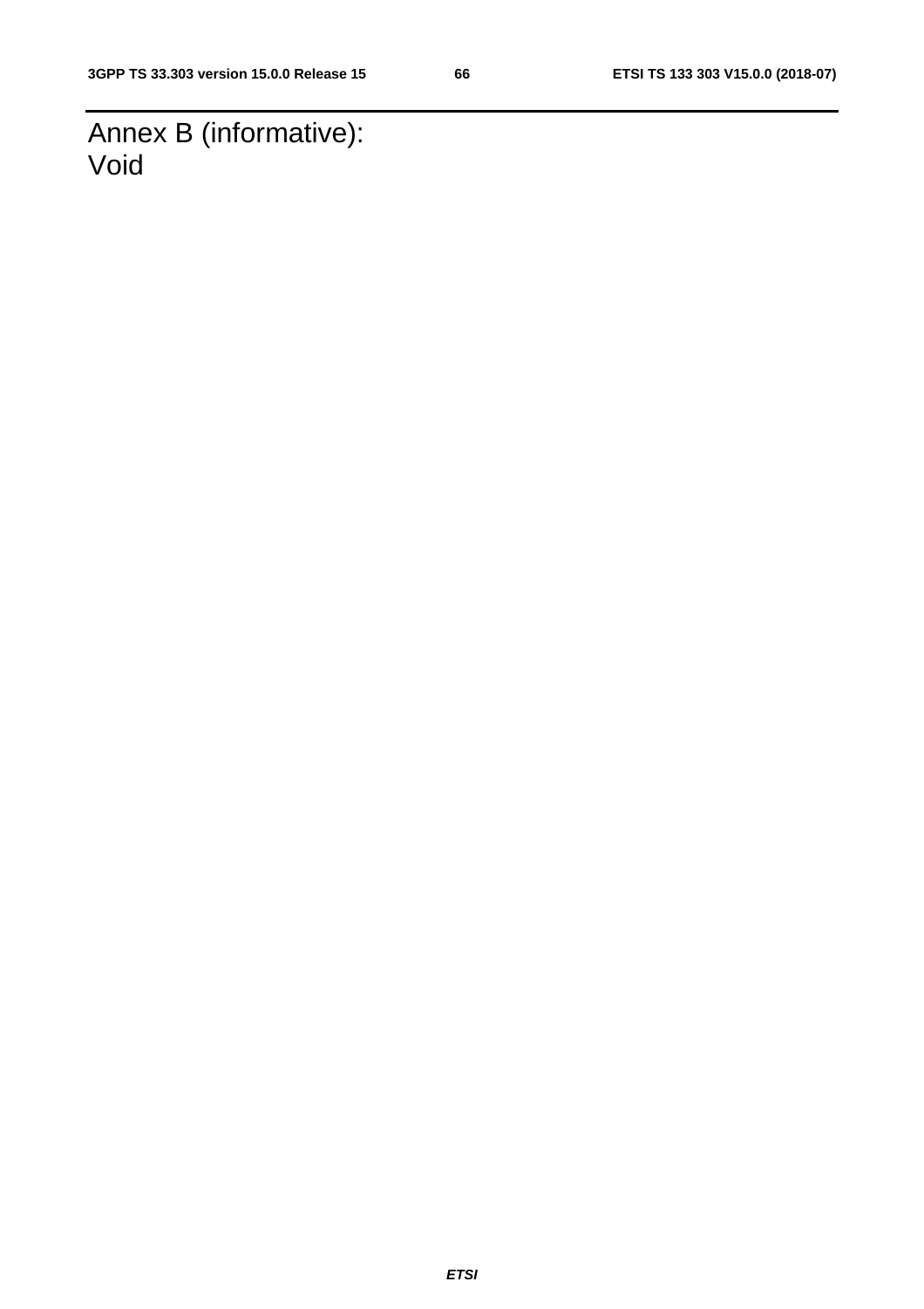# Annex B (informative): Void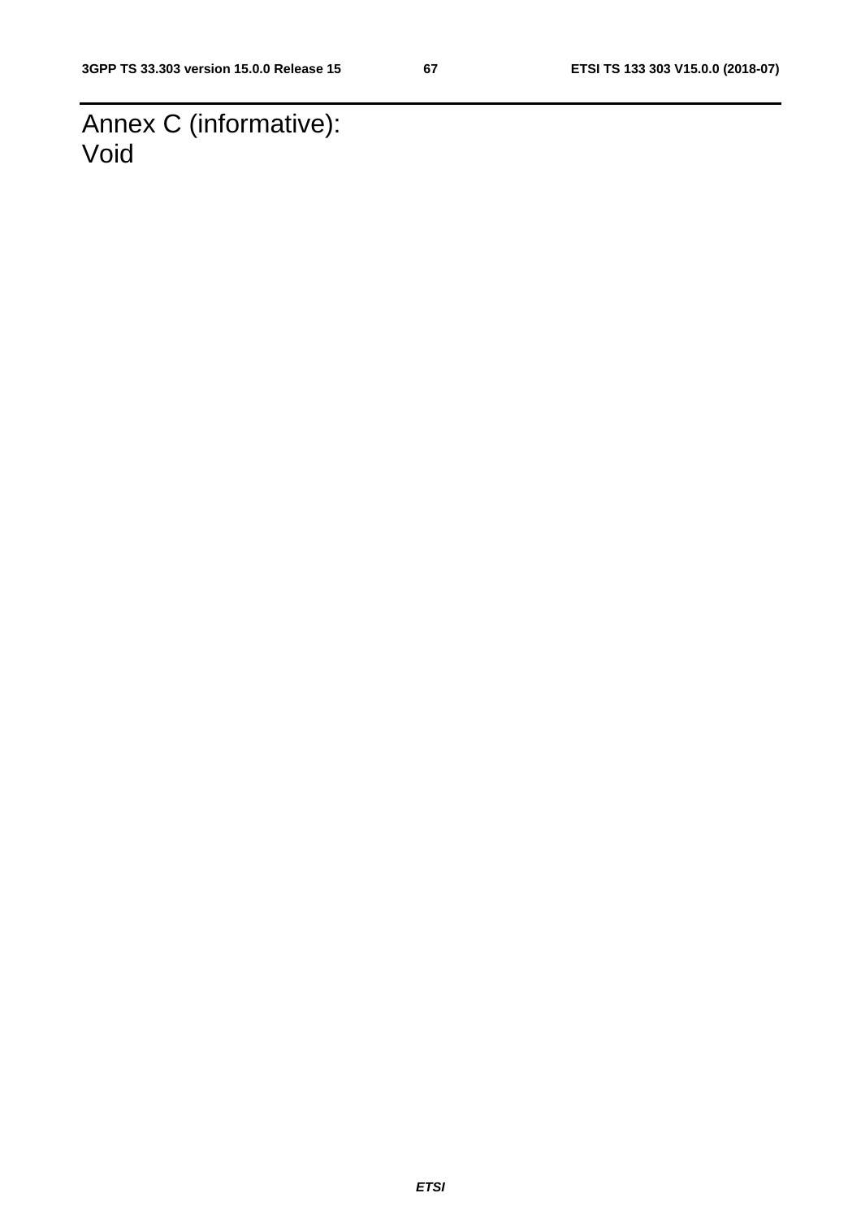# Annex C (informative):
Void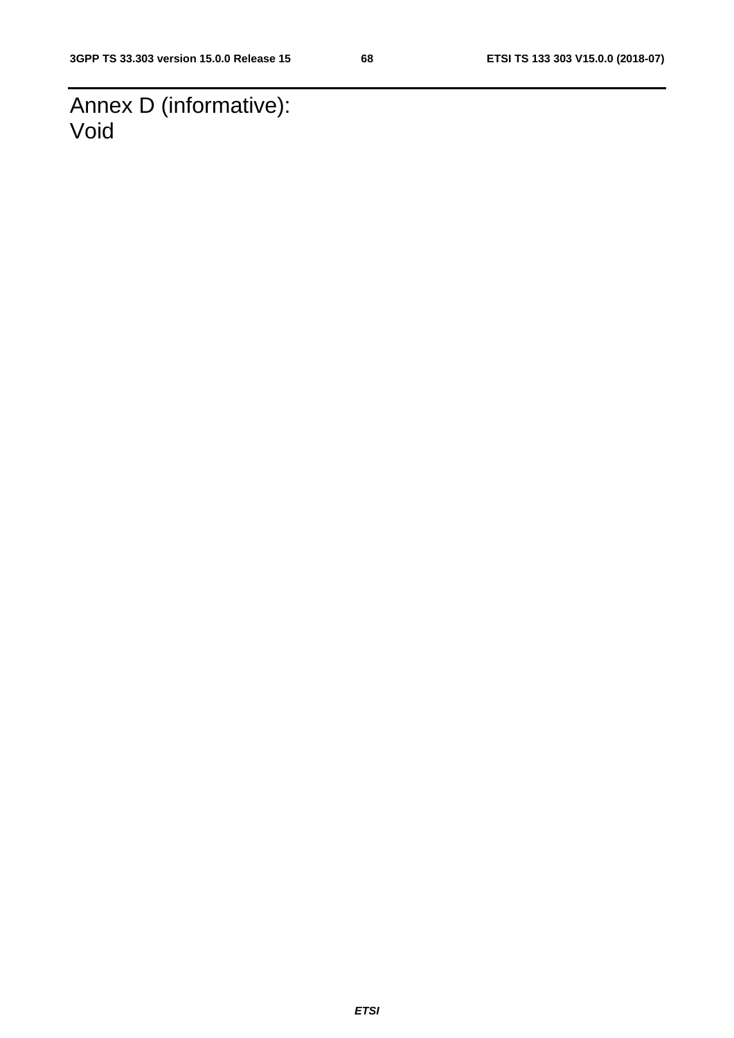# Annex D (informative): Void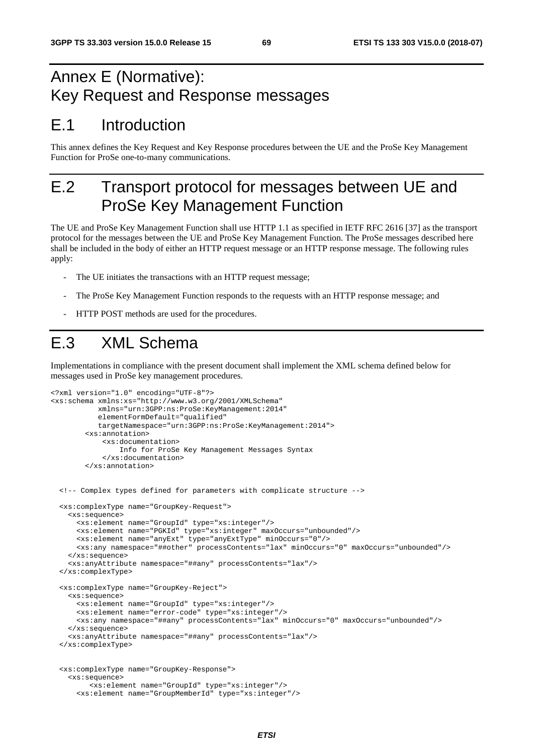# Annex E (Normative): Key Request and Response messages

## E.1 Introduction

This annex defines the Key Request and Key Response procedures between the UE and the ProSe Key Management Function for ProSe one-to-many communications.

## E.2 Transport protocol for messages between UE and ProSe Key Management Function

The UE and ProSe Key Management Function shall use HTTP 1.1 as specified in IETF RFC 2616 [37] as the transport protocol for the messages between the UE and ProSe Key Management Function. The ProSe messages described here shall be included in the body of either an HTTP request message or an HTTP response message. The following rules apply:

- The UE initiates the transactions with an HTTP request message;
- The ProSe Key Management Function responds to the requests with an HTTP response message; and
- HTTP POST methods are used for the procedures.

## E.3 XML Schema

Implementations in compliance with the present document shall implement the XML schema defined below for messages used in ProSe key management procedures.

```
<?xml version="1.0" encoding="UTF-8"?>
<xs:schema xmlns:xs="http://www.w3.org/2001/XMLSchema"
           xmlns="urn:3GPP:ns:ProSe:KeyManagement:2014"
           elementFormDefault="qualified"
           targetNamespace="urn:3GPP:ns:ProSe:KeyManagement:2014">
        <xs:annotation>
            <xs:documentation>
                Info for ProSe Key Management Messages Syntax
            </xs:documentation>
        </xs:annotation>


  <!-- Complex types defined for parameters with complicate structure -->

  <xs:complexType name="GroupKey-Request">
    <xs:sequence>
      <xs:element name="GroupId" type="xs:integer"/>
      <xs:element name="PGKId" type="xs:integer" maxOccurs="unbounded"/>
      <xs:element name="anyExt" type="anyExtType" minOccurs="0"/>
      <xs:any namespace="##other" processContents="lax" minOccurs="0" maxOccurs="unbounded"/>
    </xs:sequence>
    <xs:anyAttribute namespace="##any" processContents="lax"/>
  </xs:complexType>

  <xs:complexType name="GroupKey-Reject">
    <xs:sequence>
      <xs:element name="GroupId" type="xs:integer"/>
      <xs:element name="error-code" type="xs:integer"/>
      <xs:any namespace="##any" processContents="lax" minOccurs="0" maxOccurs="unbounded"/>
    </xs:sequence>
    <xs:anyAttribute namespace="##any" processContents="lax"/>
  </xs:complexType>


  <xs:complexType name="GroupKey-Response">
    <xs:sequence>
         <xs:element name="GroupId" type="xs:integer"/>
      <xs:element name="GroupMemberId" type="xs:integer"/>
```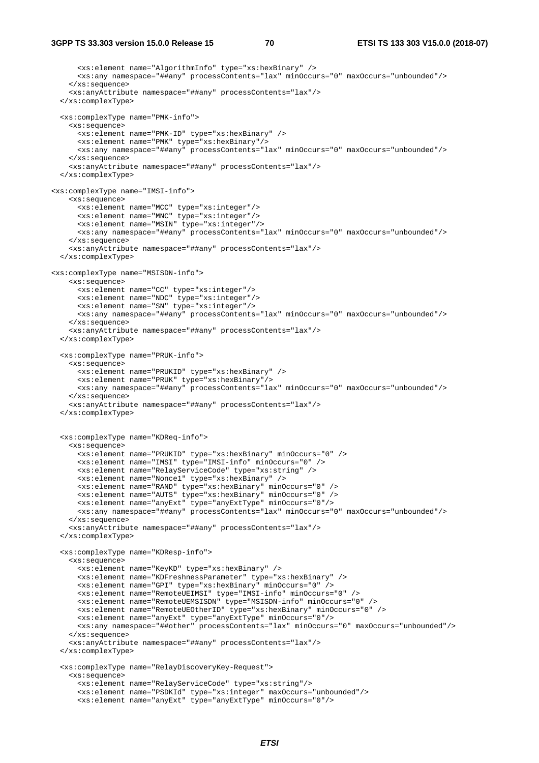```
      <xs:element name="AlgorithmInfo" type="xs:hexBinary" />
      <xs:any namespace="##any" processContents="lax" minOccurs="0" maxOccurs="unbounded"/>
    </xs:sequence>
    <xs:anyAttribute namespace="##any" processContents="lax"/>
  </xs:complexType>

  <xs:complexType name="PMK-info">
    <xs:sequence>
      <xs:element name="PMK-ID" type="xs:hexBinary" />
      <xs:element name="PMK" type="xs:hexBinary"/>
      <xs:any namespace="##any" processContents="lax" minOccurs="0" maxOccurs="unbounded"/>
    </xs:sequence>
    <xs:anyAttribute namespace="##any" processContents="lax"/>
  </xs:complexType>

<xs:complexType name="IMSI-info">
    <xs:sequence>
      <xs:element name="MCC" type="xs:integer"/>
      <xs:element name="MNC" type="xs:integer"/>
      <xs:element name="MSIN" type="xs:integer"/>
      <xs:any namespace="##any" processContents="lax" minOccurs="0" maxOccurs="unbounded"/>
    </xs:sequence>
    <xs:anyAttribute namespace="##any" processContents="lax"/>
  </xs:complexType>

<xs:complexType name="MSISDN-info">
    <xs:sequence>
      <xs:element name="CC" type="xs:integer"/>
      <xs:element name="NDC" type="xs:integer"/>
      <xs:element name="SN" type="xs:integer"/>
      <xs:any namespace="##any" processContents="lax" minOccurs="0" maxOccurs="unbounded"/>
    </xs:sequence>
    <xs:anyAttribute namespace="##any" processContents="lax"/>
  </xs:complexType>

  <xs:complexType name="PRUK-info">
    <xs:sequence>
      <xs:element name="PRUKID" type="xs:hexBinary" />
      <xs:element name="PRUK" type="xs:hexBinary"/>
      <xs:any namespace="##any" processContents="lax" minOccurs="0" maxOccurs="unbounded"/>
    </xs:sequence>
    <xs:anyAttribute namespace="##any" processContents="lax"/>
  </xs:complexType>


  <xs:complexType name="KDReq-info">
    <xs:sequence>
      <xs:element name="PRUKID" type="xs:hexBinary" minOccurs="0" />
      <xs:element name="IMSI" type="IMSI-info" minOccurs="0" />
      <xs:element name="RelayServiceCode" type="xs:string" />
      <xs:element name="Nonce1" type="xs:hexBinary" />
      <xs:element name="RAND" type="xs:hexBinary" minOccurs="0" />
      <xs:element name="AUTS" type="xs:hexBinary" minOccurs="0" />
      <xs:element name="anyExt" type="anyExtType" minOccurs="0"/>
      <xs:any namespace="##any" processContents="lax" minOccurs="0" maxOccurs="unbounded"/>
    </xs:sequence>
    <xs:anyAttribute namespace="##any" processContents="lax"/>
  </xs:complexType>

  <xs:complexType name="KDResp-info">
    <xs:sequence>
      <xs:element name="KeyKD" type="xs:hexBinary" />
      <xs:element name="KDFreshnessParameter" type="xs:hexBinary" />
      <xs:element name="GPI" type="xs:hexBinary" minOccurs="0" />
      <xs:element name="RemoteUEIMSI" type="IMSI-info" minOccurs="0" />
      <xs:element name="RemoteUEMSISDN" type="MSISDN-info" minOccurs="0" />
      <xs:element name="RemoteUEOtherID" type="xs:hexBinary" minOccurs="0" />
      <xs:element name="anyExt" type="anyExtType" minOccurs="0"/>
      <xs:any namespace="##other" processContents="lax" minOccurs="0" maxOccurs="unbounded"/>
    </xs:sequence>
    <xs:anyAttribute namespace="##any" processContents="lax"/>
  </xs:complexType>

  <xs:complexType name="RelayDiscoveryKey-Request">
    <xs:sequence>
      <xs:element name="RelayServiceCode" type="xs:string"/>
      <xs:element name="PSDKId" type="xs:integer" maxOccurs="unbounded"/>
      <xs:element name="anyExt" type="anyExtType" minOccurs="0"/>
```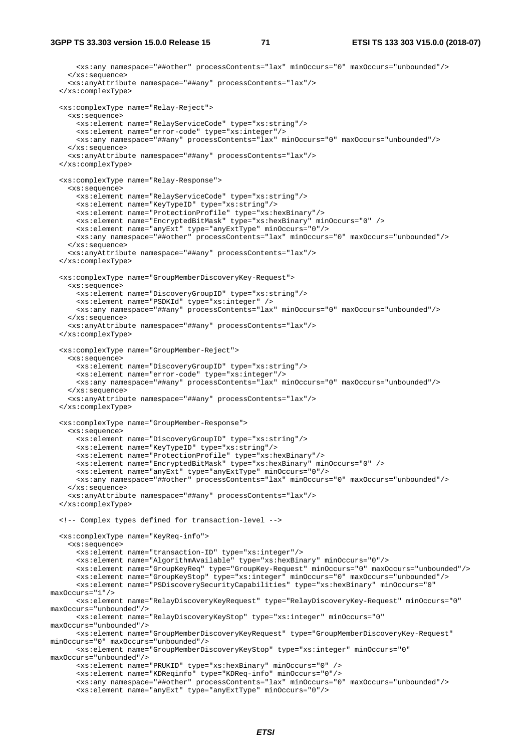```
      <xs:any namespace="##other" processContents="lax" minOccurs="0" maxOccurs="unbounded"/>
    </xs:sequence>
    <xs:anyAttribute namespace="##any" processContents="lax"/>
  </xs:complexType>

  <xs:complexType name="Relay-Reject">
    <xs:sequence>
      <xs:element name="RelayServiceCode" type="xs:string"/>
      <xs:element name="error-code" type="xs:integer"/>
      <xs:any namespace="##any" processContents="lax" minOccurs="0" maxOccurs="unbounded"/>
    </xs:sequence>
    <xs:anyAttribute namespace="##any" processContents="lax"/>
  </xs:complexType>

  <xs:complexType name="Relay-Response">
    <xs:sequence>
      <xs:element name="RelayServiceCode" type="xs:string"/>
      <xs:element name="KeyTypeID" type="xs:string"/>
      <xs:element name="ProtectionProfile" type="xs:hexBinary"/>
      <xs:element name="EncryptedBitMask" type="xs:hexBinary" minOccurs="0" />
      <xs:element name="anyExt" type="anyExtType" minOccurs="0"/>
      <xs:any namespace="##other" processContents="lax" minOccurs="0" maxOccurs="unbounded"/>
    </xs:sequence>
    <xs:anyAttribute namespace="##any" processContents="lax"/>
  </xs:complexType>

  <xs:complexType name="GroupMemberDiscoveryKey-Request">
    <xs:sequence>
      <xs:element name="DiscoveryGroupID" type="xs:string"/>
      <xs:element name="PSDKId" type="xs:integer" />
      <xs:any namespace="##any" processContents="lax" minOccurs="0" maxOccurs="unbounded"/>
    </xs:sequence>
    <xs:anyAttribute namespace="##any" processContents="lax"/>
  </xs:complexType>

  <xs:complexType name="GroupMember-Reject">
    <xs:sequence>
      <xs:element name="DiscoveryGroupID" type="xs:string"/>
      <xs:element name="error-code" type="xs:integer"/>
      <xs:any namespace="##any" processContents="lax" minOccurs="0" maxOccurs="unbounded"/>
    </xs:sequence>
    <xs:anyAttribute namespace="##any" processContents="lax"/>
  </xs:complexType>

  <xs:complexType name="GroupMember-Response">
    <xs:sequence>
      <xs:element name="DiscoveryGroupID" type="xs:string"/>
      <xs:element name="KeyTypeID" type="xs:string"/>
      <xs:element name="ProtectionProfile" type="xs:hexBinary"/>
      <xs:element name="EncryptedBitMask" type="xs:hexBinary" minOccurs="0" />
      <xs:element name="anyExt" type="anyExtType" minOccurs="0"/>
      <xs:any namespace="##other" processContents="lax" minOccurs="0" maxOccurs="unbounded"/>
    </xs:sequence>
    <xs:anyAttribute namespace="##any" processContents="lax"/>
  </xs:complexType>

  <!-- Complex types defined for transaction-level -->

  <xs:complexType name="KeyReq-info">
    <xs:sequence>
      <xs:element name="transaction-ID" type="xs:integer"/>
      <xs:element name="AlgorithmAvailable" type="xs:hexBinary" minOccurs="0"/>
      <xs:element name="GroupKeyReq" type="GroupKey-Request" minOccurs="0" maxOccurs="unbounded"/>
      <xs:element name="GroupKeyStop" type="xs:integer" minOccurs="0" maxOccurs="unbounded"/>
      <xs:element name="PSDiscoverySecurityCapabilities" type="xs:hexBinary" minOccurs="0"
maxOccurs="1"/>
      <xs:element name="RelayDiscoveryKeyRequest" type="RelayDiscoveryKey-Request" minOccurs="0"
maxOccurs="unbounded"/>
      <xs:element name="RelayDiscoveryKeyStop" type="xs:integer" minOccurs="0"
maxOccurs="unbounded"/>
      <xs:element name="GroupMemberDiscoveryKeyRequest" type="GroupMemberDiscoveryKey-Request"
minOccurs="0" maxOccurs="unbounded"/>
      <xs:element name="GroupMemberDiscoveryKeyStop" type="xs:integer" minOccurs="0"
maxOccurs="unbounded"/>
      <xs:element name="PRUKID" type="xs:hexBinary" minOccurs="0" />
      <xs:element name="KDReqinfo" type="KDReq-info" minOccurs="0"/>
      <xs:any namespace="##other" processContents="lax" minOccurs="0" maxOccurs="unbounded"/>
      <xs:element name="anyExt" type="anyExtType" minOccurs="0"/>
```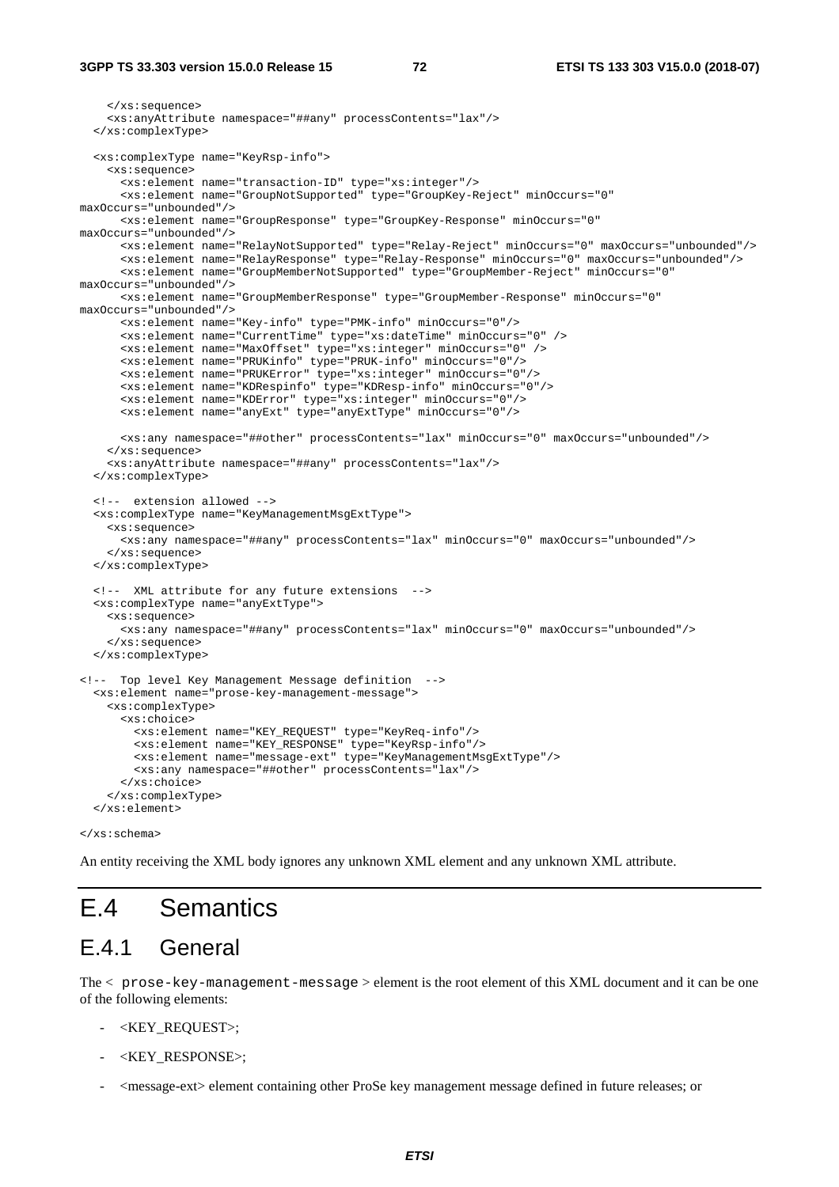```
    </xs:sequence>
    <xs:anyAttribute namespace="##any" processContents="lax"/>
  </xs:complexType>

  <xs:complexType name="KeyRsp-info">
    <xs:sequence>
      <xs:element name="transaction-ID" type="xs:integer"/>
      <xs:element name="GroupNotSupported" type="GroupKey-Reject" minOccurs="0"
maxOccurs="unbounded"/>
      <xs:element name="GroupResponse" type="GroupKey-Response" minOccurs="0"
maxOccurs="unbounded"/>
      <xs:element name="RelayNotSupported" type="Relay-Reject" minOccurs="0" maxOccurs="unbounded"/>
      <xs:element name="RelayResponse" type="Relay-Response" minOccurs="0" maxOccurs="unbounded"/>
      <xs:element name="GroupMemberNotSupported" type="GroupMember-Reject" minOccurs="0"
maxOccurs="unbounded"/>
      <xs:element name="GroupMemberResponse" type="GroupMember-Response" minOccurs="0"
maxOccurs="unbounded"/>
      <xs:element name="Key-info" type="PMK-info" minOccurs="0"/>
      <xs:element name="CurrentTime" type="xs:dateTime" minOccurs="0" />
      <xs:element name="MaxOffset" type="xs:integer" minOccurs="0" />
      <xs:element name="PRUKinfo" type="PRUK-info" minOccurs="0"/>
      <xs:element name="PRUKError" type="xs:integer" minOccurs="0"/>
      <xs:element name="KDRespinfo" type="KDResp-info" minOccurs="0"/>
      <xs:element name="KDError" type="xs:integer" minOccurs="0"/>
      <xs:element name="anyExt" type="anyExtType" minOccurs="0"/>

      <xs:any namespace="##other" processContents="lax" minOccurs="0" maxOccurs="unbounded"/>
    </xs:sequence>
    <xs:anyAttribute namespace="##any" processContents="lax"/>
  </xs:complexType>

  <!--  extension allowed -->
  <xs:complexType name="KeyManagementMsgExtType">
    <xs:sequence>
      <xs:any namespace="##any" processContents="lax" minOccurs="0" maxOccurs="unbounded"/>
    </xs:sequence>
  </xs:complexType>

  <!--  XML attribute for any future extensions  -->
  <xs:complexType name="anyExtType">
    <xs:sequence>
      <xs:any namespace="##any" processContents="lax" minOccurs="0" maxOccurs="unbounded"/>
    </xs:sequence>
  </xs:complexType>

<!--  Top level Key Management Message definition  -->
  <xs:element name="prose-key-management-message">
    <xs:complexType>
      <xs:choice>
        <xs:element name="KEY_REQUEST" type="KeyReq-info"/>
        <xs:element name="KEY_RESPONSE" type="KeyRsp-info"/>
        <xs:element name="message-ext" type="KeyManagementMsgExtType"/>
        <xs:any namespace="##other" processContents="lax"/>
      </xs:choice>
    </xs:complexType>
  </xs:element>

</xs:schema>
```

An entity receiving the XML body ignores any unknown XML element and any unknown XML attribute.

# E.4 Semantics

## E.4.1 General

The < prose-key-management-message > element is the root element of this XML document and it can be one of the following elements:

- <KEY_REQUEST>;
- <KEY_RESPONSE>;
- <message-ext> element containing other ProSe key management message defined in future releases; or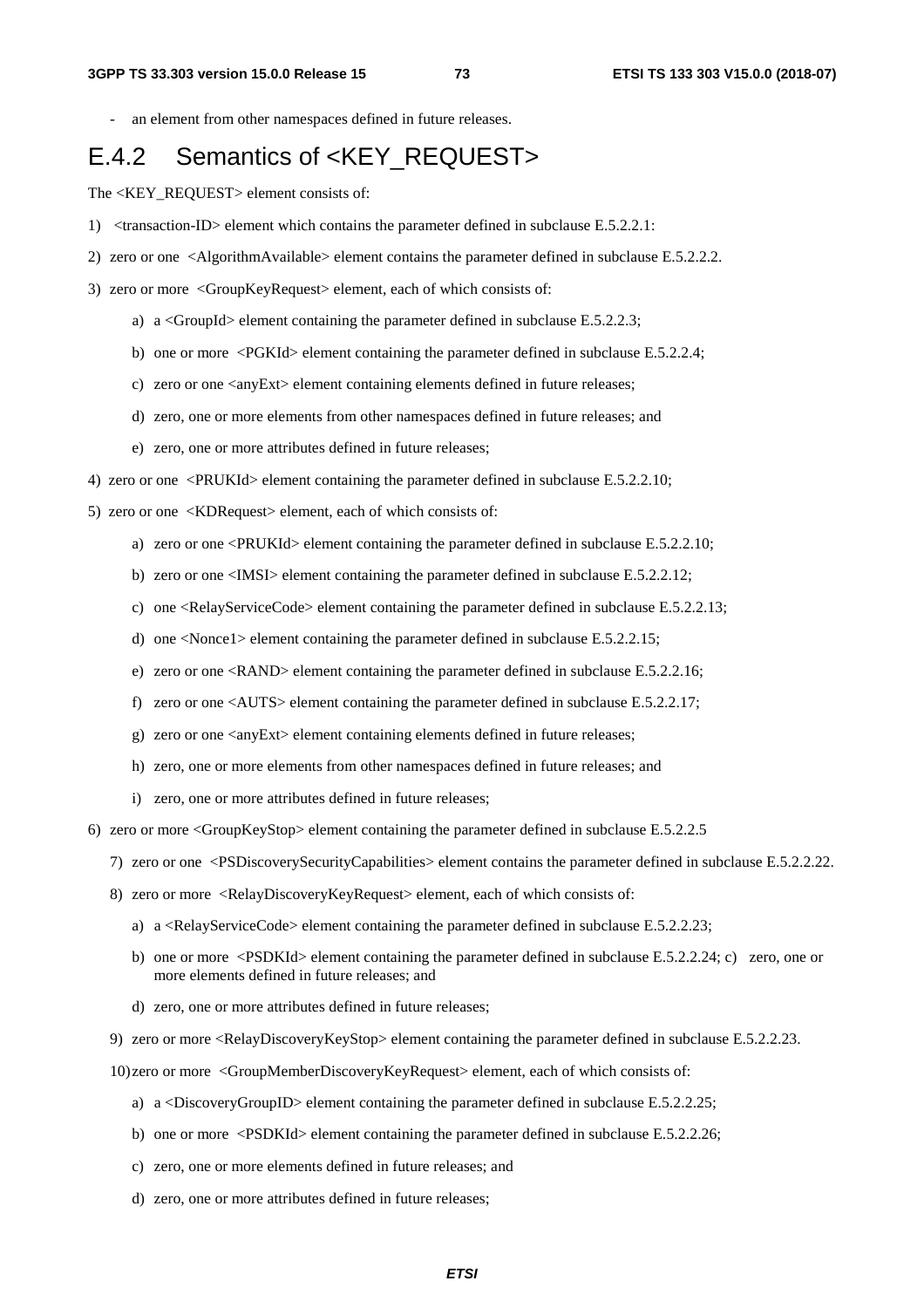- an element from other namespaces defined in future releases.

## E.4.2 Semantics of <KEY_REQUEST>

The <KEY_REQUEST> element consists of:

1) <transaction-ID> element which contains the parameter defined in subclause E.5.2.2.1:

2) zero or one <AlgorithmAvailable> element contains the parameter defined in subclause E.5.2.2.2.

3) zero or more <GroupKeyRequest> element, each of which consists of:

   a) a <GroupId> element containing the parameter defined in subclause E.5.2.2.3;

   b) one or more <PGKId> element containing the parameter defined in subclause E.5.2.2.4;

   c) zero or one <anyExt> element containing elements defined in future releases;

   d) zero, one or more elements from other namespaces defined in future releases; and

   e) zero, one or more attributes defined in future releases;

4) zero or one <PRUKId> element containing the parameter defined in subclause E.5.2.2.10;

5) zero or one <KDRequest> element, each of which consists of:

   a) zero or one <PRUKId> element containing the parameter defined in subclause E.5.2.2.10;

   b) zero or one <IMSI> element containing the parameter defined in subclause E.5.2.2.12;

   c) one <RelayServiceCode> element containing the parameter defined in subclause E.5.2.2.13;

   d) one <Nonce1> element containing the parameter defined in subclause E.5.2.2.15;

   e) zero or one <RAND> element containing the parameter defined in subclause E.5.2.2.16;

   f) zero or one <AUTS> element containing the parameter defined in subclause E.5.2.2.17;

   g) zero or one <anyExt> element containing elements defined in future releases;

   h) zero, one or more elements from other namespaces defined in future releases; and

   i) zero, one or more attributes defined in future releases;

6) zero or more <GroupKeyStop> element containing the parameter defined in subclause E.5.2.2.5

7) zero or one <PSDiscoverySecurityCapabilities> element contains the parameter defined in subclause E.5.2.2.22.

8) zero or more <RelayDiscoveryKeyRequest> element, each of which consists of:

   a) a <RelayServiceCode> element containing the parameter defined in subclause E.5.2.2.23;

   b) one or more <PSDKId> element containing the parameter defined in subclause E.5.2.2.24; c) zero, one or more elements defined in future releases; and

   d) zero, one or more attributes defined in future releases;

9) zero or more <RelayDiscoveryKeyStop> element containing the parameter defined in subclause E.5.2.2.23.

10) zero or more <GroupMemberDiscoveryKeyRequest> element, each of which consists of:

   a) a <DiscoveryGroupID> element containing the parameter defined in subclause E.5.2.2.25;

   b) one or more <PSDKId> element containing the parameter defined in subclause E.5.2.2.26;

   c) zero, one or more elements defined in future releases; and

   d) zero, one or more attributes defined in future releases;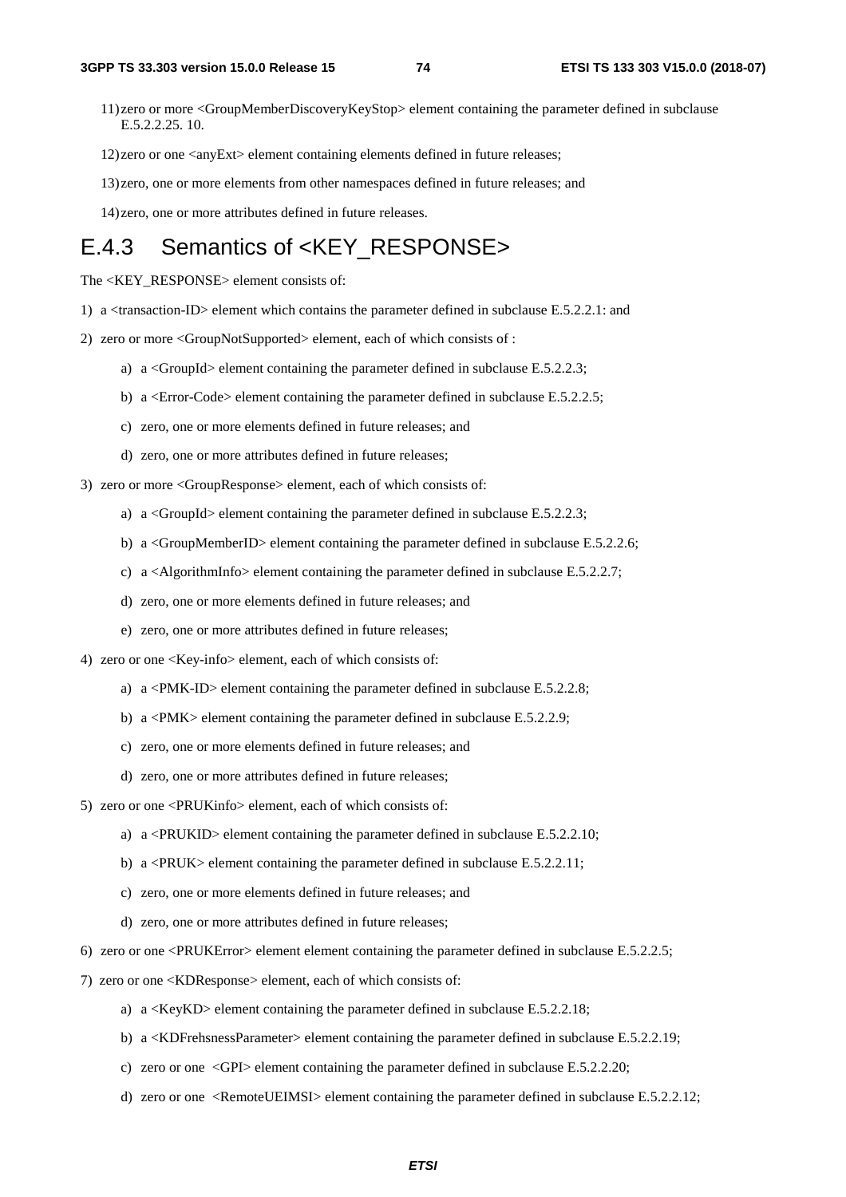11) zero or more <GroupMemberDiscoveryKeyStop> element containing the parameter defined in subclause E.5.2.2.25. 10.

12) zero or one <anyExt> element containing elements defined in future releases;

13) zero, one or more elements from other namespaces defined in future releases; and

14) zero, one or more attributes defined in future releases.

## E.4.3 Semantics of <KEY_RESPONSE>

The <KEY_RESPONSE> element consists of:

1) a <transaction-ID> element which contains the parameter defined in subclause E.5.2.2.1: and

2) zero or more <GroupNotSupported> element, each of which consists of :

   a) a <GroupId> element containing the parameter defined in subclause E.5.2.2.3;

   b) a <Error-Code> element containing the parameter defined in subclause E.5.2.2.5;

   c) zero, one or more elements defined in future releases; and

   d) zero, one or more attributes defined in future releases;

3) zero or more <GroupResponse> element, each of which consists of:

   a) a <GroupId> element containing the parameter defined in subclause E.5.2.2.3;

   b) a <GroupMemberID> element containing the parameter defined in subclause E.5.2.2.6;

   c) a <AlgorithmInfo> element containing the parameter defined in subclause E.5.2.2.7;

   d) zero, one or more elements defined in future releases; and

   e) zero, one or more attributes defined in future releases;

4) zero or one <Key-info> element, each of which consists of:

   a) a <PMK-ID> element containing the parameter defined in subclause E.5.2.2.8;

   b) a <PMK> element containing the parameter defined in subclause E.5.2.2.9;

   c) zero, one or more elements defined in future releases; and

   d) zero, one or more attributes defined in future releases;

5) zero or one <PRUKinfo> element, each of which consists of:

   a) a <PRUKID> element containing the parameter defined in subclause E.5.2.2.10;

   b) a <PRUK> element containing the parameter defined in subclause E.5.2.2.11;

   c) zero, one or more elements defined in future releases; and

   d) zero, one or more attributes defined in future releases;

6) zero or one <PRUKError> element element containing the parameter defined in subclause E.5.2.2.5;

7) zero or one <KDResponse> element, each of which consists of:

   a) a <KeyKD> element containing the parameter defined in subclause E.5.2.2.18;

   b) a <KDFrehsnessParameter> element containing the parameter defined in subclause E.5.2.2.19;

   c) zero or one <GPI> element containing the parameter defined in subclause E.5.2.2.20;

   d) zero or one <RemoteUEIMSI> element containing the parameter defined in subclause E.5.2.2.12;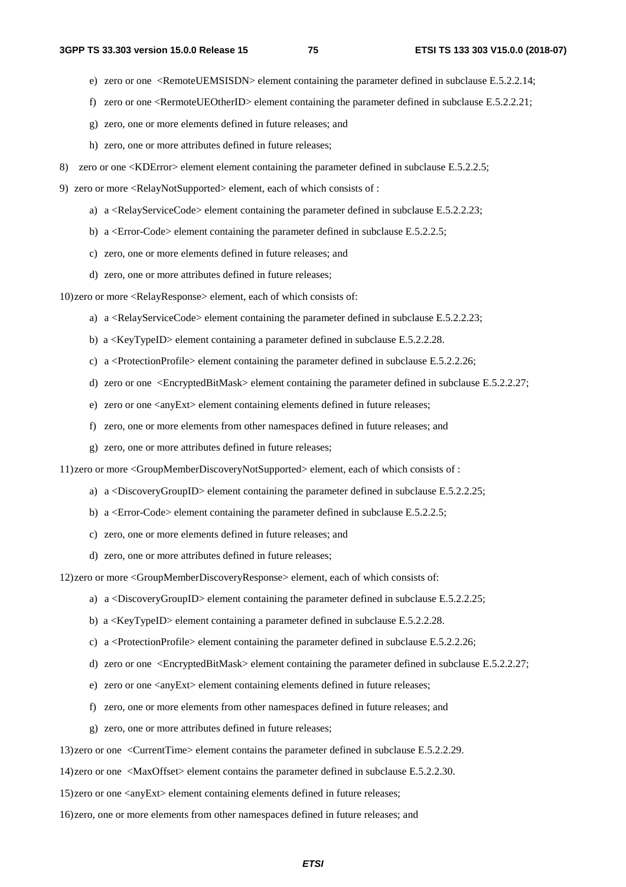e) zero or one <RemoteUEMSISDN> element containing the parameter defined in subclause E.5.2.2.14;

   f) zero or one <RermoteUEOtherID> element containing the parameter defined in subclause E.5.2.2.21;

   g) zero, one or more elements defined in future releases; and

   h) zero, one or more attributes defined in future releases;

8) zero or one <KDError> element element containing the parameter defined in subclause E.5.2.2.5;

9) zero or more <RelayNotSupported> element, each of which consists of :

   a) a <RelayServiceCode> element containing the parameter defined in subclause E.5.2.2.23;

   b) a <Error-Code> element containing the parameter defined in subclause E.5.2.2.5;

   c) zero, one or more elements defined in future releases; and

   d) zero, one or more attributes defined in future releases;

10) zero or more <RelayResponse> element, each of which consists of:

   a) a <RelayServiceCode> element containing the parameter defined in subclause E.5.2.2.23;

   b) a <KeyTypeID> element containing a parameter defined in subclause E.5.2.2.28.

   c) a <ProtectionProfile> element containing the parameter defined in subclause E.5.2.2.26;

   d) zero or one <EncryptedBitMask> element containing the parameter defined in subclause E.5.2.2.27;

   e) zero or one <anyExt> element containing elements defined in future releases;

   f) zero, one or more elements from other namespaces defined in future releases; and

   g) zero, one or more attributes defined in future releases;

11) zero or more <GroupMemberDiscoveryNotSupported> element, each of which consists of :

   a) a <DiscoveryGroupID> element containing the parameter defined in subclause E.5.2.2.25;

   b) a <Error-Code> element containing the parameter defined in subclause E.5.2.2.5;

   c) zero, one or more elements defined in future releases; and

   d) zero, one or more attributes defined in future releases;

12) zero or more <GroupMemberDiscoveryResponse> element, each of which consists of:

   a) a <DiscoveryGroupID> element containing the parameter defined in subclause E.5.2.2.25;

   b) a <KeyTypeID> element containing a parameter defined in subclause E.5.2.2.28.

   c) a <ProtectionProfile> element containing the parameter defined in subclause E.5.2.2.26;

   d) zero or one <EncryptedBitMask> element containing the parameter defined in subclause E.5.2.2.27;

   e) zero or one <anyExt> element containing elements defined in future releases;

   f) zero, one or more elements from other namespaces defined in future releases; and

   g) zero, one or more attributes defined in future releases;

13) zero or one <CurrentTime> element contains the parameter defined in subclause E.5.2.2.29.

14) zero or one <MaxOffset> element contains the parameter defined in subclause E.5.2.2.30.

15) zero or one <anyExt> element containing elements defined in future releases;

16) zero, one or more elements from other namespaces defined in future releases; and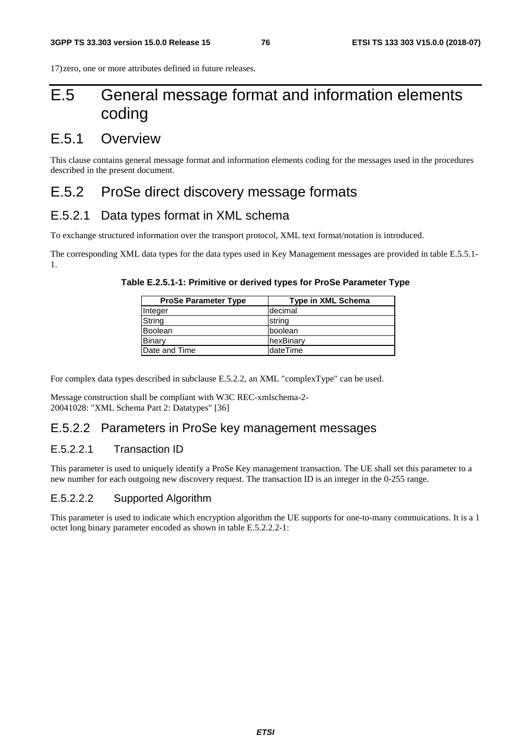17) zero, one or more attributes defined in future releases.

# E.5 General message format and information elements coding

## E.5.1 Overview

This clause contains general message format and information elements coding for the messages used in the procedures described in the present document.

## E.5.2 ProSe direct discovery message formats

### E.5.2.1 Data types format in XML schema

To exchange structured information over the transport protocol, XML text format/notation is introduced.

The corresponding XML data types for the data types used in Key Management messages are provided in table E.5.5.1-1.

**Table E.2.5.1-1: Primitive or derived types for ProSe Parameter Type**

| ProSe Parameter Type | Type in XML Schema |
|---|---|
| Integer | decimal |
| String | string |
| Boolean | boolean |
| Binary | hexBinary |
| Date and Time | dateTime |

For complex data types described in subclause E.5.2.2, an XML "complexType" can be used.

Message construction shall be compliant with W3C REC-xmlschema-2-20041028: "XML Schema Part 2: Datatypes" [36]

### E.5.2.2 Parameters in ProSe key management messages

#### E.5.2.2.1 Transaction ID

This parameter is used to uniquely identify a ProSe Key management transaction. The UE shall set this parameter to a new number for each outgoing new discovery request. The transaction ID is an integer in the 0-255 range.

#### E.5.2.2.2 Supported Algorithm

This parameter is used to indicate which encryption algorithm the UE supports for one-to-many commuications. It is a 1 octet long binary parameter encoded as shown in table E.5.2.2.2-1: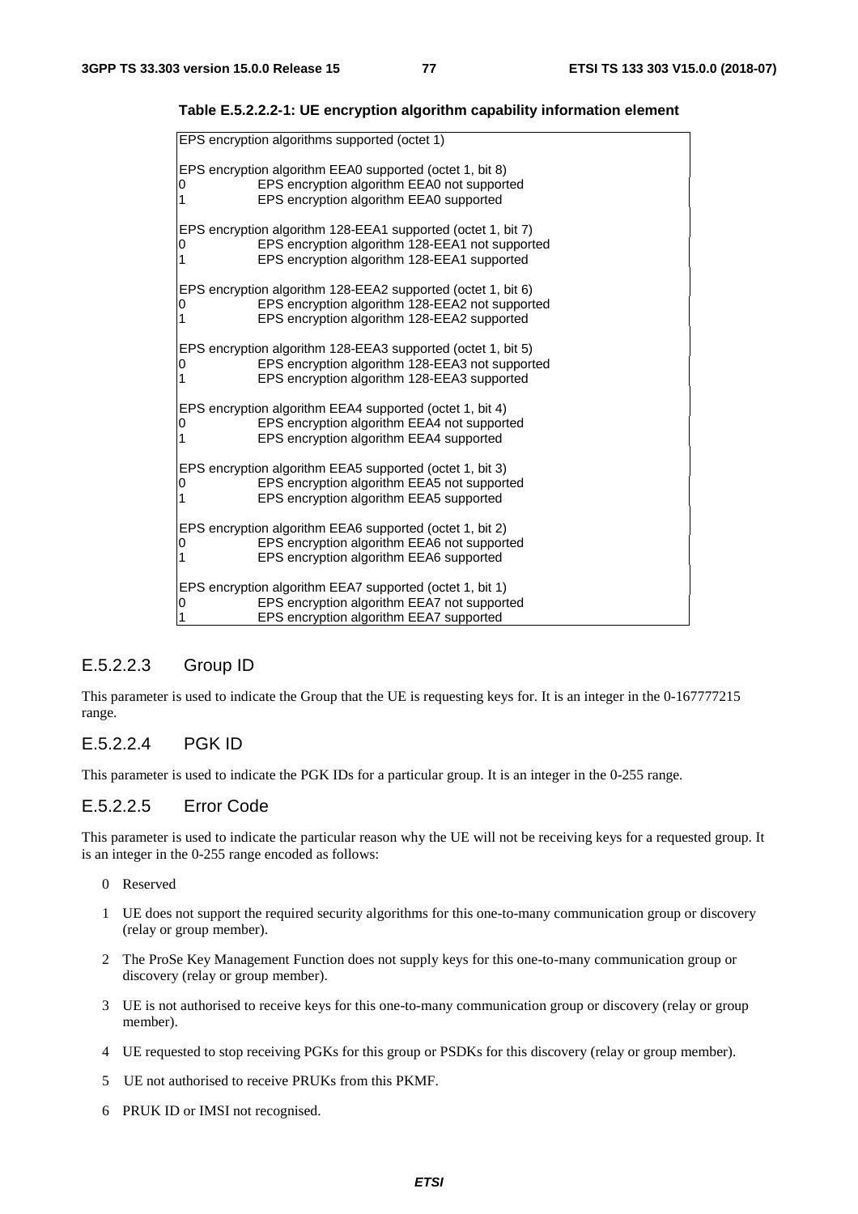**Table E.5.2.2.2-1: UE encryption algorithm capability information element**

| |
|---|
| EPS encryption algorithms supported (octet 1)<br><br>EPS encryption algorithm EEA0 supported (octet 1, bit 8)<br>0 EPS encryption algorithm EEA0 not supported<br>1 EPS encryption algorithm EEA0 supported<br><br>EPS encryption algorithm 128-EEA1 supported (octet 1, bit 7)<br>0 EPS encryption algorithm 128-EEA1 not supported<br>1 EPS encryption algorithm 128-EEA1 supported<br><br>EPS encryption algorithm 128-EEA2 supported (octet 1, bit 6)<br>0 EPS encryption algorithm 128-EEA2 not supported<br>1 EPS encryption algorithm 128-EEA2 supported<br><br>EPS encryption algorithm 128-EEA3 supported (octet 1, bit 5)<br>0 EPS encryption algorithm 128-EEA3 not supported<br>1 EPS encryption algorithm 128-EEA3 supported<br><br>EPS encryption algorithm EEA4 supported (octet 1, bit 4)<br>0 EPS encryption algorithm EEA4 not supported<br>1 EPS encryption algorithm EEA4 supported<br><br>EPS encryption algorithm EEA5 supported (octet 1, bit 3)<br>0 EPS encryption algorithm EEA5 not supported<br>1 EPS encryption algorithm EEA5 supported<br><br>EPS encryption algorithm EEA6 supported (octet 1, bit 2)<br>0 EPS encryption algorithm EEA6 not supported<br>1 EPS encryption algorithm EEA6 supported<br><br>EPS encryption algorithm EEA7 supported (octet 1, bit 1)<br>0 EPS encryption algorithm EEA7 not supported<br>1 EPS encryption algorithm EEA7 supported |

#### E.5.2.2.3 Group ID

This parameter is used to indicate the Group that the UE is requesting keys for. It is an integer in the 0-167777215 range.

#### E.5.2.2.4 PGK ID

This parameter is used to indicate the PGK IDs for a particular group. It is an integer in the 0-255 range.

#### E.5.2.2.5 Error Code

This parameter is used to indicate the particular reason why the UE will not be receiving keys for a requested group. It is an integer in the 0-255 range encoded as follows:

0 Reserved

1 UE does not support the required security algorithms for this one-to-many communication group or discovery (relay or group member).

2 The ProSe Key Management Function does not supply keys for this one-to-many communication group or discovery (relay or group member).

3 UE is not authorised to receive keys for this one-to-many communication group or discovery (relay or group member).

4 UE requested to stop receiving PGKs for this group or PSDKs for this discovery (relay or group member).

5 UE not authorised to receive PRUKs from this PKMF.

6 PRUK ID or IMSI not recognised.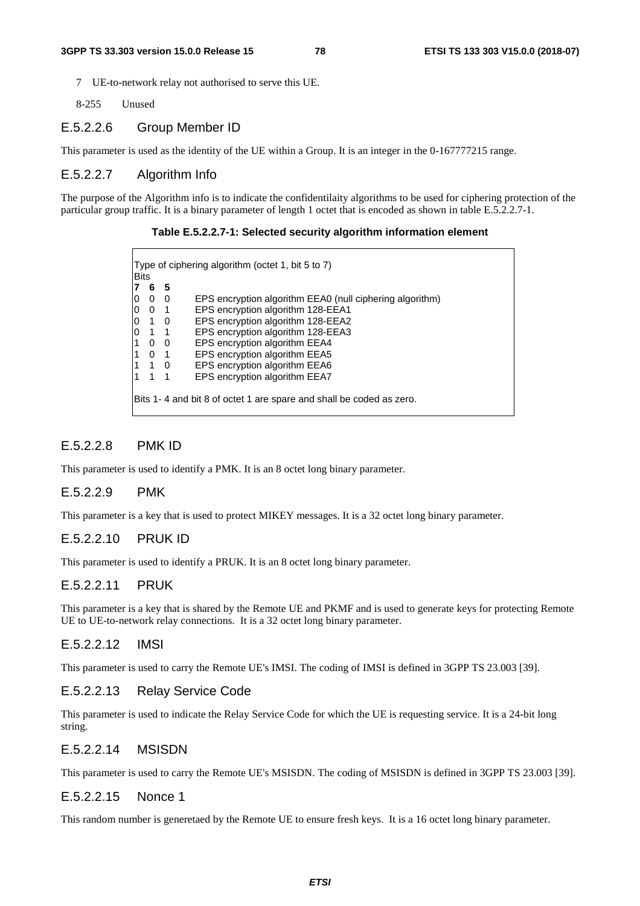7 UE-to-network relay not authorised to serve this UE.

8-255 Unused

### E.5.2.2.6 Group Member ID

This parameter is used as the identity of the UE within a Group. It is an integer in the 0-167777215 range.

### E.5.2.2.7 Algorithm Info

The purpose of the Algorithm info is to indicate the confidentilaity algorithms to be used for ciphering protection of the particular group traffic. It is a binary parameter of length 1 octet that is encoded as shown in table E.5.2.2.7-1.

**Table E.5.2.2.7-1: Selected security algorithm information element**

Type of ciphering algorithm (octet 1, bit 5 to 7)

| Bits 7 | 6 | 5 | |
|---|---|---|---|
| 0 | 0 | 0 | EPS encryption algorithm EEA0 (null ciphering algorithm) |
| 0 | 0 | 1 | EPS encryption algorithm 128-EEA1 |
| 0 | 1 | 0 | EPS encryption algorithm 128-EEA2 |
| 0 | 1 | 1 | EPS encryption algorithm 128-EEA3 |
| 1 | 0 | 0 | EPS encryption algorithm EEA4 |
| 1 | 0 | 1 | EPS encryption algorithm EEA5 |
| 1 | 1 | 0 | EPS encryption algorithm EEA6 |
| 1 | 1 | 1 | EPS encryption algorithm EEA7 |

Bits 1- 4 and bit 8 of octet 1 are spare and shall be coded as zero.

### E.5.2.2.8 PMK ID

This parameter is used to identify a PMK. It is an 8 octet long binary parameter.

### E.5.2.2.9 PMK

This parameter is a key that is used to protect MIKEY messages. It is a 32 octet long binary parameter.

### E.5.2.2.10 PRUK ID

This parameter is used to identify a PRUK. It is an 8 octet long binary parameter.

### E.5.2.2.11 PRUK

This parameter is a key that is shared by the Remote UE and PKMF and is used to generate keys for protecting Remote UE to UE-to-network relay connections. It is a 32 octet long binary parameter.

### E.5.2.2.12 IMSI

This parameter is used to carry the Remote UE's IMSI. The coding of IMSI is defined in 3GPP TS 23.003 [39].

### E.5.2.2.13 Relay Service Code

This parameter is used to indicate the Relay Service Code for which the UE is requesting service. It is a 24-bit long string.

### E.5.2.2.14 MSISDN

This parameter is used to carry the Remote UE's MSISDN. The coding of MSISDN is defined in 3GPP TS 23.003 [39].

### E.5.2.2.15 Nonce 1

This random number is generetaed by the Remote UE to ensure fresh keys. It is a 16 octet long binary parameter.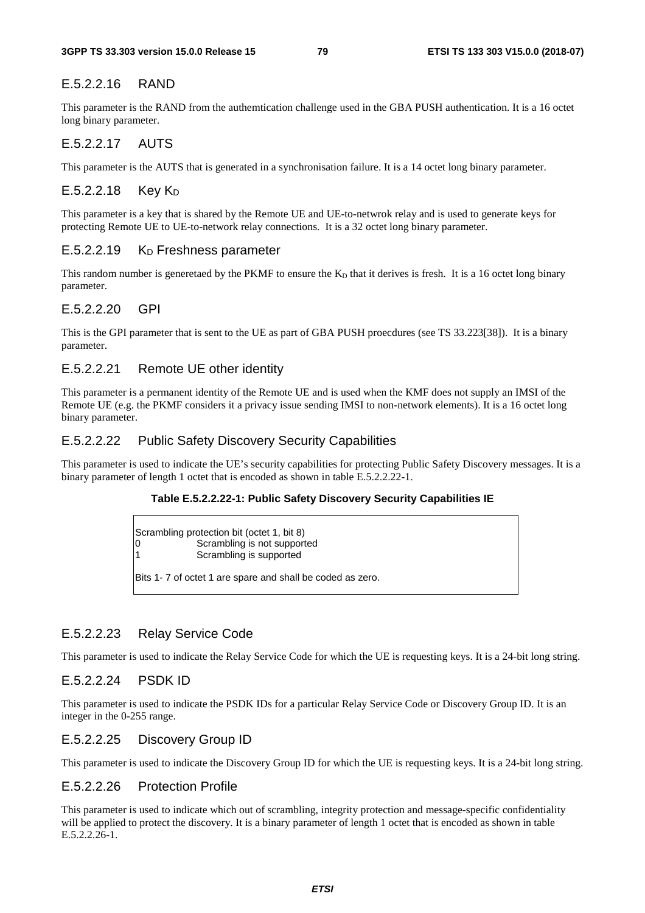#### E.5.2.2.16 RAND

This parameter is the RAND from the authemtication challenge used in the GBA PUSH authentication. It is a 16 octet long binary parameter.

#### E.5.2.2.17 AUTS

This parameter is the AUTS that is generated in a synchronisation failure. It is a 14 octet long binary parameter.

#### E.5.2.2.18 Key $K_D$

This parameter is a key that is shared by the Remote UE and UE-to-netwrok relay and is used to generate keys for protecting Remote UE to UE-to-network relay connections. It is a 32 octet long binary parameter.

#### E.5.2.2.19 $K_D$ Freshness parameter

This random number is generetaed by the PKMF to ensure the $K_D$ that it derives is fresh. It is a 16 octet long binary parameter.

#### E.5.2.2.20 GPI

This is the GPI parameter that is sent to the UE as part of GBA PUSH proecdures (see TS 33.223[38]). It is a binary parameter.

#### E.5.2.2.21 Remote UE other identity

This parameter is a permanent identity of the Remote UE and is used when the KMF does not supply an IMSI of the Remote UE (e.g. the PKMF considers it a privacy issue sending IMSI to non-network elements). It is a 16 octet long binary parameter.

#### E.5.2.2.22 Public Safety Discovery Security Capabilities

This parameter is used to indicate the UE's security capabilities for protecting Public Safety Discovery messages. It is a binary parameter of length 1 octet that is encoded as shown in table E.5.2.2.22-1.

**Table E.5.2.2.22-1: Public Safety Discovery Security Capabilities IE**

| |
|---|
| Scrambling protection bit (octet 1, bit 8)<br>0 Scrambling is not supported<br>1 Scrambling is supported<br><br>Bits 1- 7 of octet 1 are spare and shall be coded as zero. |

#### E.5.2.2.23 Relay Service Code

This parameter is used to indicate the Relay Service Code for which the UE is requesting keys. It is a 24-bit long string.

#### E.5.2.2.24 PSDK ID

This parameter is used to indicate the PSDK IDs for a particular Relay Service Code or Discovery Group ID. It is an integer in the 0-255 range.

#### E.5.2.2.25 Discovery Group ID

This parameter is used to indicate the Discovery Group ID for which the UE is requesting keys. It is a 24-bit long string.

#### E.5.2.2.26 Protection Profile

This parameter is used to indicate which out of scrambling, integrity protection and message-specific confidentiality will be applied to protect the discovery. It is a binary parameter of length 1 octet that is encoded as shown in table E.5.2.2.26-1.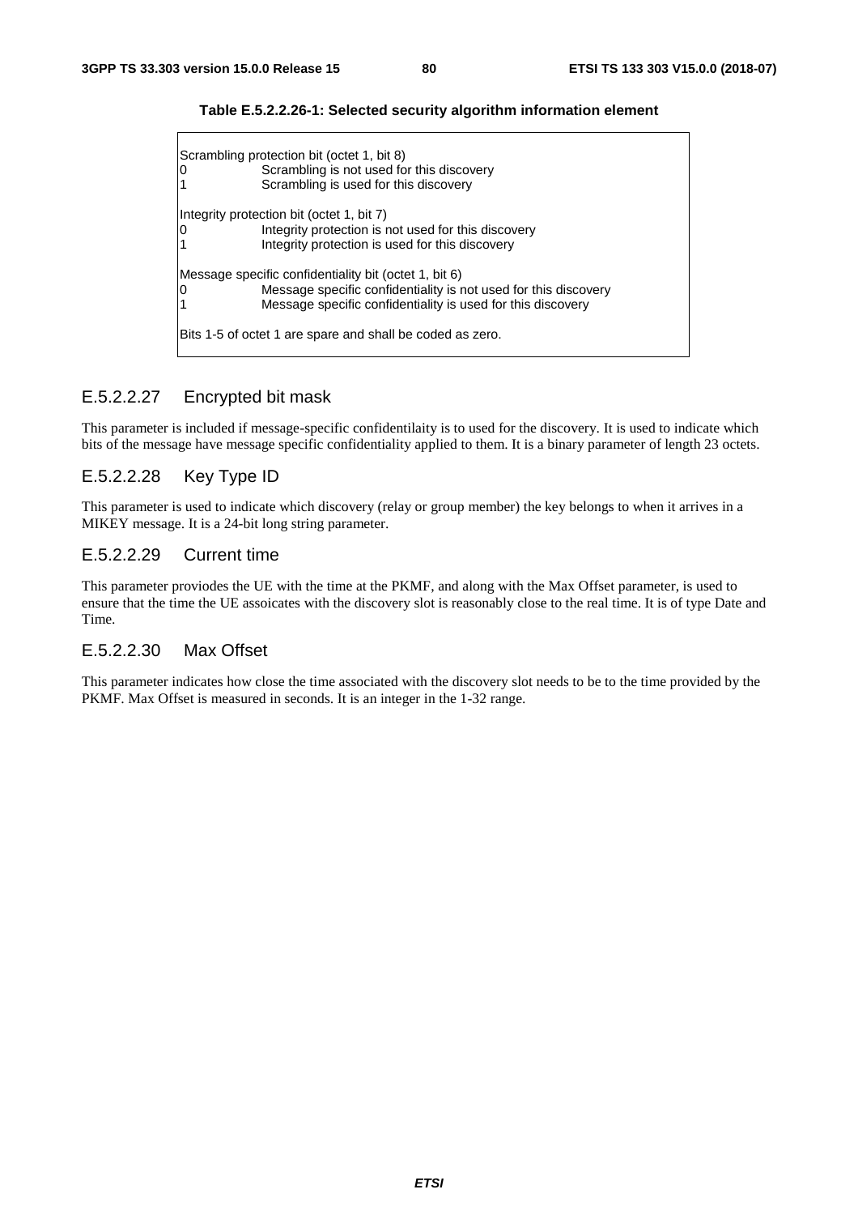**Table E.5.2.2.26-1: Selected security algorithm information element**

| |
|---|
| Scrambling protection bit (octet 1, bit 8)<br>0 Scrambling is not used for this discovery<br>1 Scrambling is used for this discovery<br><br>Integrity protection bit (octet 1, bit 7)<br>0 Integrity protection is not used for this discovery<br>1 Integrity protection is used for this discovery<br><br>Message specific confidentiality bit (octet 1, bit 6)<br>0 Message specific confidentiality is not used for this discovery<br>1 Message specific confidentiality is used for this discovery<br><br>Bits 1-5 of octet 1 are spare and shall be coded as zero. |

### E.5.2.2.27 Encrypted bit mask

This parameter is included if message-specific confidentilaity is to used for the discovery. It is used to indicate which bits of the message have message specific confidentiality applied to them. It is a binary parameter of length 23 octets.

### E.5.2.2.28 Key Type ID

This parameter is used to indicate which discovery (relay or group member) the key belongs to when it arrives in a MIKEY message. It is a 24-bit long string parameter.

### E.5.2.2.29 Current time

This parameter proviodes the UE with the time at the PKMF, and along with the Max Offset parameter, is used to ensure that the time the UE assoicates with the discovery slot is reasonably close to the real time. It is of type Date and Time.

### E.5.2.2.30 Max Offset

This parameter indicates how close the time associated with the discovery slot needs to be to the time provided by the PKMF. Max Offset is measured in seconds. It is an integer in the 1-32 range.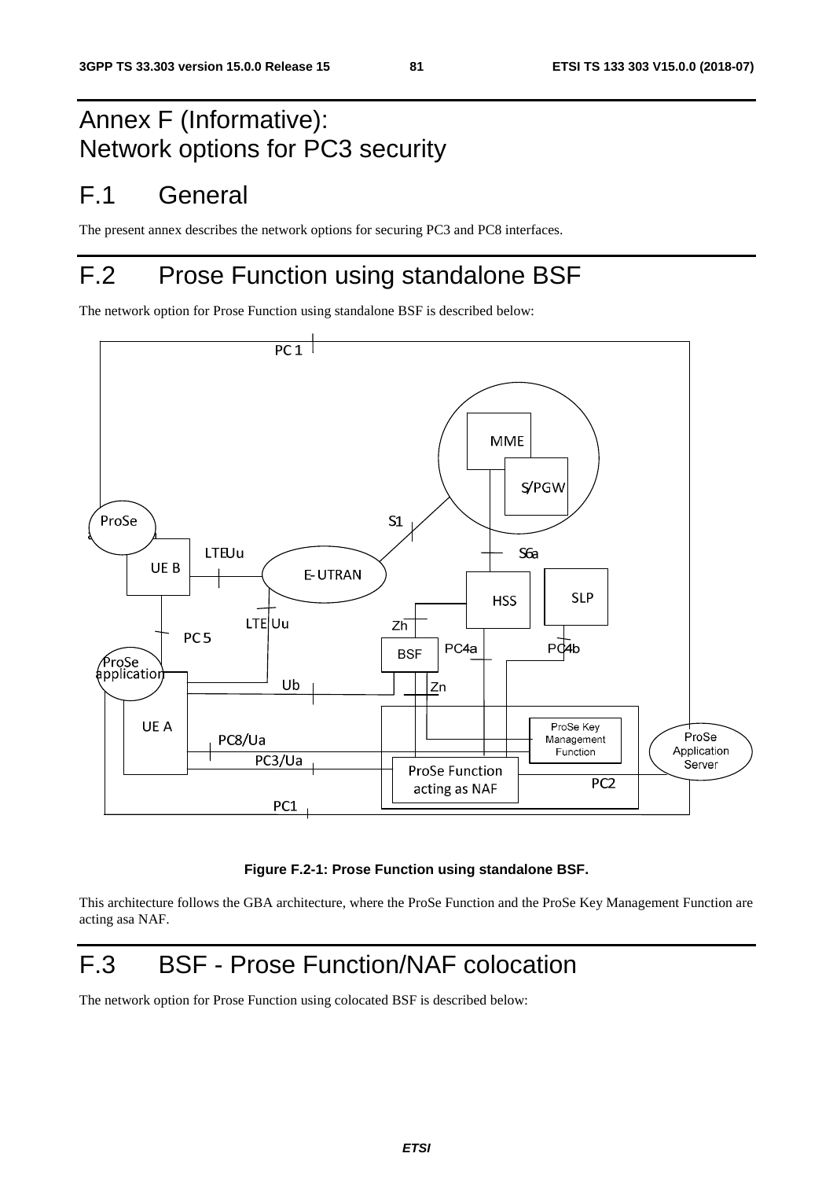# Annex F (Informative): Network options for PC3 security

# F.1 General

The present annex describes the network options for securing PC3 and PC8 interfaces.

# F.2 Prose Function using standalone BSF

The network option for Prose Function using standalone BSF is described below:

**Figure F.2-1: Prose Function using standalone BSF.**

This architecture follows the GBA architecture, where the ProSe Function and the ProSe Key Management Function are acting asa NAF.

# F.3 BSF - Prose Function/NAF colocation

The network option for Prose Function using colocated BSF is described below: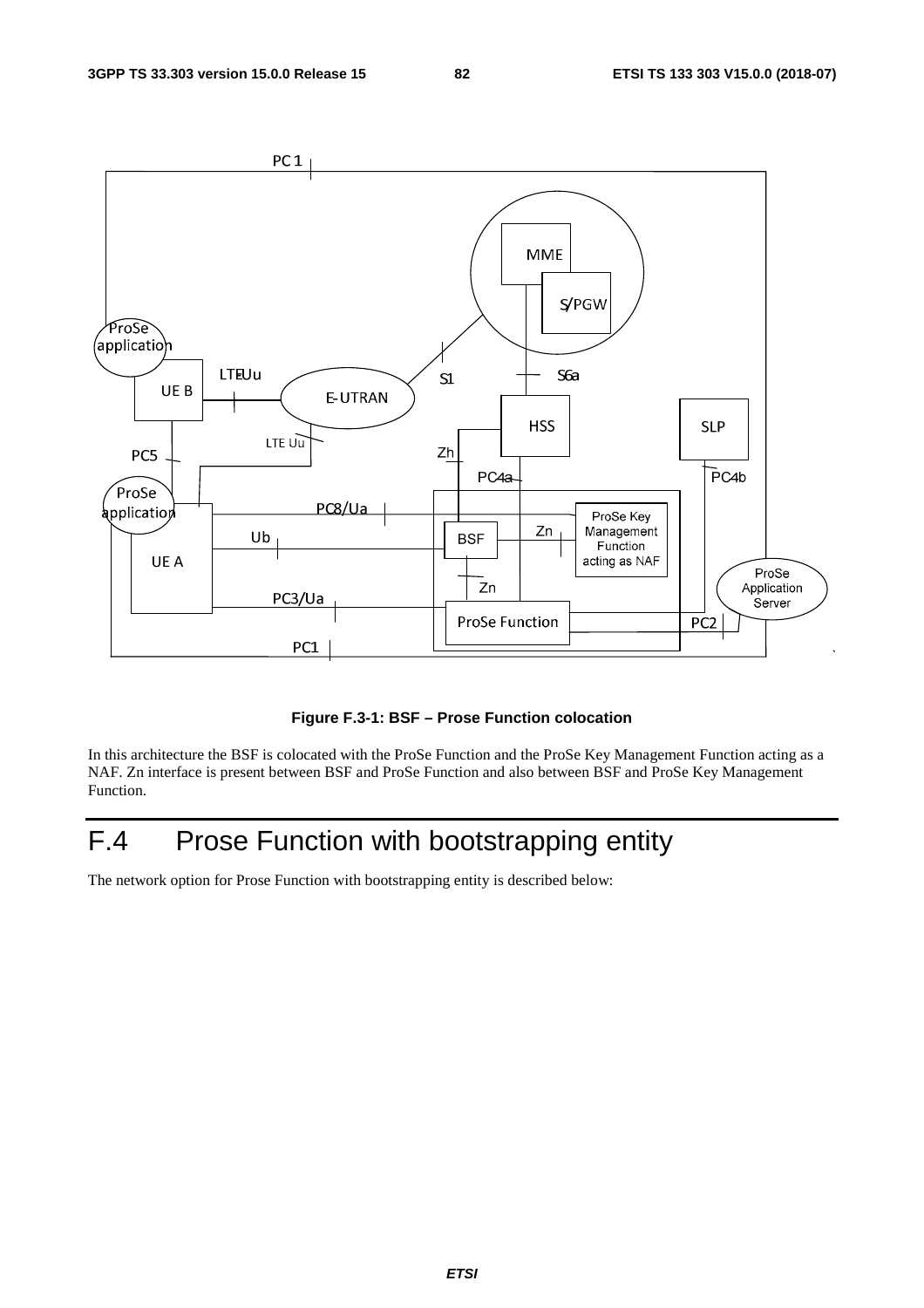**Figure F.3-1: BSF – Prose Function colocation**

In this architecture the BSF is colocated with the ProSe Function and the ProSe Key Management Function acting as a NAF. Zn interface is present between BSF and ProSe Function and also between BSF and ProSe Key Management Function.

# F.4 Prose Function with bootstrapping entity

The network option for Prose Function with bootstrapping entity is described below: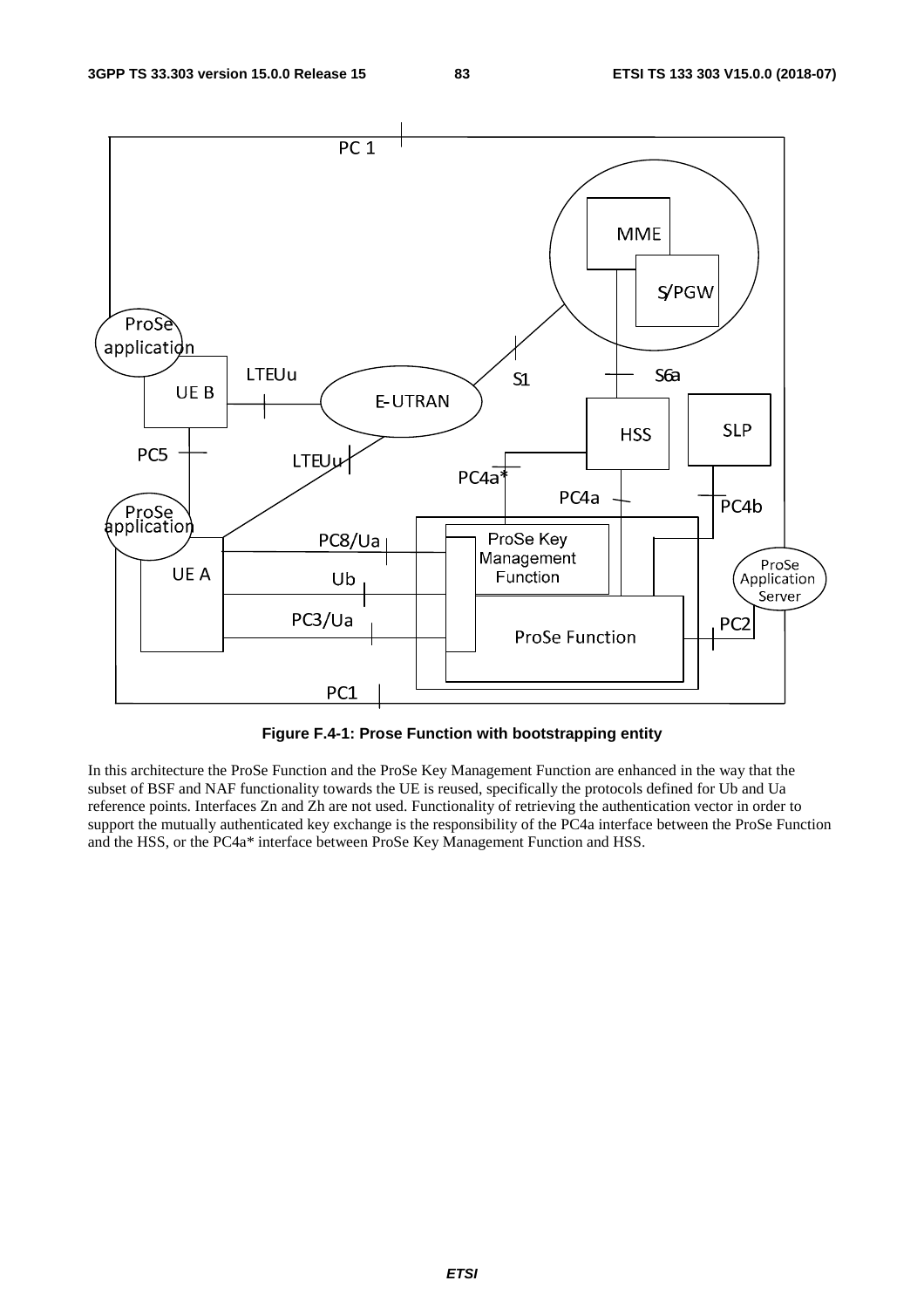**Figure F.4-1: Prose Function with bootstrapping entity**

In this architecture the ProSe Function and the ProSe Key Management Function are enhanced in the way that the subset of BSF and NAF functionality towards the UE is reused, specifically the protocols defined for Ub and Ua reference points. Interfaces Zn and Zh are not used. Functionality of retrieving the authentication vector in order to support the mutually authenticated key exchange is the responsibility of the PC4a interface between the ProSe Function and the HSS, or the PC4a* interface between ProSe Key Management Function and HSS.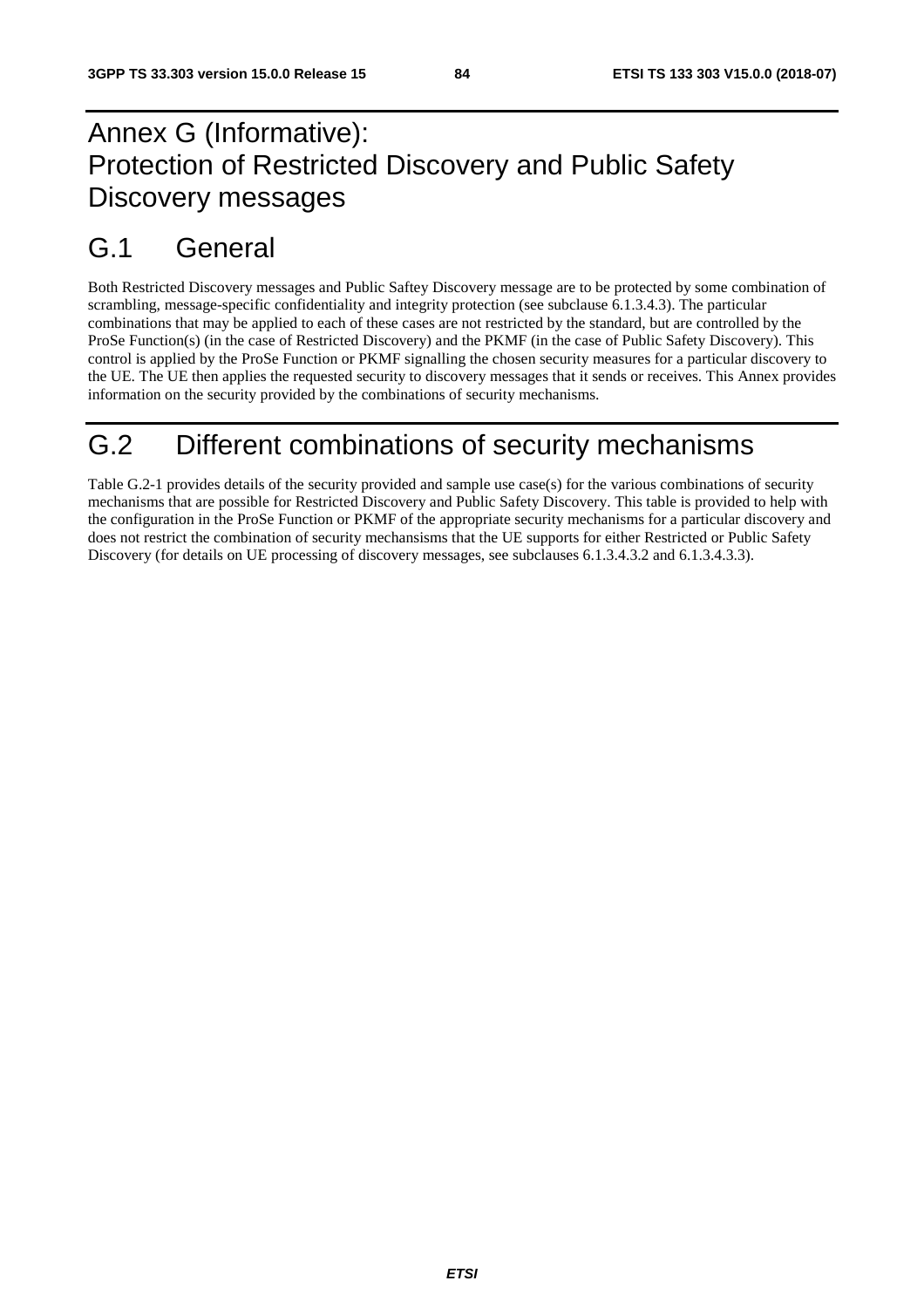# Annex G (Informative): Protection of Restricted Discovery and Public Safety Discovery messages

## G.1 General

Both Restricted Discovery messages and Public Saftey Discovery message are to be protected by some combination of scrambling, message-specific confidentiality and integrity protection (see subclause 6.1.3.4.3). The particular combinations that may be applied to each of these cases are not restricted by the standard, but are controlled by the ProSe Function(s) (in the case of Restricted Discovery) and the PKMF (in the case of Public Safety Discovery). This control is applied by the ProSe Function or PKMF signalling the chosen security measures for a particular discovery to the UE. The UE then applies the requested security to discovery messages that it sends or receives. This Annex provides information on the security provided by the combinations of security mechanisms.

## G.2 Different combinations of security mechanisms

Table G.2-1 provides details of the security provided and sample use case(s) for the various combinations of security mechanisms that are possible for Restricted Discovery and Public Safety Discovery. This table is provided to help with the configuration in the ProSe Function or PKMF of the appropriate security mechanisms for a particular discovery and does not restrict the combination of security mechansisms that the UE supports for either Restricted or Public Safety Discovery (for details on UE processing of discovery messages, see subclauses 6.1.3.4.3.2 and 6.1.3.4.3.3).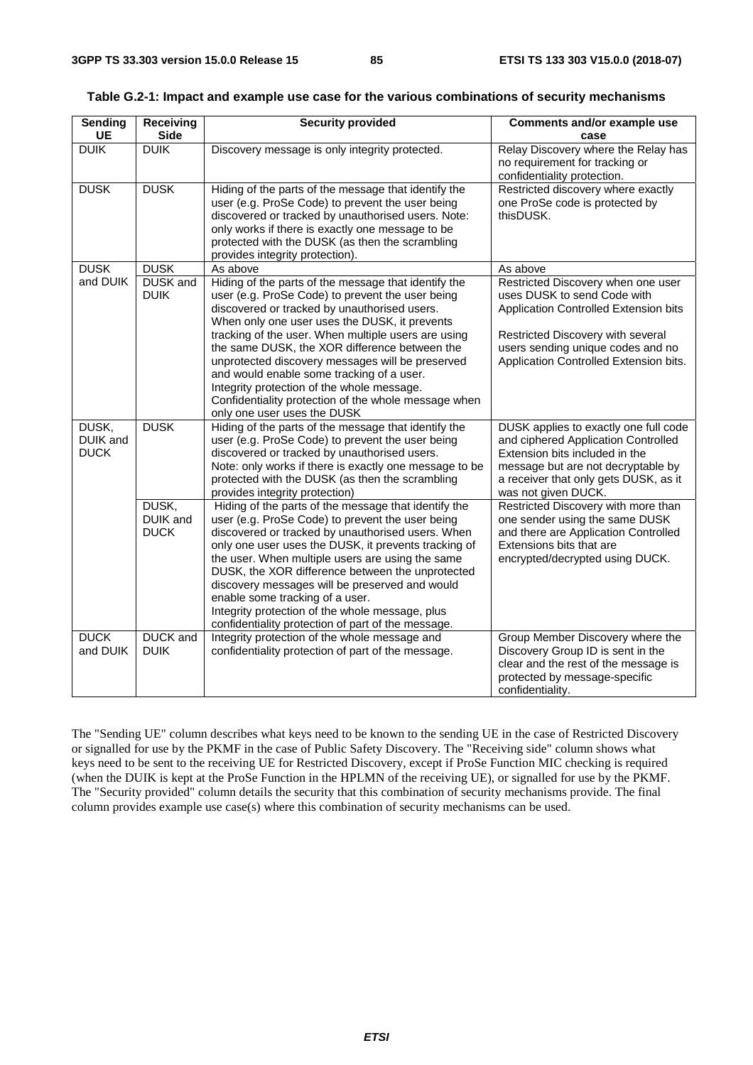**Table G.2-1: Impact and example use case for the various combinations of security mechanisms**

| Sending UE | Receiving Side | Security provided | Comments and/or example use case |
|---|---|---|---|
| DUIK | DUIK | Discovery message is only integrity protected. | Relay Discovery where the Relay has no requirement for tracking or confidentiality protection. |
| DUSK | DUSK | Hiding of the parts of the message that identify the user (e.g. ProSe Code) to prevent the user being discovered or tracked by unauthorised users. Note: only works if there is exactly one message to be protected with the DUSK (as then the scrambling provides integrity protection). | Restricted discovery where exactly one ProSe code is protected by thisDUSK. |
| DUSK and DUIK | DUSK | As above | As above |
| | DUSK and DUIK | Hiding of the parts of the message that identify the user (e.g. ProSe Code) to prevent the user being discovered or tracked by unauthorised users. When only one user uses the DUSK, it prevents tracking of the user. When multiple users are using the same DUSK, the XOR difference between the unprotected discovery messages will be preserved and would enable some tracking of a user. Integrity protection of the whole message. Confidentiality protection of the whole message when only one user uses the DUSK | Restricted Discovery when one user uses DUSK to send Code with Application Controlled Extension bits<br><br>Restricted Discovery with several users sending unique codes and no Application Controlled Extension bits. |
| DUSK, DUIK and DUCK | DUSK | Hiding of the parts of the message that identify the user (e.g. ProSe Code) to prevent the user being discovered or tracked by unauthorised users. Note: only works if there is exactly one message to be protected with the DUSK (as then the scrambling provides integrity protection) | DUSK applies to exactly one full code and ciphered Application Controlled Extension bits included in the message but are not decryptable by a receiver that only gets DUSK, as it was not given DUCK. |
| | DUSK, DUIK and DUCK | Hiding of the parts of the message that identify the user (e.g. ProSe Code) to prevent the user being discovered or tracked by unauthorised users. When only one user uses the DUSK, it prevents tracking of the user. When multiple users are using the same DUSK, the XOR difference between the unprotected discovery messages will be preserved and would enable some tracking of a user. Integrity protection of the whole message, plus confidentiality protection of part of the message. | Restricted Discovery with more than one sender using the same DUSK and there are Application Controlled Extensions bits that are encrypted/decrypted using DUCK. |
| DUCK and DUIK | DUCK and DUIK | Integrity protection of the whole message and confidentiality protection of part of the message. | Group Member Discovery where the Discovery Group ID is sent in the clear and the rest of the message is protected by message-specific confidentiality. |

The "Sending UE" column describes what keys need to be known to the sending UE in the case of Restricted Discovery or signalled for use by the PKMF in the case of Public Safety Discovery. The "Receiving side" column shows what keys need to be sent to the receiving UE for Restricted Discovery, except if ProSe Function MIC checking is required (when the DUIK is kept at the ProSe Function in the HPLMN of the receiving UE), or signalled for use by the PKMF. The "Security provided" column details the security that this combination of security mechanisms provide. The final column provides example use case(s) where this combination of security mechanisms can be used.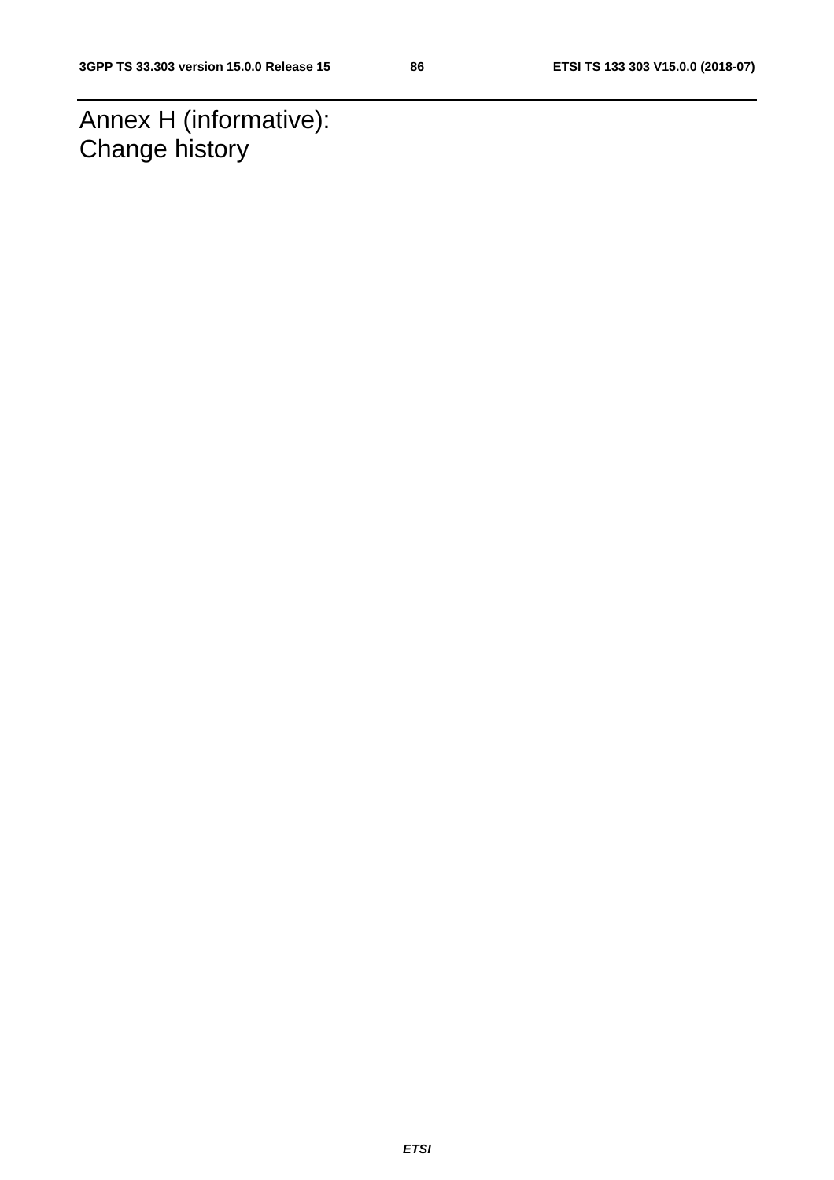# Annex H (informative): Change history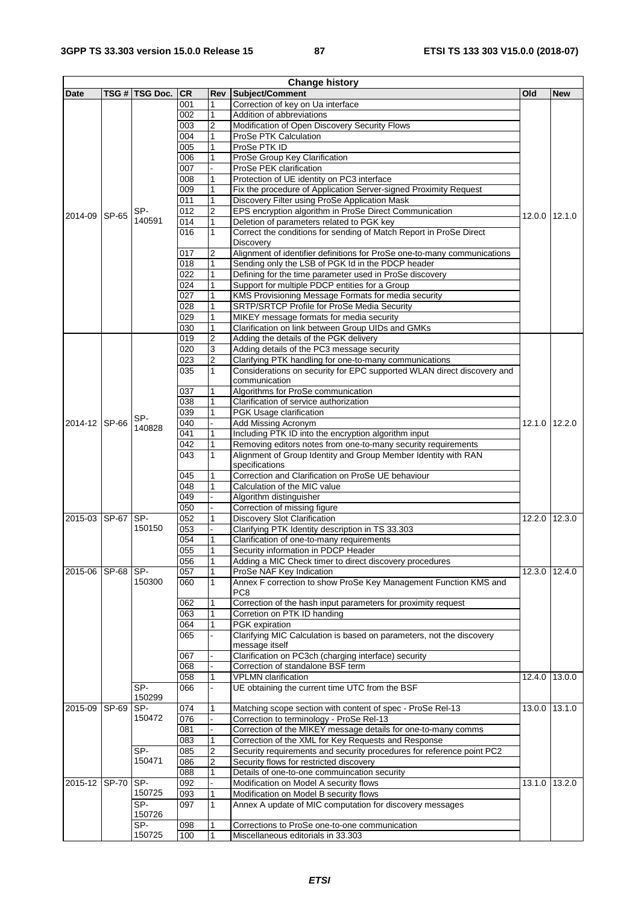| Change history | | | | | | | |
|---|---|---|---|---|---|---|---|
| Date | TSG # | TSG Doc. | CR | Rev | Subject/Comment | Old | New |
| 2014-09 | SP-65 | SP-140591 | 001 | 1 | Correction of key on Ua interface | 12.0.0 | 12.1.0 |
| | | | 002 | 1 | Addition of abbreviations | | |
| | | | 003 | 2 | Modification of Open Discovery Security Flows | | |
| | | | 004 | 1 | ProSe PTK Calculation | | |
| | | | 005 | 1 | ProSe PTK ID | | |
| | | | 006 | 1 | ProSe Group Key Clarification | | |
| | | | 007 | - | ProSe PEK clarification | | |
| | | | 008 | 1 | Protection of UE identity on PC3 interface | | |
| | | | 009 | 1 | Fix the procedure of Application Server-signed Proximity Request | | |
| | | | 011 | 1 | Discovery Filter using ProSe Application Mask | | |
| | | | 012 | 2 | EPS encryption algorithm in ProSe Direct Communication | | |
| | | | 014 | 1 | Deletion of parameters related to PGK key | | |
| | | | 016 | 1 | Correct the conditions for sending of Match Report in ProSe Direct Discovery | | |
| | | | 017 | 2 | Alignment of identifier definitions for ProSe one-to-many communications | | |
| | | | 018 | 1 | Sending only the LSB of PGK Id in the PDCP header | | |
| | | | 022 | 1 | Defining for the time parameter used in ProSe discovery | | |
| | | | 024 | 1 | Support for multiple PDCP entities for a Group | | |
| | | | 027 | 1 | KMS Provisioning Message Formats for media security | | |
| | | | 028 | 1 | SRTP/SRTCP Profile for ProSe Media Security | | |
| | | | 029 | 1 | MIKEY message formats for media security | | |
| | | | 030 | 1 | Clarification on link between Group UIDs and GMKs | | |
| 2014-12 | SP-66 | SP-140828 | 019 | 2 | Adding the details of the PGK delivery | 12.1.0 | 12.2.0 |
| | | | 020 | 3 | Adding details of the PC3 message security | | |
| | | | 023 | 2 | Clarifying PTK handling for one-to-many communications | | |
| | | | 035 | 1 | Considerations on security for EPC supported WLAN direct discovery and communication | | |
| | | | 037 | 1 | Algorithms for ProSe communication | | |
| | | | 038 | 1 | Clarification of service authorization | | |
| | | | 039 | 1 | PGK Usage clarification | | |
| | | | 040 | - | Add Missing Acronym | | |
| | | | 041 | 1 | Including PTK ID into the encryption algorithm input | | |
| | | | 042 | 1 | Removing editors notes from one-to-many security requirements | | |
| | | | 043 | 1 | Alignment of Group Identity and Group Member Identity with RAN specifications | | |
| | | | 045 | 1 | Correction and Clarification on ProSe UE behaviour | | |
| | | | 048 | 1 | Calculation of the MIC value | | |
| | | | 049 | - | Algorithm distinguisher | | |
| | | | 050 | - | Correction of missing figure | | |
| 2015-03 | SP-67 | SP-150150 | 052 | 1 | Discovery Slot Clarification | 12.2.0 | 12.3.0 |
| | | | 053 | - | Clarifying PTK Identity description in TS 33.303 | | |
| | | | 054 | 1 | Clarification of one-to-many requirements | | |
| | | | 055 | 1 | Security information in PDCP Header | | |
| | | | 056 | 1 | Adding a MIC Check timer to direct discovery procedures | | |
| 2015-06 | SP-68 | SP-150300 | 057 | 1 | ProSe NAF Key Indication | 12.3.0 | 12.4.0 |
| | | | 060 | 1 | Annex F correction to show ProSe Key Management Function KMS and PC8 | | |
| | | | 062 | 1 | Correction of the hash input parameters for proximity request | | |
| | | | 063 | 1 | Corretion on PTK ID handing | | |
| | | | 064 | 1 | PGK expiration | | |
| | | | 065 | - | Clarifying MIC Calculation is based on parameters, not the discovery message itself | | |
| | | | 067 | - | Clarification on PC3ch (charging interface) security | | |
| | | | 068 | - | Correction of standalone BSF term | | |
| | | | 058 | 1 | VPLMN clarification | 12.4.0 | 13.0.0 |
| | | SP-150299 | 066 | - | UE obtaining the current time UTC from the BSF | | |
| 2015-09 | SP-69 | SP-150472 | 074 | 1 | Matching scope section with content of spec - ProSe Rel-13 | 13.0.0 | 13.1.0 |
| | | | 076 | - | Correction to terminology - ProSe Rel-13 | | |
| | | | 081 | - | Correction of the MIKEY message details for one-to-many comms | | |
| | | | 083 | 1 | Correction of the XML for Key Requests and Response | | |
| | | SP-150471 | 085 | 2 | Security requirements and security procedures for reference point PC2 | | |
| | | | 086 | 2 | Security flows for restricted discovery | | |
| | | | 088 | 1 | Details of one-to-one commuincation security | | |
| 2015-12 | SP-70 | SP-150725 | 092 | - | Modification on Model A security flows | 13.1.0 | 13.2.0 |
| | | | 093 | 1 | Modification on Model B security flows | | |
| | | SP-150726 | 097 | 1 | Annex A update of MIC computation for discovery messages | | |
| | | SP-150725 | 098 | 1 | Corrections to ProSe one-to-one communication | | |
| | | | 100 | 1 | Miscellaneous editorials in 33.303 | | |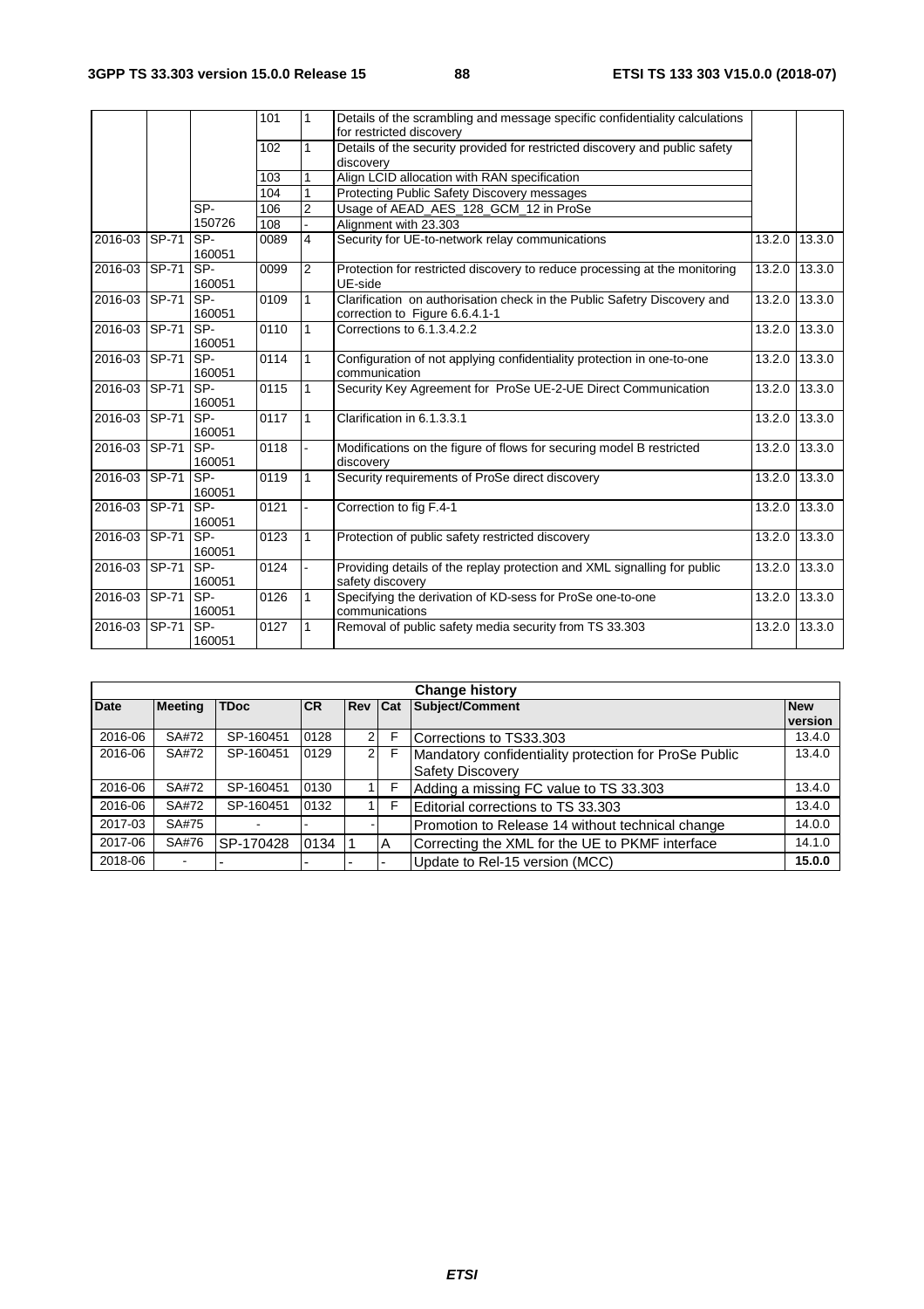|  |  |  | 101 | 1 | Details of the scrambling and message specific confidentiality calculations for restricted discovery |  |  |
|---|---|---|---|---|---|---|---|
|  |  |  | 102 | 1 | Details of the security provided for restricted discovery and public safety discovery |  |  |
|  |  |  | 103 | 1 | Align LCID allocation with RAN specification |  |  |
|  |  |  | 104 | 1 | Protecting Public Safety Discovery messages |  |  |
|  |  | SP-150726 | 106 | 2 | Usage of AEAD_AES_128_GCM_12 in ProSe |  |  |
|  |  |  | 108 | - | Alignment with 23.303 |  |  |
| 2016-03 | SP-71 | SP-160051 | 0089 | 4 | Security for UE-to-network relay communications | 13.2.0 | 13.3.0 |
| 2016-03 | SP-71 | SP-160051 | 0099 | 2 | Protection for restricted discovery to reduce processing at the monitoring UE-side | 13.2.0 | 13.3.0 |
| 2016-03 | SP-71 | SP-160051 | 0109 | 1 | Clarification on authorisation check in the Public Safetry Discovery and correction to Figure 6.6.4.1-1 | 13.2.0 | 13.3.0 |
| 2016-03 | SP-71 | SP-160051 | 0110 | 1 | Corrections to 6.1.3.4.2.2 | 13.2.0 | 13.3.0 |
| 2016-03 | SP-71 | SP-160051 | 0114 | 1 | Configuration of not applying confidentiality protection in one-to-one communication | 13.2.0 | 13.3.0 |
| 2016-03 | SP-71 | SP-160051 | 0115 | 1 | Security Key Agreement for ProSe UE-2-UE Direct Communication | 13.2.0 | 13.3.0 |
| 2016-03 | SP-71 | SP-160051 | 0117 | 1 | Clarification in 6.1.3.3.1 | 13.2.0 | 13.3.0 |
| 2016-03 | SP-71 | SP-160051 | 0118 | - | Modifications on the figure of flows for securing model B restricted discovery | 13.2.0 | 13.3.0 |
| 2016-03 | SP-71 | SP-160051 | 0119 | 1 | Security requirements of ProSe direct discovery | 13.2.0 | 13.3.0 |
| 2016-03 | SP-71 | SP-160051 | 0121 | - | Correction to fig F.4-1 | 13.2.0 | 13.3.0 |
| 2016-03 | SP-71 | SP-160051 | 0123 | 1 | Protection of public safety restricted discovery | 13.2.0 | 13.3.0 |
| 2016-03 | SP-71 | SP-160051 | 0124 | - | Providing details of the replay protection and XML signalling for public safety discovery | 13.2.0 | 13.3.0 |
| 2016-03 | SP-71 | SP-160051 | 0126 | 1 | Specifying the derivation of KD-sess for ProSe one-to-one communications | 13.2.0 | 13.3.0 |
| 2016-03 | SP-71 | SP-160051 | 0127 | 1 | Removal of public safety media security from TS 33.303 | 13.2.0 | 13.3.0 |

| Change history | | | | | | | |
|---|---|---|---|---|---|---|---|
| **Date** | **Meeting** | **TDoc** | **CR** | **Rev** | **Cat** | **Subject/Comment** | **New version** |
| 2016-06 | SA#72 | SP-160451 | 0128 | 2 | F | Corrections to TS33.303 | 13.4.0 |
| 2016-06 | SA#72 | SP-160451 | 0129 | 2 | F | Mandatory confidentiality protection for ProSe Public Safety Discovery | 13.4.0 |
| 2016-06 | SA#72 | SP-160451 | 0130 | 1 | F | Adding a missing FC value to TS 33.303 | 13.4.0 |
| 2016-06 | SA#72 | SP-160451 | 0132 | 1 | F | Editorial corrections to TS 33.303 | 13.4.0 |
| 2017-03 | SA#75 | - | - | - |  | Promotion to Release 14 without technical change | 14.0.0 |
| 2017-06 | SA#76 | SP-170428 | 0134 | 1 | A | Correcting the XML for the UE to PKMF interface | 14.1.0 |
| 2018-06 | - | - | - | - | - | Update to Rel-15 version (MCC) | **15.0.0** |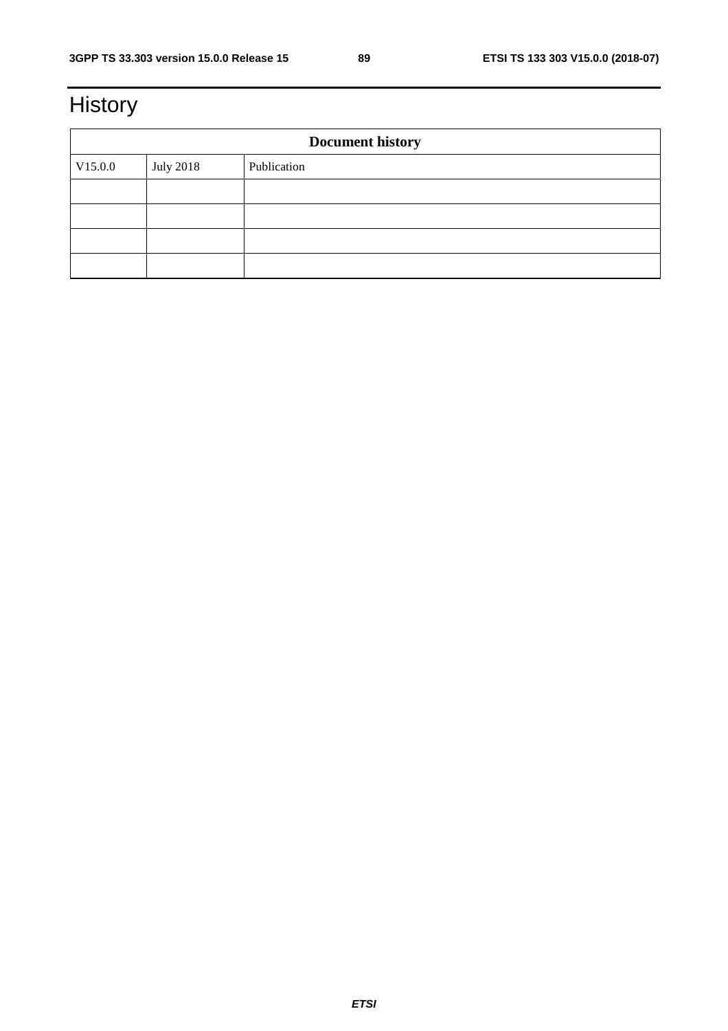# History

| Document history | | |
|---|---|---|
| V15.0.0 | July 2018 | Publication |
| | | |
| | | |
| | | |
| | | |